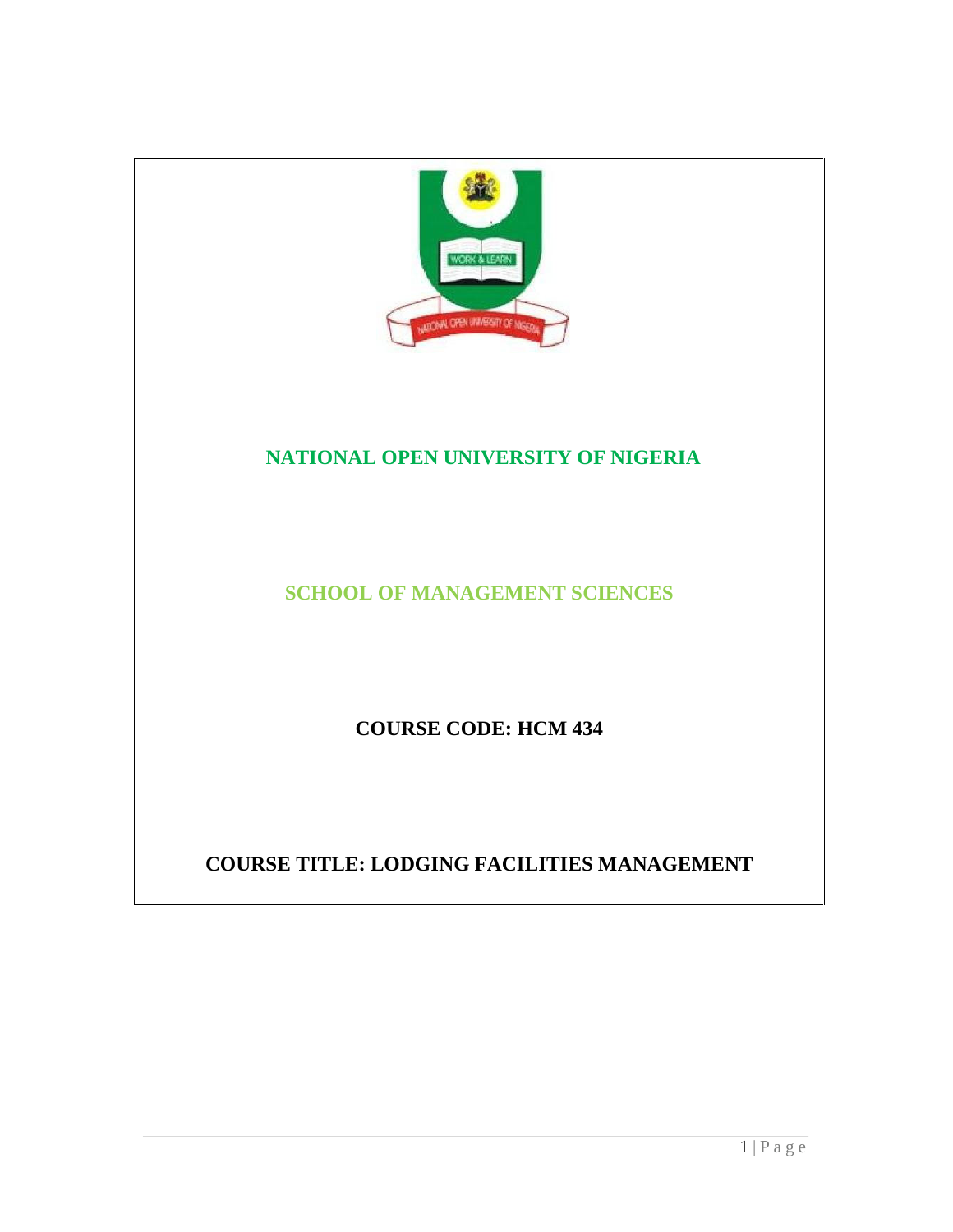# NATIONAL OPEN UNIVERSITY OF NIGERIA

## SCHOOL OF MANAGEMENT SCIENCES

**COURSE CODE: HCM 434**

**COURSE TITLE: LODGING FACILITIES MANAGEMENT**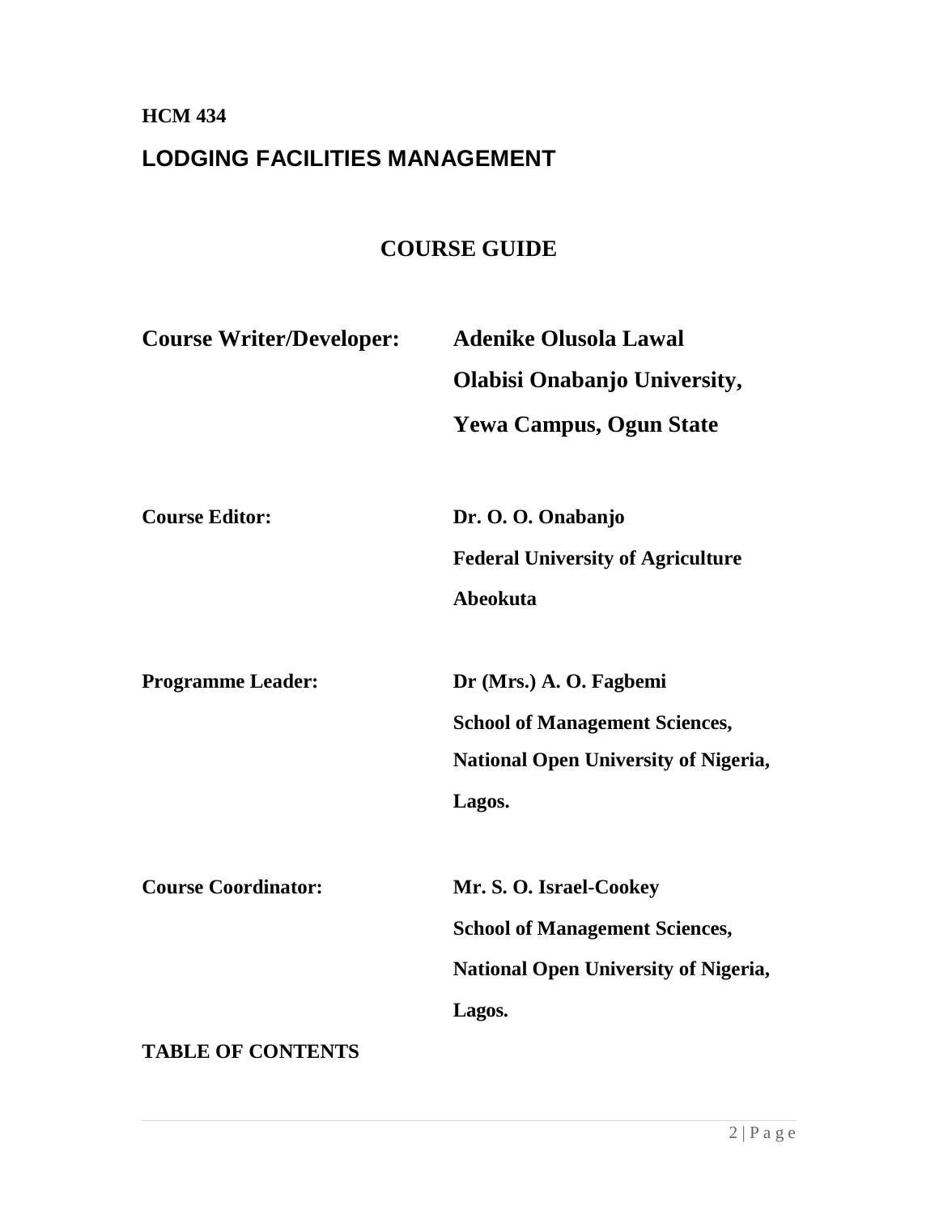**HCM 434**

# LODGING FACILITIES MANAGEMENT

## COURSE GUIDE

| | |
|---|---|
| **Course Writer/Developer:** | **Adenike Olusola Lawal**<br>**Olabisi Onabanjo University,**<br>**Yewa Campus, Ogun State** |
| **Course Editor:** | **Dr. O. O. Onabanjo**<br>**Federal University of Agriculture**<br>**Abeokuta** |
| **Programme Leader:** | **Dr (Mrs.) A. O. Fagbemi**<br>**School of Management Sciences,**<br>**National Open University of Nigeria,**<br>**Lagos.** |
| **Course Coordinator:** | **Mr. S. O. Israel-Cookey**<br>**School of Management Sciences,**<br>**National Open University of Nigeria,**<br>**Lagos.** |

**TABLE OF CONTENTS**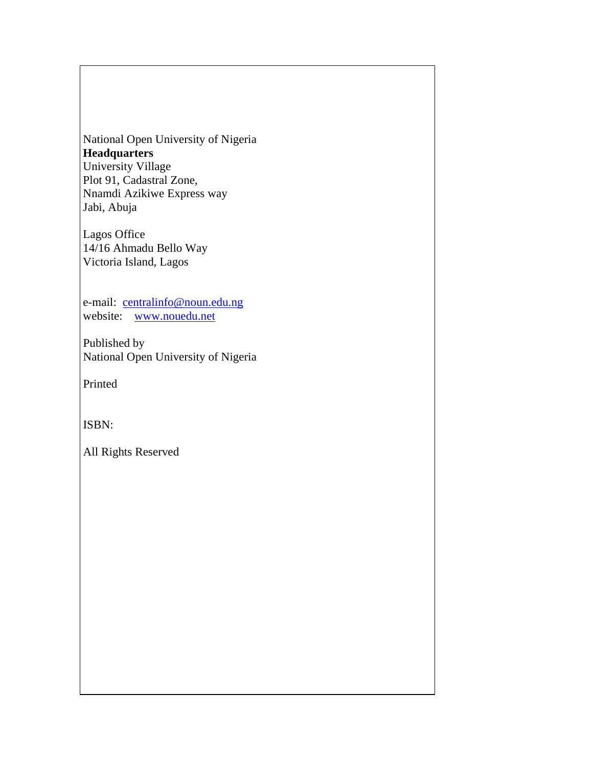National Open University of Nigeria
**Headquarters**
University Village
Plot 91, Cadastral Zone,
Nnamdi Azikiwe Express way
Jabi, Abuja

Lagos Office
14/16 Ahmadu Bello Way
Victoria Island, Lagos

e-mail: centralinfo@noun.edu.ng
website: www.nouedu.net

Published by
National Open University of Nigeria

Printed

ISBN:

All Rights Reserved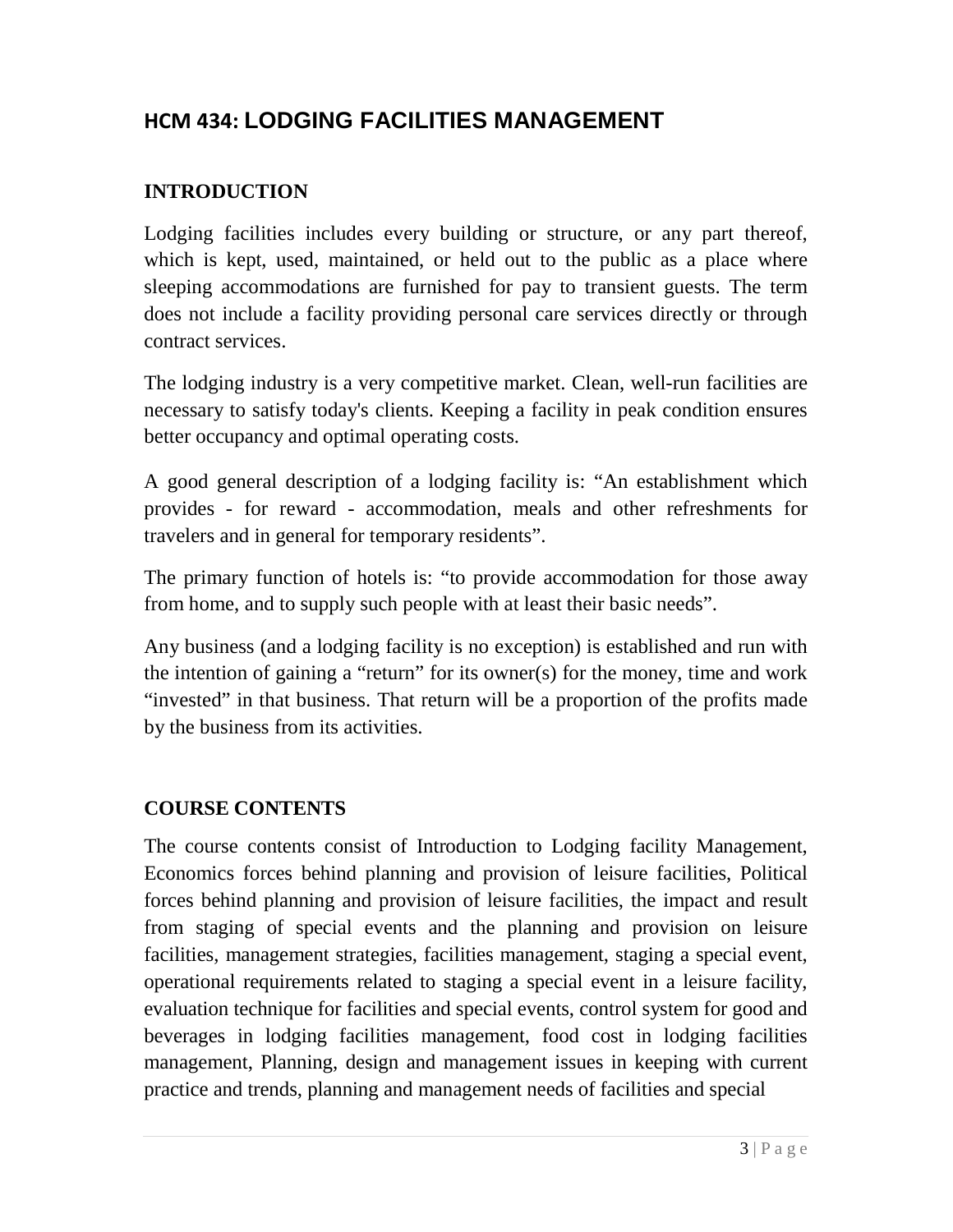# HCM 434: LODGING FACILITIES MANAGEMENT

## INTRODUCTION

Lodging facilities includes every building or structure, or any part thereof, which is kept, used, maintained, or held out to the public as a place where sleeping accommodations are furnished for pay to transient guests. The term does not include a facility providing personal care services directly or through contract services.

The lodging industry is a very competitive market. Clean, well-run facilities are necessary to satisfy today's clients. Keeping a facility in peak condition ensures better occupancy and optimal operating costs.

A good general description of a lodging facility is: "An establishment which provides - for reward - accommodation, meals and other refreshments for travelers and in general for temporary residents".

The primary function of hotels is: "to provide accommodation for those away from home, and to supply such people with at least their basic needs".

Any business (and a lodging facility is no exception) is established and run with the intention of gaining a "return" for its owner(s) for the money, time and work "invested" in that business. That return will be a proportion of the profits made by the business from its activities.

## COURSE CONTENTS

The course contents consist of Introduction to Lodging facility Management, Economics forces behind planning and provision of leisure facilities, Political forces behind planning and provision of leisure facilities, the impact and result from staging of special events and the planning and provision on leisure facilities, management strategies, facilities management, staging a special event, operational requirements related to staging a special event in a leisure facility, evaluation technique for facilities and special events, control system for good and beverages in lodging facilities management, food cost in lodging facilities management, Planning, design and management issues in keeping with current practice and trends, planning and management needs of facilities and special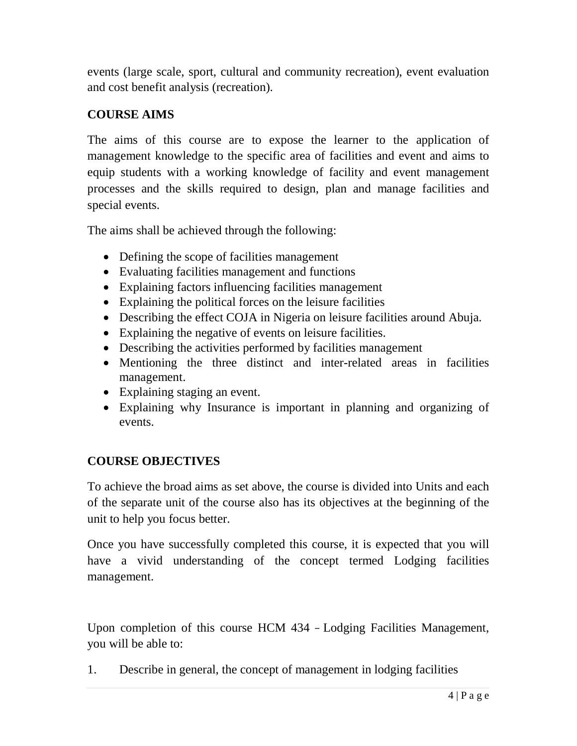events (large scale, sport, cultural and community recreation), event evaluation and cost benefit analysis (recreation).

## COURSE AIMS

The aims of this course are to expose the learner to the application of management knowledge to the specific area of facilities and event and aims to equip students with a working knowledge of facility and event management processes and the skills required to design, plan and manage facilities and special events.

The aims shall be achieved through the following:

- Defining the scope of facilities management
- Evaluating facilities management and functions
- Explaining factors influencing facilities management
- Explaining the political forces on the leisure facilities
- Describing the effect COJA in Nigeria on leisure facilities around Abuja.
- Explaining the negative of events on leisure facilities.
- Describing the activities performed by facilities management
- Mentioning the three distinct and inter-related areas in facilities management.
- Explaining staging an event.
- Explaining why Insurance is important in planning and organizing of events.

## COURSE OBJECTIVES

To achieve the broad aims as set above, the course is divided into Units and each of the separate unit of the course also has its objectives at the beginning of the unit to help you focus better.

Once you have successfully completed this course, it is expected that you will have a vivid understanding of the concept termed Lodging facilities management.

Upon completion of this course HCM 434 – Lodging Facilities Management, you will be able to:

1. Describe in general, the concept of management in lodging facilities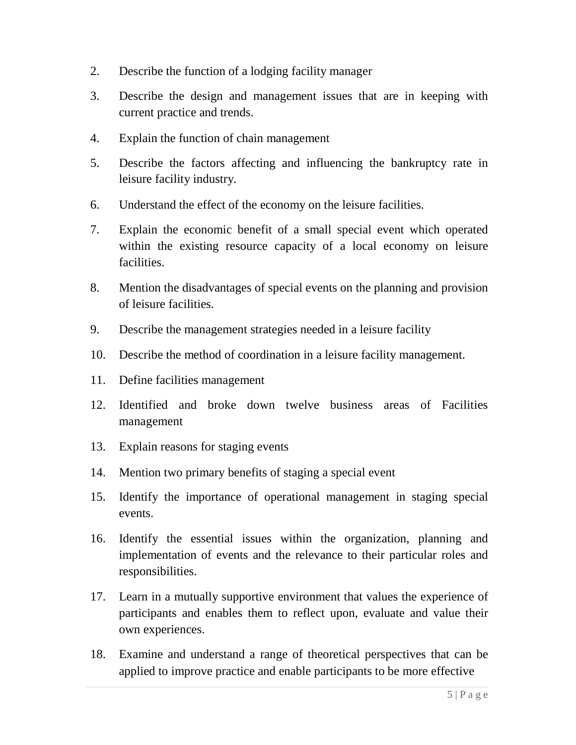2. Describe the function of a lodging facility manager
3. Describe the design and management issues that are in keeping with current practice and trends.
4. Explain the function of chain management
5. Describe the factors affecting and influencing the bankruptcy rate in leisure facility industry.
6. Understand the effect of the economy on the leisure facilities.
7. Explain the economic benefit of a small special event which operated within the existing resource capacity of a local economy on leisure facilities.
8. Mention the disadvantages of special events on the planning and provision of leisure facilities.
9. Describe the management strategies needed in a leisure facility
10. Describe the method of coordination in a leisure facility management.
11. Define facilities management
12. Identified and broke down twelve business areas of Facilities management
13. Explain reasons for staging events
14. Mention two primary benefits of staging a special event
15. Identify the importance of operational management in staging special events.
16. Identify the essential issues within the organization, planning and implementation of events and the relevance to their particular roles and responsibilities.
17. Learn in a mutually supportive environment that values the experience of participants and enables them to reflect upon, evaluate and value their own experiences.
18. Examine and understand a range of theoretical perspectives that can be applied to improve practice and enable participants to be more effective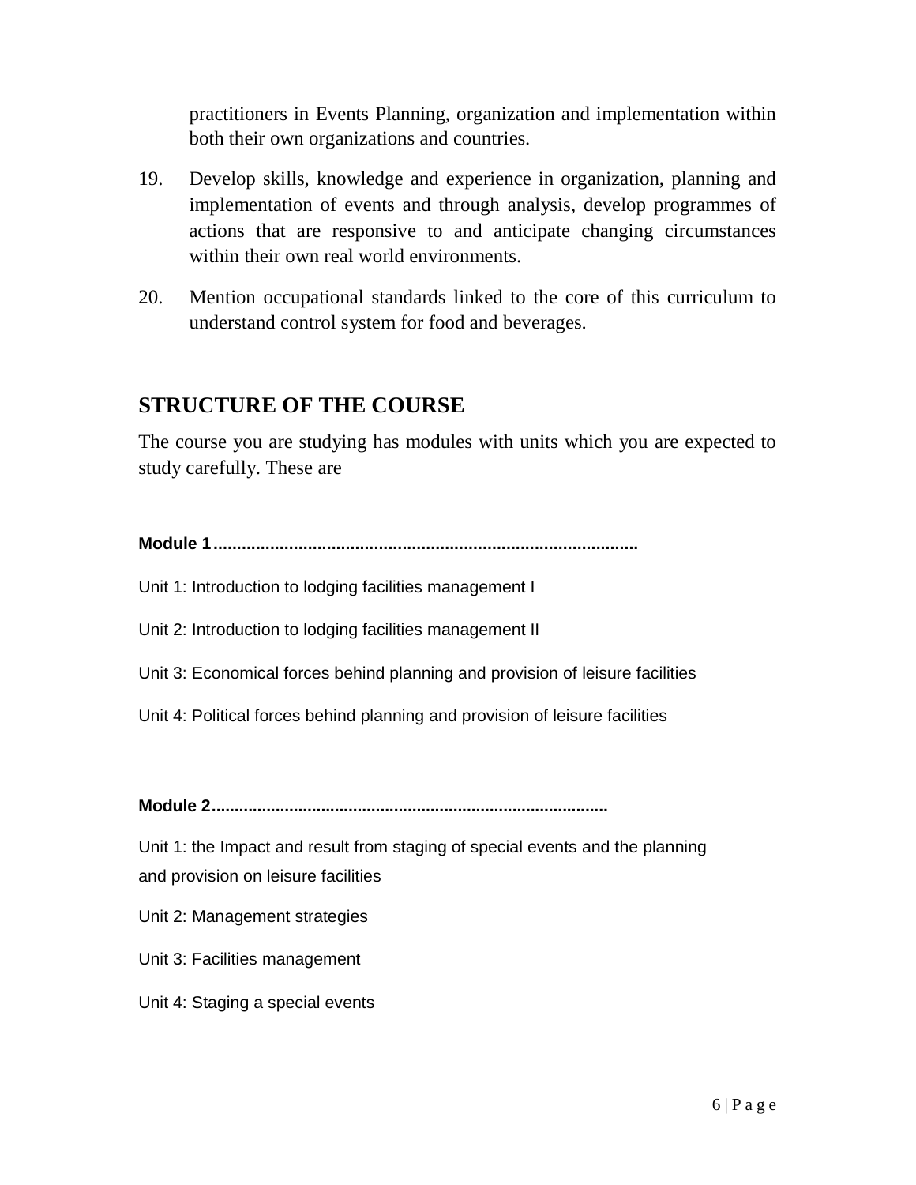practitioners in Events Planning, organization and implementation within both their own organizations and countries.

19. Develop skills, knowledge and experience in organization, planning and implementation of events and through analysis, develop programmes of actions that are responsive to and anticipate changing circumstances within their own real world environments.

20. Mention occupational standards linked to the core of this curriculum to understand control system for food and beverages.

## STRUCTURE OF THE COURSE

The course you are studying has modules with units which you are expected to study carefully. These are

**Module 1.........................................................................................**

Unit 1: Introduction to lodging facilities management I

Unit 2: Introduction to lodging facilities management II

Unit 3: Economical forces behind planning and provision of leisure facilities

Unit 4: Political forces behind planning and provision of leisure facilities

**Module 2.....................................................................................**

Unit 1: the Impact and result from staging of special events and the planning and provision on leisure facilities

Unit 2: Management strategies

Unit 3: Facilities management

Unit 4: Staging a special events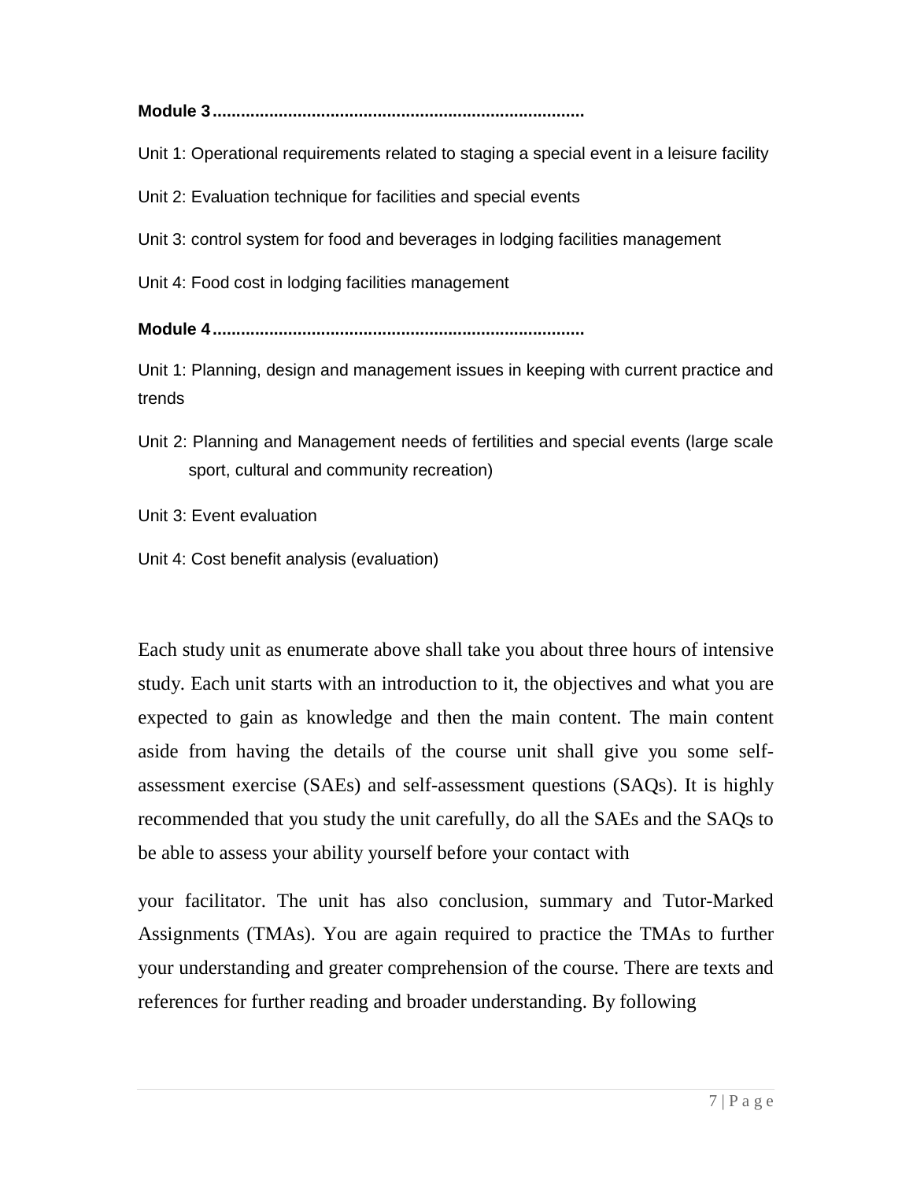**Module 3..............................................................................**

Unit 1: Operational requirements related to staging a special event in a leisure facility

Unit 2: Evaluation technique for facilities and special events

Unit 3: control system for food and beverages in lodging facilities management

Unit 4: Food cost in lodging facilities management

**Module 4..............................................................................**

Unit 1: Planning, design and management issues in keeping with current practice and trends

Unit 2: Planning and Management needs of fertilities and special events (large scale sport, cultural and community recreation)

Unit 3: Event evaluation

Unit 4: Cost benefit analysis (evaluation)

Each study unit as enumerate above shall take you about three hours of intensive study. Each unit starts with an introduction to it, the objectives and what you are expected to gain as knowledge and then the main content. The main content aside from having the details of the course unit shall give you some self-assessment exercise (SAEs) and self-assessment questions (SAQs). It is highly recommended that you study the unit carefully, do all the SAEs and the SAQs to be able to assess your ability yourself before your contact with

your facilitator. The unit has also conclusion, summary and Tutor-Marked Assignments (TMAs). You are again required to practice the TMAs to further your understanding and greater comprehension of the course. There are texts and references for further reading and broader understanding. By following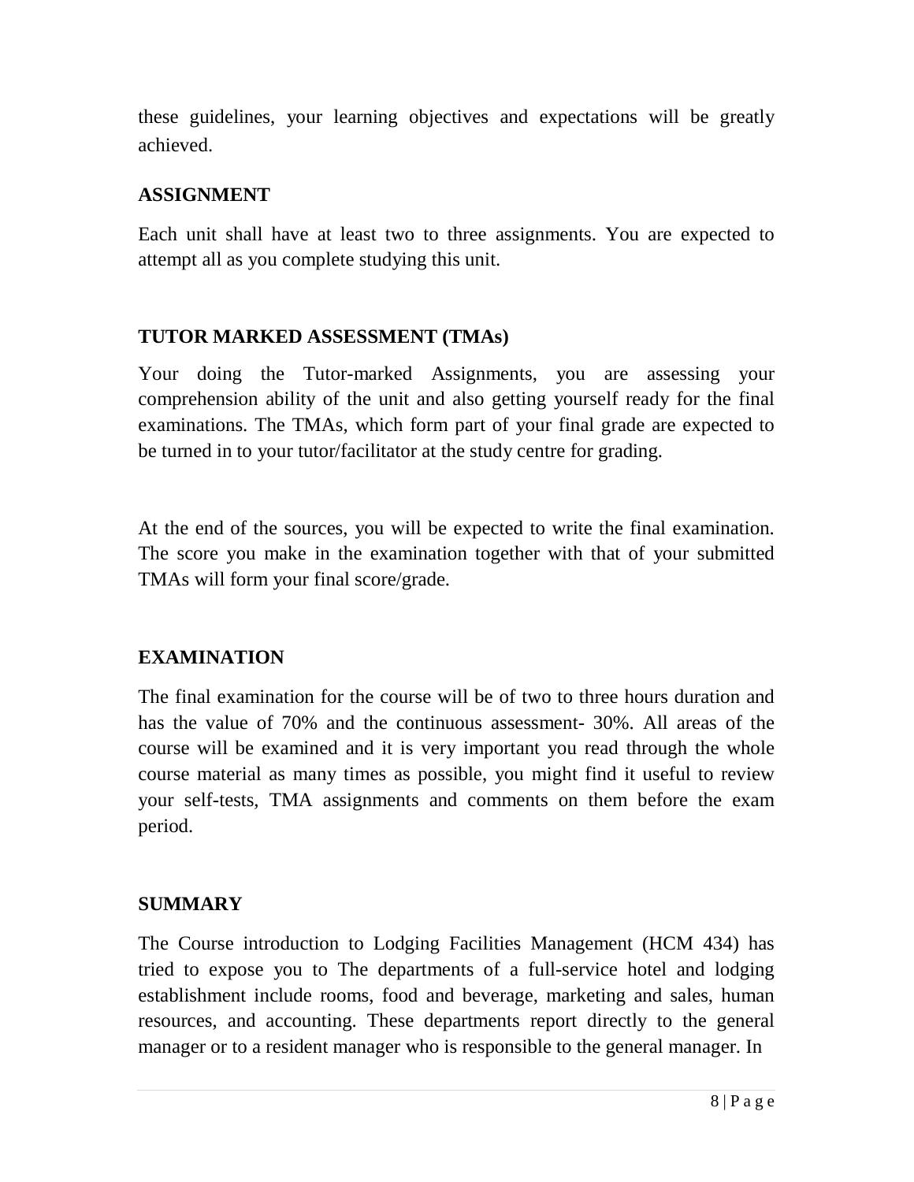these guidelines, your learning objectives and expectations will be greatly achieved.

**ASSIGNMENT**

Each unit shall have at least two to three assignments. You are expected to attempt all as you complete studying this unit.

**TUTOR MARKED ASSESSMENT (TMAs)**

Your doing the Tutor-marked Assignments, you are assessing your comprehension ability of the unit and also getting yourself ready for the final examinations. The TMAs, which form part of your final grade are expected to be turned in to your tutor/facilitator at the study centre for grading.

At the end of the sources, you will be expected to write the final examination. The score you make in the examination together with that of your submitted TMAs will form your final score/grade.

**EXAMINATION**

The final examination for the course will be of two to three hours duration and has the value of 70% and the continuous assessment- 30%. All areas of the course will be examined and it is very important you read through the whole course material as many times as possible, you might find it useful to review your self-tests, TMA assignments and comments on them before the exam period.

**SUMMARY**

The Course introduction to Lodging Facilities Management (HCM 434) has tried to expose you to The departments of a full-service hotel and lodging establishment include rooms, food and beverage, marketing and sales, human resources, and accounting. These departments report directly to the general manager or to a resident manager who is responsible to the general manager. In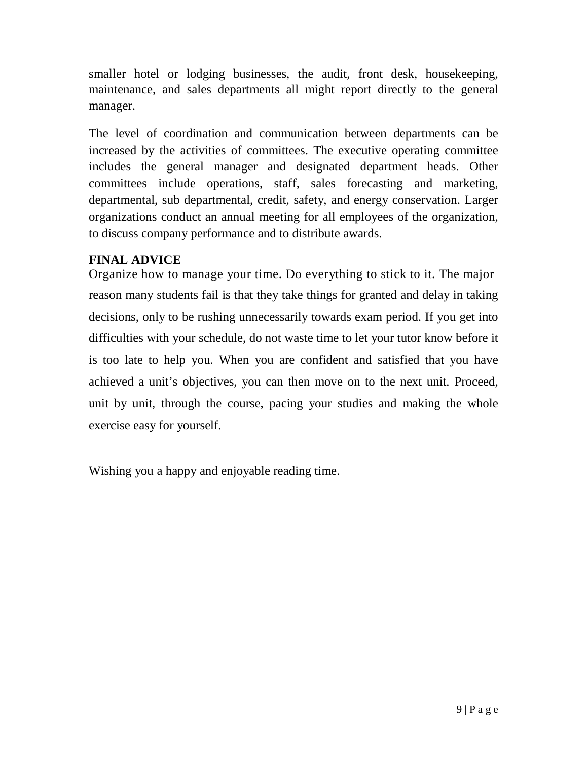smaller hotel or lodging businesses, the audit, front desk, housekeeping, maintenance, and sales departments all might report directly to the general manager.

The level of coordination and communication between departments can be increased by the activities of committees. The executive operating committee includes the general manager and designated department heads. Other committees include operations, staff, sales forecasting and marketing, departmental, sub departmental, credit, safety, and energy conservation. Larger organizations conduct an annual meeting for all employees of the organization, to discuss company performance and to distribute awards.

**FINAL ADVICE**

Organize how to manage your time. Do everything to stick to it. The major reason many students fail is that they take things for granted and delay in taking decisions, only to be rushing unnecessarily towards exam period. If you get into difficulties with your schedule, do not waste time to let your tutor know before it is too late to help you. When you are confident and satisfied that you have achieved a unit's objectives, you can then move on to the next unit. Proceed, unit by unit, through the course, pacing your studies and making the whole exercise easy for yourself.

Wishing you a happy and enjoyable reading time.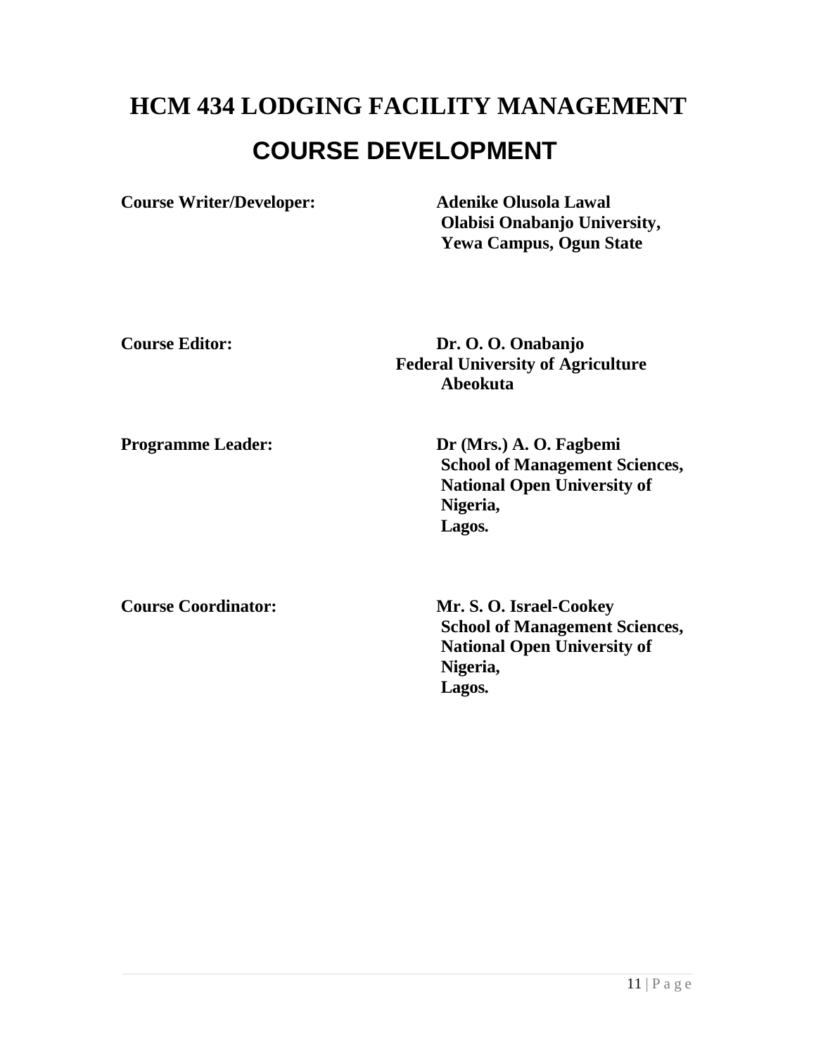# HCM 434 LODGING FACILITY MANAGEMENT

## COURSE DEVELOPMENT

**Course Writer/Developer:** **Adenike Olusola Lawal**
**Olabisi Onabanjo University,**
**Yewa Campus, Ogun State**

**Course Editor:** **Dr. O. O. Onabanjo**
**Federal University of Agriculture**
**Abeokuta**

**Programme Leader:** **Dr (Mrs.) A. O. Fagbemi**
**School of Management Sciences,**
**National Open University of Nigeria,**
**Lagos.**

**Course Coordinator:** **Mr. S. O. Israel-Cookey**
**School of Management Sciences,**
**National Open University of Nigeria,**
**Lagos.**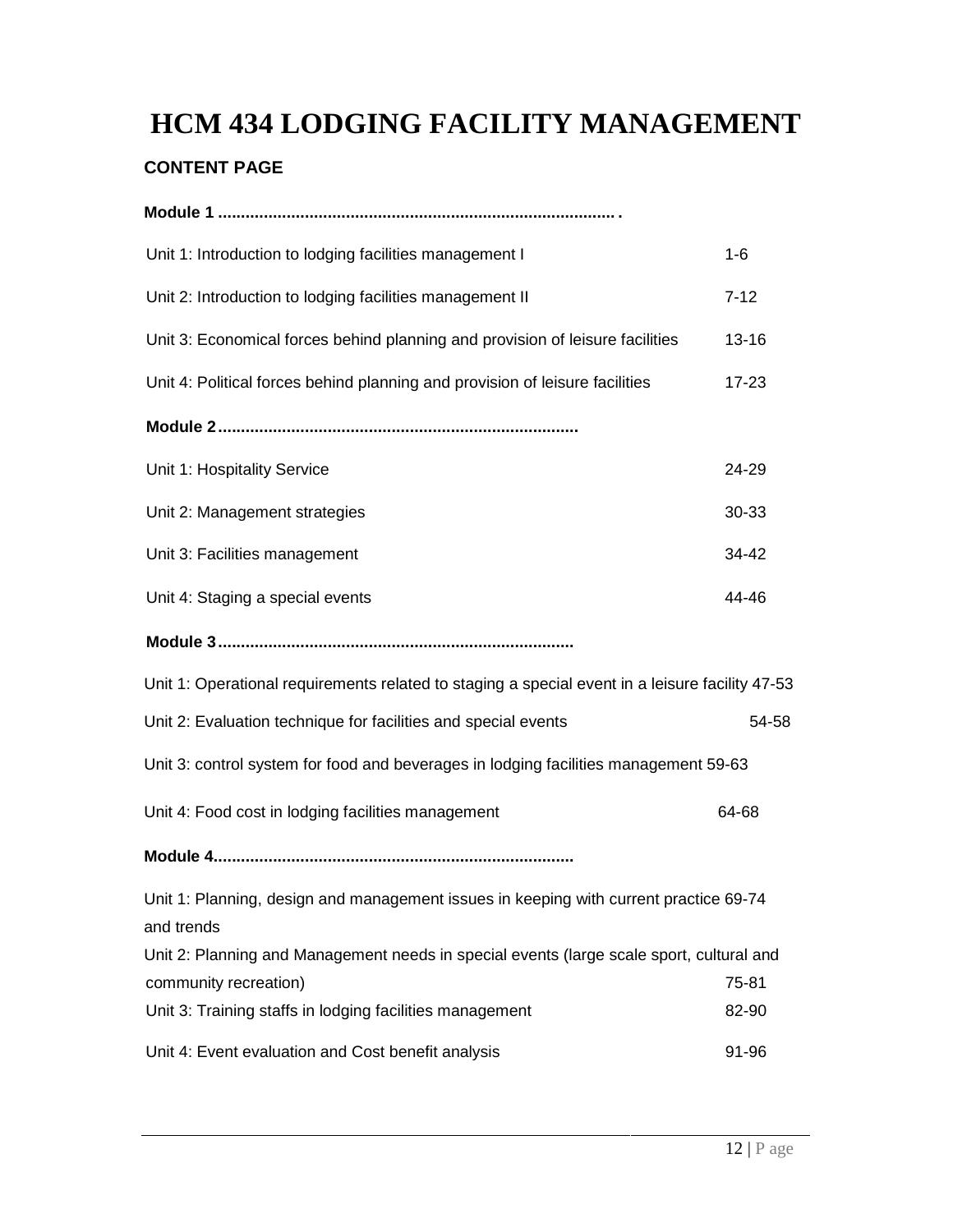# HCM 434 LODGING FACILITY MANAGEMENT

## CONTENT PAGE

**Module 1 ........................................................................................ .**

| | |
|---|---|
| Unit 1: Introduction to lodging facilities management I | 1-6 |
| Unit 2: Introduction to lodging facilities management II | 7-12 |
| Unit 3: Economical forces behind planning and provision of leisure facilities | 13-16 |
| Unit 4: Political forces behind planning and provision of leisure facilities | 17-23 |

**Module 2.............................................................................**

| | |
|---|---|
| Unit 1: Hospitality Service | 24-29 |
| Unit 2: Management strategies | 30-33 |
| Unit 3: Facilities management | 34-42 |
| Unit 4: Staging a special events | 44-46 |

**Module 3.............................................................................**

| | |
|---|---|
| Unit 1: Operational requirements related to staging a special event in a leisure facility | 47-53 |
| Unit 2: Evaluation technique for facilities and special events | 54-58 |
| Unit 3: control system for food and beverages in lodging facilities management | 59-63 |
| Unit 4: Food cost in lodging facilities management | 64-68 |

**Module 4..............................................................................**

| | |
|---|---|
| Unit 1: Planning, design and management issues in keeping with current practice and trends | 69-74 |
| Unit 2: Planning and Management needs in special events (large scale sport, cultural and community recreation) | 75-81 |
| Unit 3: Training staffs in lodging facilities management | 82-90 |
| Unit 4: Event evaluation and Cost benefit analysis | 91-96 |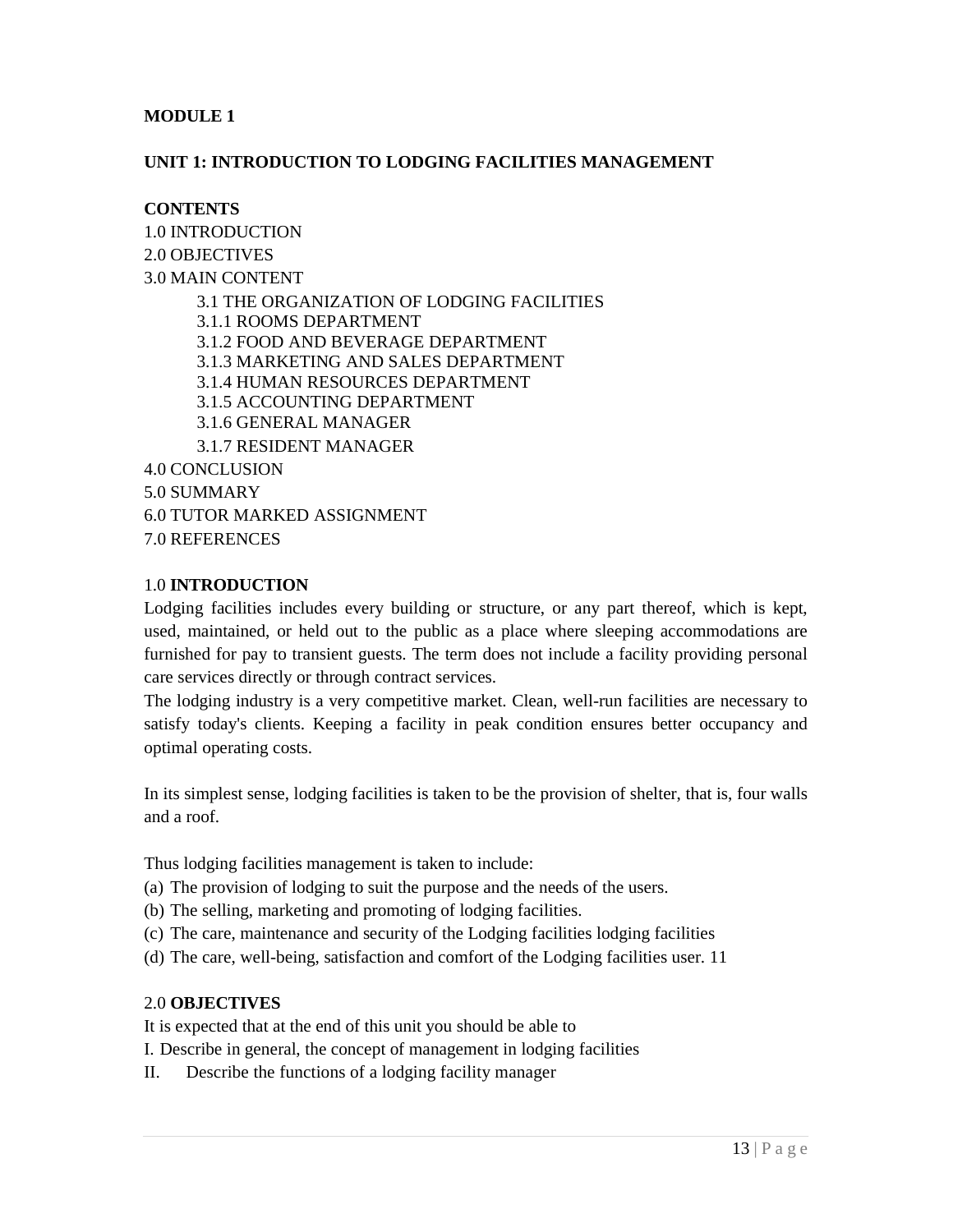**MODULE 1**

**UNIT 1: INTRODUCTION TO LODGING FACILITIES MANAGEMENT**

**CONTENTS**

1.0 INTRODUCTION
2.0 OBJECTIVES
3.0 MAIN CONTENT
  3.1 THE ORGANIZATION OF LODGING FACILITIES
  3.1.1 ROOMS DEPARTMENT
  3.1.2 FOOD AND BEVERAGE DEPARTMENT
  3.1.3 MARKETING AND SALES DEPARTMENT
  3.1.4 HUMAN RESOURCES DEPARTMENT
  3.1.5 ACCOUNTING DEPARTMENT
  3.1.6 GENERAL MANAGER
  3.1.7 RESIDENT MANAGER
4.0 CONCLUSION
5.0 SUMMARY
6.0 TUTOR MARKED ASSIGNMENT
7.0 REFERENCES

## 1.0 INTRODUCTION

Lodging facilities includes every building or structure, or any part thereof, which is kept, used, maintained, or held out to the public as a place where sleeping accommodations are furnished for pay to transient guests. The term does not include a facility providing personal care services directly or through contract services.

The lodging industry is a very competitive market. Clean, well-run facilities are necessary to satisfy today's clients. Keeping a facility in peak condition ensures better occupancy and optimal operating costs.

In its simplest sense, lodging facilities is taken to be the provision of shelter, that is, four walls and a roof.

Thus lodging facilities management is taken to include:

(a) The provision of lodging to suit the purpose and the needs of the users.
(b) The selling, marketing and promoting of lodging facilities.
(c) The care, maintenance and security of the Lodging facilities lodging facilities
(d) The care, well-being, satisfaction and comfort of the Lodging facilities user. 11

## 2.0 OBJECTIVES

It is expected that at the end of this unit you should be able to

I. Describe in general, the concept of management in lodging facilities
II. Describe the functions of a lodging facility manager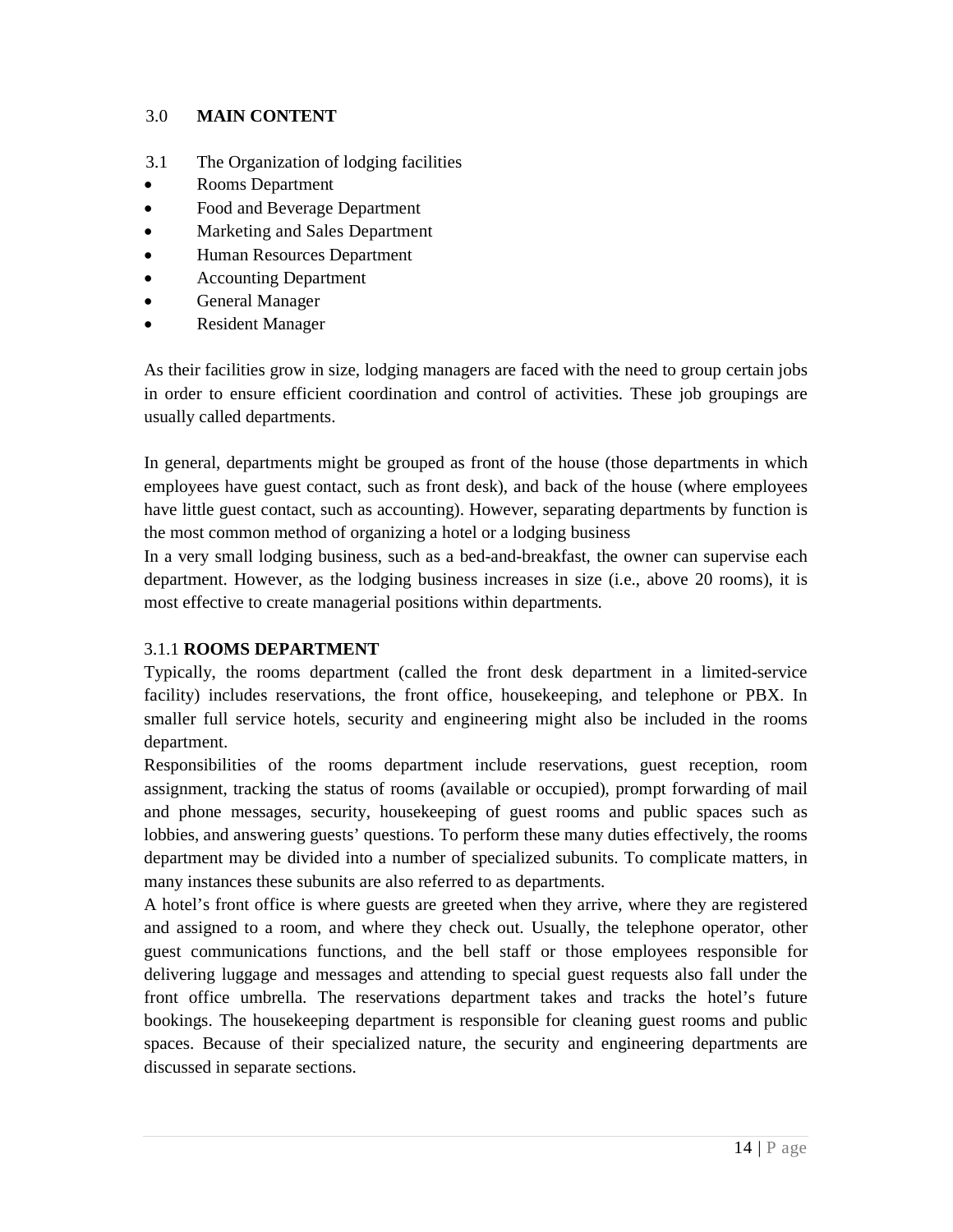## 3.0 MAIN CONTENT

### 3.1 The Organization of lodging facilities

- Rooms Department
- Food and Beverage Department
- Marketing and Sales Department
- Human Resources Department
- Accounting Department
- General Manager
- Resident Manager

As their facilities grow in size, lodging managers are faced with the need to group certain jobs in order to ensure efficient coordination and control of activities. These job groupings are usually called departments.

In general, departments might be grouped as front of the house (those departments in which employees have guest contact, such as front desk), and back of the house (where employees have little guest contact, such as accounting). However, separating departments by function is the most common method of organizing a hotel or a lodging business

In a very small lodging business, such as a bed-and-breakfast, the owner can supervise each department. However, as the lodging business increases in size (i.e., above 20 rooms), it is most effective to create managerial positions within departments.

#### 3.1.1 ROOMS DEPARTMENT

Typically, the rooms department (called the front desk department in a limited-service facility) includes reservations, the front office, housekeeping, and telephone or PBX. In smaller full service hotels, security and engineering might also be included in the rooms department.

Responsibilities of the rooms department include reservations, guest reception, room assignment, tracking the status of rooms (available or occupied), prompt forwarding of mail and phone messages, security, housekeeping of guest rooms and public spaces such as lobbies, and answering guests' questions. To perform these many duties effectively, the rooms department may be divided into a number of specialized subunits. To complicate matters, in many instances these subunits are also referred to as departments.

A hotel's front office is where guests are greeted when they arrive, where they are registered and assigned to a room, and where they check out. Usually, the telephone operator, other guest communications functions, and the bell staff or those employees responsible for delivering luggage and messages and attending to special guest requests also fall under the front office umbrella. The reservations department takes and tracks the hotel's future bookings. The housekeeping department is responsible for cleaning guest rooms and public spaces. Because of their specialized nature, the security and engineering departments are discussed in separate sections.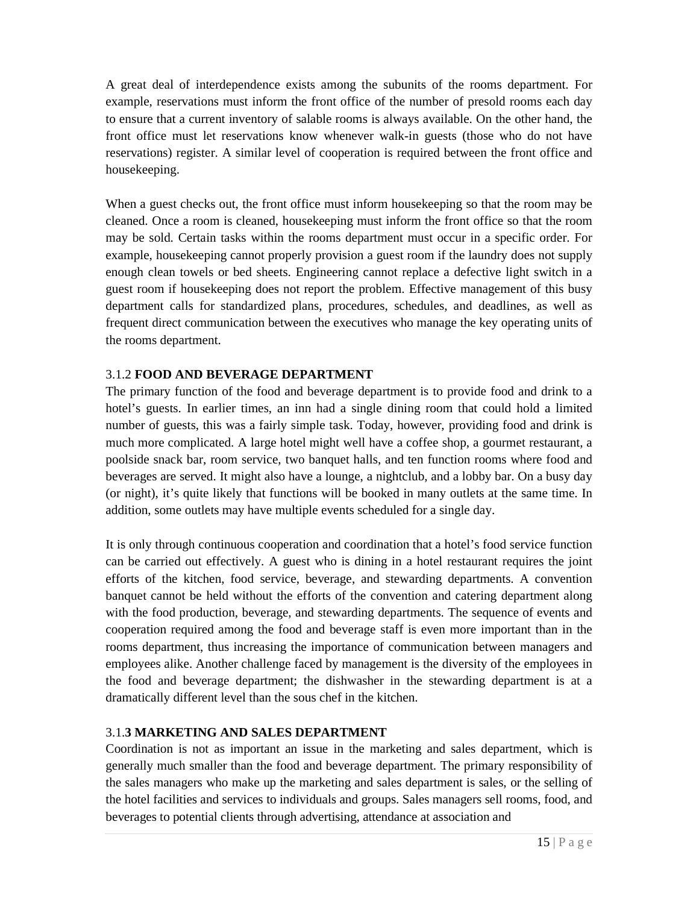A great deal of interdependence exists among the subunits of the rooms department. For example, reservations must inform the front office of the number of presold rooms each day to ensure that a current inventory of salable rooms is always available. On the other hand, the front office must let reservations know whenever walk-in guests (those who do not have reservations) register. A similar level of cooperation is required between the front office and housekeeping.

When a guest checks out, the front office must inform housekeeping so that the room may be cleaned. Once a room is cleaned, housekeeping must inform the front office so that the room may be sold. Certain tasks within the rooms department must occur in a specific order. For example, housekeeping cannot properly provision a guest room if the laundry does not supply enough clean towels or bed sheets. Engineering cannot replace a defective light switch in a guest room if housekeeping does not report the problem. Effective management of this busy department calls for standardized plans, procedures, schedules, and deadlines, as well as frequent direct communication between the executives who manage the key operating units of the rooms department.

### 3.1.2 **FOOD AND BEVERAGE DEPARTMENT**

The primary function of the food and beverage department is to provide food and drink to a hotel's guests. In earlier times, an inn had a single dining room that could hold a limited number of guests, this was a fairly simple task. Today, however, providing food and drink is much more complicated. A large hotel might well have a coffee shop, a gourmet restaurant, a poolside snack bar, room service, two banquet halls, and ten function rooms where food and beverages are served. It might also have a lounge, a nightclub, and a lobby bar. On a busy day (or night), it's quite likely that functions will be booked in many outlets at the same time. In addition, some outlets may have multiple events scheduled for a single day.

It is only through continuous cooperation and coordination that a hotel's food service function can be carried out effectively. A guest who is dining in a hotel restaurant requires the joint efforts of the kitchen, food service, beverage, and stewarding departments. A convention banquet cannot be held without the efforts of the convention and catering department along with the food production, beverage, and stewarding departments. The sequence of events and cooperation required among the food and beverage staff is even more important than in the rooms department, thus increasing the importance of communication between managers and employees alike. Another challenge faced by management is the diversity of the employees in the food and beverage department; the dishwasher in the stewarding department is at a dramatically different level than the sous chef in the kitchen.

### 3.1.**3 MARKETING AND SALES DEPARTMENT**

Coordination is not as important an issue in the marketing and sales department, which is generally much smaller than the food and beverage department. The primary responsibility of the sales managers who make up the marketing and sales department is sales, or the selling of the hotel facilities and services to individuals and groups. Sales managers sell rooms, food, and beverages to potential clients through advertising, attendance at association and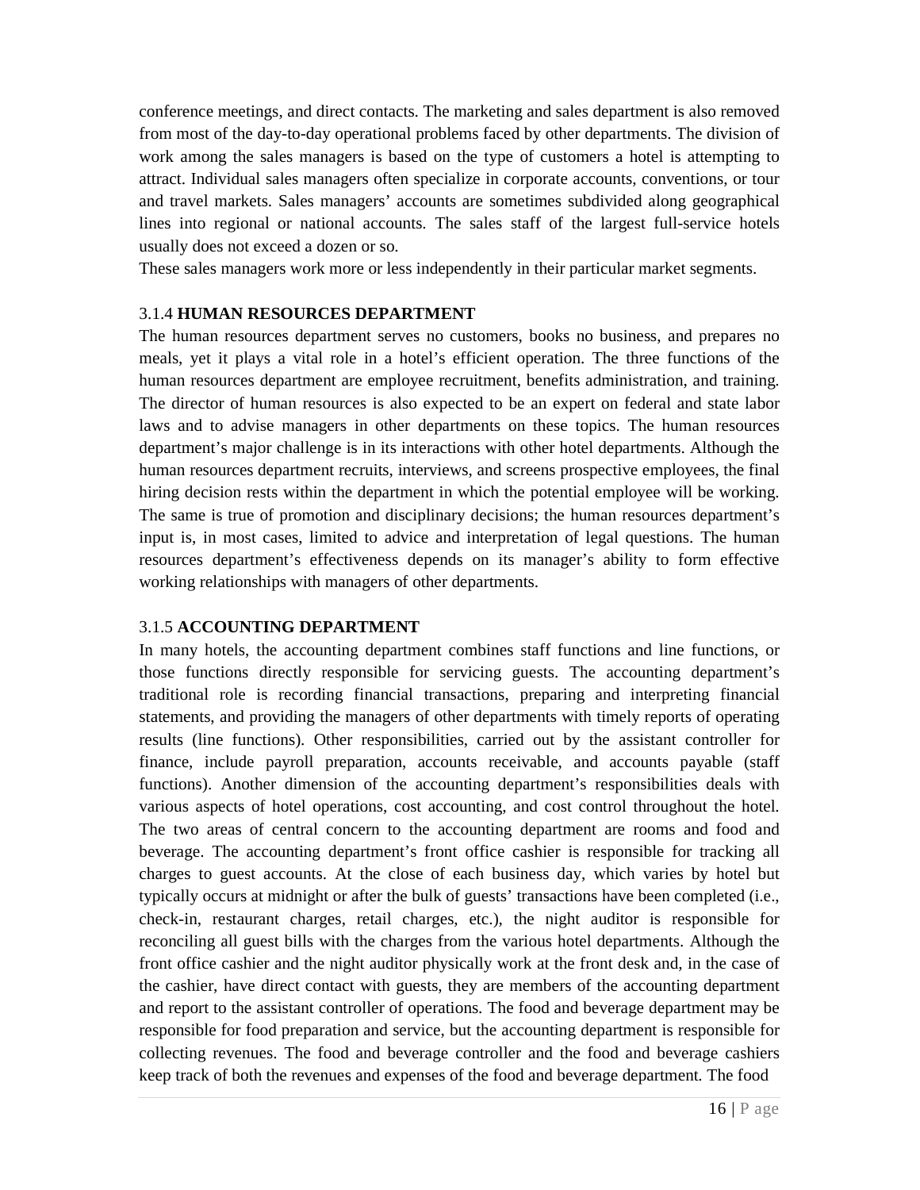conference meetings, and direct contacts. The marketing and sales department is also removed from most of the day-to-day operational problems faced by other departments. The division of work among the sales managers is based on the type of customers a hotel is attempting to attract. Individual sales managers often specialize in corporate accounts, conventions, or tour and travel markets. Sales managers' accounts are sometimes subdivided along geographical lines into regional or national accounts. The sales staff of the largest full-service hotels usually does not exceed a dozen or so.

These sales managers work more or less independently in their particular market segments.

### 3.1.4 **HUMAN RESOURCES DEPARTMENT**

The human resources department serves no customers, books no business, and prepares no meals, yet it plays a vital role in a hotel's efficient operation. The three functions of the human resources department are employee recruitment, benefits administration, and training. The director of human resources is also expected to be an expert on federal and state labor laws and to advise managers in other departments on these topics. The human resources department's major challenge is in its interactions with other hotel departments. Although the human resources department recruits, interviews, and screens prospective employees, the final hiring decision rests within the department in which the potential employee will be working. The same is true of promotion and disciplinary decisions; the human resources department's input is, in most cases, limited to advice and interpretation of legal questions. The human resources department's effectiveness depends on its manager's ability to form effective working relationships with managers of other departments.

### 3.1.5 **ACCOUNTING DEPARTMENT**

In many hotels, the accounting department combines staff functions and line functions, or those functions directly responsible for servicing guests. The accounting department's traditional role is recording financial transactions, preparing and interpreting financial statements, and providing the managers of other departments with timely reports of operating results (line functions). Other responsibilities, carried out by the assistant controller for finance, include payroll preparation, accounts receivable, and accounts payable (staff functions). Another dimension of the accounting department's responsibilities deals with various aspects of hotel operations, cost accounting, and cost control throughout the hotel. The two areas of central concern to the accounting department are rooms and food and beverage. The accounting department's front office cashier is responsible for tracking all charges to guest accounts. At the close of each business day, which varies by hotel but typically occurs at midnight or after the bulk of guests' transactions have been completed (i.e., check-in, restaurant charges, retail charges, etc.), the night auditor is responsible for reconciling all guest bills with the charges from the various hotel departments. Although the front office cashier and the night auditor physically work at the front desk and, in the case of the cashier, have direct contact with guests, they are members of the accounting department and report to the assistant controller of operations. The food and beverage department may be responsible for food preparation and service, but the accounting department is responsible for collecting revenues. The food and beverage controller and the food and beverage cashiers keep track of both the revenues and expenses of the food and beverage department. The food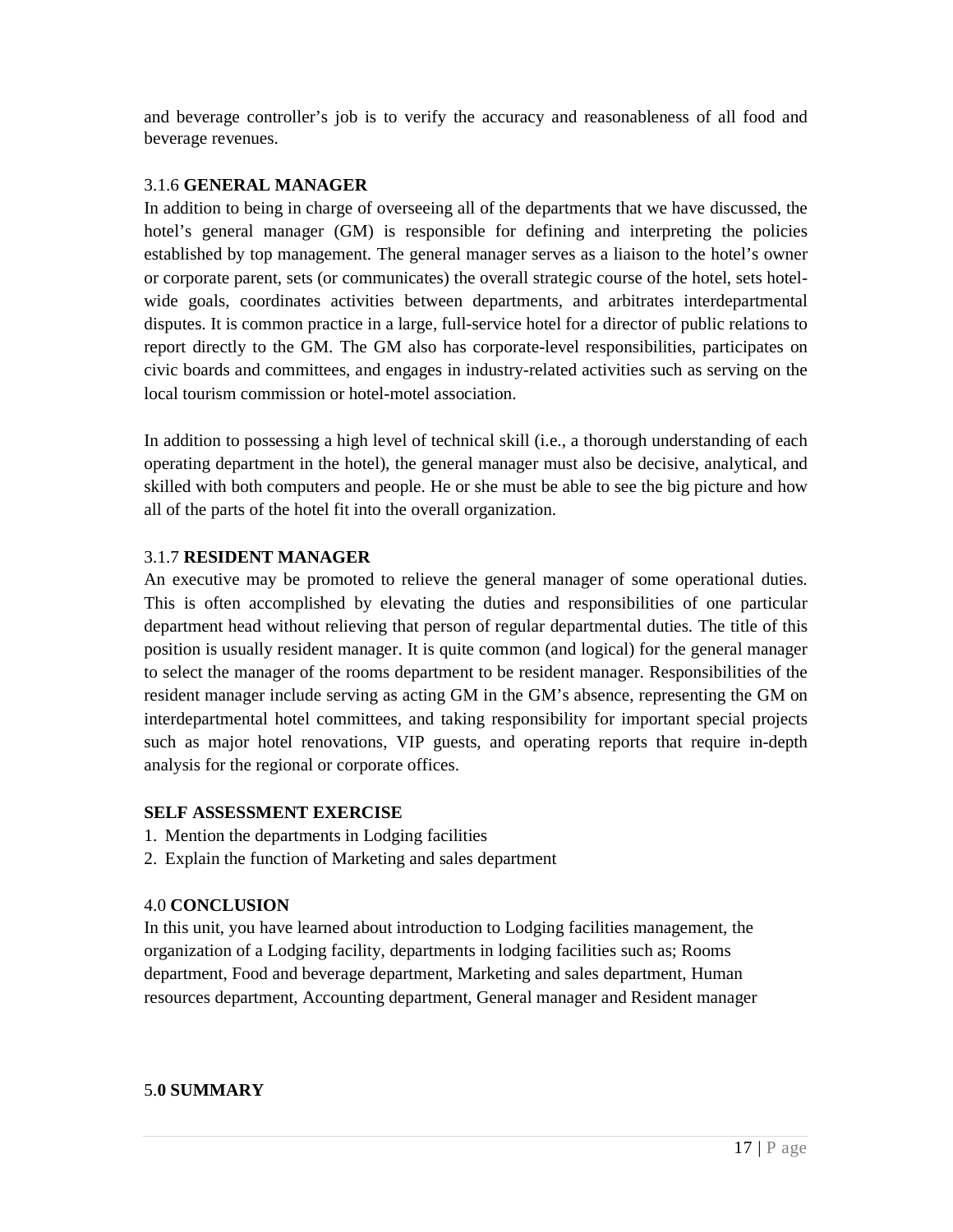and beverage controller's job is to verify the accuracy and reasonableness of all food and beverage revenues.

### 3.1.6 GENERAL MANAGER

In addition to being in charge of overseeing all of the departments that we have discussed, the hotel's general manager (GM) is responsible for defining and interpreting the policies established by top management. The general manager serves as a liaison to the hotel's owner or corporate parent, sets (or communicates) the overall strategic course of the hotel, sets hotel-wide goals, coordinates activities between departments, and arbitrates interdepartmental disputes. It is common practice in a large, full-service hotel for a director of public relations to report directly to the GM. The GM also has corporate-level responsibilities, participates on civic boards and committees, and engages in industry-related activities such as serving on the local tourism commission or hotel-motel association.

In addition to possessing a high level of technical skill (i.e., a thorough understanding of each operating department in the hotel), the general manager must also be decisive, analytical, and skilled with both computers and people. He or she must be able to see the big picture and how all of the parts of the hotel fit into the overall organization.

### 3.1.7 RESIDENT MANAGER

An executive may be promoted to relieve the general manager of some operational duties. This is often accomplished by elevating the duties and responsibilities of one particular department head without relieving that person of regular departmental duties. The title of this position is usually resident manager. It is quite common (and logical) for the general manager to select the manager of the rooms department to be resident manager. Responsibilities of the resident manager include serving as acting GM in the GM's absence, representing the GM on interdepartmental hotel committees, and taking responsibility for important special projects such as major hotel renovations, VIP guests, and operating reports that require in-depth analysis for the regional or corporate offices.

**SELF ASSESSMENT EXERCISE**

1. Mention the departments in Lodging facilities
2. Explain the function of Marketing and sales department

## 4.0 CONCLUSION

In this unit, you have learned about introduction to Lodging facilities management, the organization of a Lodging facility, departments in lodging facilities such as; Rooms department, Food and beverage department, Marketing and sales department, Human resources department, Accounting department, General manager and Resident manager

## 5.0 SUMMARY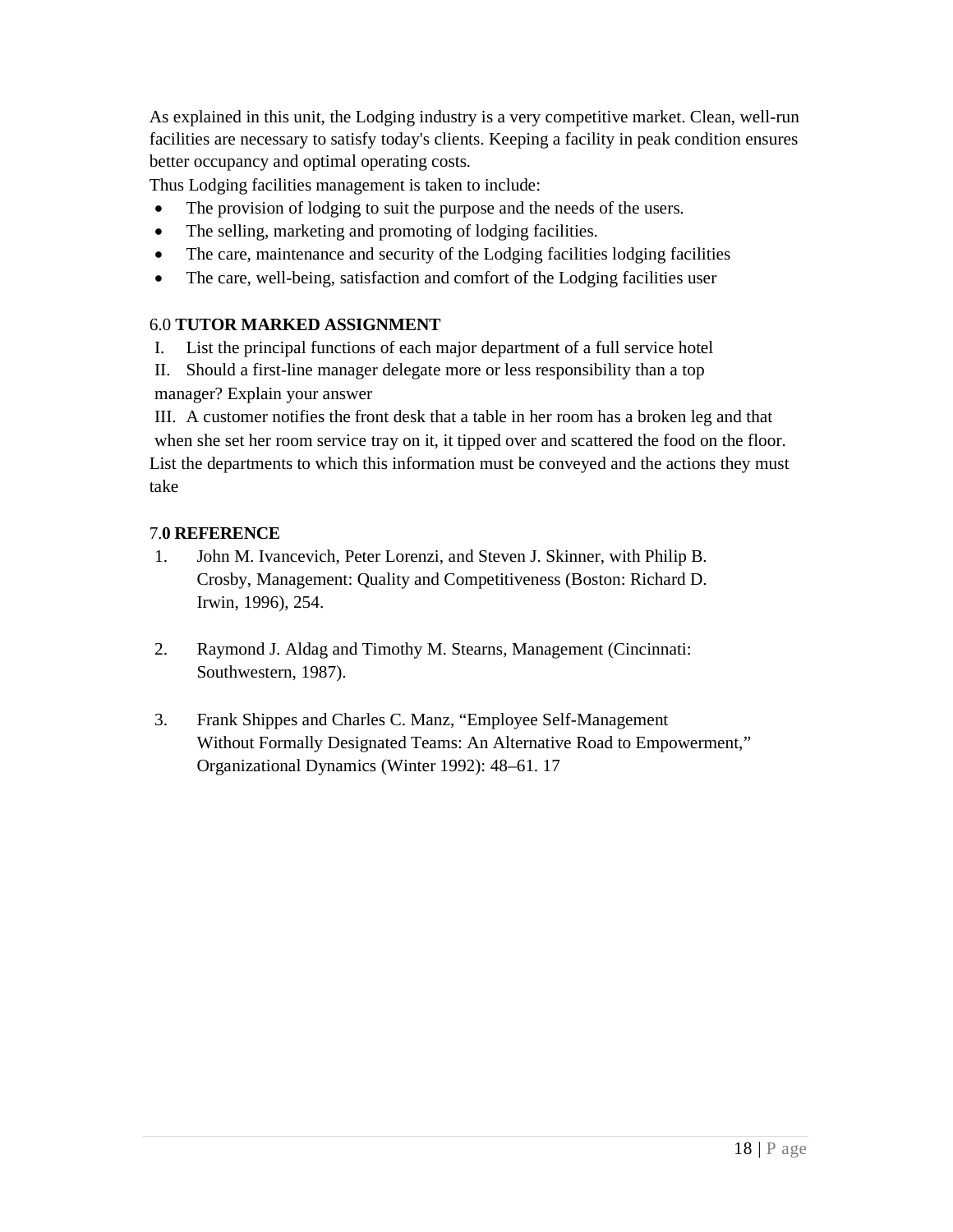As explained in this unit, the Lodging industry is a very competitive market. Clean, well-run facilities are necessary to satisfy today's clients. Keeping a facility in peak condition ensures better occupancy and optimal operating costs.

Thus Lodging facilities management is taken to include:

- The provision of lodging to suit the purpose and the needs of the users.
- The selling, marketing and promoting of lodging facilities.
- The care, maintenance and security of the Lodging facilities lodging facilities
- The care, well-being, satisfaction and comfort of the Lodging facilities user

## 6.0 TUTOR MARKED ASSIGNMENT

I. List the principal functions of each major department of a full service hotel

II. Should a first-line manager delegate more or less responsibility than a top manager? Explain your answer

III. A customer notifies the front desk that a table in her room has a broken leg and that when she set her room service tray on it, it tipped over and scattered the food on the floor. List the departments to which this information must be conveyed and the actions they must take

## 7.0 REFERENCE

1. John M. Ivancevich, Peter Lorenzi, and Steven J. Skinner, with Philip B. Crosby, Management: Quality and Competitiveness (Boston: Richard D. Irwin, 1996), 254.

2. Raymond J. Aldag and Timothy M. Stearns, Management (Cincinnati: Southwestern, 1987).

3. Frank Shippes and Charles C. Manz, “Employee Self-Management Without Formally Designated Teams: An Alternative Road to Empowerment,” Organizational Dynamics (Winter 1992): 48–61. 17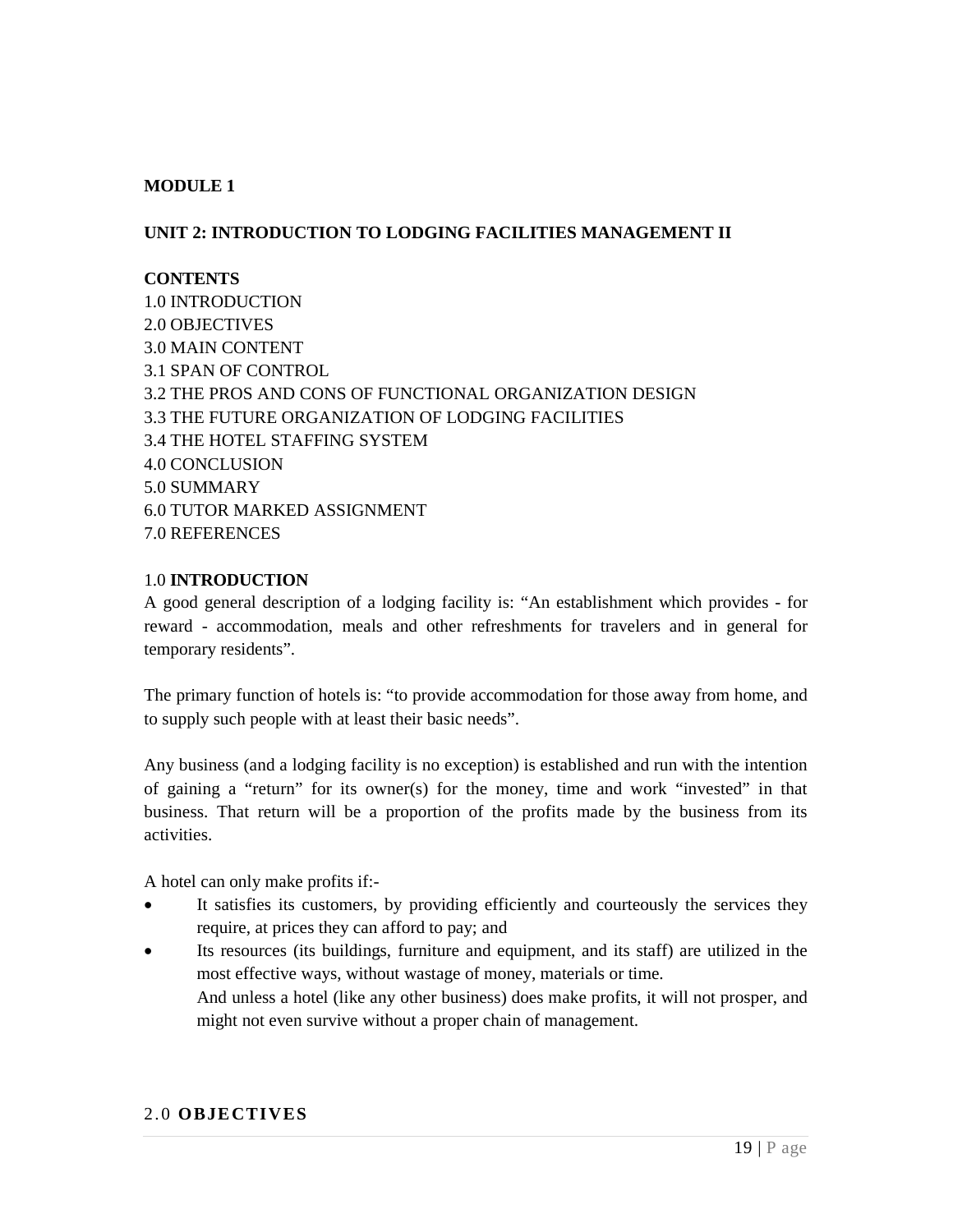**MODULE 1**

## UNIT 2: INTRODUCTION TO LODGING FACILITIES MANAGEMENT II

**CONTENTS**

1.0 INTRODUCTION
2.0 OBJECTIVES
3.0 MAIN CONTENT
3.1 SPAN OF CONTROL
3.2 THE PROS AND CONS OF FUNCTIONAL ORGANIZATION DESIGN
3.3 THE FUTURE ORGANIZATION OF LODGING FACILITIES
3.4 THE HOTEL STAFFING SYSTEM
4.0 CONCLUSION
5.0 SUMMARY
6.0 TUTOR MARKED ASSIGNMENT
7.0 REFERENCES

### 1.0 INTRODUCTION

A good general description of a lodging facility is: "An establishment which provides - for reward - accommodation, meals and other refreshments for travelers and in general for temporary residents".

The primary function of hotels is: "to provide accommodation for those away from home, and to supply such people with at least their basic needs".

Any business (and a lodging facility is no exception) is established and run with the intention of gaining a "return" for its owner(s) for the money, time and work "invested" in that business. That return will be a proportion of the profits made by the business from its activities.

A hotel can only make profits if:-

- It satisfies its customers, by providing efficiently and courteously the services they require, at prices they can afford to pay; and
- Its resources (its buildings, furniture and equipment, and its staff) are utilized in the most effective ways, without wastage of money, materials or time.

  And unless a hotel (like any other business) does make profits, it will not prosper, and might not even survive without a proper chain of management.

### 2.0 OBJECTIVES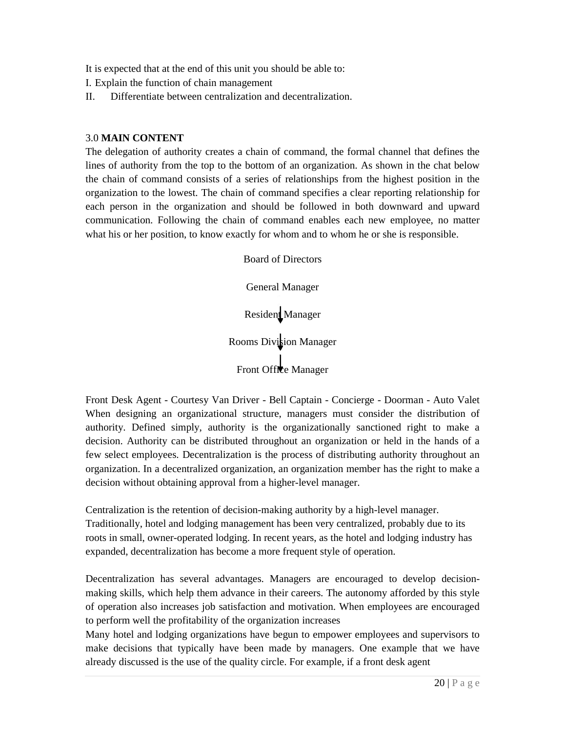It is expected that at the end of this unit you should be able to:

I. Explain the function of chain management

II. Differentiate between centralization and decentralization.

3.0 **MAIN CONTENT**

The delegation of authority creates a chain of command, the formal channel that defines the lines of authority from the top to the bottom of an organization. As shown in the chat below the chain of command consists of a series of relationships from the highest position in the organization to the lowest. The chain of command specifies a clear reporting relationship for each person in the organization and should be followed in both downward and upward communication. Following the chain of command enables each new employee, no matter what his or her position, to know exactly for whom and to whom he or she is responsible.

Board of Directors

General Manager

↓

Resident Manager

↓

Rooms Division Manager

↓

Front Office Manager

Front Desk Agent - Courtesy Van Driver - Bell Captain - Concierge - Doorman - Auto Valet

When designing an organizational structure, managers must consider the distribution of authority. Defined simply, authority is the organizationally sanctioned right to make a decision. Authority can be distributed throughout an organization or held in the hands of a few select employees. Decentralization is the process of distributing authority throughout an organization. In a decentralized organization, an organization member has the right to make a decision without obtaining approval from a higher-level manager.

Centralization is the retention of decision-making authority by a high-level manager. Traditionally, hotel and lodging management has been very centralized, probably due to its roots in small, owner-operated lodging. In recent years, as the hotel and lodging industry has expanded, decentralization has become a more frequent style of operation.

Decentralization has several advantages. Managers are encouraged to develop decision-making skills, which help them advance in their careers. The autonomy afforded by this style of operation also increases job satisfaction and motivation. When employees are encouraged to perform well the profitability of the organization increases

Many hotel and lodging organizations have begun to empower employees and supervisors to make decisions that typically have been made by managers. One example that we have already discussed is the use of the quality circle. For example, if a front desk agent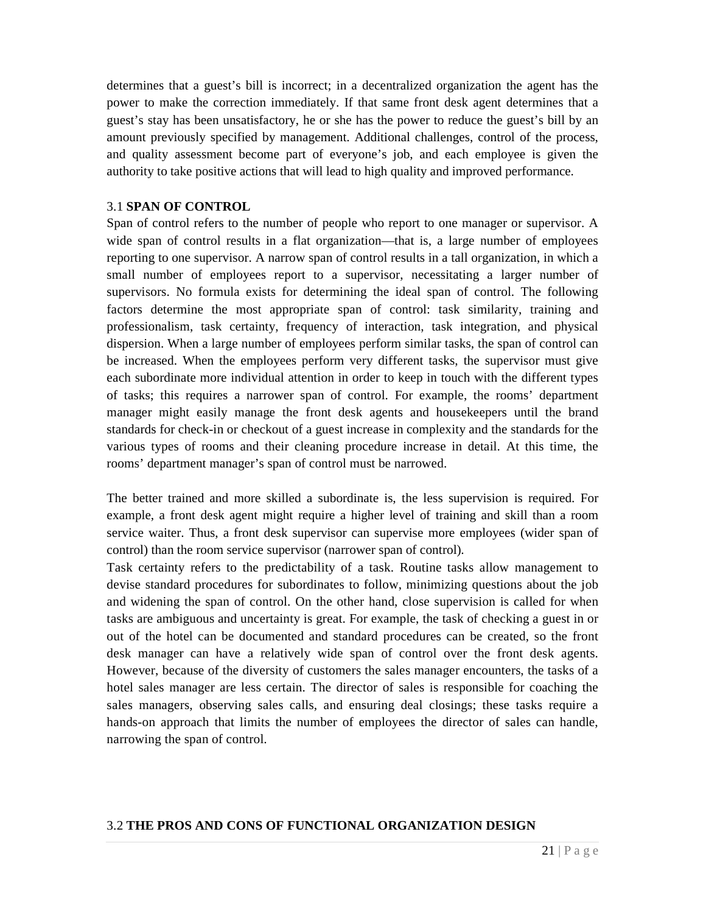determines that a guest’s bill is incorrect; in a decentralized organization the agent has the power to make the correction immediately. If that same front desk agent determines that a guest’s stay has been unsatisfactory, he or she has the power to reduce the guest’s bill by an amount previously specified by management. Additional challenges, control of the process, and quality assessment become part of everyone’s job, and each employee is given the authority to take positive actions that will lead to high quality and improved performance.

### 3.1 **SPAN OF CONTROL**

Span of control refers to the number of people who report to one manager or supervisor. A wide span of control results in a flat organization—that is, a large number of employees reporting to one supervisor. A narrow span of control results in a tall organization, in which a small number of employees report to a supervisor, necessitating a larger number of supervisors. No formula exists for determining the ideal span of control. The following factors determine the most appropriate span of control: task similarity, training and professionalism, task certainty, frequency of interaction, task integration, and physical dispersion. When a large number of employees perform similar tasks, the span of control can be increased. When the employees perform very different tasks, the supervisor must give each subordinate more individual attention in order to keep in touch with the different types of tasks; this requires a narrower span of control. For example, the rooms’ department manager might easily manage the front desk agents and housekeepers until the brand standards for check-in or checkout of a guest increase in complexity and the standards for the various types of rooms and their cleaning procedure increase in detail. At this time, the rooms’ department manager’s span of control must be narrowed.

The better trained and more skilled a subordinate is, the less supervision is required. For example, a front desk agent might require a higher level of training and skill than a room service waiter. Thus, a front desk supervisor can supervise more employees (wider span of control) than the room service supervisor (narrower span of control).

Task certainty refers to the predictability of a task. Routine tasks allow management to devise standard procedures for subordinates to follow, minimizing questions about the job and widening the span of control. On the other hand, close supervision is called for when tasks are ambiguous and uncertainty is great. For example, the task of checking a guest in or out of the hotel can be documented and standard procedures can be created, so the front desk manager can have a relatively wide span of control over the front desk agents. However, because of the diversity of customers the sales manager encounters, the tasks of a hotel sales manager are less certain. The director of sales is responsible for coaching the sales managers, observing sales calls, and ensuring deal closings; these tasks require a hands-on approach that limits the number of employees the director of sales can handle, narrowing the span of control.

### 3.2 **THE PROS AND CONS OF FUNCTIONAL ORGANIZATION DESIGN**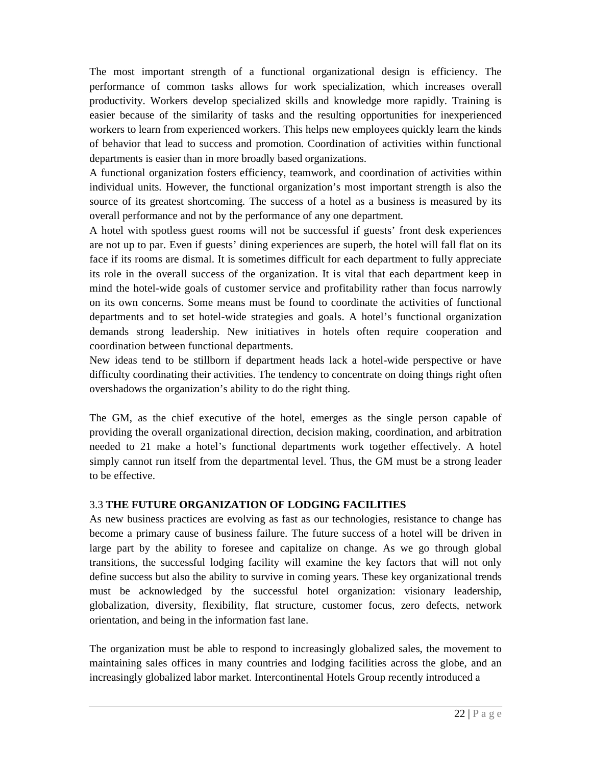The most important strength of a functional organizational design is efficiency. The performance of common tasks allows for work specialization, which increases overall productivity. Workers develop specialized skills and knowledge more rapidly. Training is easier because of the similarity of tasks and the resulting opportunities for inexperienced workers to learn from experienced workers. This helps new employees quickly learn the kinds of behavior that lead to success and promotion. Coordination of activities within functional departments is easier than in more broadly based organizations.

A functional organization fosters efficiency, teamwork, and coordination of activities within individual units. However, the functional organization's most important strength is also the source of its greatest shortcoming. The success of a hotel as a business is measured by its overall performance and not by the performance of any one department.

A hotel with spotless guest rooms will not be successful if guests' front desk experiences are not up to par. Even if guests' dining experiences are superb, the hotel will fall flat on its face if its rooms are dismal. It is sometimes difficult for each department to fully appreciate its role in the overall success of the organization. It is vital that each department keep in mind the hotel-wide goals of customer service and profitability rather than focus narrowly on its own concerns. Some means must be found to coordinate the activities of functional departments and to set hotel-wide strategies and goals. A hotel's functional organization demands strong leadership. New initiatives in hotels often require cooperation and coordination between functional departments.

New ideas tend to be stillborn if department heads lack a hotel-wide perspective or have difficulty coordinating their activities. The tendency to concentrate on doing things right often overshadows the organization's ability to do the right thing.

The GM, as the chief executive of the hotel, emerges as the single person capable of providing the overall organizational direction, decision making, coordination, and arbitration needed to 21 make a hotel's functional departments work together effectively. A hotel simply cannot run itself from the departmental level. Thus, the GM must be a strong leader to be effective.

## 3.3 THE FUTURE ORGANIZATION OF LODGING FACILITIES

As new business practices are evolving as fast as our technologies, resistance to change has become a primary cause of business failure. The future success of a hotel will be driven in large part by the ability to foresee and capitalize on change. As we go through global transitions, the successful lodging facility will examine the key factors that will not only define success but also the ability to survive in coming years. These key organizational trends must be acknowledged by the successful hotel organization: visionary leadership, globalization, diversity, flexibility, flat structure, customer focus, zero defects, network orientation, and being in the information fast lane.

The organization must be able to respond to increasingly globalized sales, the movement to maintaining sales offices in many countries and lodging facilities across the globe, and an increasingly globalized labor market. Intercontinental Hotels Group recently introduced a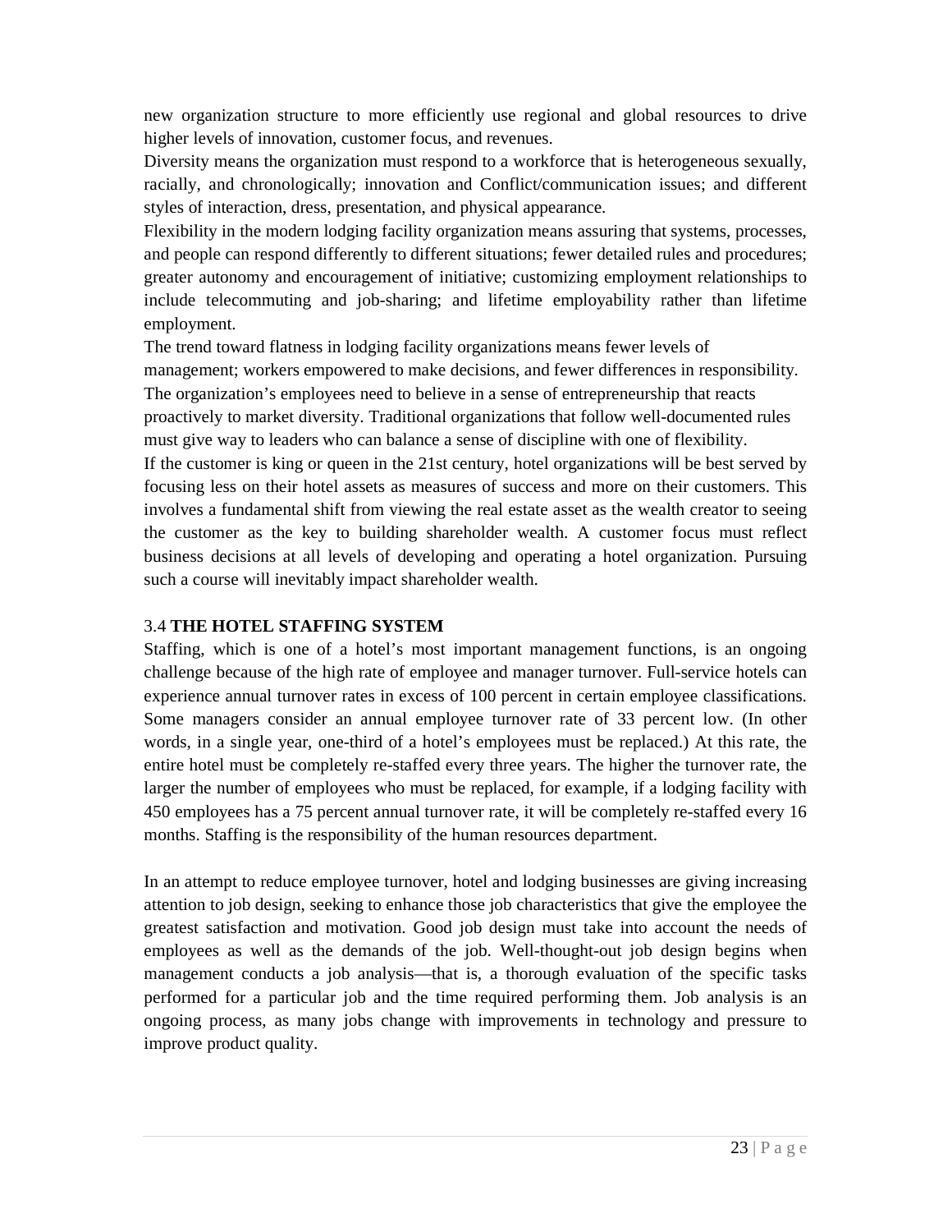new organization structure to more efficiently use regional and global resources to drive higher levels of innovation, customer focus, and revenues.

Diversity means the organization must respond to a workforce that is heterogeneous sexually, racially, and chronologically; innovation and Conflict/communication issues; and different styles of interaction, dress, presentation, and physical appearance.

Flexibility in the modern lodging facility organization means assuring that systems, processes, and people can respond differently to different situations; fewer detailed rules and procedures; greater autonomy and encouragement of initiative; customizing employment relationships to include telecommuting and job-sharing; and lifetime employability rather than lifetime employment.

The trend toward flatness in lodging facility organizations means fewer levels of management; workers empowered to make decisions, and fewer differences in responsibility.

The organization's employees need to believe in a sense of entrepreneurship that reacts proactively to market diversity. Traditional organizations that follow well-documented rules must give way to leaders who can balance a sense of discipline with one of flexibility.

If the customer is king or queen in the 21st century, hotel organizations will be best served by focusing less on their hotel assets as measures of success and more on their customers. This involves a fundamental shift from viewing the real estate asset as the wealth creator to seeing the customer as the key to building shareholder wealth. A customer focus must reflect business decisions at all levels of developing and operating a hotel organization. Pursuing such a course will inevitably impact shareholder wealth.

## 3.4 **THE HOTEL STAFFING SYSTEM**

Staffing, which is one of a hotel's most important management functions, is an ongoing challenge because of the high rate of employee and manager turnover. Full-service hotels can experience annual turnover rates in excess of 100 percent in certain employee classifications. Some managers consider an annual employee turnover rate of 33 percent low. (In other words, in a single year, one-third of a hotel's employees must be replaced.) At this rate, the entire hotel must be completely re-staffed every three years. The higher the turnover rate, the larger the number of employees who must be replaced, for example, if a lodging facility with 450 employees has a 75 percent annual turnover rate, it will be completely re-staffed every 16 months. Staffing is the responsibility of the human resources department.

In an attempt to reduce employee turnover, hotel and lodging businesses are giving increasing attention to job design, seeking to enhance those job characteristics that give the employee the greatest satisfaction and motivation. Good job design must take into account the needs of employees as well as the demands of the job. Well-thought-out job design begins when management conducts a job analysis—that is, a thorough evaluation of the specific tasks performed for a particular job and the time required performing them. Job analysis is an ongoing process, as many jobs change with improvements in technology and pressure to improve product quality.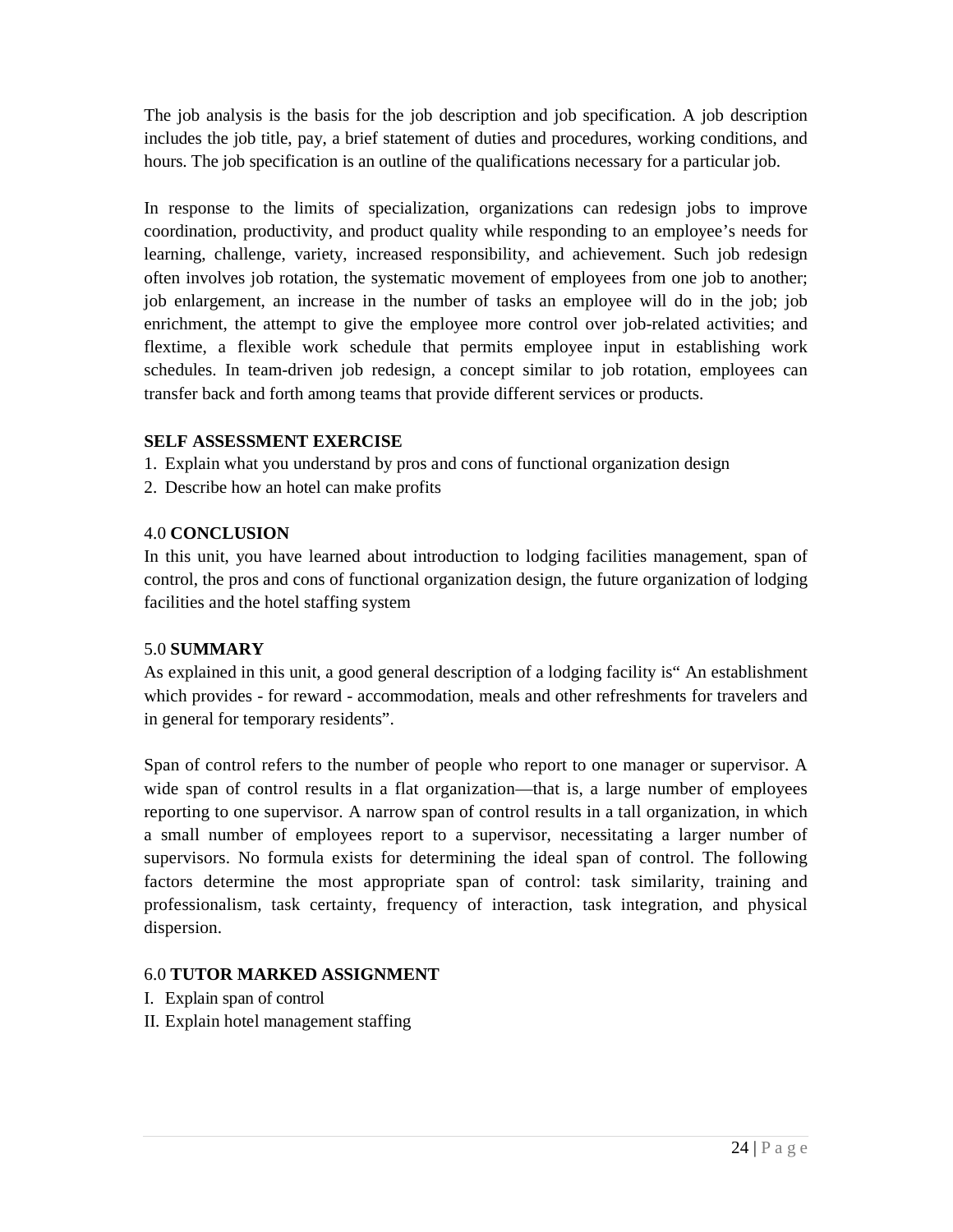The job analysis is the basis for the job description and job specification. A job description includes the job title, pay, a brief statement of duties and procedures, working conditions, and hours. The job specification is an outline of the qualifications necessary for a particular job.

In response to the limits of specialization, organizations can redesign jobs to improve coordination, productivity, and product quality while responding to an employee's needs for learning, challenge, variety, increased responsibility, and achievement. Such job redesign often involves job rotation, the systematic movement of employees from one job to another; job enlargement, an increase in the number of tasks an employee will do in the job; job enrichment, the attempt to give the employee more control over job-related activities; and flextime, a flexible work schedule that permits employee input in establishing work schedules. In team-driven job redesign, a concept similar to job rotation, employees can transfer back and forth among teams that provide different services or products.

**SELF ASSESSMENT EXERCISE**

1. Explain what you understand by pros and cons of functional organization design
2. Describe how an hotel can make profits

## 4.0 CONCLUSION

In this unit, you have learned about introduction to lodging facilities management, span of control, the pros and cons of functional organization design, the future organization of lodging facilities and the hotel staffing system

## 5.0 SUMMARY

As explained in this unit, a good general description of a lodging facility is" An establishment which provides - for reward - accommodation, meals and other refreshments for travelers and in general for temporary residents".

Span of control refers to the number of people who report to one manager or supervisor. A wide span of control results in a flat organization—that is, a large number of employees reporting to one supervisor. A narrow span of control results in a tall organization, in which a small number of employees report to a supervisor, necessitating a larger number of supervisors. No formula exists for determining the ideal span of control. The following factors determine the most appropriate span of control: task similarity, training and professionalism, task certainty, frequency of interaction, task integration, and physical dispersion.

## 6.0 TUTOR MARKED ASSIGNMENT

I. Explain span of control
II. Explain hotel management staffing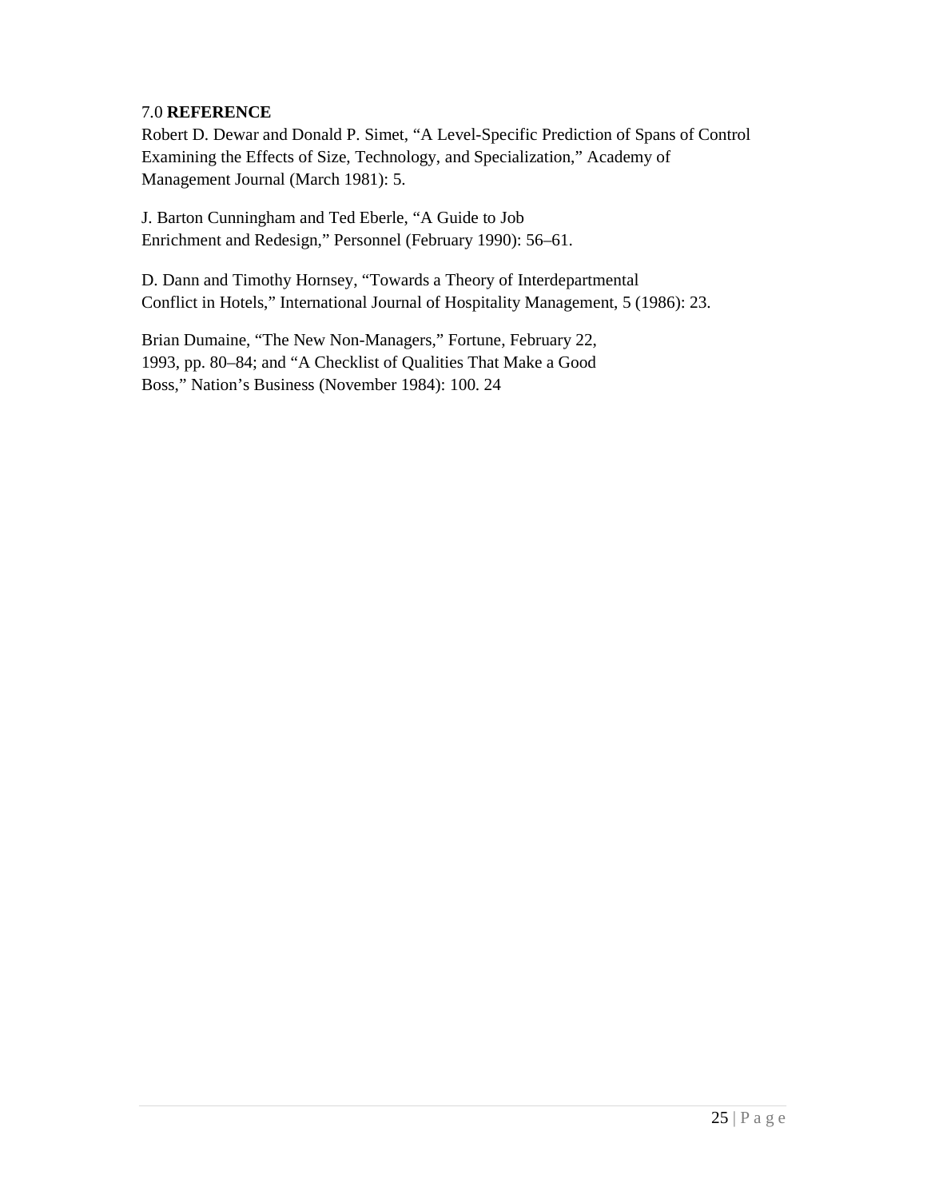## 7.0 **REFERENCE**

Robert D. Dewar and Donald P. Simet, "A Level-Specific Prediction of Spans of Control Examining the Effects of Size, Technology, and Specialization," Academy of Management Journal (March 1981): 5.

J. Barton Cunningham and Ted Eberle, "A Guide to Job Enrichment and Redesign," Personnel (February 1990): 56–61.

D. Dann and Timothy Hornsey, "Towards a Theory of Interdepartmental Conflict in Hotels," International Journal of Hospitality Management, 5 (1986): 23.

Brian Dumaine, "The New Non-Managers," Fortune, February 22, 1993, pp. 80–84; and "A Checklist of Qualities That Make a Good Boss," Nation's Business (November 1984): 100. 24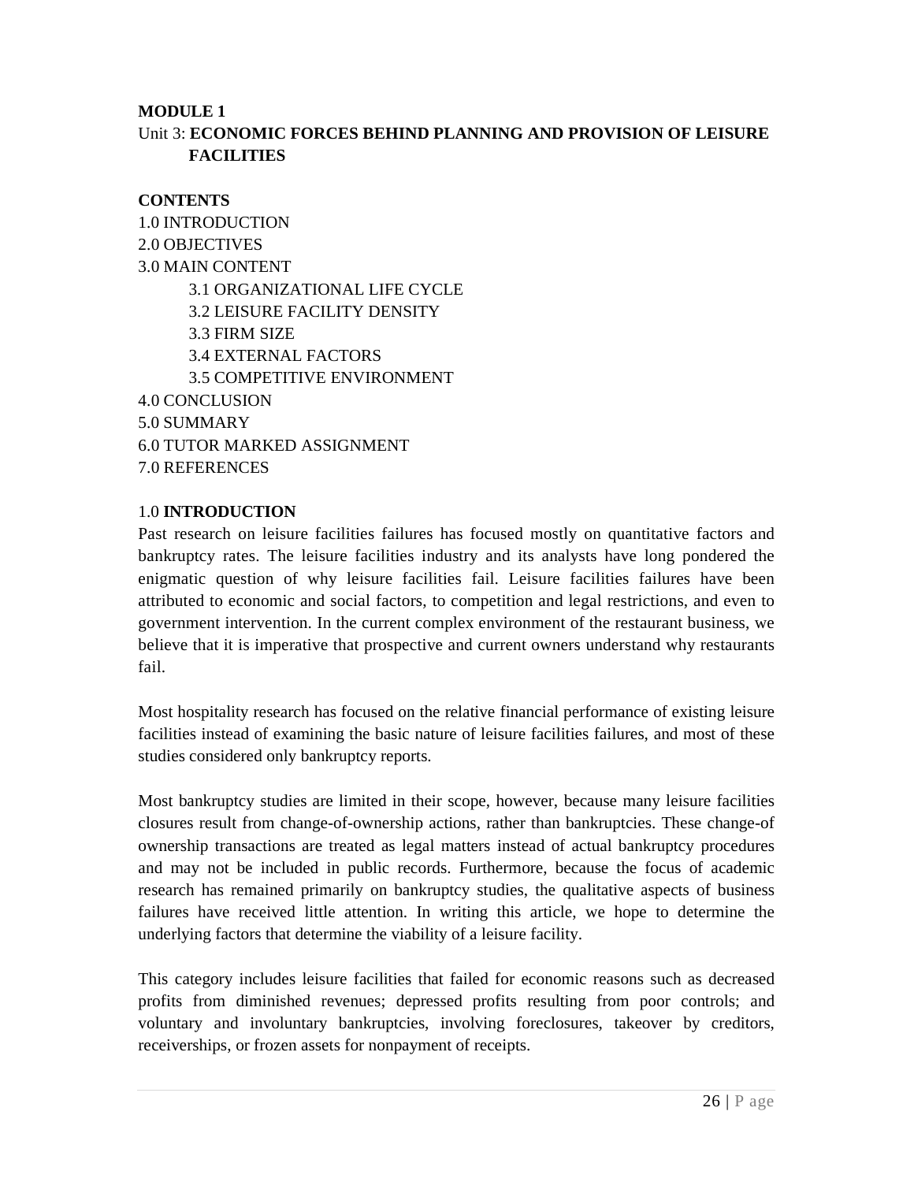**MODULE 1**

Unit 3: **ECONOMIC FORCES BEHIND PLANNING AND PROVISION OF LEISURE FACILITIES**

**CONTENTS**

1.0 INTRODUCTION
2.0 OBJECTIVES
3.0 MAIN CONTENT
- 3.1 ORGANIZATIONAL LIFE CYCLE
- 3.2 LEISURE FACILITY DENSITY
- 3.3 FIRM SIZE
- 3.4 EXTERNAL FACTORS
- 3.5 COMPETITIVE ENVIRONMENT

4.0 CONCLUSION
5.0 SUMMARY
6.0 TUTOR MARKED ASSIGNMENT
7.0 REFERENCES

## 1.0 INTRODUCTION

Past research on leisure facilities failures has focused mostly on quantitative factors and bankruptcy rates. The leisure facilities industry and its analysts have long pondered the enigmatic question of why leisure facilities fail. Leisure facilities failures have been attributed to economic and social factors, to competition and legal restrictions, and even to government intervention. In the current complex environment of the restaurant business, we believe that it is imperative that prospective and current owners understand why restaurants fail.

Most hospitality research has focused on the relative financial performance of existing leisure facilities instead of examining the basic nature of leisure facilities failures, and most of these studies considered only bankruptcy reports.

Most bankruptcy studies are limited in their scope, however, because many leisure facilities closures result from change-of-ownership actions, rather than bankruptcies. These change-of ownership transactions are treated as legal matters instead of actual bankruptcy procedures and may not be included in public records. Furthermore, because the focus of academic research has remained primarily on bankruptcy studies, the qualitative aspects of business failures have received little attention. In writing this article, we hope to determine the underlying factors that determine the viability of a leisure facility.

This category includes leisure facilities that failed for economic reasons such as decreased profits from diminished revenues; depressed profits resulting from poor controls; and voluntary and involuntary bankruptcies, involving foreclosures, takeover by creditors, receiverships, or frozen assets for nonpayment of receipts.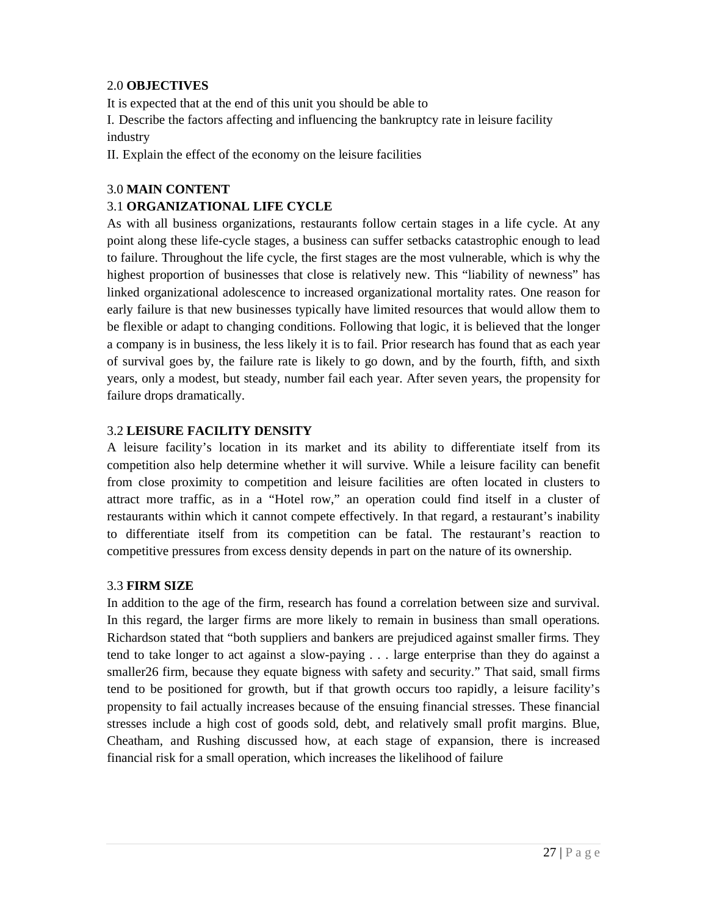## 2.0 **OBJECTIVES**

It is expected that at the end of this unit you should be able to

I. Describe the factors affecting and influencing the bankruptcy rate in leisure facility industry

II. Explain the effect of the economy on the leisure facilities

## 3.0 **MAIN CONTENT**

### 3.1 **ORGANIZATIONAL LIFE CYCLE**

As with all business organizations, restaurants follow certain stages in a life cycle. At any point along these life-cycle stages, a business can suffer setbacks catastrophic enough to lead to failure. Throughout the life cycle, the first stages are the most vulnerable, which is why the highest proportion of businesses that close is relatively new. This "liability of newness" has linked organizational adolescence to increased organizational mortality rates. One reason for early failure is that new businesses typically have limited resources that would allow them to be flexible or adapt to changing conditions. Following that logic, it is believed that the longer a company is in business, the less likely it is to fail. Prior research has found that as each year of survival goes by, the failure rate is likely to go down, and by the fourth, fifth, and sixth years, only a modest, but steady, number fail each year. After seven years, the propensity for failure drops dramatically.

### 3.2 **LEISURE FACILITY DENSITY**

A leisure facility's location in its market and its ability to differentiate itself from its competition also help determine whether it will survive. While a leisure facility can benefit from close proximity to competition and leisure facilities are often located in clusters to attract more traffic, as in a "Hotel row," an operation could find itself in a cluster of restaurants within which it cannot compete effectively. In that regard, a restaurant's inability to differentiate itself from its competition can be fatal. The restaurant's reaction to competitive pressures from excess density depends in part on the nature of its ownership.

### 3.3 **FIRM SIZE**

In addition to the age of the firm, research has found a correlation between size and survival. In this regard, the larger firms are more likely to remain in business than small operations. Richardson stated that "both suppliers and bankers are prejudiced against smaller firms. They tend to take longer to act against a slow-paying . . . large enterprise than they do against a smaller26 firm, because they equate bigness with safety and security." That said, small firms tend to be positioned for growth, but if that growth occurs too rapidly, a leisure facility's propensity to fail actually increases because of the ensuing financial stresses. These financial stresses include a high cost of goods sold, debt, and relatively small profit margins. Blue, Cheatham, and Rushing discussed how, at each stage of expansion, there is increased financial risk for a small operation, which increases the likelihood of failure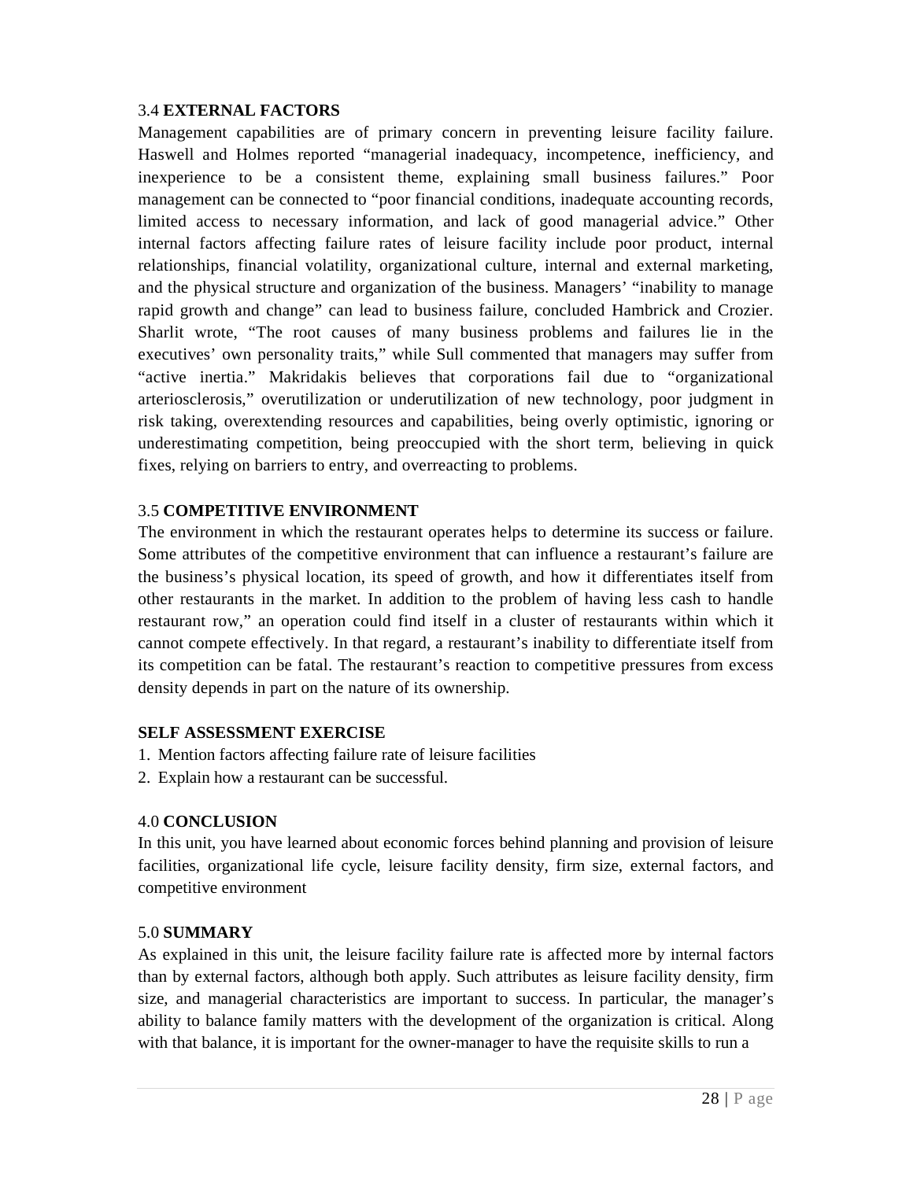### 3.4 EXTERNAL FACTORS

Management capabilities are of primary concern in preventing leisure facility failure. Haswell and Holmes reported "managerial inadequacy, incompetence, inefficiency, and inexperience to be a consistent theme, explaining small business failures." Poor management can be connected to "poor financial conditions, inadequate accounting records, limited access to necessary information, and lack of good managerial advice." Other internal factors affecting failure rates of leisure facility include poor product, internal relationships, financial volatility, organizational culture, internal and external marketing, and the physical structure and organization of the business. Managers' "inability to manage rapid growth and change" can lead to business failure, concluded Hambrick and Crozier. Sharlit wrote, "The root causes of many business problems and failures lie in the executives' own personality traits," while Sull commented that managers may suffer from "active inertia." Makridakis believes that corporations fail due to "organizational arteriosclerosis," overutilization or underutilization of new technology, poor judgment in risk taking, overextending resources and capabilities, being overly optimistic, ignoring or underestimating competition, being preoccupied with the short term, believing in quick fixes, relying on barriers to entry, and overreacting to problems.

### 3.5 COMPETITIVE ENVIRONMENT

The environment in which the restaurant operates helps to determine its success or failure. Some attributes of the competitive environment that can influence a restaurant's failure are the business's physical location, its speed of growth, and how it differentiates itself from other restaurants in the market. In addition to the problem of having less cash to handle restaurant row," an operation could find itself in a cluster of restaurants within which it cannot compete effectively. In that regard, a restaurant's inability to differentiate itself from its competition can be fatal. The restaurant's reaction to competitive pressures from excess density depends in part on the nature of its ownership.

**SELF ASSESSMENT EXERCISE**

1. Mention factors affecting failure rate of leisure facilities
2. Explain how a restaurant can be successful.

## 4.0 CONCLUSION

In this unit, you have learned about economic forces behind planning and provision of leisure facilities, organizational life cycle, leisure facility density, firm size, external factors, and competitive environment

## 5.0 SUMMARY

As explained in this unit, the leisure facility failure rate is affected more by internal factors than by external factors, although both apply. Such attributes as leisure facility density, firm size, and managerial characteristics are important to success. In particular, the manager's ability to balance family matters with the development of the organization is critical. Along with that balance, it is important for the owner-manager to have the requisite skills to run a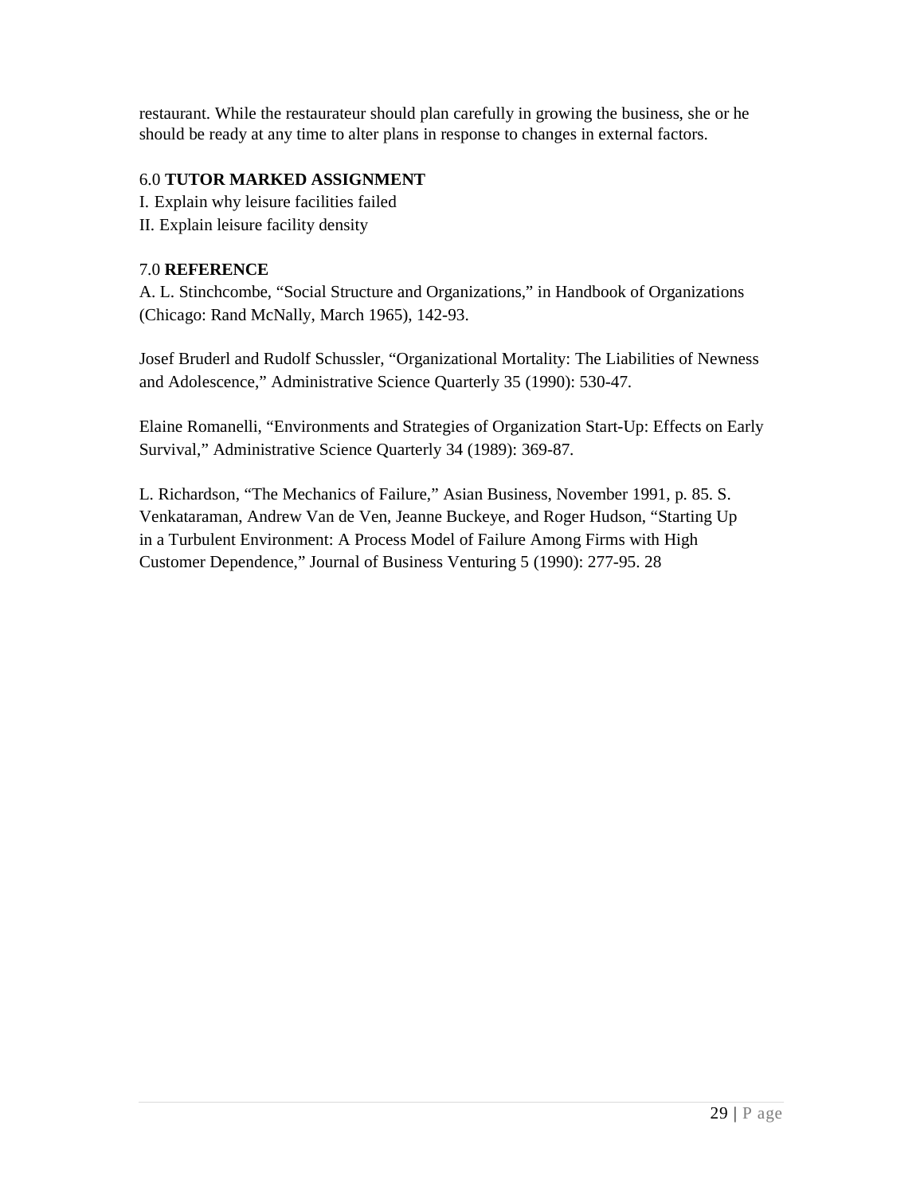restaurant. While the restaurateur should plan carefully in growing the business, she or he should be ready at any time to alter plans in response to changes in external factors.

## 6.0 TUTOR MARKED ASSIGNMENT

I. Explain why leisure facilities failed

II. Explain leisure facility density

## 7.0 REFERENCE

A. L. Stinchcombe, "Social Structure and Organizations," in Handbook of Organizations (Chicago: Rand McNally, March 1965), 142-93.

Josef Bruderl and Rudolf Schussler, "Organizational Mortality: The Liabilities of Newness and Adolescence," Administrative Science Quarterly 35 (1990): 530-47.

Elaine Romanelli, "Environments and Strategies of Organization Start-Up: Effects on Early Survival," Administrative Science Quarterly 34 (1989): 369-87.

L. Richardson, "The Mechanics of Failure," Asian Business, November 1991, p. 85. S. Venkataraman, Andrew Van de Ven, Jeanne Buckeye, and Roger Hudson, "Starting Up in a Turbulent Environment: A Process Model of Failure Among Firms with High Customer Dependence," Journal of Business Venturing 5 (1990): 277-95. 28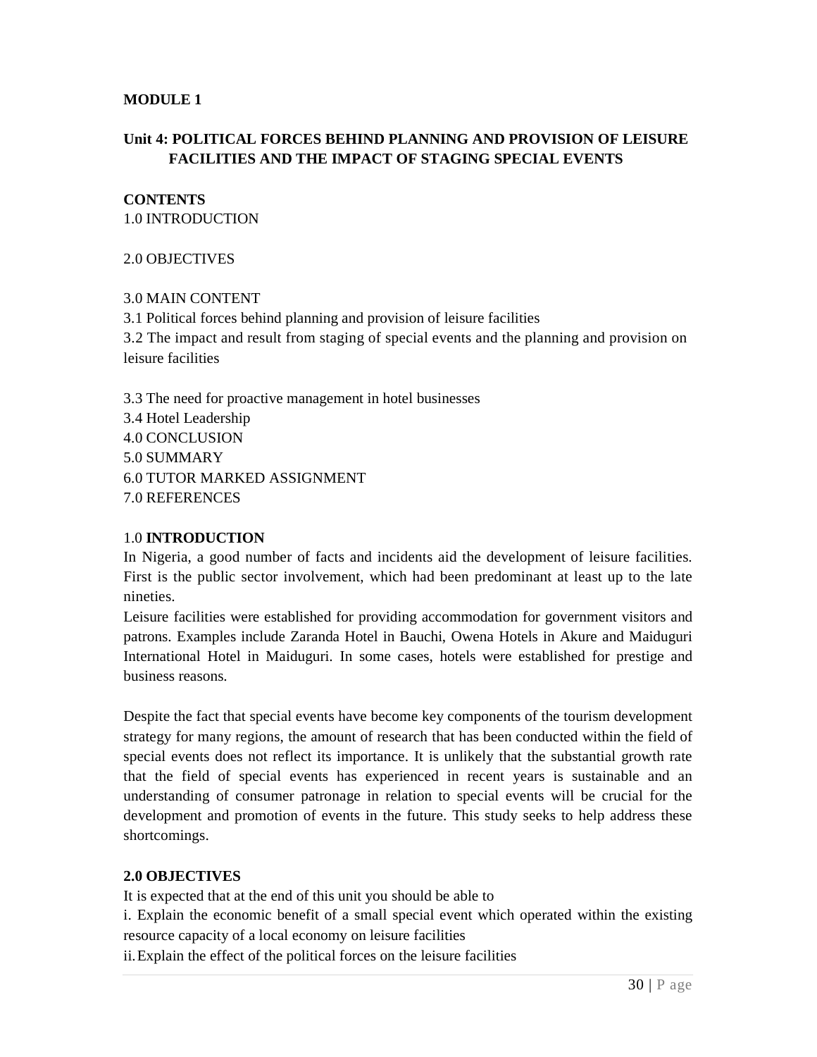**MODULE 1**

## Unit 4: POLITICAL FORCES BEHIND PLANNING AND PROVISION OF LEISURE FACILITIES AND THE IMPACT OF STAGING SPECIAL EVENTS

**CONTENTS**

1.0 INTRODUCTION

2.0 OBJECTIVES

3.0 MAIN CONTENT

3.1 Political forces behind planning and provision of leisure facilities

3.2 The impact and result from staging of special events and the planning and provision on leisure facilities

3.3 The need for proactive management in hotel businesses

3.4 Hotel Leadership

4.0 CONCLUSION

5.0 SUMMARY

6.0 TUTOR MARKED ASSIGNMENT

7.0 REFERENCES

### 1.0 INTRODUCTION

In Nigeria, a good number of facts and incidents aid the development of leisure facilities. First is the public sector involvement, which had been predominant at least up to the late nineties.

Leisure facilities were established for providing accommodation for government visitors and patrons. Examples include Zaranda Hotel in Bauchi, Owena Hotels in Akure and Maiduguri International Hotel in Maiduguri. In some cases, hotels were established for prestige and business reasons.

Despite the fact that special events have become key components of the tourism development strategy for many regions, the amount of research that has been conducted within the field of special events does not reflect its importance. It is unlikely that the substantial growth rate that the field of special events has experienced in recent years is sustainable and an understanding of consumer patronage in relation to special events will be crucial for the development and promotion of events in the future. This study seeks to help address these shortcomings.

### 2.0 OBJECTIVES

It is expected that at the end of this unit you should be able to

i. Explain the economic benefit of a small special event which operated within the existing resource capacity of a local economy on leisure facilities

ii. Explain the effect of the political forces on the leisure facilities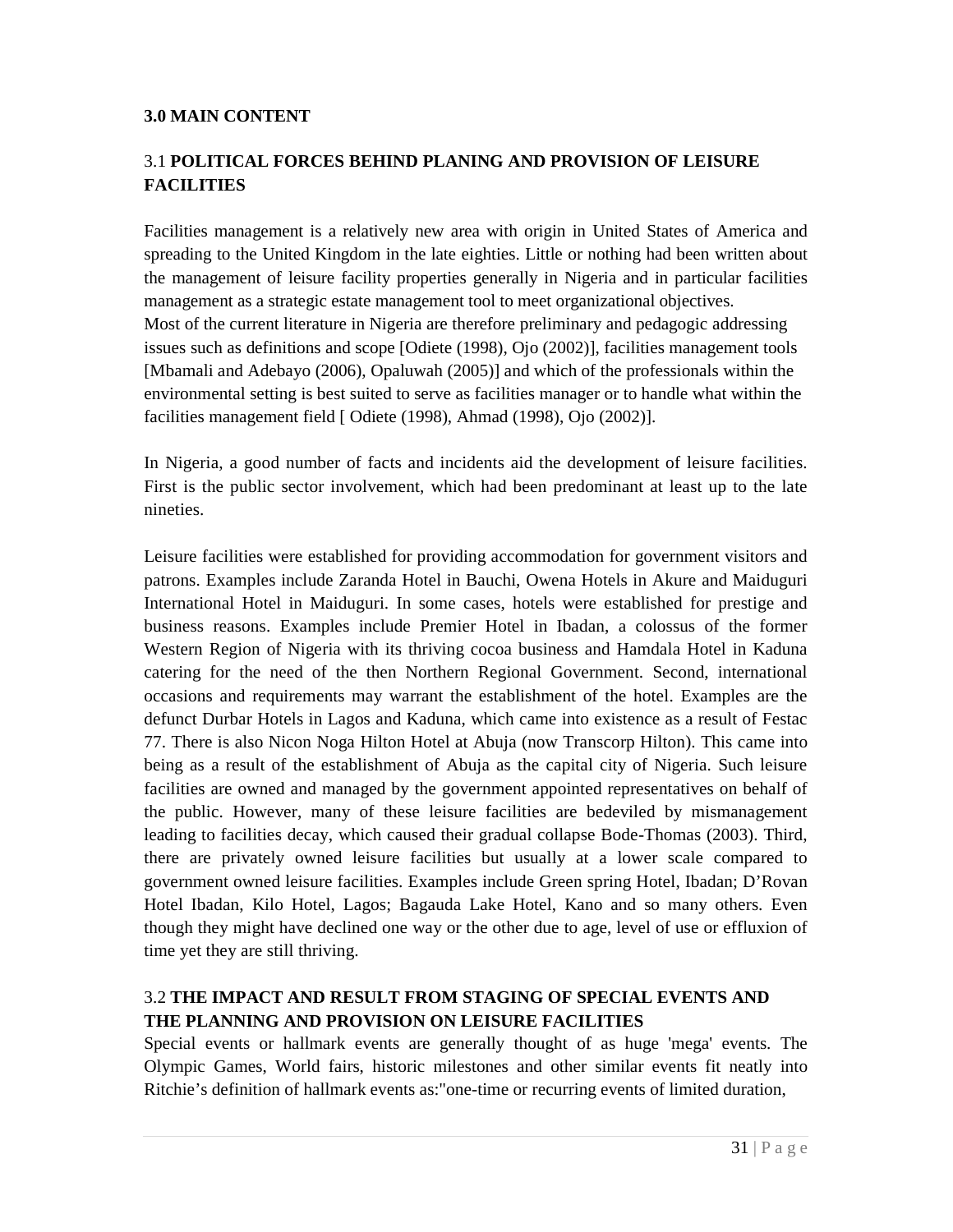## 3.0 MAIN CONTENT

### 3.1 **POLITICAL FORCES BEHIND PLANING AND PROVISION OF LEISURE FACILITIES**

Facilities management is a relatively new area with origin in United States of America and spreading to the United Kingdom in the late eighties. Little or nothing had been written about the management of leisure facility properties generally in Nigeria and in particular facilities management as a strategic estate management tool to meet organizational objectives.
Most of the current literature in Nigeria are therefore preliminary and pedagogic addressing issues such as definitions and scope [Odiete (1998), Ojo (2002)], facilities management tools [Mbamali and Adebayo (2006), Opaluwah (2005)] and which of the professionals within the environmental setting is best suited to serve as facilities manager or to handle what within the facilities management field [ Odiete (1998), Ahmad (1998), Ojo (2002)].

In Nigeria, a good number of facts and incidents aid the development of leisure facilities. First is the public sector involvement, which had been predominant at least up to the late nineties.

Leisure facilities were established for providing accommodation for government visitors and patrons. Examples include Zaranda Hotel in Bauchi, Owena Hotels in Akure and Maiduguri International Hotel in Maiduguri. In some cases, hotels were established for prestige and business reasons. Examples include Premier Hotel in Ibadan, a colossus of the former Western Region of Nigeria with its thriving cocoa business and Hamdala Hotel in Kaduna catering for the need of the then Northern Regional Government. Second, international occasions and requirements may warrant the establishment of the hotel. Examples are the defunct Durbar Hotels in Lagos and Kaduna, which came into existence as a result of Festac 77. There is also Nicon Noga Hilton Hotel at Abuja (now Transcorp Hilton). This came into being as a result of the establishment of Abuja as the capital city of Nigeria. Such leisure facilities are owned and managed by the government appointed representatives on behalf of the public. However, many of these leisure facilities are bedeviled by mismanagement leading to facilities decay, which caused their gradual collapse Bode-Thomas (2003). Third, there are privately owned leisure facilities but usually at a lower scale compared to government owned leisure facilities. Examples include Green spring Hotel, Ibadan; D'Rovan Hotel Ibadan, Kilo Hotel, Lagos; Bagauda Lake Hotel, Kano and so many others. Even though they might have declined one way or the other due to age, level of use or effluxion of time yet they are still thriving.

### 3.2 **THE IMPACT AND RESULT FROM STAGING OF SPECIAL EVENTS AND THE PLANNING AND PROVISION ON LEISURE FACILITIES**

Special events or hallmark events are generally thought of as huge 'mega' events. The Olympic Games, World fairs, historic milestones and other similar events fit neatly into Ritchie's definition of hallmark events as:"one-time or recurring events of limited duration,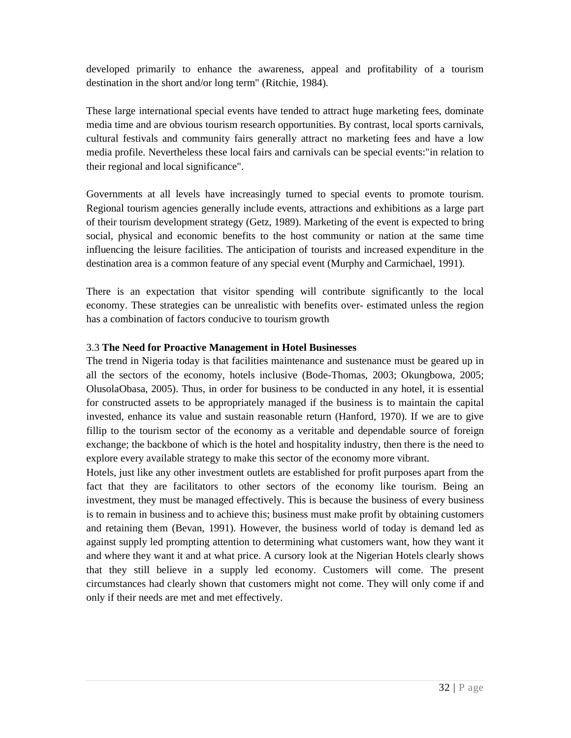developed primarily to enhance the awareness, appeal and profitability of a tourism destination in the short and/or long term" (Ritchie, 1984).

These large international special events have tended to attract huge marketing fees, dominate media time and are obvious tourism research opportunities. By contrast, local sports carnivals, cultural festivals and community fairs generally attract no marketing fees and have a low media profile. Nevertheless these local fairs and carnivals can be special events:"in relation to their regional and local significance".

Governments at all levels have increasingly turned to special events to promote tourism. Regional tourism agencies generally include events, attractions and exhibitions as a large part of their tourism development strategy (Getz, 1989). Marketing of the event is expected to bring social, physical and economic benefits to the host community or nation at the same time influencing the leisure facilities. The anticipation of tourists and increased expenditure in the destination area is a common feature of any special event (Murphy and Carmichael, 1991).

There is an expectation that visitor spending will contribute significantly to the local economy. These strategies can be unrealistic with benefits over- estimated unless the region has a combination of factors conducive to tourism growth

### 3.3 **The Need for Proactive Management in Hotel Businesses**

The trend in Nigeria today is that facilities maintenance and sustenance must be geared up in all the sectors of the economy, hotels inclusive (Bode-Thomas, 2003; Okungbowa, 2005; OlusolaObasa, 2005). Thus, in order for business to be conducted in any hotel, it is essential for constructed assets to be appropriately managed if the business is to maintain the capital invested, enhance its value and sustain reasonable return (Hanford, 1970). If we are to give fillip to the tourism sector of the economy as a veritable and dependable source of foreign exchange; the backbone of which is the hotel and hospitality industry, then there is the need to explore every available strategy to make this sector of the economy more vibrant.

Hotels, just like any other investment outlets are established for profit purposes apart from the fact that they are facilitators to other sectors of the economy like tourism. Being an investment, they must be managed effectively. This is because the business of every business is to remain in business and to achieve this; business must make profit by obtaining customers and retaining them (Bevan, 1991). However, the business world of today is demand led as against supply led prompting attention to determining what customers want, how they want it and where they want it and at what price. A cursory look at the Nigerian Hotels clearly shows that they still believe in a supply led economy. Customers will come. The present circumstances had clearly shown that customers might not come. They will only come if and only if their needs are met and met effectively.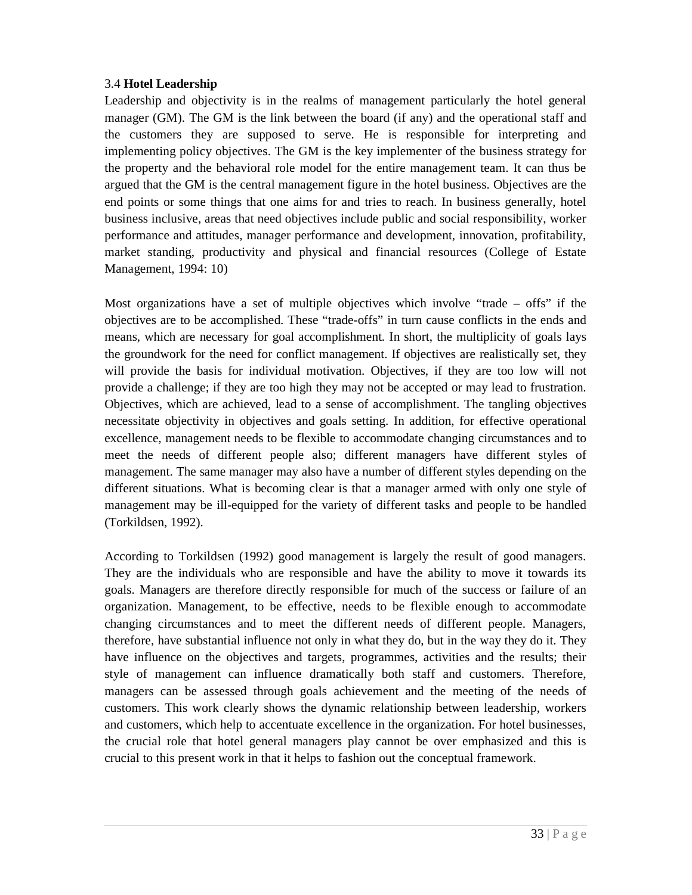### 3.4 **Hotel Leadership**

Leadership and objectivity is in the realms of management particularly the hotel general manager (GM). The GM is the link between the board (if any) and the operational staff and the customers they are supposed to serve. He is responsible for interpreting and implementing policy objectives. The GM is the key implementer of the business strategy for the property and the behavioral role model for the entire management team. It can thus be argued that the GM is the central management figure in the hotel business. Objectives are the end points or some things that one aims for and tries to reach. In business generally, hotel business inclusive, areas that need objectives include public and social responsibility, worker performance and attitudes, manager performance and development, innovation, profitability, market standing, productivity and physical and financial resources (College of Estate Management, 1994: 10)

Most organizations have a set of multiple objectives which involve "trade – offs" if the objectives are to be accomplished. These "trade-offs" in turn cause conflicts in the ends and means, which are necessary for goal accomplishment. In short, the multiplicity of goals lays the groundwork for the need for conflict management. If objectives are realistically set, they will provide the basis for individual motivation. Objectives, if they are too low will not provide a challenge; if they are too high they may not be accepted or may lead to frustration. Objectives, which are achieved, lead to a sense of accomplishment. The tangling objectives necessitate objectivity in objectives and goals setting. In addition, for effective operational excellence, management needs to be flexible to accommodate changing circumstances and to meet the needs of different people also; different managers have different styles of management. The same manager may also have a number of different styles depending on the different situations. What is becoming clear is that a manager armed with only one style of management may be ill-equipped for the variety of different tasks and people to be handled (Torkildsen, 1992).

According to Torkildsen (1992) good management is largely the result of good managers. They are the individuals who are responsible and have the ability to move it towards its goals. Managers are therefore directly responsible for much of the success or failure of an organization. Management, to be effective, needs to be flexible enough to accommodate changing circumstances and to meet the different needs of different people. Managers, therefore, have substantial influence not only in what they do, but in the way they do it. They have influence on the objectives and targets, programmes, activities and the results; their style of management can influence dramatically both staff and customers. Therefore, managers can be assessed through goals achievement and the meeting of the needs of customers. This work clearly shows the dynamic relationship between leadership, workers and customers, which help to accentuate excellence in the organization. For hotel businesses, the crucial role that hotel general managers play cannot be over emphasized and this is crucial to this present work in that it helps to fashion out the conceptual framework.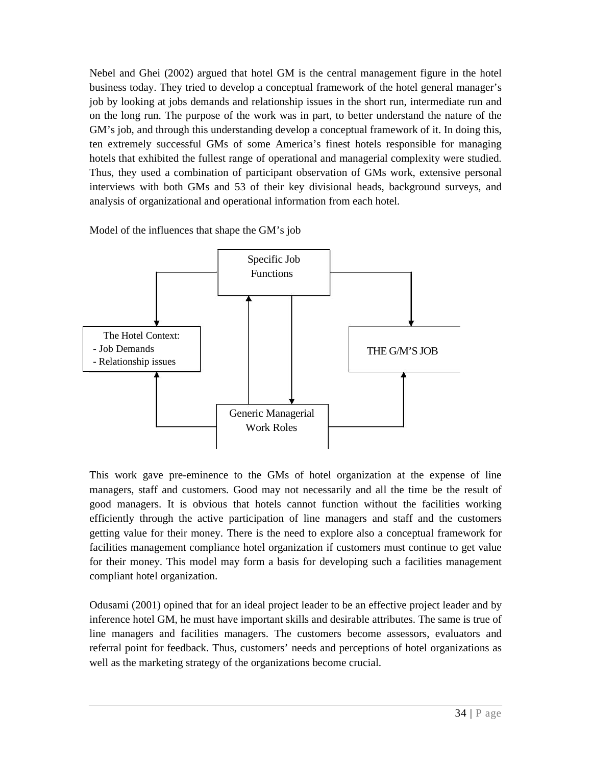Nebel and Ghei (2002) argued that hotel GM is the central management figure in the hotel business today. They tried to develop a conceptual framework of the hotel general manager's job by looking at jobs demands and relationship issues in the short run, intermediate run and on the long run. The purpose of the work was in part, to better understand the nature of the GM's job, and through this understanding develop a conceptual framework of it. In doing this, ten extremely successful GMs of some America's finest hotels responsible for managing hotels that exhibited the fullest range of operational and managerial complexity were studied. Thus, they used a combination of participant observation of GMs work, extensive personal interviews with both GMs and 53 of their key divisional heads, background surveys, and analysis of organizational and operational information from each hotel.

Model of the influences that shape the GM's job

Specific Job Functions

The Hotel Context:
- Job Demands
- Relationship issues

THE G/M'S JOB

Generic Managerial Work Roles

This work gave pre-eminence to the GMs of hotel organization at the expense of line managers, staff and customers. Good may not necessarily and all the time be the result of good managers. It is obvious that hotels cannot function without the facilities working efficiently through the active participation of line managers and staff and the customers getting value for their money. There is the need to explore also a conceptual framework for facilities management compliance hotel organization if customers must continue to get value for their money. This model may form a basis for developing such a facilities management compliant hotel organization.

Odusami (2001) opined that for an ideal project leader to be an effective project leader and by inference hotel GM, he must have important skills and desirable attributes. The same is true of line managers and facilities managers. The customers become assessors, evaluators and referral point for feedback. Thus, customers' needs and perceptions of hotel organizations as well as the marketing strategy of the organizations become crucial.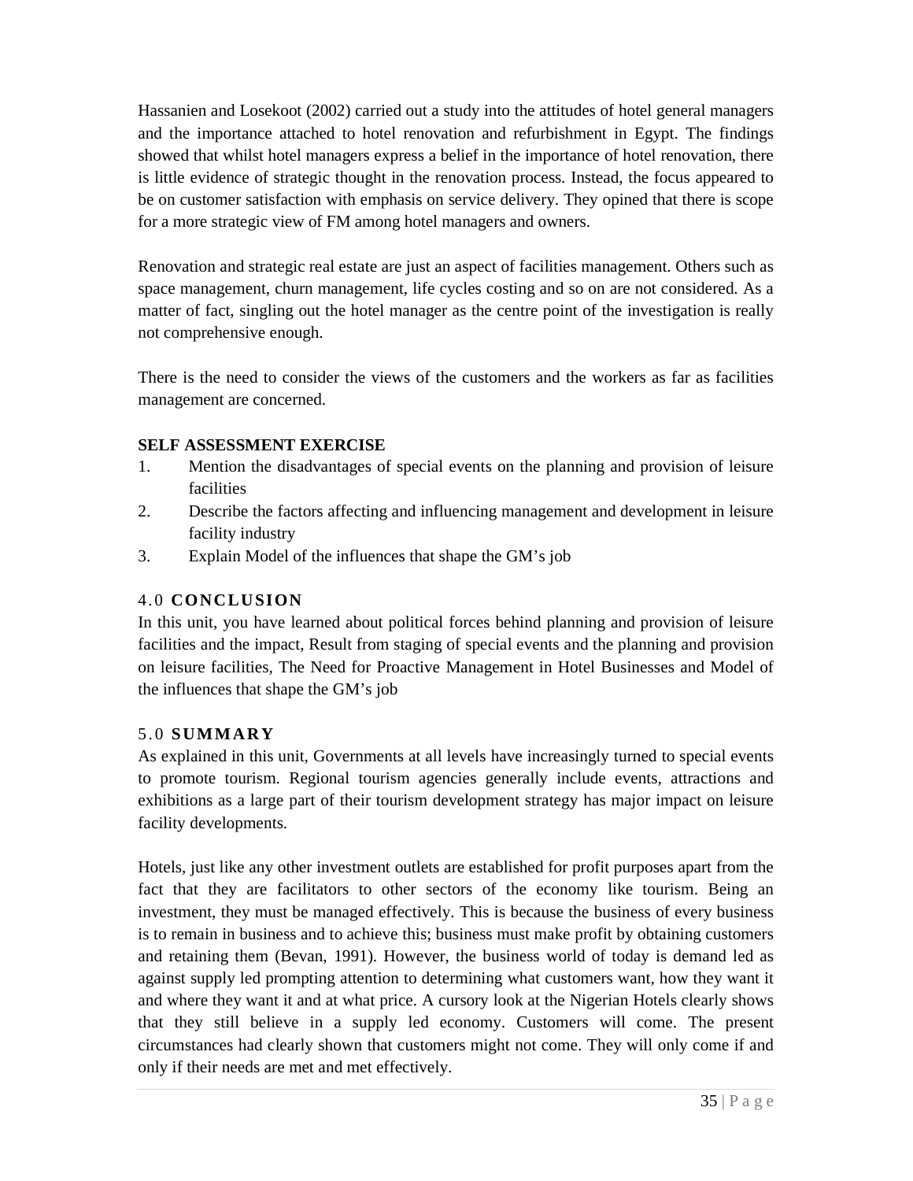Hassanien and Losekoot (2002) carried out a study into the attitudes of hotel general managers and the importance attached to hotel renovation and refurbishment in Egypt. The findings showed that whilst hotel managers express a belief in the importance of hotel renovation, there is little evidence of strategic thought in the renovation process. Instead, the focus appeared to be on customer satisfaction with emphasis on service delivery. They opined that there is scope for a more strategic view of FM among hotel managers and owners.

Renovation and strategic real estate are just an aspect of facilities management. Others such as space management, churn management, life cycles costing and so on are not considered. As a matter of fact, singling out the hotel manager as the centre point of the investigation is really not comprehensive enough.

There is the need to consider the views of the customers and the workers as far as facilities management are concerned.

**SELF ASSESSMENT EXERCISE**

1. Mention the disadvantages of special events on the planning and provision of leisure facilities
2. Describe the factors affecting and influencing management and development in leisure facility industry
3. Explain Model of the influences that shape the GM's job

## 4.0 CONCLUSION

In this unit, you have learned about political forces behind planning and provision of leisure facilities and the impact, Result from staging of special events and the planning and provision on leisure facilities, The Need for Proactive Management in Hotel Businesses and Model of the influences that shape the GM's job

## 5.0 SUMMARY

As explained in this unit, Governments at all levels have increasingly turned to special events to promote tourism. Regional tourism agencies generally include events, attractions and exhibitions as a large part of their tourism development strategy has major impact on leisure facility developments.

Hotels, just like any other investment outlets are established for profit purposes apart from the fact that they are facilitators to other sectors of the economy like tourism. Being an investment, they must be managed effectively. This is because the business of every business is to remain in business and to achieve this; business must make profit by obtaining customers and retaining them (Bevan, 1991). However, the business world of today is demand led as against supply led prompting attention to determining what customers want, how they want it and where they want it and at what price. A cursory look at the Nigerian Hotels clearly shows that they still believe in a supply led economy. Customers will come. The present circumstances had clearly shown that customers might not come. They will only come if and only if their needs are met and met effectively.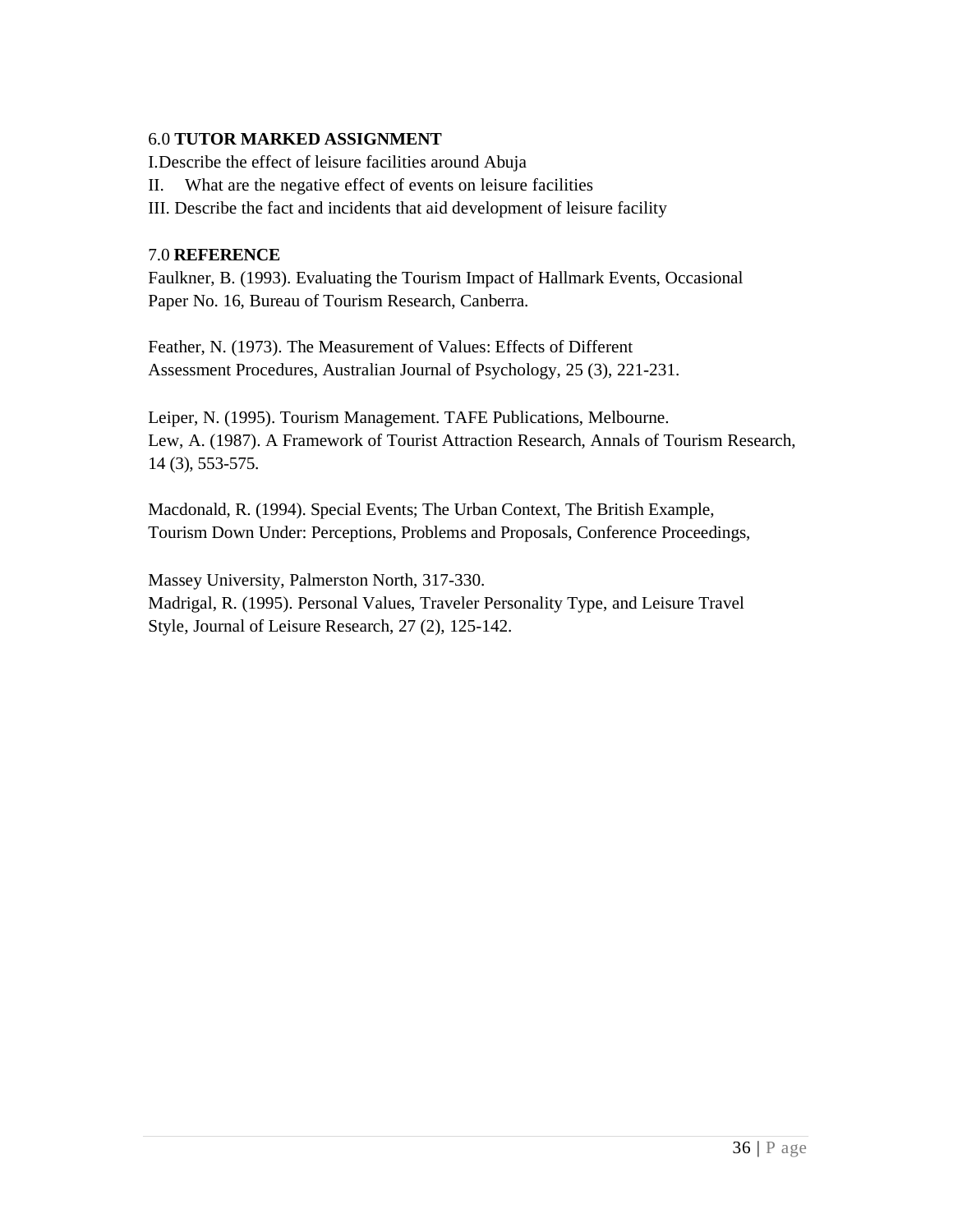## 6.0 **TUTOR MARKED ASSIGNMENT**

I. Describe the effect of leisure facilities around Abuja

II. What are the negative effect of events on leisure facilities

III. Describe the fact and incidents that aid development of leisure facility

## 7.0 **REFERENCE**

Faulkner, B. (1993). Evaluating the Tourism Impact of Hallmark Events, Occasional Paper No. 16, Bureau of Tourism Research, Canberra.

Feather, N. (1973). The Measurement of Values: Effects of Different Assessment Procedures, Australian Journal of Psychology, 25 (3), 221-231.

Leiper, N. (1995). Tourism Management. TAFE Publications, Melbourne.
Lew, A. (1987). A Framework of Tourist Attraction Research, Annals of Tourism Research, 14 (3), 553-575.

Macdonald, R. (1994). Special Events; The Urban Context, The British Example, Tourism Down Under: Perceptions, Problems and Proposals, Conference Proceedings,

Massey University, Palmerston North, 317-330.
Madrigal, R. (1995). Personal Values, Traveler Personality Type, and Leisure Travel Style, Journal of Leisure Research, 27 (2), 125-142.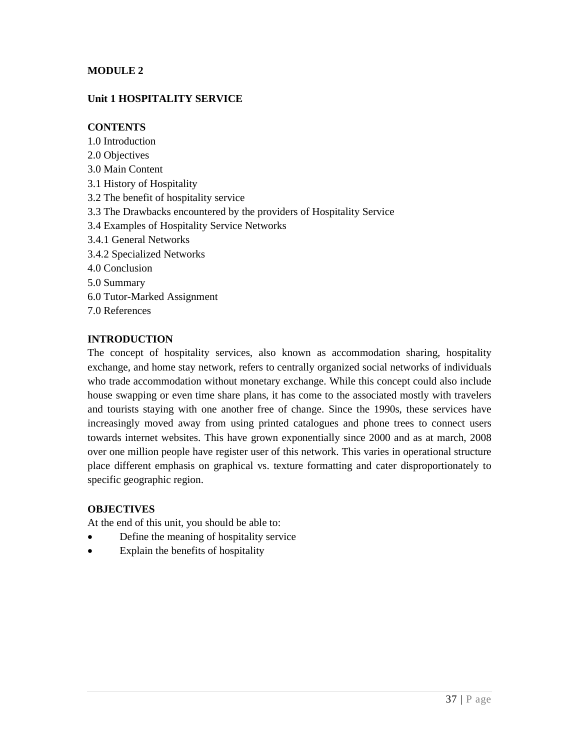**MODULE 2**

**Unit 1 HOSPITALITY SERVICE**

**CONTENTS**

1.0 Introduction
2.0 Objectives
3.0 Main Content
3.1 History of Hospitality
3.2 The benefit of hospitality service
3.3 The Drawbacks encountered by the providers of Hospitality Service
3.4 Examples of Hospitality Service Networks
3.4.1 General Networks
3.4.2 Specialized Networks
4.0 Conclusion
5.0 Summary
6.0 Tutor-Marked Assignment
7.0 References

**INTRODUCTION**

The concept of hospitality services, also known as accommodation sharing, hospitality exchange, and home stay network, refers to centrally organized social networks of individuals who trade accommodation without monetary exchange. While this concept could also include house swapping or even time share plans, it has come to the associated mostly with travelers and tourists staying with one another free of change. Since the 1990s, these services have increasingly moved away from using printed catalogues and phone trees to connect users towards internet websites. This have grown exponentially since 2000 and as at march, 2008 over one million people have register user of this network. This varies in operational structure place different emphasis on graphical vs. texture formatting and cater disproportionately to specific geographic region.

**OBJECTIVES**

At the end of this unit, you should be able to:

- Define the meaning of hospitality service
- Explain the benefits of hospitality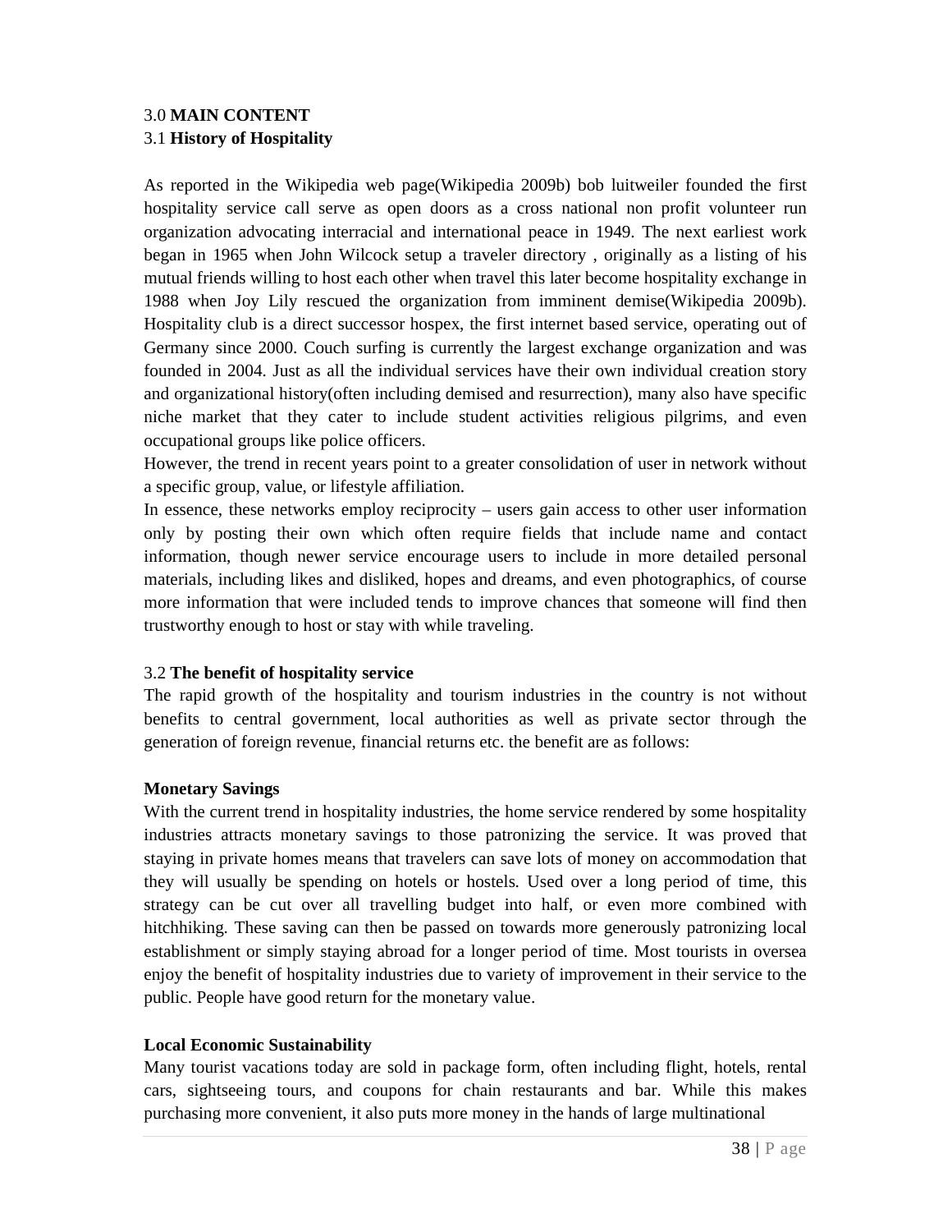## 3.0 **MAIN CONTENT**

### 3.1 **History of Hospitality**

As reported in the Wikipedia web page(Wikipedia 2009b) bob luitweiler founded the first hospitality service call serve as open doors as a cross national non profit volunteer run organization advocating interracial and international peace in 1949. The next earliest work began in 1965 when John Wilcock setup a traveler directory , originally as a listing of his mutual friends willing to host each other when travel this later become hospitality exchange in 1988 when Joy Lily rescued the organization from imminent demise(Wikipedia 2009b). Hospitality club is a direct successor hospex, the first internet based service, operating out of Germany since 2000. Couch surfing is currently the largest exchange organization and was founded in 2004. Just as all the individual services have their own individual creation story and organizational history(often including demised and resurrection), many also have specific niche market that they cater to include student activities religious pilgrims, and even occupational groups like police officers.

However, the trend in recent years point to a greater consolidation of user in network without a specific group, value, or lifestyle affiliation.

In essence, these networks employ reciprocity – users gain access to other user information only by posting their own which often require fields that include name and contact information, though newer service encourage users to include in more detailed personal materials, including likes and disliked, hopes and dreams, and even photographics, of course more information that were included tends to improve chances that someone will find then trustworthy enough to host or stay with while traveling.

### 3.2 **The benefit of hospitality service**

The rapid growth of the hospitality and tourism industries in the country is not without benefits to central government, local authorities as well as private sector through the generation of foreign revenue, financial returns etc. the benefit are as follows:

**Monetary Savings**

With the current trend in hospitality industries, the home service rendered by some hospitality industries attracts monetary savings to those patronizing the service. It was proved that staying in private homes means that travelers can save lots of money on accommodation that they will usually be spending on hotels or hostels. Used over a long period of time, this strategy can be cut over all travelling budget into half, or even more combined with hitchhiking. These saving can then be passed on towards more generously patronizing local establishment or simply staying abroad for a longer period of time. Most tourists in oversea enjoy the benefit of hospitality industries due to variety of improvement in their service to the public. People have good return for the monetary value.

**Local Economic Sustainability**

Many tourist vacations today are sold in package form, often including flight, hotels, rental cars, sightseeing tours, and coupons for chain restaurants and bar. While this makes purchasing more convenient, it also puts more money in the hands of large multinational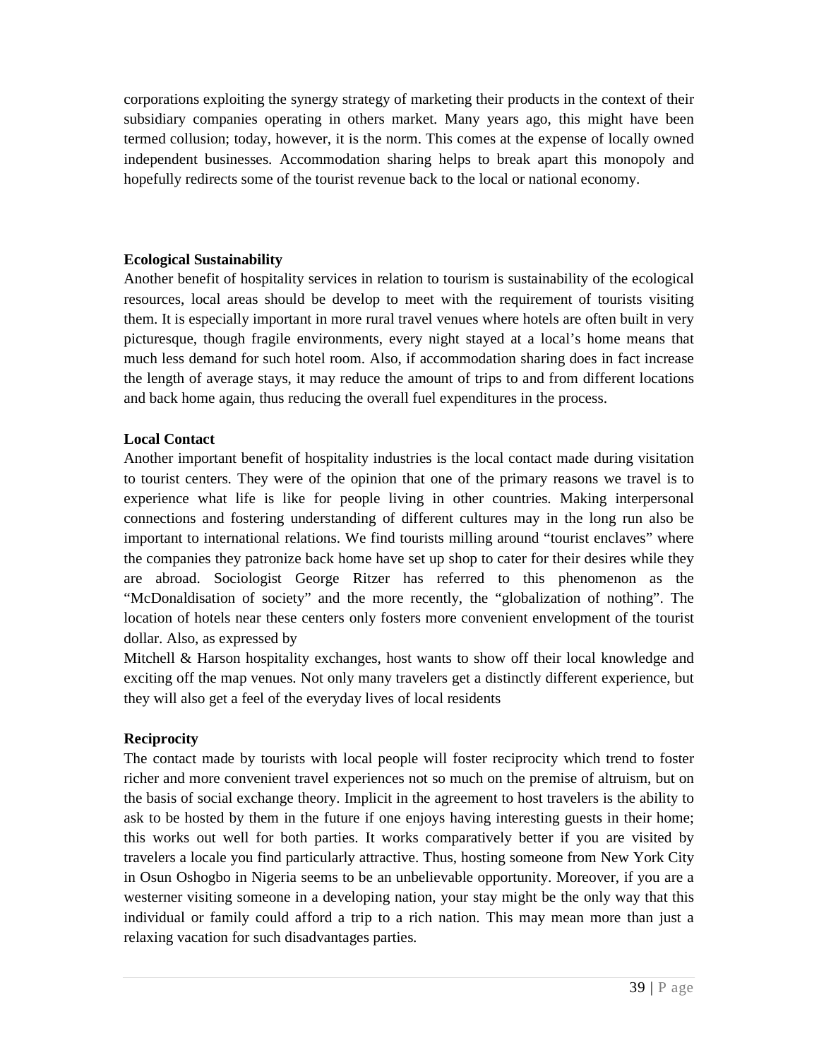corporations exploiting the synergy strategy of marketing their products in the context of their subsidiary companies operating in others market. Many years ago, this might have been termed collusion; today, however, it is the norm. This comes at the expense of locally owned independent businesses. Accommodation sharing helps to break apart this monopoly and hopefully redirects some of the tourist revenue back to the local or national economy.

**Ecological Sustainability**

Another benefit of hospitality services in relation to tourism is sustainability of the ecological resources, local areas should be develop to meet with the requirement of tourists visiting them. It is especially important in more rural travel venues where hotels are often built in very picturesque, though fragile environments, every night stayed at a local's home means that much less demand for such hotel room. Also, if accommodation sharing does in fact increase the length of average stays, it may reduce the amount of trips to and from different locations and back home again, thus reducing the overall fuel expenditures in the process.

**Local Contact**

Another important benefit of hospitality industries is the local contact made during visitation to tourist centers. They were of the opinion that one of the primary reasons we travel is to experience what life is like for people living in other countries. Making interpersonal connections and fostering understanding of different cultures may in the long run also be important to international relations. We find tourists milling around "tourist enclaves" where the companies they patronize back home have set up shop to cater for their desires while they are abroad. Sociologist George Ritzer has referred to this phenomenon as the "McDonaldisation of society" and the more recently, the "globalization of nothing". The location of hotels near these centers only fosters more convenient envelopment of the tourist dollar. Also, as expressed by
Mitchell & Harson hospitality exchanges, host wants to show off their local knowledge and exciting off the map venues. Not only many travelers get a distinctly different experience, but they will also get a feel of the everyday lives of local residents

**Reciprocity**

The contact made by tourists with local people will foster reciprocity which trend to foster richer and more convenient travel experiences not so much on the premise of altruism, but on the basis of social exchange theory. Implicit in the agreement to host travelers is the ability to ask to be hosted by them in the future if one enjoys having interesting guests in their home; this works out well for both parties. It works comparatively better if you are visited by travelers a locale you find particularly attractive. Thus, hosting someone from New York City in Osun Oshogbo in Nigeria seems to be an unbelievable opportunity. Moreover, if you are a westerner visiting someone in a developing nation, your stay might be the only way that this individual or family could afford a trip to a rich nation. This may mean more than just a relaxing vacation for such disadvantages parties.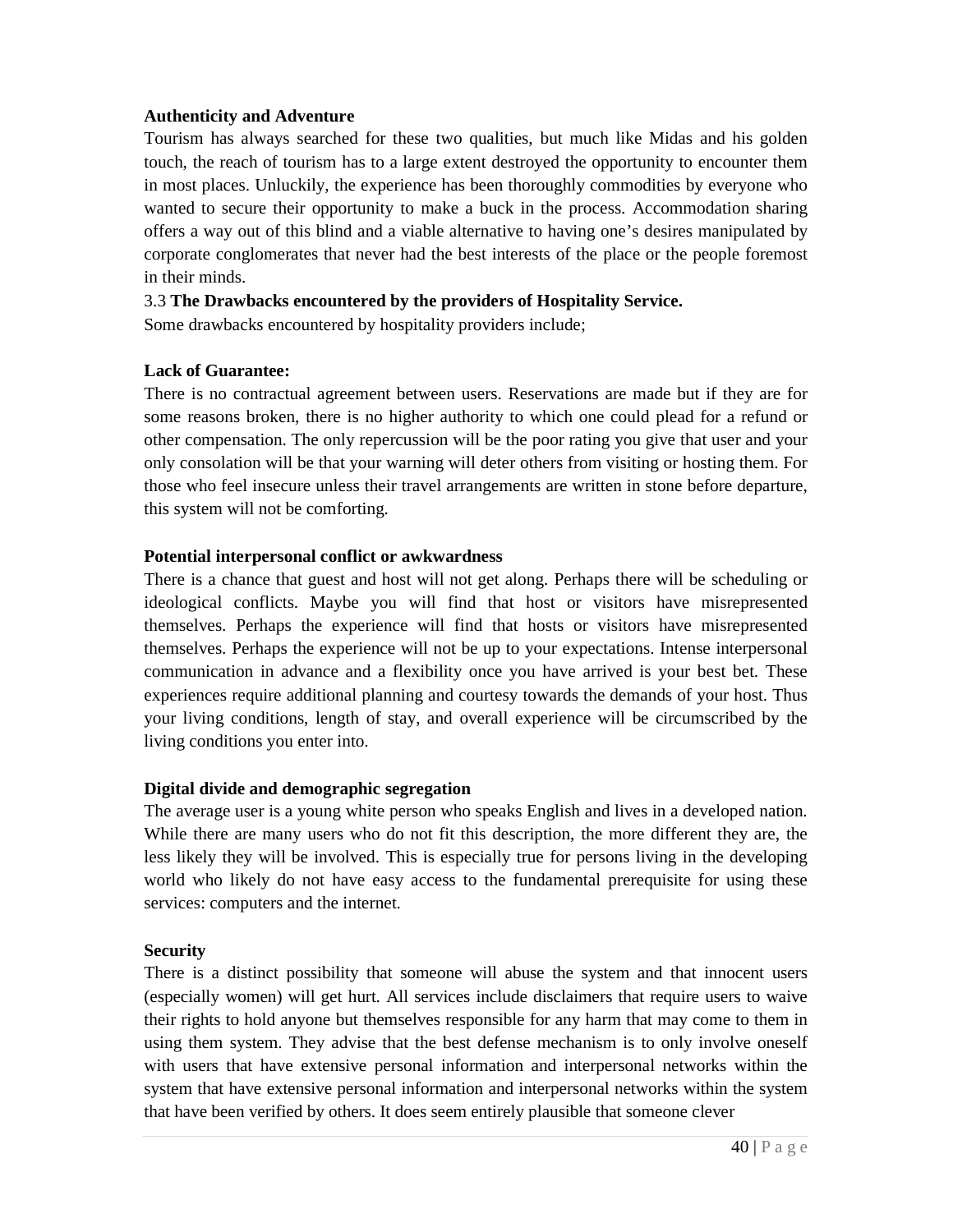**Authenticity and Adventure**

Tourism has always searched for these two qualities, but much like Midas and his golden touch, the reach of tourism has to a large extent destroyed the opportunity to encounter them in most places. Unluckily, the experience has been thoroughly commodities by everyone who wanted to secure their opportunity to make a buck in the process. Accommodation sharing offers a way out of this blind and a viable alternative to having one's desires manipulated by corporate conglomerates that never had the best interests of the place or the people foremost in their minds.

3.3 **The Drawbacks encountered by the providers of Hospitality Service.**

Some drawbacks encountered by hospitality providers include;

**Lack of Guarantee:**

There is no contractual agreement between users. Reservations are made but if they are for some reasons broken, there is no higher authority to which one could plead for a refund or other compensation. The only repercussion will be the poor rating you give that user and your only consolation will be that your warning will deter others from visiting or hosting them. For those who feel insecure unless their travel arrangements are written in stone before departure, this system will not be comforting.

**Potential interpersonal conflict or awkwardness**

There is a chance that guest and host will not get along. Perhaps there will be scheduling or ideological conflicts. Maybe you will find that host or visitors have misrepresented themselves. Perhaps the experience will find that hosts or visitors have misrepresented themselves. Perhaps the experience will not be up to your expectations. Intense interpersonal communication in advance and a flexibility once you have arrived is your best bet. These experiences require additional planning and courtesy towards the demands of your host. Thus your living conditions, length of stay, and overall experience will be circumscribed by the living conditions you enter into.

**Digital divide and demographic segregation**

The average user is a young white person who speaks English and lives in a developed nation. While there are many users who do not fit this description, the more different they are, the less likely they will be involved. This is especially true for persons living in the developing world who likely do not have easy access to the fundamental prerequisite for using these services: computers and the internet.

**Security**

There is a distinct possibility that someone will abuse the system and that innocent users (especially women) will get hurt. All services include disclaimers that require users to waive their rights to hold anyone but themselves responsible for any harm that may come to them in using them system. They advise that the best defense mechanism is to only involve oneself with users that have extensive personal information and interpersonal networks within the system that have extensive personal information and interpersonal networks within the system that have been verified by others. It does seem entirely plausible that someone clever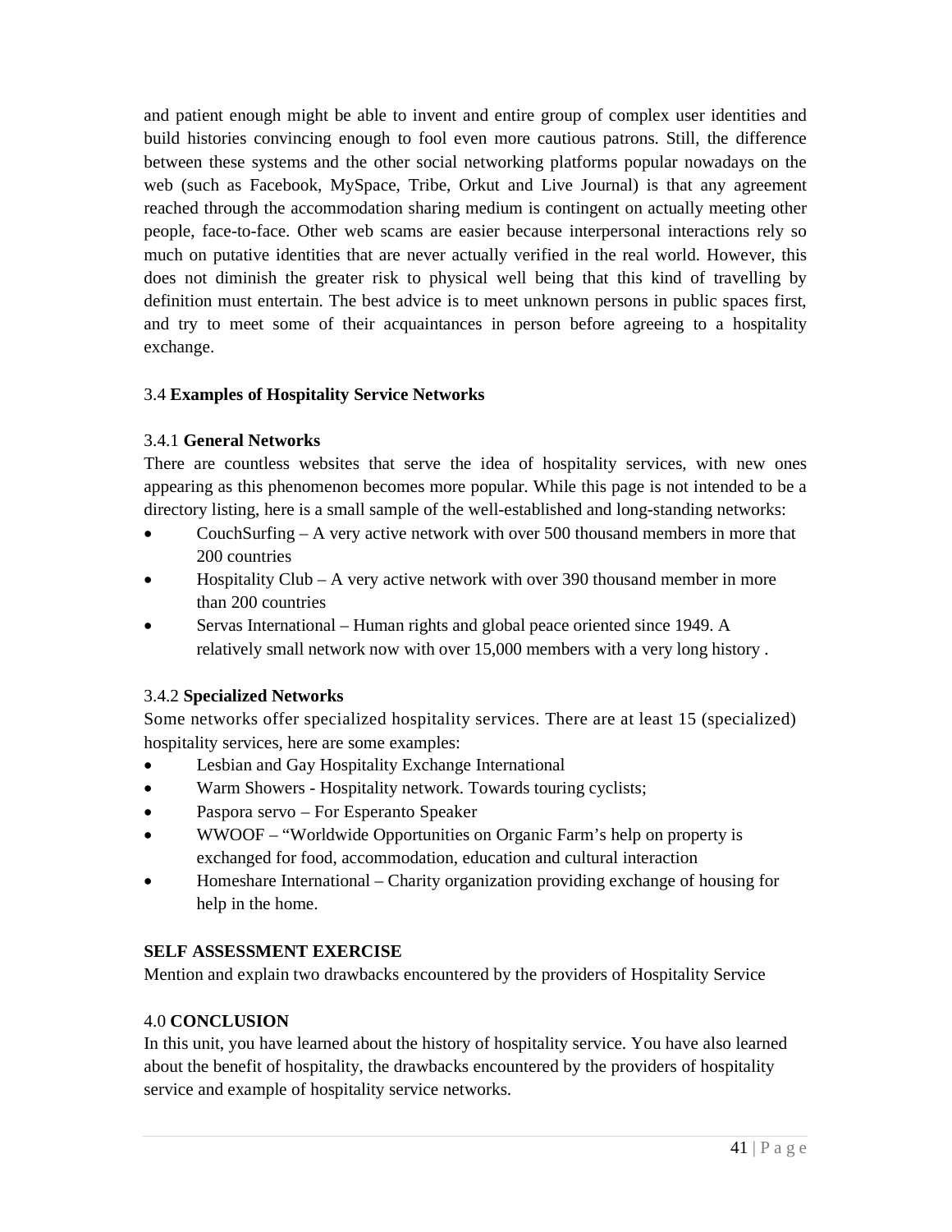and patient enough might be able to invent and entire group of complex user identities and build histories convincing enough to fool even more cautious patrons. Still, the difference between these systems and the other social networking platforms popular nowadays on the web (such as Facebook, MySpace, Tribe, Orkut and Live Journal) is that any agreement reached through the accommodation sharing medium is contingent on actually meeting other people, face-to-face. Other web scams are easier because interpersonal interactions rely so much on putative identities that are never actually verified in the real world. However, this does not diminish the greater risk to physical well being that this kind of travelling by definition must entertain. The best advice is to meet unknown persons in public spaces first, and try to meet some of their acquaintances in person before agreeing to a hospitality exchange.

### 3.4 **Examples of Hospitality Service Networks**

#### 3.4.1 **General Networks**

There are countless websites that serve the idea of hospitality services, with new ones appearing as this phenomenon becomes more popular. While this page is not intended to be a directory listing, here is a small sample of the well-established and long-standing networks:

- CouchSurfing – A very active network with over 500 thousand members in more that 200 countries
- Hospitality Club – A very active network with over 390 thousand member in more than 200 countries
- Servas International – Human rights and global peace oriented since 1949. A relatively small network now with over 15,000 members with a very long history .

#### 3.4.2 **Specialized Networks**

Some networks offer specialized hospitality services. There are at least 15 (specialized) hospitality services, here are some examples:

- Lesbian and Gay Hospitality Exchange International
- Warm Showers - Hospitality network. Towards touring cyclists;
- Paspora servo – For Esperanto Speaker
- WWOOF – "Worldwide Opportunities on Organic Farm's help on property is exchanged for food, accommodation, education and cultural interaction
- Homeshare International – Charity organization providing exchange of housing for help in the home.

**SELF ASSESSMENT EXERCISE**

Mention and explain two drawbacks encountered by the providers of Hospitality Service

## 4.0 **CONCLUSION**

In this unit, you have learned about the history of hospitality service. You have also learned about the benefit of hospitality, the drawbacks encountered by the providers of hospitality service and example of hospitality service networks.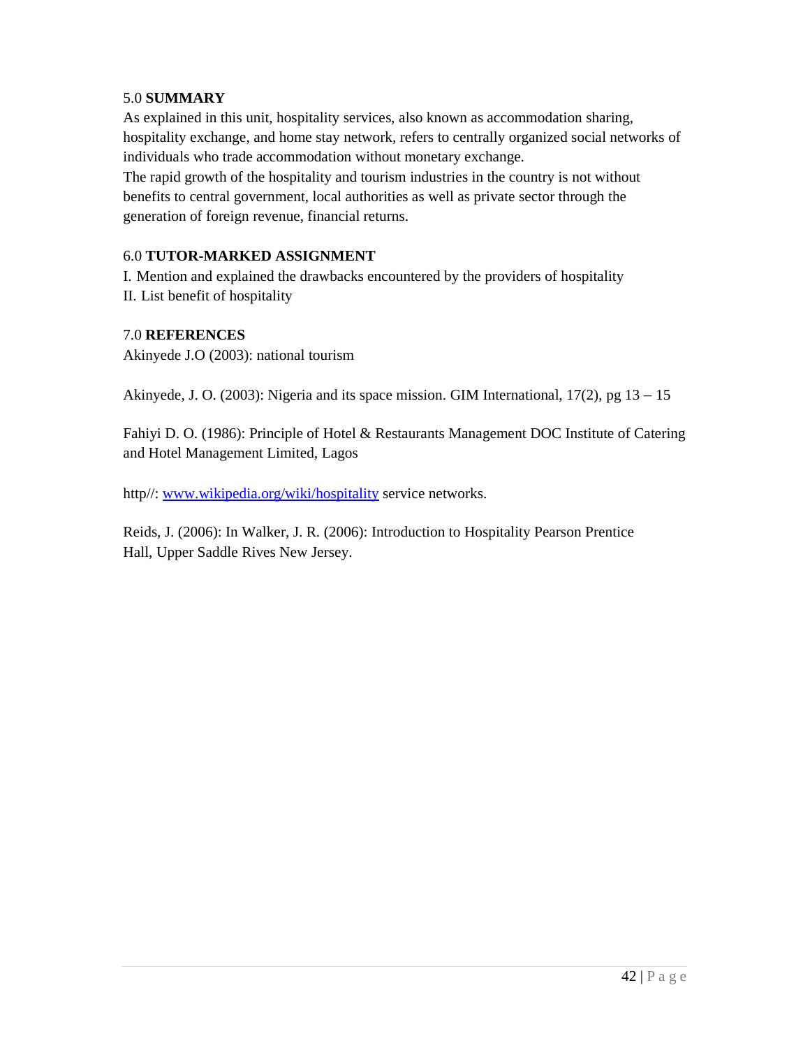## 5.0 SUMMARY

As explained in this unit, hospitality services, also known as accommodation sharing, hospitality exchange, and home stay network, refers to centrally organized social networks of individuals who trade accommodation without monetary exchange.

The rapid growth of the hospitality and tourism industries in the country is not without benefits to central government, local authorities as well as private sector through the generation of foreign revenue, financial returns.

## 6.0 TUTOR-MARKED ASSIGNMENT

I. Mention and explained the drawbacks encountered by the providers of hospitality

II. List benefit of hospitality

## 7.0 REFERENCES

Akinyede J.O (2003): national tourism

Akinyede, J. O. (2003): Nigeria and its space mission. GIM International, 17(2), pg 13 – 15

Fahiyi D. O. (1986): Principle of Hotel & Restaurants Management DOC Institute of Catering and Hotel Management Limited, Lagos

http//: www.wikipedia.org/wiki/hospitality service networks.

Reids, J. (2006): In Walker, J. R. (2006): Introduction to Hospitality Pearson Prentice Hall, Upper Saddle Rives New Jersey.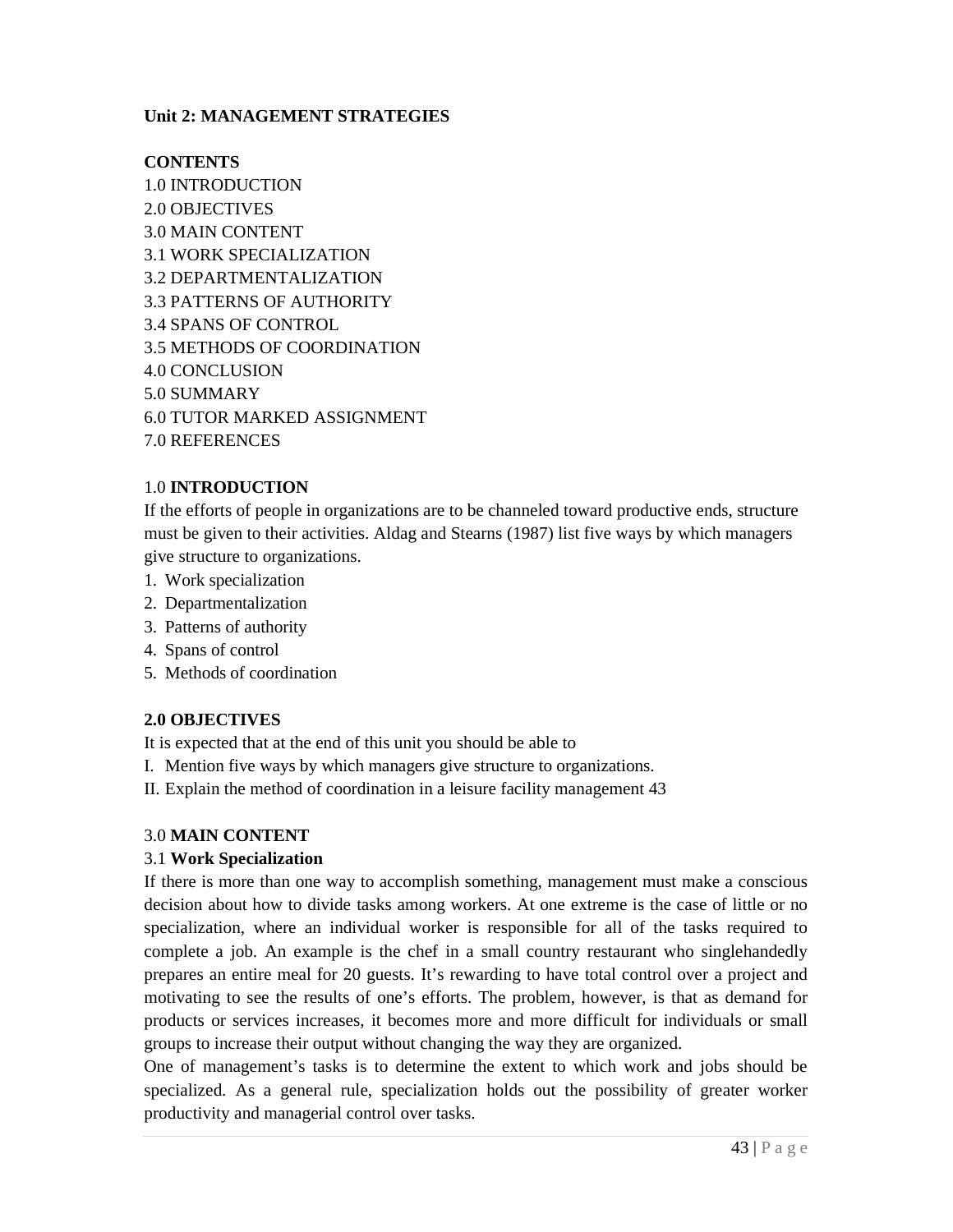**Unit 2: MANAGEMENT STRATEGIES**

**CONTENTS**

1.0 INTRODUCTION
2.0 OBJECTIVES
3.0 MAIN CONTENT
3.1 WORK SPECIALIZATION
3.2 DEPARTMENTALIZATION
3.3 PATTERNS OF AUTHORITY
3.4 SPANS OF CONTROL
3.5 METHODS OF COORDINATION
4.0 CONCLUSION
5.0 SUMMARY
6.0 TUTOR MARKED ASSIGNMENT
7.0 REFERENCES

## 1.0 **INTRODUCTION**

If the efforts of people in organizations are to be channeled toward productive ends, structure must be given to their activities. Aldag and Stearns (1987) list five ways by which managers give structure to organizations.

1. Work specialization
2. Departmentalization
3. Patterns of authority
4. Spans of control
5. Methods of coordination

## **2.0 OBJECTIVES**

It is expected that at the end of this unit you should be able to

I. Mention five ways by which managers give structure to organizations.
II. Explain the method of coordination in a leisure facility management 43

## 3.0 **MAIN CONTENT**

### 3.1 **Work Specialization**

If there is more than one way to accomplish something, management must make a conscious decision about how to divide tasks among workers. At one extreme is the case of little or no specialization, where an individual worker is responsible for all of the tasks required to complete a job. An example is the chef in a small country restaurant who singlehandedly prepares an entire meal for 20 guests. It's rewarding to have total control over a project and motivating to see the results of one's efforts. The problem, however, is that as demand for products or services increases, it becomes more and more difficult for individuals or small groups to increase their output without changing the way they are organized.

One of management's tasks is to determine the extent to which work and jobs should be specialized. As a general rule, specialization holds out the possibility of greater worker productivity and managerial control over tasks.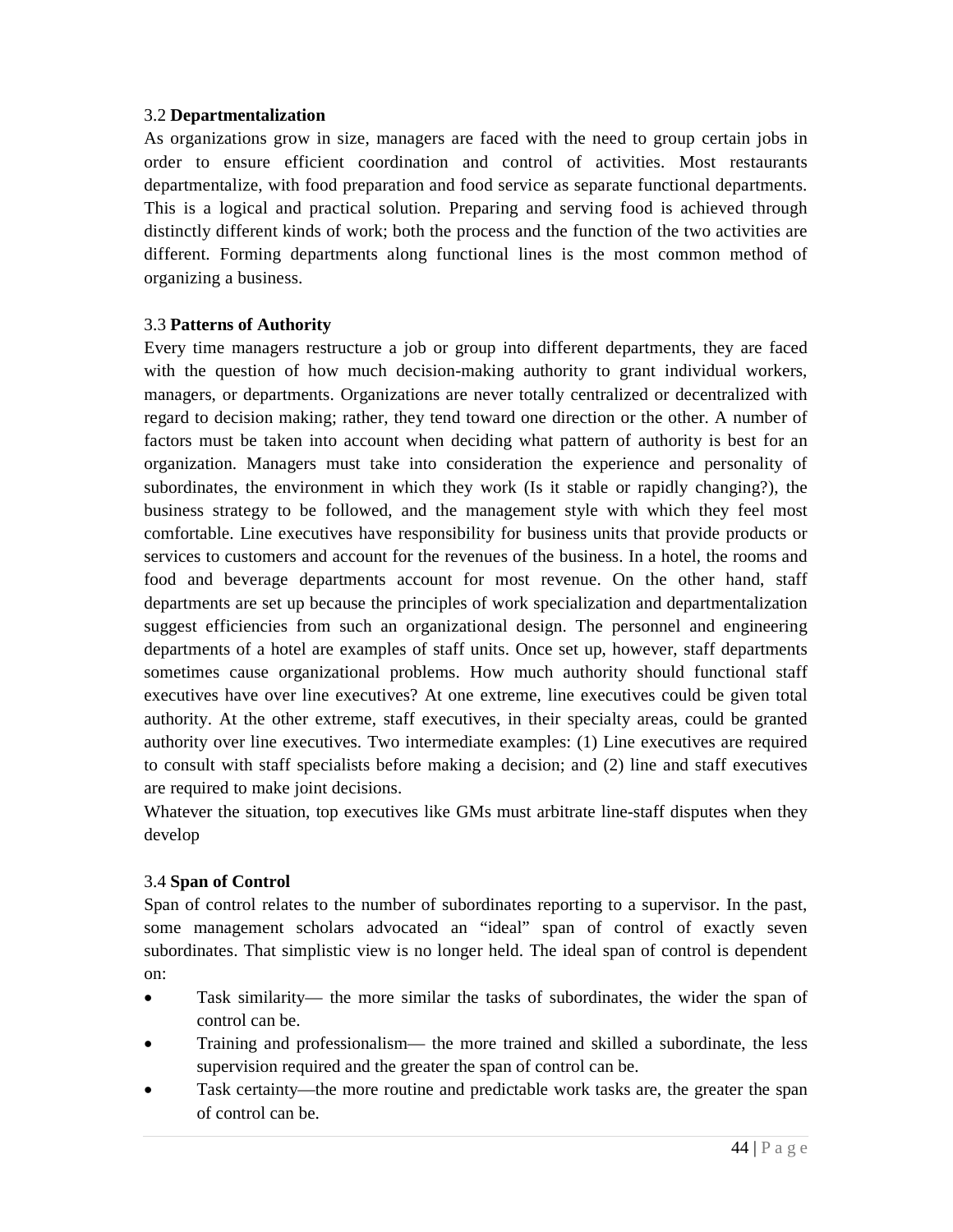### 3.2 **Departmentalization**

As organizations grow in size, managers are faced with the need to group certain jobs in order to ensure efficient coordination and control of activities. Most restaurants departmentalize, with food preparation and food service as separate functional departments. This is a logical and practical solution. Preparing and serving food is achieved through distinctly different kinds of work; both the process and the function of the two activities are different. Forming departments along functional lines is the most common method of organizing a business.

### 3.3 **Patterns of Authority**

Every time managers restructure a job or group into different departments, they are faced with the question of how much decision-making authority to grant individual workers, managers, or departments. Organizations are never totally centralized or decentralized with regard to decision making; rather, they tend toward one direction or the other. A number of factors must be taken into account when deciding what pattern of authority is best for an organization. Managers must take into consideration the experience and personality of subordinates, the environment in which they work (Is it stable or rapidly changing?), the business strategy to be followed, and the management style with which they feel most comfortable. Line executives have responsibility for business units that provide products or services to customers and account for the revenues of the business. In a hotel, the rooms and food and beverage departments account for most revenue. On the other hand, staff departments are set up because the principles of work specialization and departmentalization suggest efficiencies from such an organizational design. The personnel and engineering departments of a hotel are examples of staff units. Once set up, however, staff departments sometimes cause organizational problems. How much authority should functional staff executives have over line executives? At one extreme, line executives could be given total authority. At the other extreme, staff executives, in their specialty areas, could be granted authority over line executives. Two intermediate examples: (1) Line executives are required to consult with staff specialists before making a decision; and (2) line and staff executives are required to make joint decisions.

Whatever the situation, top executives like GMs must arbitrate line-staff disputes when they develop

### 3.4 **Span of Control**

Span of control relates to the number of subordinates reporting to a supervisor. In the past, some management scholars advocated an "ideal" span of control of exactly seven subordinates. That simplistic view is no longer held. The ideal span of control is dependent on:

- Task similarity— the more similar the tasks of subordinates, the wider the span of control can be.
- Training and professionalism— the more trained and skilled a subordinate, the less supervision required and the greater the span of control can be.
- Task certainty—the more routine and predictable work tasks are, the greater the span of control can be.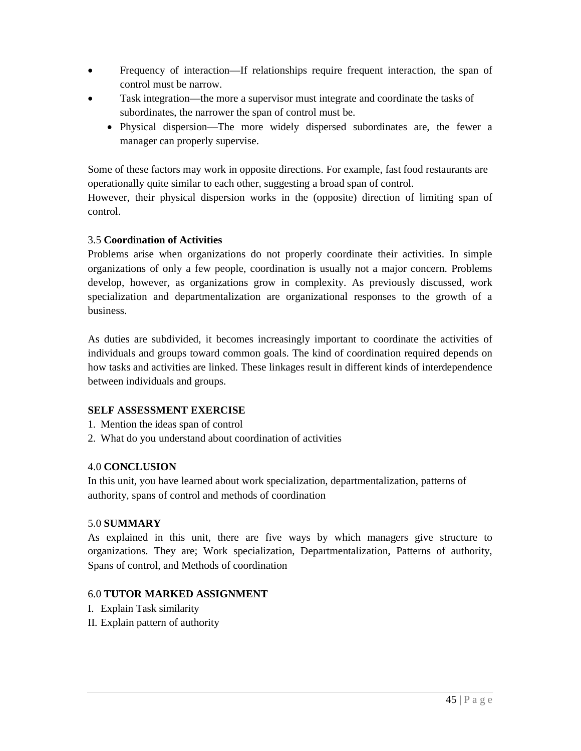- Frequency of interaction—If relationships require frequent interaction, the span of control must be narrow.
- Task integration—the more a supervisor must integrate and coordinate the tasks of subordinates, the narrower the span of control must be.
  - Physical dispersion—The more widely dispersed subordinates are, the fewer a manager can properly supervise.

Some of these factors may work in opposite directions. For example, fast food restaurants are operationally quite similar to each other, suggesting a broad span of control.
However, their physical dispersion works in the (opposite) direction of limiting span of control.

3.5 **Coordination of Activities**

Problems arise when organizations do not properly coordinate their activities. In simple organizations of only a few people, coordination is usually not a major concern. Problems develop, however, as organizations grow in complexity. As previously discussed, work specialization and departmentalization are organizational responses to the growth of a business.

As duties are subdivided, it becomes increasingly important to coordinate the activities of individuals and groups toward common goals. The kind of coordination required depends on how tasks and activities are linked. These linkages result in different kinds of interdependence between individuals and groups.

**SELF ASSESSMENT EXERCISE**

1. Mention the ideas span of control
2. What do you understand about coordination of activities

4.0 **CONCLUSION**

In this unit, you have learned about work specialization, departmentalization, patterns of authority, spans of control and methods of coordination

5.0 **SUMMARY**

As explained in this unit, there are five ways by which managers give structure to organizations. They are; Work specialization, Departmentalization, Patterns of authority, Spans of control, and Methods of coordination

6.0 **TUTOR MARKED ASSIGNMENT**

I. Explain Task similarity

II. Explain pattern of authority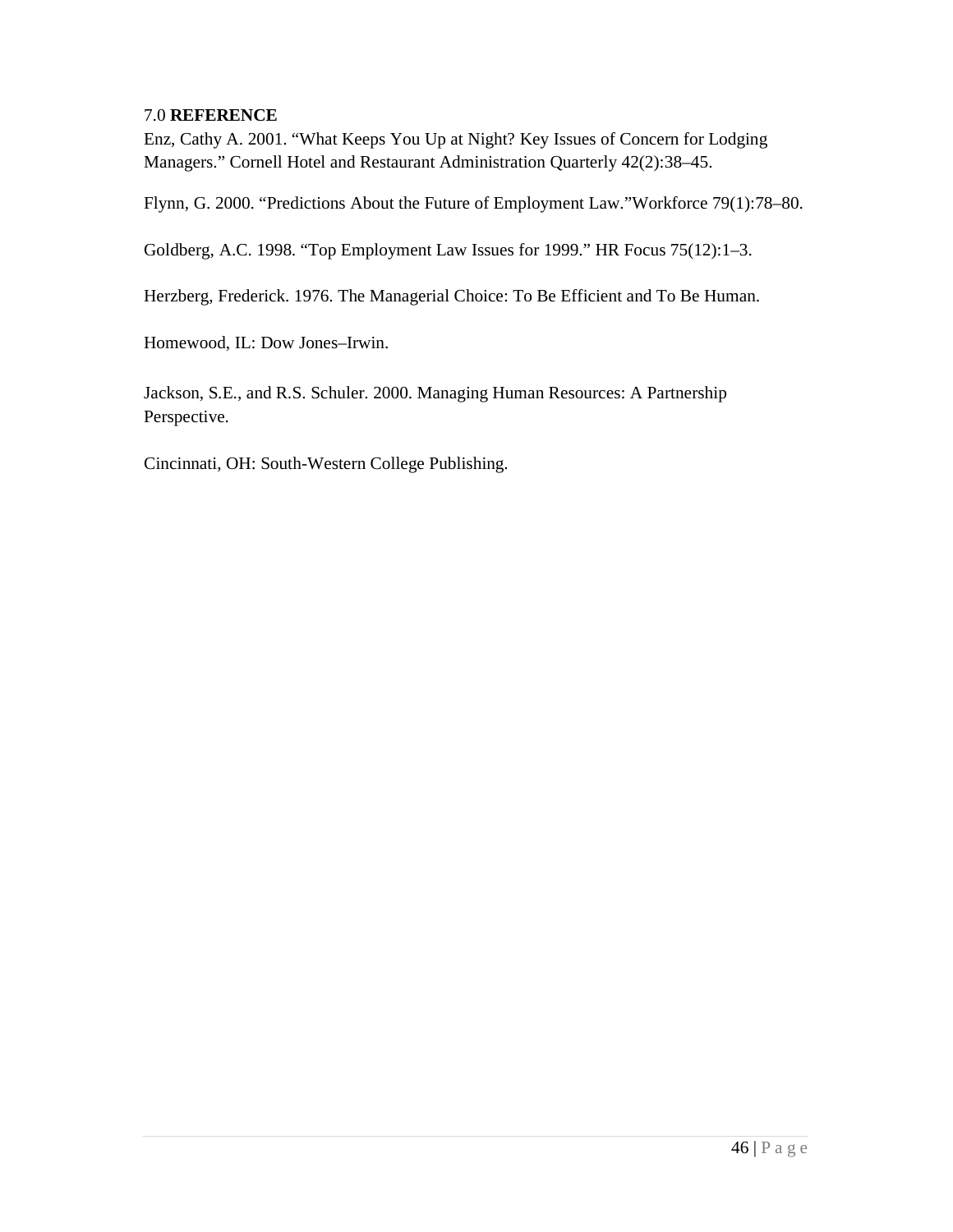## 7.0 **REFERENCE**

Enz, Cathy A. 2001. "What Keeps You Up at Night? Key Issues of Concern for Lodging Managers." Cornell Hotel and Restaurant Administration Quarterly 42(2):38–45.

Flynn, G. 2000. "Predictions About the Future of Employment Law."Workforce 79(1):78–80.

Goldberg, A.C. 1998. "Top Employment Law Issues for 1999." HR Focus 75(12):1–3.

Herzberg, Frederick. 1976. The Managerial Choice: To Be Efficient and To Be Human.

Homewood, IL: Dow Jones–Irwin.

Jackson, S.E., and R.S. Schuler. 2000. Managing Human Resources: A Partnership Perspective.

Cincinnati, OH: South-Western College Publishing.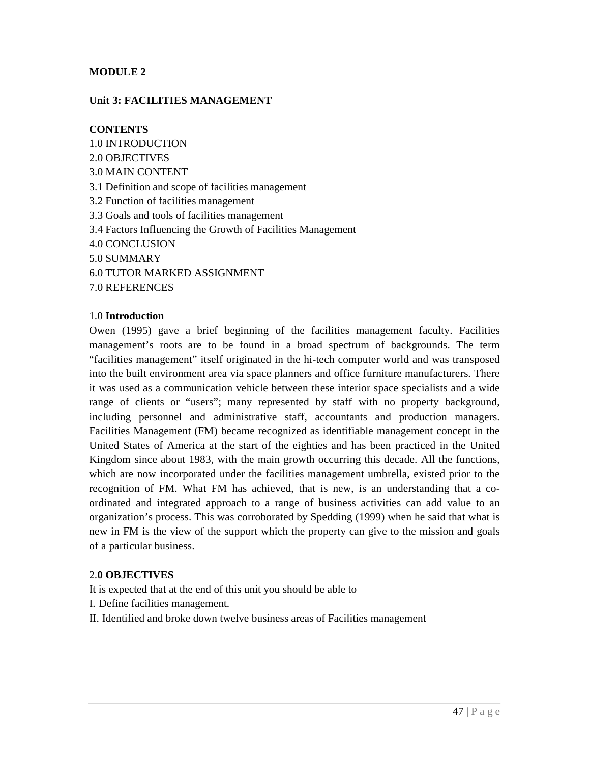**MODULE 2**

**Unit 3: FACILITIES MANAGEMENT**

**CONTENTS**

1.0 INTRODUCTION
2.0 OBJECTIVES
3.0 MAIN CONTENT
3.1 Definition and scope of facilities management
3.2 Function of facilities management
3.3 Goals and tools of facilities management
3.4 Factors Influencing the Growth of Facilities Management
4.0 CONCLUSION
5.0 SUMMARY
6.0 TUTOR MARKED ASSIGNMENT
7.0 REFERENCES

1.0 **Introduction**

Owen (1995) gave a brief beginning of the facilities management faculty. Facilities management's roots are to be found in a broad spectrum of backgrounds. The term "facilities management" itself originated in the hi-tech computer world and was transposed into the built environment area via space planners and office furniture manufacturers. There it was used as a communication vehicle between these interior space specialists and a wide range of clients or "users"; many represented by staff with no property background, including personnel and administrative staff, accountants and production managers. Facilities Management (FM) became recognized as identifiable management concept in the United States of America at the start of the eighties and has been practiced in the United Kingdom since about 1983, with the main growth occurring this decade. All the functions, which are now incorporated under the facilities management umbrella, existed prior to the recognition of FM. What FM has achieved, that is new, is an understanding that a co-ordinated and integrated approach to a range of business activities can add value to an organization's process. This was corroborated by Spedding (1999) when he said that what is new in FM is the view of the support which the property can give to the mission and goals of a particular business.

2.**0 OBJECTIVES**

It is expected that at the end of this unit you should be able to

I. Define facilities management.

II. Identified and broke down twelve business areas of Facilities management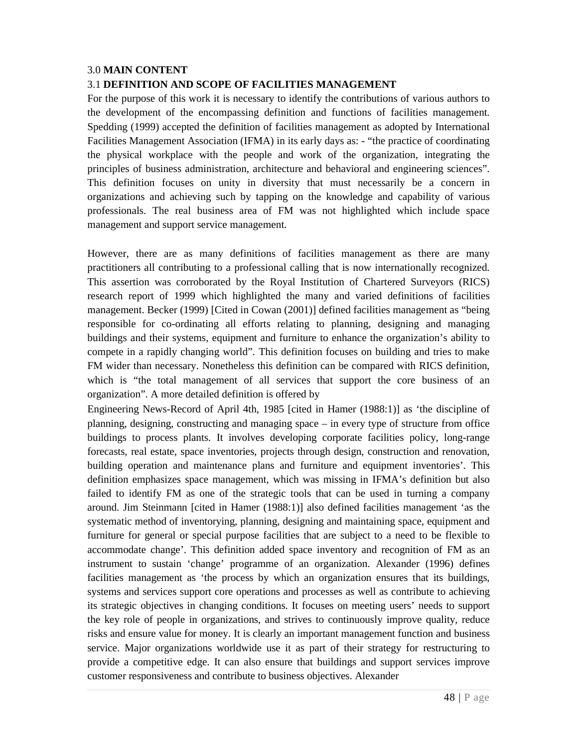### 3.0 **MAIN CONTENT**

### 3.1 **DEFINITION AND SCOPE OF FACILITIES MANAGEMENT**

For the purpose of this work it is necessary to identify the contributions of various authors to the development of the encompassing definition and functions of facilities management. Spedding (1999) accepted the definition of facilities management as adopted by International Facilities Management Association (IFMA) in its early days as: - "the practice of coordinating the physical workplace with the people and work of the organization, integrating the principles of business administration, architecture and behavioral and engineering sciences". This definition focuses on unity in diversity that must necessarily be a concern in organizations and achieving such by tapping on the knowledge and capability of various professionals. The real business area of FM was not highlighted which include space management and support service management.

However, there are as many definitions of facilities management as there are many practitioners all contributing to a professional calling that is now internationally recognized. This assertion was corroborated by the Royal Institution of Chartered Surveyors (RICS) research report of 1999 which highlighted the many and varied definitions of facilities management. Becker (1999) [Cited in Cowan (2001)] defined facilities management as "being responsible for co-ordinating all efforts relating to planning, designing and managing buildings and their systems, equipment and furniture to enhance the organization's ability to compete in a rapidly changing world". This definition focuses on building and tries to make FM wider than necessary. Nonetheless this definition can be compared with RICS definition, which is "the total management of all services that support the core business of an organization". A more detailed definition is offered by Engineering News-Record of April 4th, 1985 [cited in Hamer (1988:1)] as 'the discipline of planning, designing, constructing and managing space – in every type of structure from office buildings to process plants. It involves developing corporate facilities policy, long-range forecasts, real estate, space inventories, projects through design, construction and renovation, building operation and maintenance plans and furniture and equipment inventories'. This definition emphasizes space management, which was missing in IFMA's definition but also failed to identify FM as one of the strategic tools that can be used in turning a company around. Jim Steinmann [cited in Hamer (1988:1)] also defined facilities management 'as the systematic method of inventorying, planning, designing and maintaining space, equipment and furniture for general or special purpose facilities that are subject to a need to be flexible to accommodate change'. This definition added space inventory and recognition of FM as an instrument to sustain 'change' programme of an organization. Alexander (1996) defines facilities management as 'the process by which an organization ensures that its buildings, systems and services support core operations and processes as well as contribute to achieving its strategic objectives in changing conditions. It focuses on meeting users' needs to support the key role of people in organizations, and strives to continuously improve quality, reduce risks and ensure value for money. It is clearly an important management function and business service. Major organizations worldwide use it as part of their strategy for restructuring to provide a competitive edge. It can also ensure that buildings and support services improve customer responsiveness and contribute to business objectives. Alexander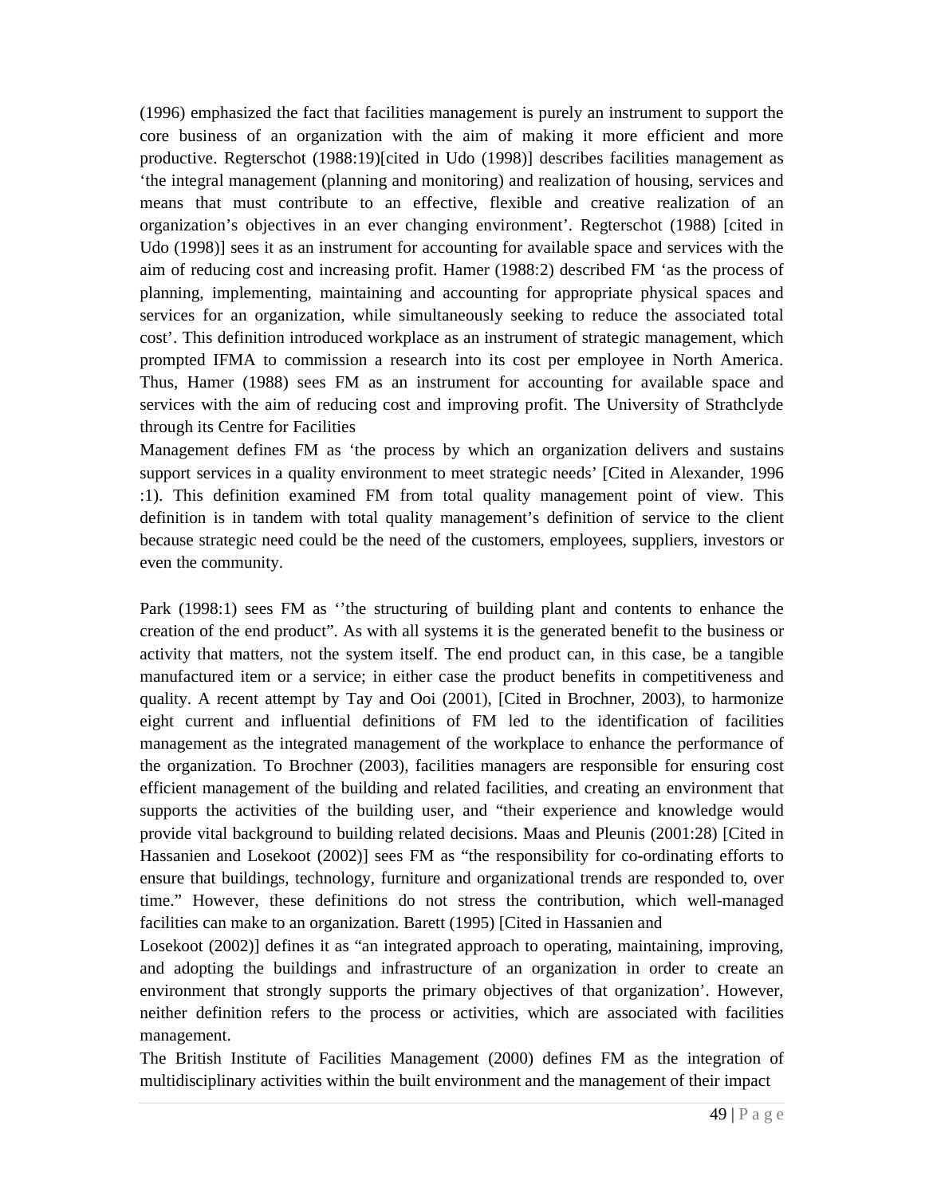(1996) emphasized the fact that facilities management is purely an instrument to support the core business of an organization with the aim of making it more efficient and more productive. Regterschot (1988:19)[cited in Udo (1998)] describes facilities management as 'the integral management (planning and monitoring) and realization of housing, services and means that must contribute to an effective, flexible and creative realization of an organization's objectives in an ever changing environment'. Regterschot (1988) [cited in Udo (1998)] sees it as an instrument for accounting for available space and services with the aim of reducing cost and increasing profit. Hamer (1988:2) described FM 'as the process of planning, implementing, maintaining and accounting for appropriate physical spaces and services for an organization, while simultaneously seeking to reduce the associated total cost'. This definition introduced workplace as an instrument of strategic management, which prompted IFMA to commission a research into its cost per employee in North America. Thus, Hamer (1988) sees FM as an instrument for accounting for available space and services with the aim of reducing cost and improving profit. The University of Strathclyde through its Centre for Facilities

Management defines FM as 'the process by which an organization delivers and sustains support services in a quality environment to meet strategic needs' [Cited in Alexander, 1996 :1). This definition examined FM from total quality management point of view. This definition is in tandem with total quality management's definition of service to the client because strategic need could be the need of the customers, employees, suppliers, investors or even the community.

Park (1998:1) sees FM as ''the structuring of building plant and contents to enhance the creation of the end product". As with all systems it is the generated benefit to the business or activity that matters, not the system itself. The end product can, in this case, be a tangible manufactured item or a service; in either case the product benefits in competitiveness and quality. A recent attempt by Tay and Ooi (2001), [Cited in Brochner, 2003), to harmonize eight current and influential definitions of FM led to the identification of facilities management as the integrated management of the workplace to enhance the performance of the organization. To Brochner (2003), facilities managers are responsible for ensuring cost efficient management of the building and related facilities, and creating an environment that supports the activities of the building user, and "their experience and knowledge would provide vital background to building related decisions. Maas and Pleunis (2001:28) [Cited in Hassanien and Losekoot (2002)] sees FM as "the responsibility for co-ordinating efforts to ensure that buildings, technology, furniture and organizational trends are responded to, over time." However, these definitions do not stress the contribution, which well-managed facilities can make to an organization. Barett (1995) [Cited in Hassanien and

Losekoot (2002)] defines it as "an integrated approach to operating, maintaining, improving, and adopting the buildings and infrastructure of an organization in order to create an environment that strongly supports the primary objectives of that organization'. However, neither definition refers to the process or activities, which are associated with facilities management.

The British Institute of Facilities Management (2000) defines FM as the integration of multidisciplinary activities within the built environment and the management of their impact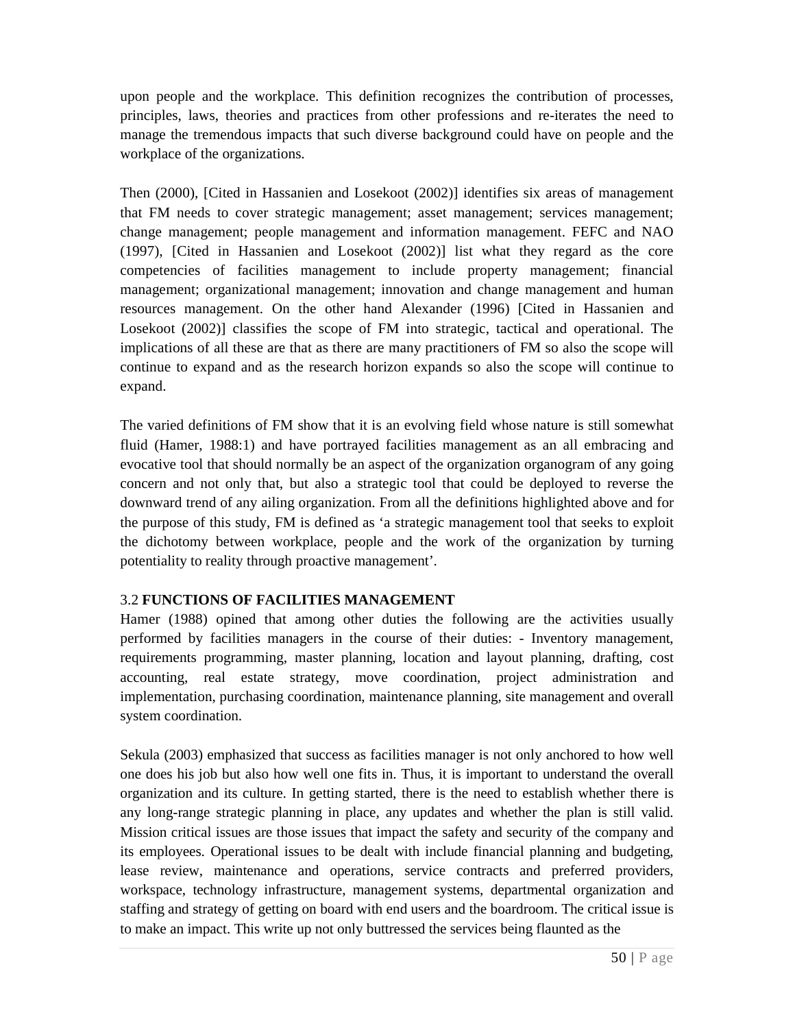upon people and the workplace. This definition recognizes the contribution of processes, principles, laws, theories and practices from other professions and re-iterates the need to manage the tremendous impacts that such diverse background could have on people and the workplace of the organizations.

Then (2000), [Cited in Hassanien and Losekoot (2002)] identifies six areas of management that FM needs to cover strategic management; asset management; services management; change management; people management and information management. FEFC and NAO (1997), [Cited in Hassanien and Losekoot (2002)] list what they regard as the core competencies of facilities management to include property management; financial management; organizational management; innovation and change management and human resources management. On the other hand Alexander (1996) [Cited in Hassanien and Losekoot (2002)] classifies the scope of FM into strategic, tactical and operational. The implications of all these are that as there are many practitioners of FM so also the scope will continue to expand and as the research horizon expands so also the scope will continue to expand.

The varied definitions of FM show that it is an evolving field whose nature is still somewhat fluid (Hamer, 1988:1) and have portrayed facilities management as an all embracing and evocative tool that should normally be an aspect of the organization organogram of any going concern and not only that, but also a strategic tool that could be deployed to reverse the downward trend of any ailing organization. From all the definitions highlighted above and for the purpose of this study, FM is defined as 'a strategic management tool that seeks to exploit the dichotomy between workplace, people and the work of the organization by turning potentiality to reality through proactive management'.

## 3.2 **FUNCTIONS OF FACILITIES MANAGEMENT**

Hamer (1988) opined that among other duties the following are the activities usually performed by facilities managers in the course of their duties: - Inventory management, requirements programming, master planning, location and layout planning, drafting, cost accounting, real estate strategy, move coordination, project administration and implementation, purchasing coordination, maintenance planning, site management and overall system coordination.

Sekula (2003) emphasized that success as facilities manager is not only anchored to how well one does his job but also how well one fits in. Thus, it is important to understand the overall organization and its culture. In getting started, there is the need to establish whether there is any long-range strategic planning in place, any updates and whether the plan is still valid. Mission critical issues are those issues that impact the safety and security of the company and its employees. Operational issues to be dealt with include financial planning and budgeting, lease review, maintenance and operations, service contracts and preferred providers, workspace, technology infrastructure, management systems, departmental organization and staffing and strategy of getting on board with end users and the boardroom. The critical issue is to make an impact. This write up not only buttressed the services being flaunted as the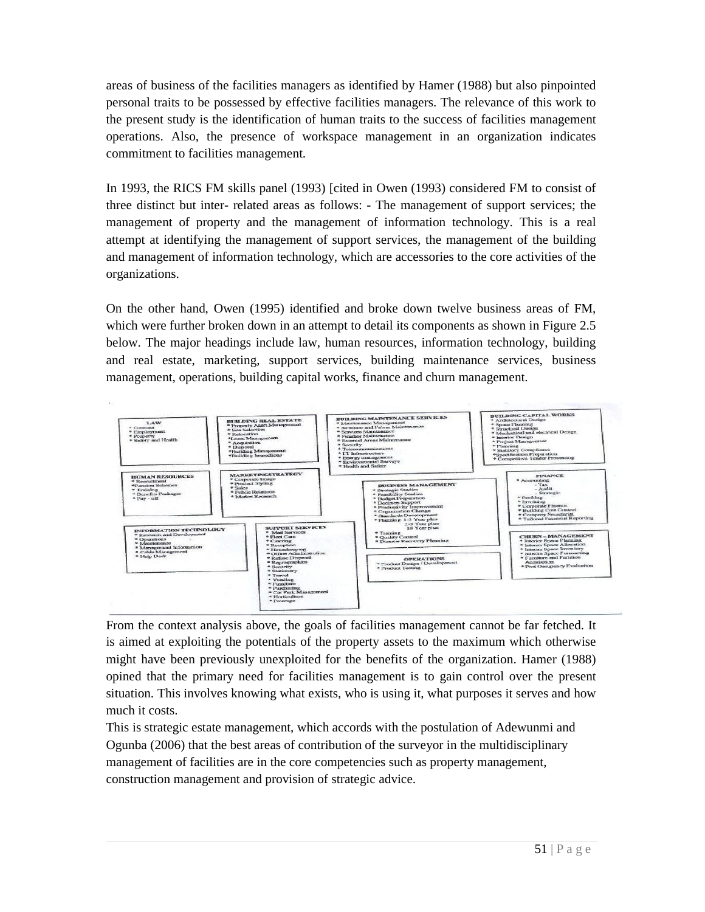areas of business of the facilities managers as identified by Hamer (1988) but also pinpointed personal traits to be possessed by effective facilities managers. The relevance of this work to the present study is the identification of human traits to the success of facilities management operations. Also, the presence of workspace management in an organization indicates commitment to facilities management.

In 1993, the RICS FM skills panel (1993) [cited in Owen (1993) considered FM to consist of three distinct but inter- related areas as follows: - The management of support services; the management of property and the management of information technology. This is a real attempt at identifying the management of support services, the management of the building and management of information technology, which are accessories to the core activities of the organizations.

On the other hand, Owen (1995) identified and broke down twelve business areas of FM, which were further broken down in an attempt to detail its components as shown in Figure 2.5 below. The major headings include law, human resources, information technology, building and real estate, marketing, support services, building maintenance services, business management, operations, building capital works, finance and churn management.

**LAW**
* Contract
* Employment
* Property
* Safety and Health

**BUILDING REAL ESTATE**
* Property Asset Management
* Site Selection
* Relocation
* Lease Management
* Acquisition
* Disposal
* Building Management
* Building Inspections

**BUILDING MAINTENANCE SERVICES**
* Maintenance Management
* Structure and Fabric Maintenance
* Services Maintenance
* Finishes Maintenance
* External Areas Maintenance
* Security
* Telecommunications
* I.T. Infrastructure
* Energy management
* Environmental Surveys
* Health and Safety

**BUILDING CAPITAL WORKS**
* Architectural Design
* Space Planning
* Structural Design
* Mechanical and electrical Design
* Interior Design
* Project Management
* Planning
* Statutory Compliance
* Specification Preparation
* Competitive Tender Processing

**HUMAN RESOURCES**
* Recruitment
* Pension Schemes
* Training
* Benefits Packages
* Pay - off

**MARKETINGSTRATEGY**
* Corporate Image
* Product Styling
* Sales
* Public Relations
* Market Research

**BUSINESS MANAGEMENT**
* Strategic Studies
* Feasibility Studies
* Budget Preparation
* Decision Support
* Productivity Improvement
* Organization Change
* Standards Development
* Planning: 1-3 Year plan, 3-5 Year plus, 10 Year plus
* Training
* Quality Control
* Disaster Recovery Planning

**FINANCE**
* Accounting
  - Tax
  - Audit
  - Strategic
* Booking
* Invoicing
* Corporate Finance
* Building Cost Control
* Company Secretarial
* Tailored Financial Reporting

**INFORMATION TECHNOLOGY**
* Research and Development
* Operations
* Maintenance
* Management Information
* Cable Management
* Help Desk

**SUPPORT SERVICES**
* Mail Services
* Fleet Cars
* Catering
* Reception
* Housekeeping
* Office Administration
* Refuse Disposal
* Reprographics
* Security
* Stationery
* Travel
* Vending
* Furniture
* Purchasing
* Car Park Management
* Horticulture
* Porterage

**OPERATIONS**
* Product Design / Development
* Product Testing

**CHURN – MANAGEMENT**
* Interior Space Planning
* Interior Space Allocation
* Interior Space Inventory
* Interior Space Forecasting
* Furniture and Partition Acquisition
* Post Occupancy Evaluation

From the context analysis above, the goals of facilities management cannot be far fetched. It is aimed at exploiting the potentials of the property assets to the maximum which otherwise might have been previously unexploited for the benefits of the organization. Hamer (1988) opined that the primary need for facilities management is to gain control over the present situation. This involves knowing what exists, who is using it, what purposes it serves and how much it costs.

This is strategic estate management, which accords with the postulation of Adewunmi and Ogunba (2006) that the best areas of contribution of the surveyor in the multidisciplinary management of facilities are in the core competencies such as property management, construction management and provision of strategic advice.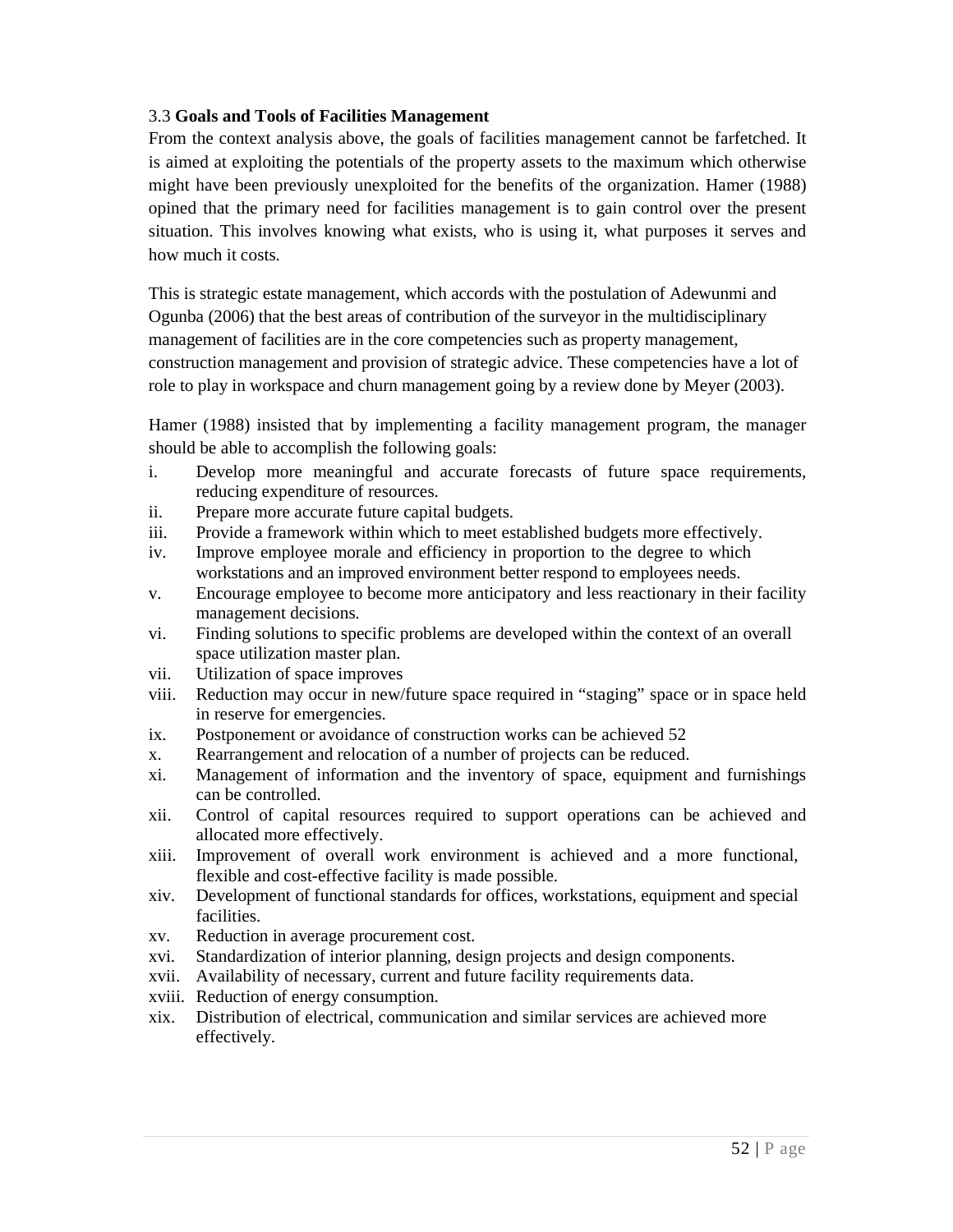### 3.3 **Goals and Tools of Facilities Management**

From the context analysis above, the goals of facilities management cannot be farfetched. It is aimed at exploiting the potentials of the property assets to the maximum which otherwise might have been previously unexploited for the benefits of the organization. Hamer (1988) opined that the primary need for facilities management is to gain control over the present situation. This involves knowing what exists, who is using it, what purposes it serves and how much it costs.

This is strategic estate management, which accords with the postulation of Adewunmi and Ogunba (2006) that the best areas of contribution of the surveyor in the multidisciplinary management of facilities are in the core competencies such as property management, construction management and provision of strategic advice. These competencies have a lot of role to play in workspace and churn management going by a review done by Meyer (2003).

Hamer (1988) insisted that by implementing a facility management program, the manager should be able to accomplish the following goals:

- i. Develop more meaningful and accurate forecasts of future space requirements, reducing expenditure of resources.
- ii. Prepare more accurate future capital budgets.
- iii. Provide a framework within which to meet established budgets more effectively.
- iv. Improve employee morale and efficiency in proportion to the degree to which workstations and an improved environment better respond to employees needs.
- v. Encourage employee to become more anticipatory and less reactionary in their facility management decisions.
- vi. Finding solutions to specific problems are developed within the context of an overall space utilization master plan.
- vii. Utilization of space improves
- viii. Reduction may occur in new/future space required in “staging” space or in space held in reserve for emergencies.
- ix. Postponement or avoidance of construction works can be achieved 52
- x. Rearrangement and relocation of a number of projects can be reduced.
- xi. Management of information and the inventory of space, equipment and furnishings can be controlled.
- xii. Control of capital resources required to support operations can be achieved and allocated more effectively.
- xiii. Improvement of overall work environment is achieved and a more functional, flexible and cost-effective facility is made possible.
- xiv. Development of functional standards for offices, workstations, equipment and special facilities.
- xv. Reduction in average procurement cost.
- xvi. Standardization of interior planning, design projects and design components.
- xvii. Availability of necessary, current and future facility requirements data.
- xviii. Reduction of energy consumption.
- xix. Distribution of electrical, communication and similar services are achieved more effectively.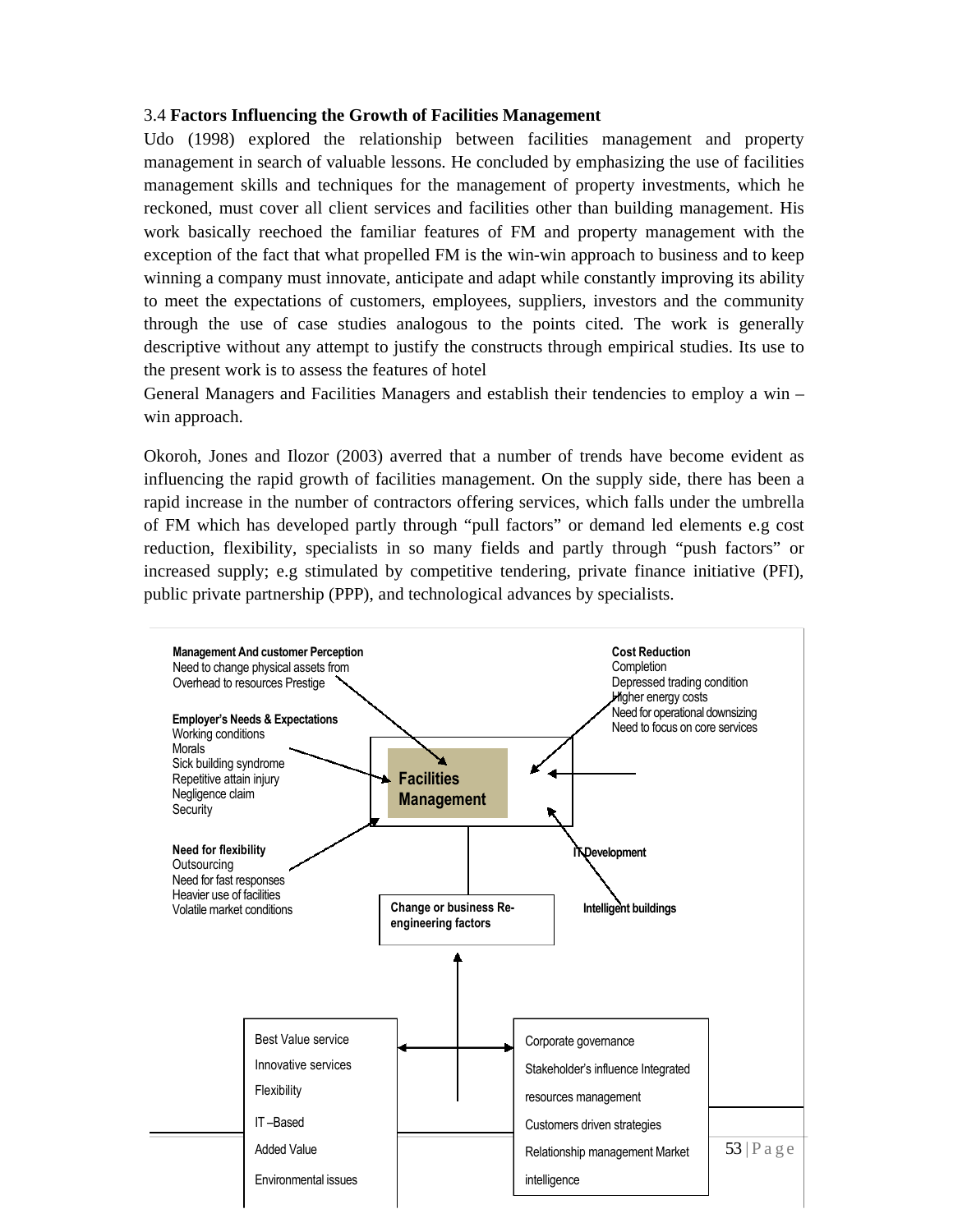3.4 **Factors Influencing the Growth of Facilities Management**

Udo (1998) explored the relationship between facilities management and property management in search of valuable lessons. He concluded by emphasizing the use of facilities management skills and techniques for the management of property investments, which he reckoned, must cover all client services and facilities other than building management. His work basically reechoed the familiar features of FM and property management with the exception of the fact that what propelled FM is the win-win approach to business and to keep winning a company must innovate, anticipate and adapt while constantly improving its ability to meet the expectations of customers, employees, suppliers, investors and the community through the use of case studies analogous to the points cited. The work is generally descriptive without any attempt to justify the constructs through empirical studies. Its use to the present work is to assess the features of hotel General Managers and Facilities Managers and establish their tendencies to employ a win – win approach.

Okoroh, Jones and Ilozor (2003) averred that a number of trends have become evident as influencing the rapid growth of facilities management. On the supply side, there has been a rapid increase in the number of contractors offering services, which falls under the umbrella of FM which has developed partly through "pull factors" or demand led elements e.g cost reduction, flexibility, specialists in so many fields and partly through "push factors" or increased supply; e.g stimulated by competitive tendering, private finance initiative (PFI), public private partnership (PPP), and technological advances by specialists.

**Management And customer Perception**
Need to change physical assets from
Overhead to resources Prestige

**Cost Reduction**
Completion
Depressed trading condition
Higher energy costs
Need for operational downsizing
Need to focus on core services

**Employer's Needs & Expectations**
Working conditions
Morals
Sick building syndrome
Repetitive attain injury
Negligence claim
Security

**Facilities Management**

**Need for flexibility**
Outsourcing
Need for fast responses
Heavier use of facilities
Volatile market conditions

**IT Development**

**Intelligent buildings**

**Change or business Re-engineering factors**

Best Value service
Innovative services
Flexibility
IT –Based
Added Value
Environmental issues

Corporate governance
Stakeholder's influence Integrated resources management
Customers driven strategies
Relationship management Market intelligence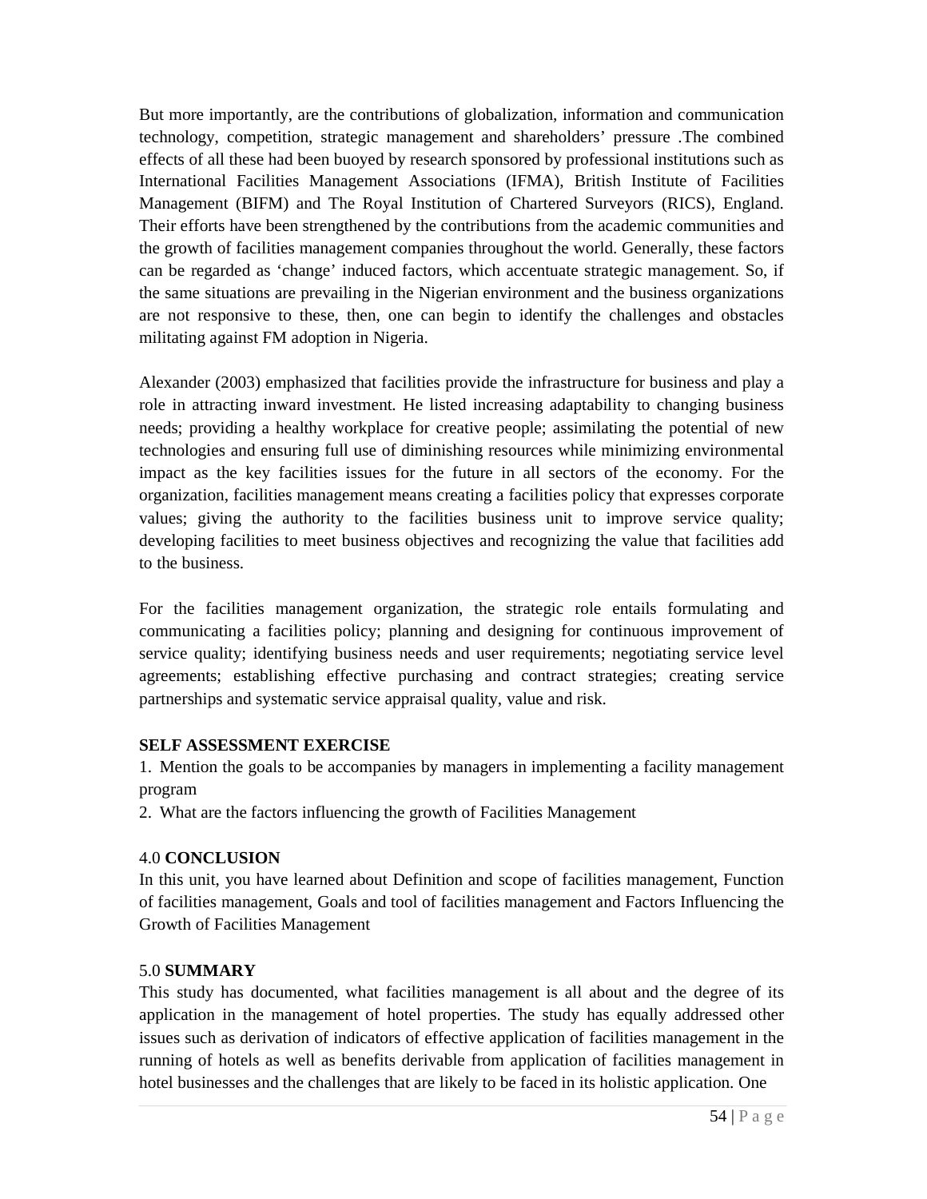But more importantly, are the contributions of globalization, information and communication technology, competition, strategic management and shareholders' pressure .The combined effects of all these had been buoyed by research sponsored by professional institutions such as International Facilities Management Associations (IFMA), British Institute of Facilities Management (BIFM) and The Royal Institution of Chartered Surveyors (RICS), England. Their efforts have been strengthened by the contributions from the academic communities and the growth of facilities management companies throughout the world. Generally, these factors can be regarded as 'change' induced factors, which accentuate strategic management. So, if the same situations are prevailing in the Nigerian environment and the business organizations are not responsive to these, then, one can begin to identify the challenges and obstacles militating against FM adoption in Nigeria.

Alexander (2003) emphasized that facilities provide the infrastructure for business and play a role in attracting inward investment. He listed increasing adaptability to changing business needs; providing a healthy workplace for creative people; assimilating the potential of new technologies and ensuring full use of diminishing resources while minimizing environmental impact as the key facilities issues for the future in all sectors of the economy. For the organization, facilities management means creating a facilities policy that expresses corporate values; giving the authority to the facilities business unit to improve service quality; developing facilities to meet business objectives and recognizing the value that facilities add to the business.

For the facilities management organization, the strategic role entails formulating and communicating a facilities policy; planning and designing for continuous improvement of service quality; identifying business needs and user requirements; negotiating service level agreements; establishing effective purchasing and contract strategies; creating service partnerships and systematic service appraisal quality, value and risk.

**SELF ASSESSMENT EXERCISE**

1. Mention the goals to be accompanies by managers in implementing a facility management program
2. What are the factors influencing the growth of Facilities Management

## 4.0 CONCLUSION

In this unit, you have learned about Definition and scope of facilities management, Function of facilities management, Goals and tool of facilities management and Factors Influencing the Growth of Facilities Management

## 5.0 SUMMARY

This study has documented, what facilities management is all about and the degree of its application in the management of hotel properties. The study has equally addressed other issues such as derivation of indicators of effective application of facilities management in the running of hotels as well as benefits derivable from application of facilities management in hotel businesses and the challenges that are likely to be faced in its holistic application. One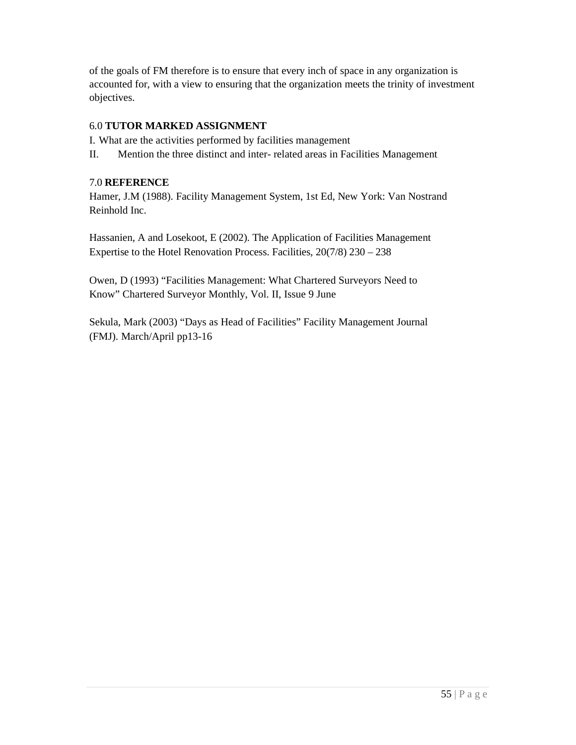of the goals of FM therefore is to ensure that every inch of space in any organization is accounted for, with a view to ensuring that the organization meets the trinity of investment objectives.

## 6.0 TUTOR MARKED ASSIGNMENT

I. What are the activities performed by facilities management

II. Mention the three distinct and inter- related areas in Facilities Management

## 7.0 REFERENCE

Hamer, J.M (1988). Facility Management System, 1st Ed, New York: Van Nostrand Reinhold Inc.

Hassanien, A and Losekoot, E (2002). The Application of Facilities Management Expertise to the Hotel Renovation Process. Facilities, 20(7/8) 230 – 238

Owen, D (1993) "Facilities Management: What Chartered Surveyors Need to Know" Chartered Surveyor Monthly, Vol. II, Issue 9 June

Sekula, Mark (2003) "Days as Head of Facilities" Facility Management Journal (FMJ). March/April pp13-16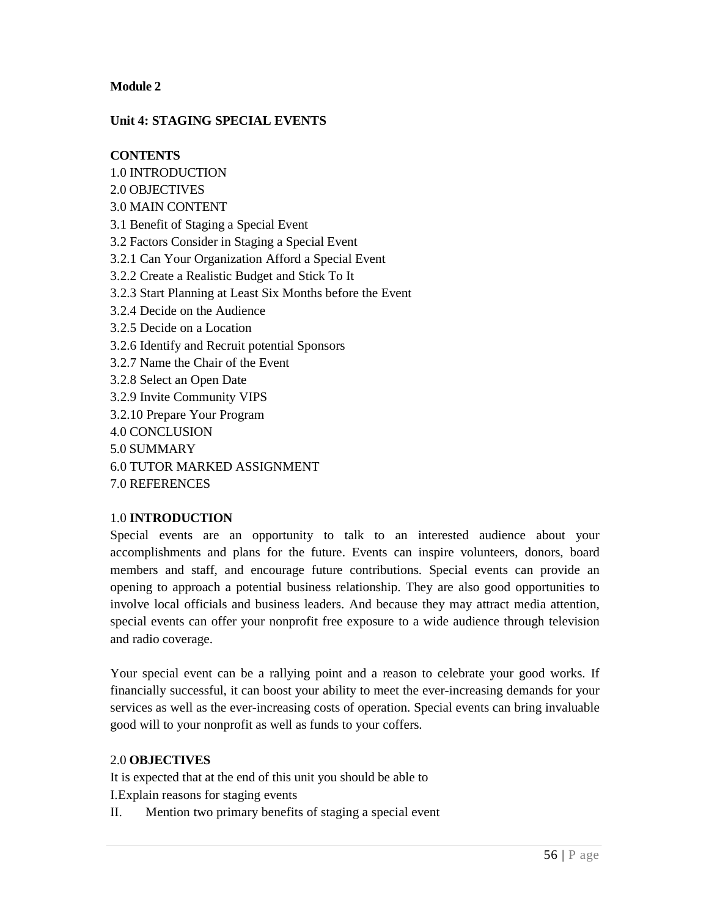**Module 2**

## Unit 4: STAGING SPECIAL EVENTS

**CONTENTS**

1.0 INTRODUCTION
2.0 OBJECTIVES
3.0 MAIN CONTENT
3.1 Benefit of Staging a Special Event
3.2 Factors Consider in Staging a Special Event
3.2.1 Can Your Organization Afford a Special Event
3.2.2 Create a Realistic Budget and Stick To It
3.2.3 Start Planning at Least Six Months before the Event
3.2.4 Decide on the Audience
3.2.5 Decide on a Location
3.2.6 Identify and Recruit potential Sponsors
3.2.7 Name the Chair of the Event
3.2.8 Select an Open Date
3.2.9 Invite Community VIPS
3.2.10 Prepare Your Program
4.0 CONCLUSION
5.0 SUMMARY
6.0 TUTOR MARKED ASSIGNMENT
7.0 REFERENCES

### 1.0 INTRODUCTION

Special events are an opportunity to talk to an interested audience about your accomplishments and plans for the future. Events can inspire volunteers, donors, board members and staff, and encourage future contributions. Special events can provide an opening to approach a potential business relationship. They are also good opportunities to involve local officials and business leaders. And because they may attract media attention, special events can offer your nonprofit free exposure to a wide audience through television and radio coverage.

Your special event can be a rallying point and a reason to celebrate your good works. If financially successful, it can boost your ability to meet the ever-increasing demands for your services as well as the ever-increasing costs of operation. Special events can bring invaluable good will to your nonprofit as well as funds to your coffers.

### 2.0 OBJECTIVES

It is expected that at the end of this unit you should be able to

I. Explain reasons for staging events
II. Mention two primary benefits of staging a special event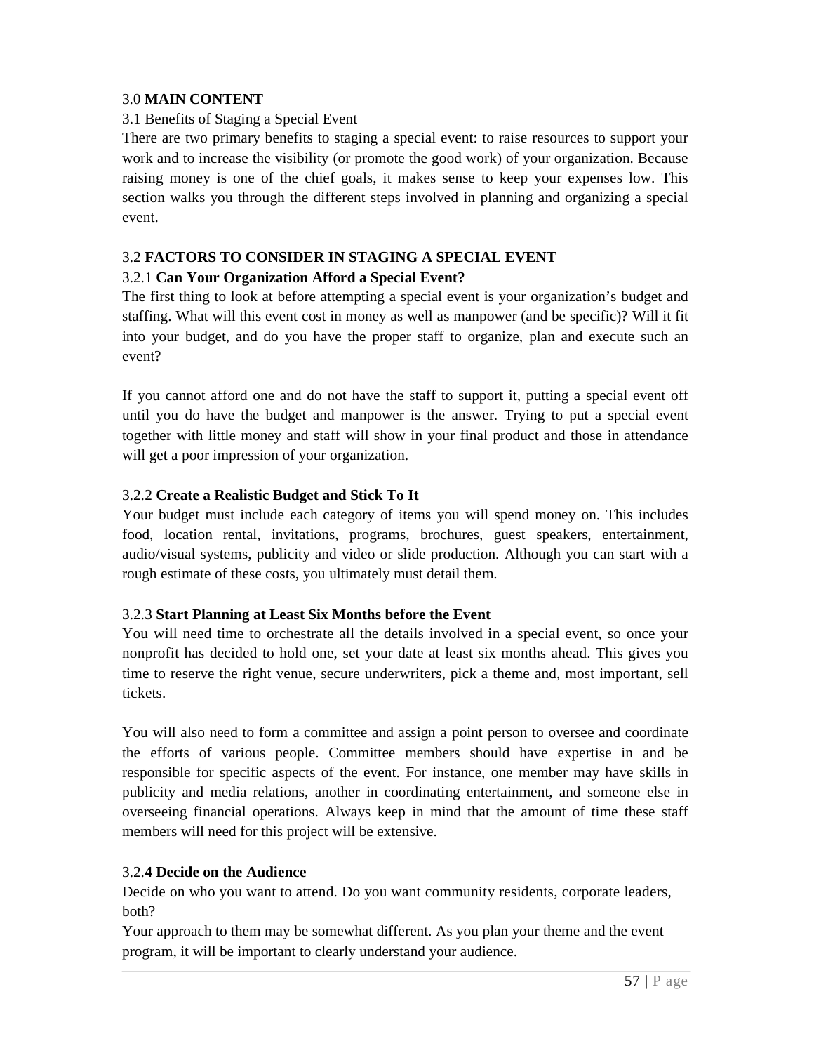## 3.0 **MAIN CONTENT**

### 3.1 Benefits of Staging a Special Event

There are two primary benefits to staging a special event: to raise resources to support your work and to increase the visibility (or promote the good work) of your organization. Because raising money is one of the chief goals, it makes sense to keep your expenses low. This section walks you through the different steps involved in planning and organizing a special event.

### 3.2 **FACTORS TO CONSIDER IN STAGING A SPECIAL EVENT**

#### 3.2.1 **Can Your Organization Afford a Special Event?**

The first thing to look at before attempting a special event is your organization's budget and staffing. What will this event cost in money as well as manpower (and be specific)? Will it fit into your budget, and do you have the proper staff to organize, plan and execute such an event?

If you cannot afford one and do not have the staff to support it, putting a special event off until you do have the budget and manpower is the answer. Trying to put a special event together with little money and staff will show in your final product and those in attendance will get a poor impression of your organization.

#### 3.2.2 **Create a Realistic Budget and Stick To It**

Your budget must include each category of items you will spend money on. This includes food, location rental, invitations, programs, brochures, guest speakers, entertainment, audio/visual systems, publicity and video or slide production. Although you can start with a rough estimate of these costs, you ultimately must detail them.

#### 3.2.3 **Start Planning at Least Six Months before the Event**

You will need time to orchestrate all the details involved in a special event, so once your nonprofit has decided to hold one, set your date at least six months ahead. This gives you time to reserve the right venue, secure underwriters, pick a theme and, most important, sell tickets.

You will also need to form a committee and assign a point person to oversee and coordinate the efforts of various people. Committee members should have expertise in and be responsible for specific aspects of the event. For instance, one member may have skills in publicity and media relations, another in coordinating entertainment, and someone else in overseeing financial operations. Always keep in mind that the amount of time these staff members will need for this project will be extensive.

#### 3.2.**4 Decide on the Audience**

Decide on who you want to attend. Do you want community residents, corporate leaders, both?

Your approach to them may be somewhat different. As you plan your theme and the event program, it will be important to clearly understand your audience.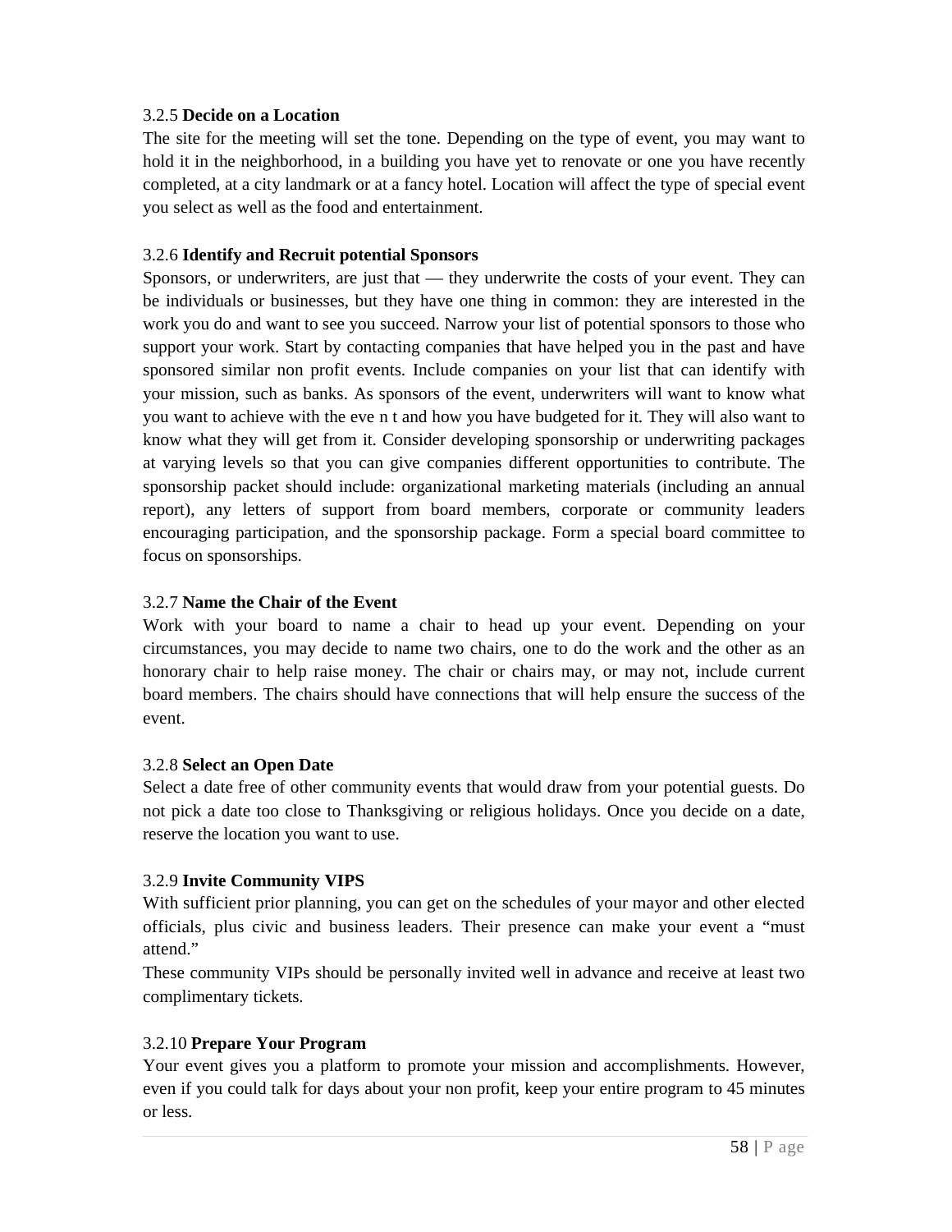### 3.2.5 **Decide on a Location**

The site for the meeting will set the tone. Depending on the type of event, you may want to hold it in the neighborhood, in a building you have yet to renovate or one you have recently completed, at a city landmark or at a fancy hotel. Location will affect the type of special event you select as well as the food and entertainment.

### 3.2.6 **Identify and Recruit potential Sponsors**

Sponsors, or underwriters, are just that — they underwrite the costs of your event. They can be individuals or businesses, but they have one thing in common: they are interested in the work you do and want to see you succeed. Narrow your list of potential sponsors to those who support your work. Start by contacting companies that have helped you in the past and have sponsored similar non profit events. Include companies on your list that can identify with your mission, such as banks. As sponsors of the event, underwriters will want to know what you want to achieve with the eve n t and how you have budgeted for it. They will also want to know what they will get from it. Consider developing sponsorship or underwriting packages at varying levels so that you can give companies different opportunities to contribute. The sponsorship packet should include: organizational marketing materials (including an annual report), any letters of support from board members, corporate or community leaders encouraging participation, and the sponsorship package. Form a special board committee to focus on sponsorships.

### 3.2.7 **Name the Chair of the Event**

Work with your board to name a chair to head up your event. Depending on your circumstances, you may decide to name two chairs, one to do the work and the other as an honorary chair to help raise money. The chair or chairs may, or may not, include current board members. The chairs should have connections that will help ensure the success of the event.

### 3.2.8 **Select an Open Date**

Select a date free of other community events that would draw from your potential guests. Do not pick a date too close to Thanksgiving or religious holidays. Once you decide on a date, reserve the location you want to use.

### 3.2.9 **Invite Community VIPS**

With sufficient prior planning, you can get on the schedules of your mayor and other elected officials, plus civic and business leaders. Their presence can make your event a "must attend."

These community VIPs should be personally invited well in advance and receive at least two complimentary tickets.

### 3.2.10 **Prepare Your Program**

Your event gives you a platform to promote your mission and accomplishments. However, even if you could talk for days about your non profit, keep your entire program to 45 minutes or less.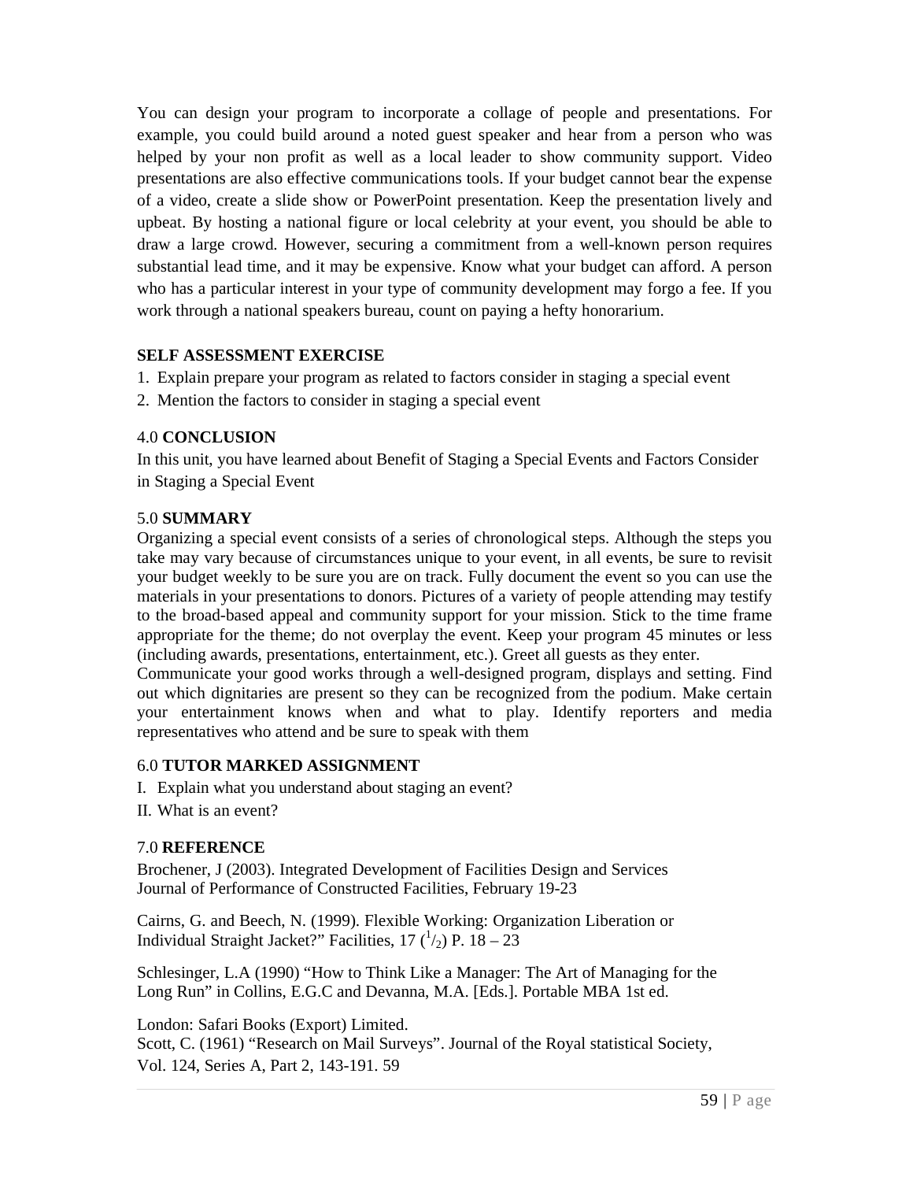You can design your program to incorporate a collage of people and presentations. For example, you could build around a noted guest speaker and hear from a person who was helped by your non profit as well as a local leader to show community support. Video presentations are also effective communications tools. If your budget cannot bear the expense of a video, create a slide show or PowerPoint presentation. Keep the presentation lively and upbeat. By hosting a national figure or local celebrity at your event, you should be able to draw a large crowd. However, securing a commitment from a well-known person requires substantial lead time, and it may be expensive. Know what your budget can afford. A person who has a particular interest in your type of community development may forgo a fee. If you work through a national speakers bureau, count on paying a hefty honorarium.

**SELF ASSESSMENT EXERCISE**

1. Explain prepare your program as related to factors consider in staging a special event
2. Mention the factors to consider in staging a special event

## 4.0 CONCLUSION

In this unit, you have learned about Benefit of Staging a Special Events and Factors Consider in Staging a Special Event

## 5.0 SUMMARY

Organizing a special event consists of a series of chronological steps. Although the steps you take may vary because of circumstances unique to your event, in all events, be sure to revisit your budget weekly to be sure you are on track. Fully document the event so you can use the materials in your presentations to donors. Pictures of a variety of people attending may testify to the broad-based appeal and community support for your mission. Stick to the time frame appropriate for the theme; do not overplay the event. Keep your program 45 minutes or less (including awards, presentations, entertainment, etc.). Greet all guests as they enter.
Communicate your good works through a well-designed program, displays and setting. Find out which dignitaries are present so they can be recognized from the podium. Make certain your entertainment knows when and what to play. Identify reporters and media representatives who attend and be sure to speak with them

## 6.0 TUTOR MARKED ASSIGNMENT

I. Explain what you understand about staging an event?

II. What is an event?

## 7.0 REFERENCE

Brochener, J (2003). Integrated Development of Facilities Design and Services Journal of Performance of Constructed Facilities, February 19-23

Cairns, G. and Beech, N. (1999). Flexible Working: Organization Liberation or Individual Straight Jacket?" Facilities, 17 ($^1/_2$) P. 18 – 23

Schlesinger, L.A (1990) "How to Think Like a Manager: The Art of Managing for the Long Run" in Collins, E.G.C and Devanna, M.A. [Eds.]. Portable MBA 1st ed.

London: Safari Books (Export) Limited.
Scott, C. (1961) "Research on Mail Surveys". Journal of the Royal statistical Society, Vol. 124, Series A, Part 2, 143-191. 59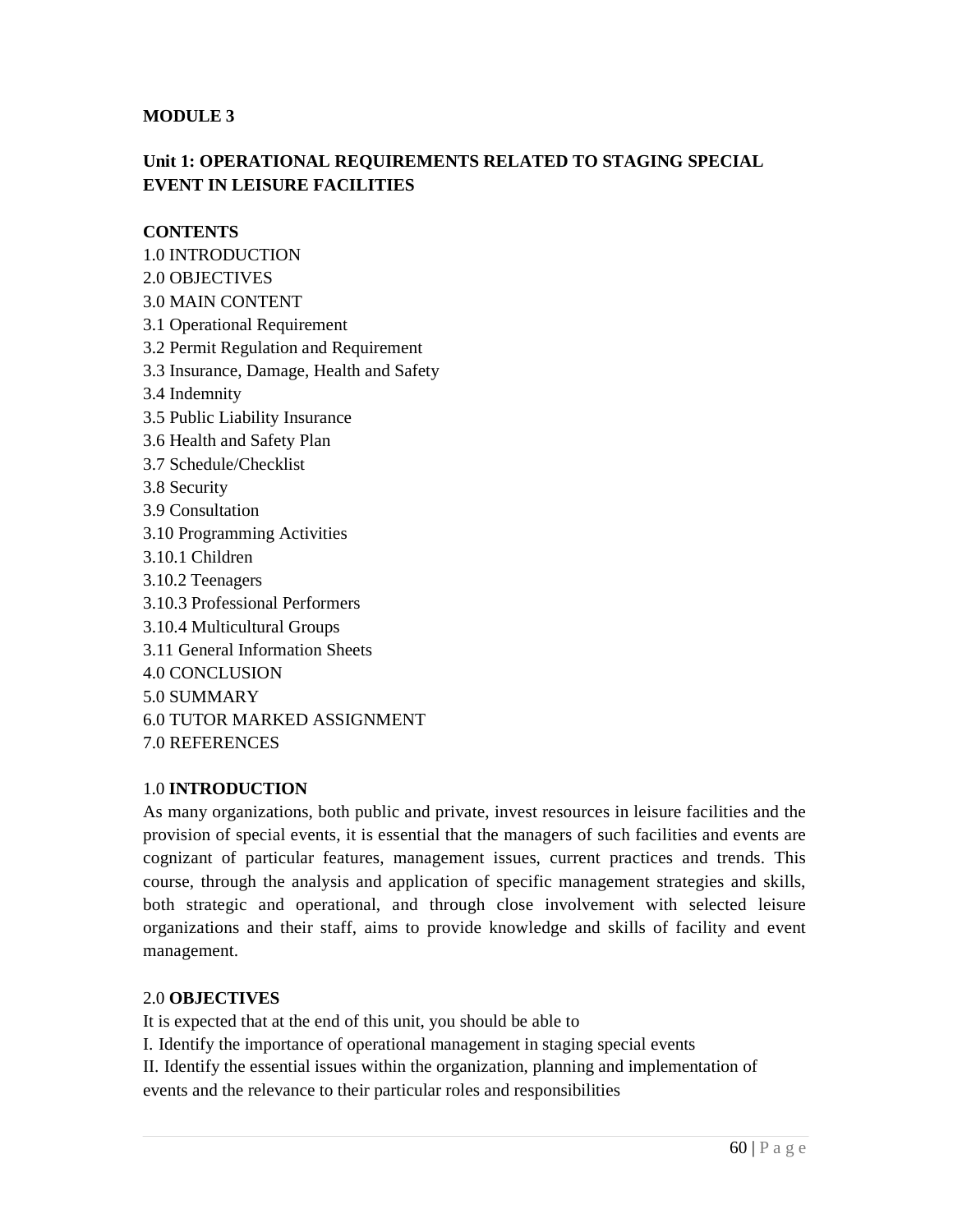**MODULE 3**

## Unit 1: OPERATIONAL REQUIREMENTS RELATED TO STAGING SPECIAL EVENT IN LEISURE FACILITIES

**CONTENTS**

1.0 INTRODUCTION
2.0 OBJECTIVES
3.0 MAIN CONTENT
3.1 Operational Requirement
3.2 Permit Regulation and Requirement
3.3 Insurance, Damage, Health and Safety
3.4 Indemnity
3.5 Public Liability Insurance
3.6 Health and Safety Plan
3.7 Schedule/Checklist
3.8 Security
3.9 Consultation
3.10 Programming Activities
3.10.1 Children
3.10.2 Teenagers
3.10.3 Professional Performers
3.10.4 Multicultural Groups
3.11 General Information Sheets
4.0 CONCLUSION
5.0 SUMMARY
6.0 TUTOR MARKED ASSIGNMENT
7.0 REFERENCES

### 1.0 **INTRODUCTION**

As many organizations, both public and private, invest resources in leisure facilities and the provision of special events, it is essential that the managers of such facilities and events are cognizant of particular features, management issues, current practices and trends. This course, through the analysis and application of specific management strategies and skills, both strategic and operational, and through close involvement with selected leisure organizations and their staff, aims to provide knowledge and skills of facility and event management.

### 2.0 **OBJECTIVES**

It is expected that at the end of this unit, you should be able to

I. Identify the importance of operational management in staging special events
II. Identify the essential issues within the organization, planning and implementation of events and the relevance to their particular roles and responsibilities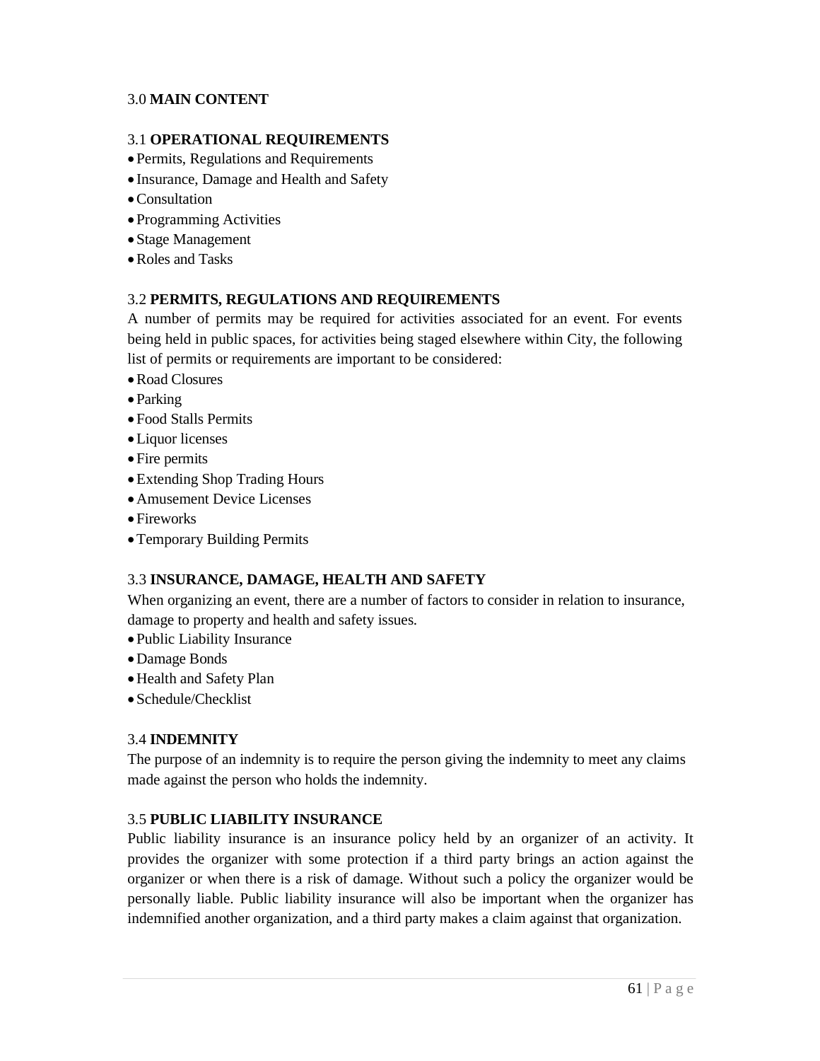## 3.0 MAIN CONTENT

### 3.1 OPERATIONAL REQUIREMENTS

- Permits, Regulations and Requirements
- Insurance, Damage and Health and Safety
- Consultation
- Programming Activities
- Stage Management
- Roles and Tasks

### 3.2 PERMITS, REGULATIONS AND REQUIREMENTS

A number of permits may be required for activities associated for an event. For events being held in public spaces, for activities being staged elsewhere within City, the following list of permits or requirements are important to be considered:

- Road Closures
- Parking
- Food Stalls Permits
- Liquor licenses
- Fire permits
- Extending Shop Trading Hours
- Amusement Device Licenses
- Fireworks
- Temporary Building Permits

### 3.3 INSURANCE, DAMAGE, HEALTH AND SAFETY

When organizing an event, there are a number of factors to consider in relation to insurance, damage to property and health and safety issues.

- Public Liability Insurance
- Damage Bonds
- Health and Safety Plan
- Schedule/Checklist

### 3.4 INDEMNITY

The purpose of an indemnity is to require the person giving the indemnity to meet any claims made against the person who holds the indemnity.

### 3.5 PUBLIC LIABILITY INSURANCE

Public liability insurance is an insurance policy held by an organizer of an activity. It provides the organizer with some protection if a third party brings an action against the organizer or when there is a risk of damage. Without such a policy the organizer would be personally liable. Public liability insurance will also be important when the organizer has indemnified another organization, and a third party makes a claim against that organization.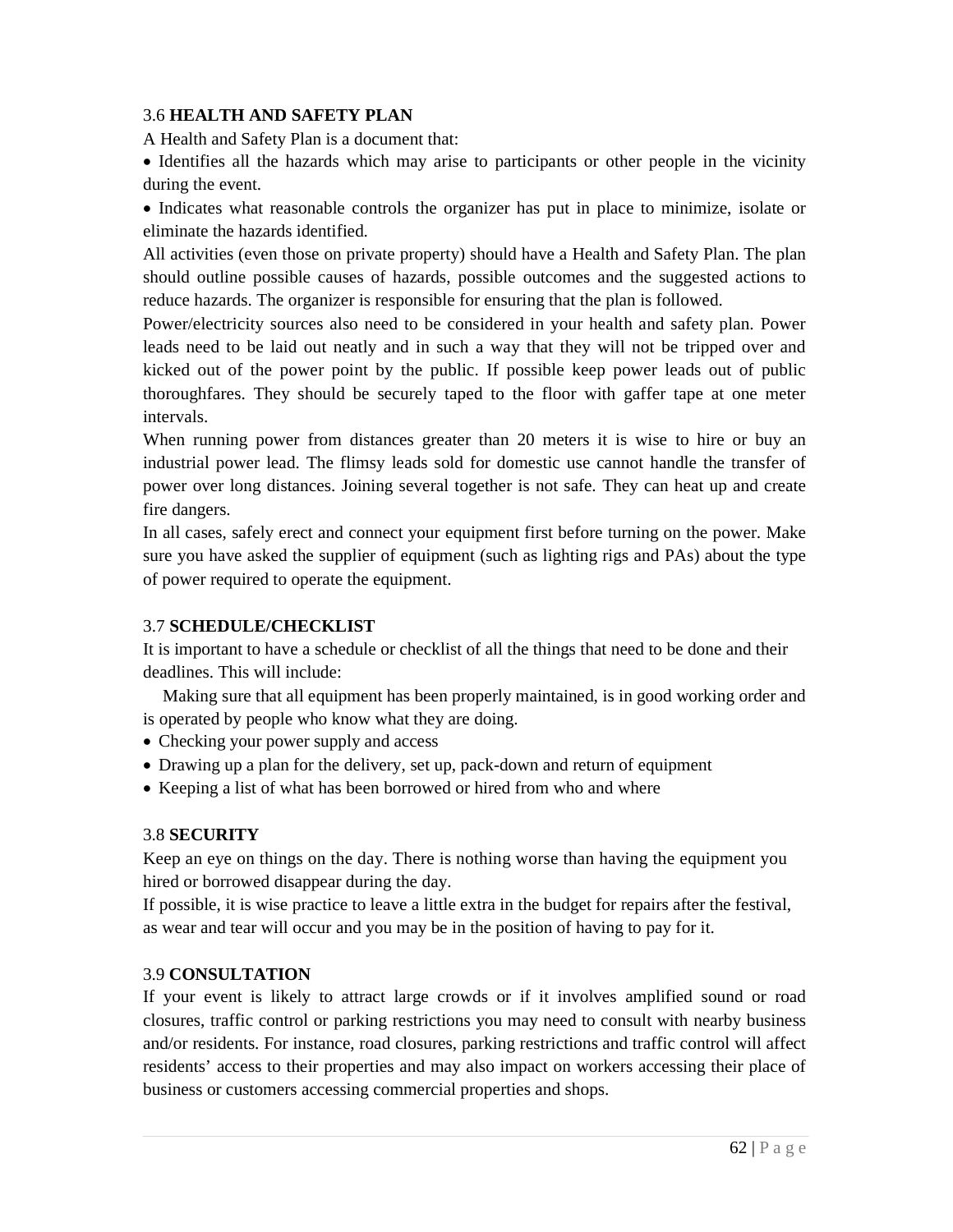### 3.6 HEALTH AND SAFETY PLAN

A Health and Safety Plan is a document that:

- Identifies all the hazards which may arise to participants or other people in the vicinity during the event.
- Indicates what reasonable controls the organizer has put in place to minimize, isolate or eliminate the hazards identified.

All activities (even those on private property) should have a Health and Safety Plan. The plan should outline possible causes of hazards, possible outcomes and the suggested actions to reduce hazards. The organizer is responsible for ensuring that the plan is followed.

Power/electricity sources also need to be considered in your health and safety plan. Power leads need to be laid out neatly and in such a way that they will not be tripped over and kicked out of the power point by the public. If possible keep power leads out of public thoroughfares. They should be securely taped to the floor with gaffer tape at one meter intervals.

When running power from distances greater than 20 meters it is wise to hire or buy an industrial power lead. The flimsy leads sold for domestic use cannot handle the transfer of power over long distances. Joining several together is not safe. They can heat up and create fire dangers.

In all cases, safely erect and connect your equipment first before turning on the power. Make sure you have asked the supplier of equipment (such as lighting rigs and PAs) about the type of power required to operate the equipment.

### 3.7 SCHEDULE/CHECKLIST

It is important to have a schedule or checklist of all the things that need to be done and their deadlines. This will include:

Making sure that all equipment has been properly maintained, is in good working order and is operated by people who know what they are doing.

- Checking your power supply and access
- Drawing up a plan for the delivery, set up, pack-down and return of equipment
- Keeping a list of what has been borrowed or hired from who and where

### 3.8 SECURITY

Keep an eye on things on the day. There is nothing worse than having the equipment you hired or borrowed disappear during the day.

If possible, it is wise practice to leave a little extra in the budget for repairs after the festival, as wear and tear will occur and you may be in the position of having to pay for it.

### 3.9 CONSULTATION

If your event is likely to attract large crowds or if it involves amplified sound or road closures, traffic control or parking restrictions you may need to consult with nearby business and/or residents. For instance, road closures, parking restrictions and traffic control will affect residents' access to their properties and may also impact on workers accessing their place of business or customers accessing commercial properties and shops.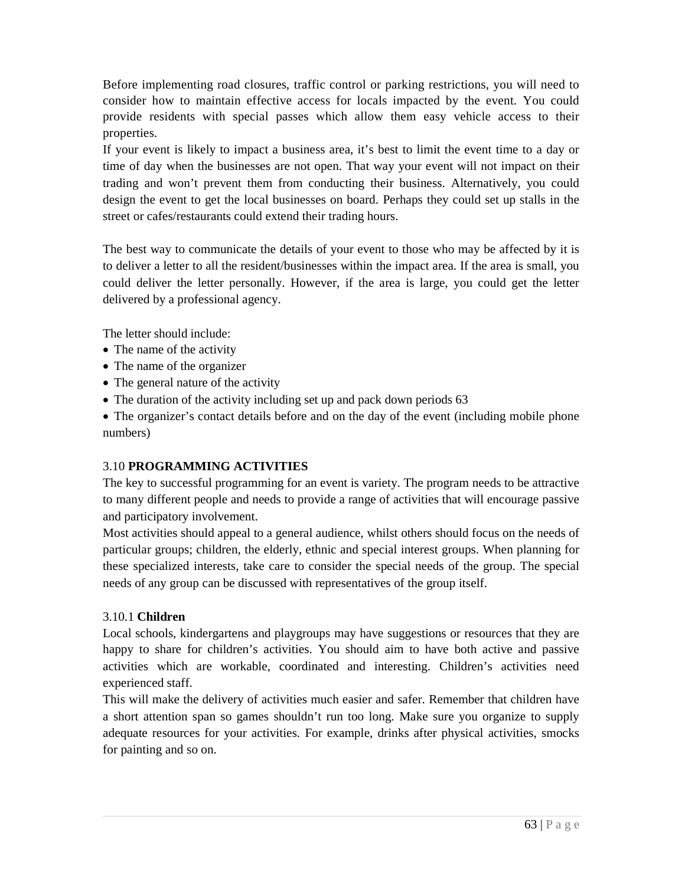Before implementing road closures, traffic control or parking restrictions, you will need to consider how to maintain effective access for locals impacted by the event. You could provide residents with special passes which allow them easy vehicle access to their properties.

If your event is likely to impact a business area, it's best to limit the event time to a day or time of day when the businesses are not open. That way your event will not impact on their trading and won't prevent them from conducting their business. Alternatively, you could design the event to get the local businesses on board. Perhaps they could set up stalls in the street or cafes/restaurants could extend their trading hours.

The best way to communicate the details of your event to those who may be affected by it is to deliver a letter to all the resident/businesses within the impact area. If the area is small, you could deliver the letter personally. However, if the area is large, you could get the letter delivered by a professional agency.

The letter should include:

- The name of the activity
- The name of the organizer
- The general nature of the activity
- The duration of the activity including set up and pack down periods 63
- The organizer's contact details before and on the day of the event (including mobile phone numbers)

### 3.10 **PROGRAMMING ACTIVITIES**

The key to successful programming for an event is variety. The program needs to be attractive to many different people and needs to provide a range of activities that will encourage passive and participatory involvement.

Most activities should appeal to a general audience, whilst others should focus on the needs of particular groups; children, the elderly, ethnic and special interest groups. When planning for these specialized interests, take care to consider the special needs of the group. The special needs of any group can be discussed with representatives of the group itself.

#### 3.10.1 **Children**

Local schools, kindergartens and playgroups may have suggestions or resources that they are happy to share for children's activities. You should aim to have both active and passive activities which are workable, coordinated and interesting. Children's activities need experienced staff.

This will make the delivery of activities much easier and safer. Remember that children have a short attention span so games shouldn't run too long. Make sure you organize to supply adequate resources for your activities. For example, drinks after physical activities, smocks for painting and so on.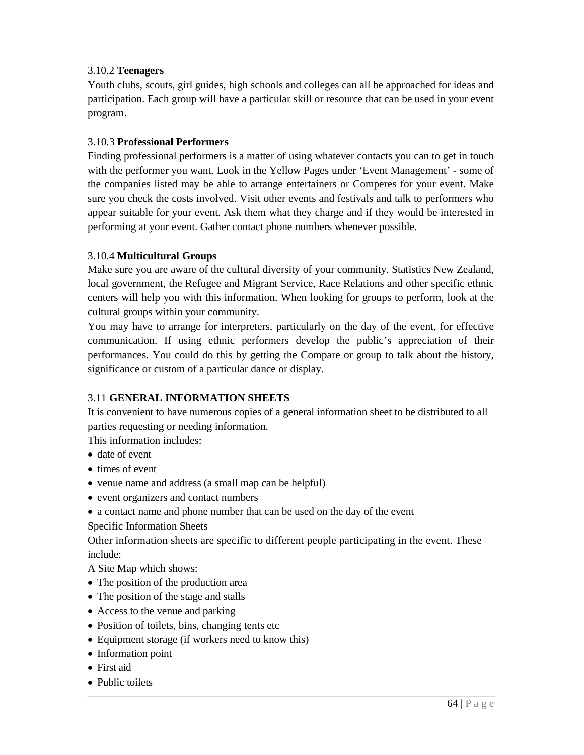### 3.10.2 **Teenagers**

Youth clubs, scouts, girl guides, high schools and colleges can all be approached for ideas and participation. Each group will have a particular skill or resource that can be used in your event program.

### 3.10.3 **Professional Performers**

Finding professional performers is a matter of using whatever contacts you can to get in touch with the performer you want. Look in the Yellow Pages under 'Event Management' - some of the companies listed may be able to arrange entertainers or Comperes for your event. Make sure you check the costs involved. Visit other events and festivals and talk to performers who appear suitable for your event. Ask them what they charge and if they would be interested in performing at your event. Gather contact phone numbers whenever possible.

### 3.10.4 **Multicultural Groups**

Make sure you are aware of the cultural diversity of your community. Statistics New Zealand, local government, the Refugee and Migrant Service, Race Relations and other specific ethnic centers will help you with this information. When looking for groups to perform, look at the cultural groups within your community.

You may have to arrange for interpreters, particularly on the day of the event, for effective communication. If using ethnic performers develop the public's appreciation of their performances. You could do this by getting the Compare or group to talk about the history, significance or custom of a particular dance or display.

## 3.11 **GENERAL INFORMATION SHEETS**

It is convenient to have numerous copies of a general information sheet to be distributed to all parties requesting or needing information.

This information includes:

- date of event
- times of event
- venue name and address (a small map can be helpful)
- event organizers and contact numbers
- a contact name and phone number that can be used on the day of the event

Specific Information Sheets

Other information sheets are specific to different people participating in the event. These include:

A Site Map which shows:

- The position of the production area
- The position of the stage and stalls
- Access to the venue and parking
- Position of toilets, bins, changing tents etc
- Equipment storage (if workers need to know this)
- Information point
- First aid
- Public toilets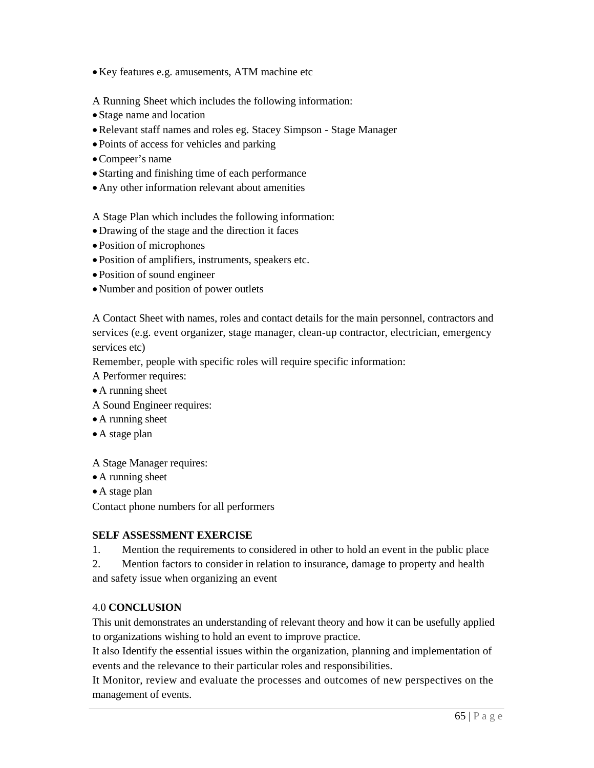- Key features e.g. amusements, ATM machine etc

A Running Sheet which includes the following information:
- Stage name and location
- Relevant staff names and roles eg. Stacey Simpson - Stage Manager
- Points of access for vehicles and parking
- Compeer's name
- Starting and finishing time of each performance
- Any other information relevant about amenities

A Stage Plan which includes the following information:
- Drawing of the stage and the direction it faces
- Position of microphones
- Position of amplifiers, instruments, speakers etc.
- Position of sound engineer
- Number and position of power outlets

A Contact Sheet with names, roles and contact details for the main personnel, contractors and services (e.g. event organizer, stage manager, clean-up contractor, electrician, emergency services etc)

Remember, people with specific roles will require specific information:

A Performer requires:
- A running sheet

A Sound Engineer requires:
- A running sheet
- A stage plan

A Stage Manager requires:
- A running sheet
- A stage plan

Contact phone numbers for all performers

**SELF ASSESSMENT EXERCISE**

1. Mention the requirements to considered in other to hold an event in the public place
2. Mention factors to consider in relation to insurance, damage to property and health and safety issue when organizing an event

## 4.0 CONCLUSION

This unit demonstrates an understanding of relevant theory and how it can be usefully applied to organizations wishing to hold an event to improve practice.

It also Identify the essential issues within the organization, planning and implementation of events and the relevance to their particular roles and responsibilities.

It Monitor, review and evaluate the processes and outcomes of new perspectives on the management of events.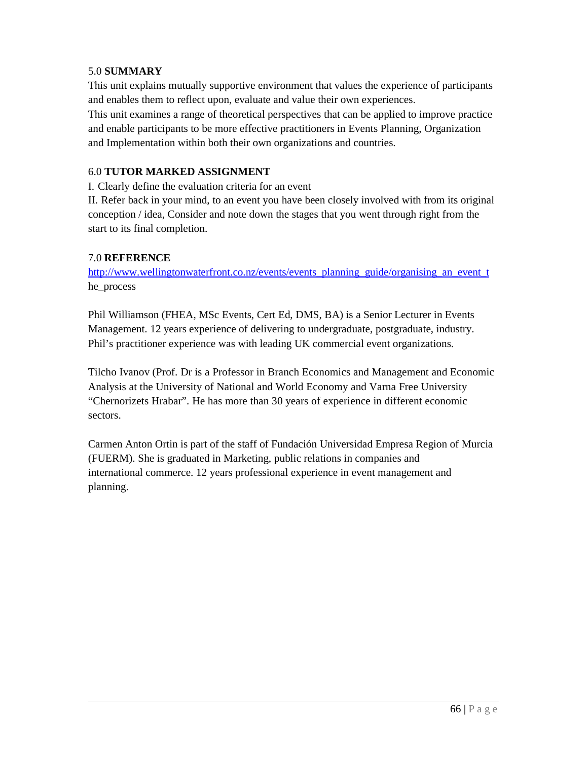## 5.0 **SUMMARY**

This unit explains mutually supportive environment that values the experience of participants and enables them to reflect upon, evaluate and value their own experiences.

This unit examines a range of theoretical perspectives that can be applied to improve practice and enable participants to be more effective practitioners in Events Planning, Organization and Implementation within both their own organizations and countries.

## 6.0 **TUTOR MARKED ASSIGNMENT**

I. Clearly define the evaluation criteria for an event

II. Refer back in your mind, to an event you have been closely involved with from its original conception / idea, Consider and note down the stages that you went through right from the start to its final completion.

## 7.0 **REFERENCE**

http://www.wellingtonwaterfront.co.nz/events/events_planning_guide/organising_an_event_the_process

Phil Williamson (FHEA, MSc Events, Cert Ed, DMS, BA) is a Senior Lecturer in Events Management. 12 years experience of delivering to undergraduate, postgraduate, industry. Phil's practitioner experience was with leading UK commercial event organizations.

Tilcho Ivanov (Prof. Dr is a Professor in Branch Economics and Management and Economic Analysis at the University of National and World Economy and Varna Free University "Chernorizets Hrabar". He has more than 30 years of experience in different economic sectors.

Carmen Anton Ortin is part of the staff of Fundación Universidad Empresa Region of Murcia (FUERM). She is graduated in Marketing, public relations in companies and international commerce. 12 years professional experience in event management and planning.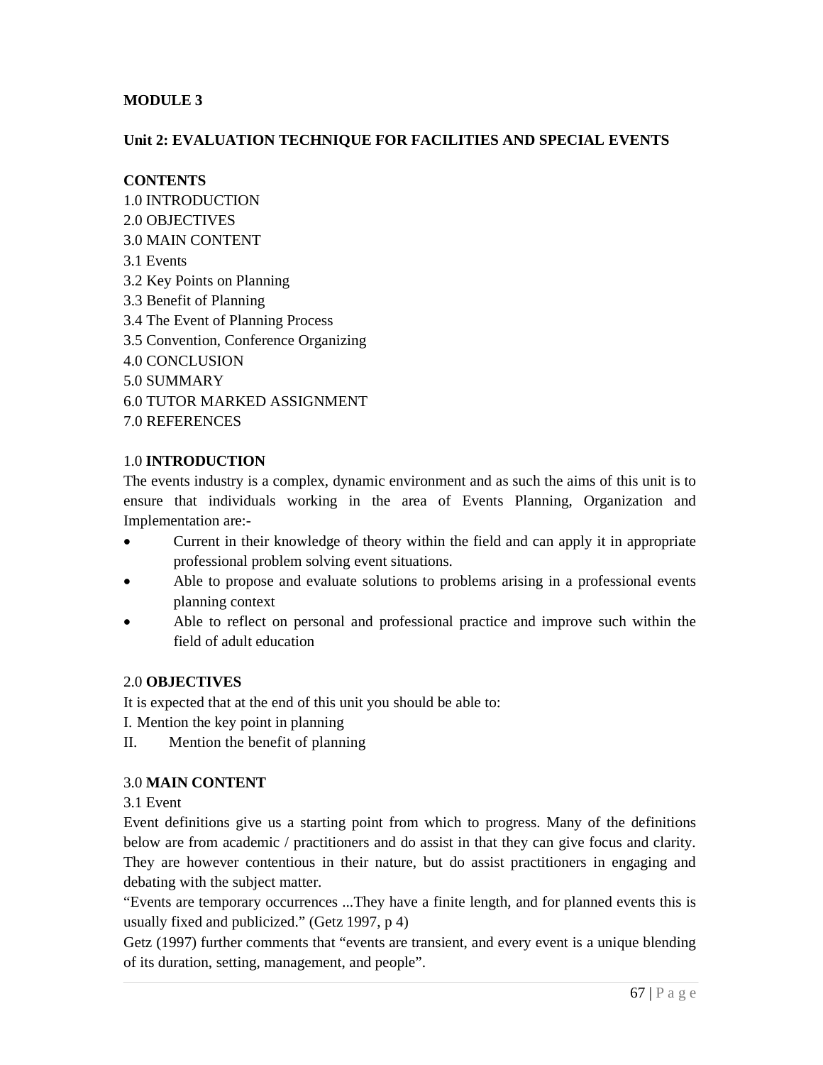**MODULE 3**

**Unit 2: EVALUATION TECHNIQUE FOR FACILITIES AND SPECIAL EVENTS**

**CONTENTS**

1.0 INTRODUCTION
2.0 OBJECTIVES
3.0 MAIN CONTENT
3.1 Events
3.2 Key Points on Planning
3.3 Benefit of Planning
3.4 The Event of Planning Process
3.5 Convention, Conference Organizing
4.0 CONCLUSION
5.0 SUMMARY
6.0 TUTOR MARKED ASSIGNMENT
7.0 REFERENCES

1.0 **INTRODUCTION**

The events industry is a complex, dynamic environment and as such the aims of this unit is to ensure that individuals working in the area of Events Planning, Organization and Implementation are:-

- Current in their knowledge of theory within the field and can apply it in appropriate professional problem solving event situations.
- Able to propose and evaluate solutions to problems arising in a professional events planning context
- Able to reflect on personal and professional practice and improve such within the field of adult education

2.0 **OBJECTIVES**

It is expected that at the end of this unit you should be able to:

I. Mention the key point in planning
II. Mention the benefit of planning

3.0 **MAIN CONTENT**

3.1 Event

Event definitions give us a starting point from which to progress. Many of the definitions below are from academic / practitioners and do assist in that they can give focus and clarity. They are however contentious in their nature, but do assist practitioners in engaging and debating with the subject matter.

"Events are temporary occurrences ...They have a finite length, and for planned events this is usually fixed and publicized." (Getz 1997, p 4)

Getz (1997) further comments that "events are transient, and every event is a unique blending of its duration, setting, management, and people".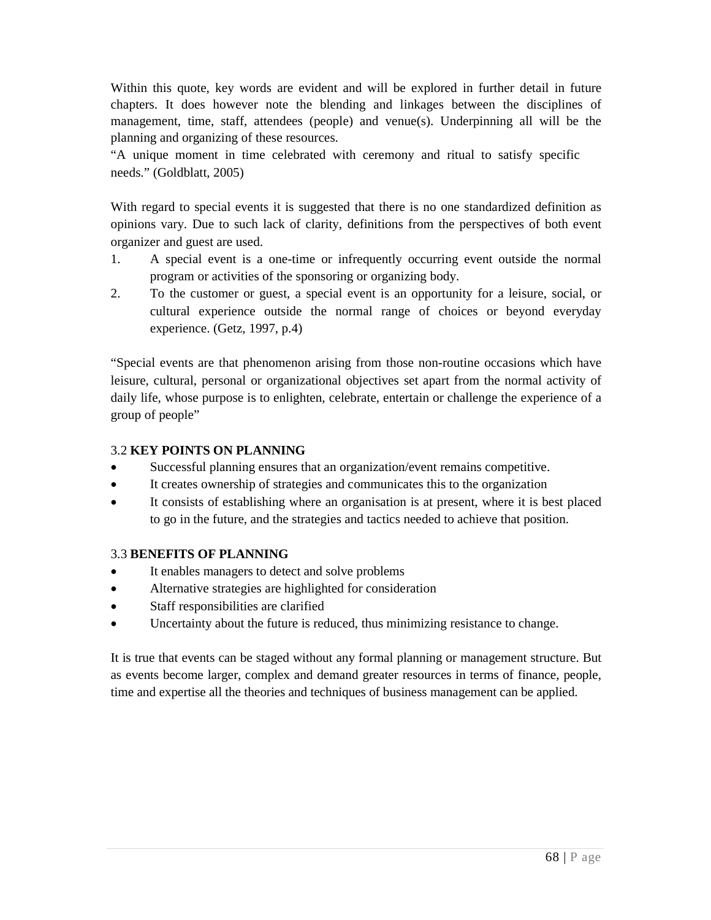Within this quote, key words are evident and will be explored in further detail in future chapters. It does however note the blending and linkages between the disciplines of management, time, staff, attendees (people) and venue(s). Underpinning all will be the planning and organizing of these resources.

"A unique moment in time celebrated with ceremony and ritual to satisfy specific needs." (Goldblatt, 2005)

With regard to special events it is suggested that there is no one standardized definition as opinions vary. Due to such lack of clarity, definitions from the perspectives of both event organizer and guest are used.

1. A special event is a one-time or infrequently occurring event outside the normal program or activities of the sponsoring or organizing body.
2. To the customer or guest, a special event is an opportunity for a leisure, social, or cultural experience outside the normal range of choices or beyond everyday experience. (Getz, 1997, p.4)

"Special events are that phenomenon arising from those non-routine occasions which have leisure, cultural, personal or organizational objectives set apart from the normal activity of daily life, whose purpose is to enlighten, celebrate, entertain or challenge the experience of a group of people"

### 3.2 KEY POINTS ON PLANNING

- Successful planning ensures that an organization/event remains competitive.
- It creates ownership of strategies and communicates this to the organization
- It consists of establishing where an organisation is at present, where it is best placed to go in the future, and the strategies and tactics needed to achieve that position.

### 3.3 BENEFITS OF PLANNING

- It enables managers to detect and solve problems
- Alternative strategies are highlighted for consideration
- Staff responsibilities are clarified
- Uncertainty about the future is reduced, thus minimizing resistance to change.

It is true that events can be staged without any formal planning or management structure. But as events become larger, complex and demand greater resources in terms of finance, people, time and expertise all the theories and techniques of business management can be applied.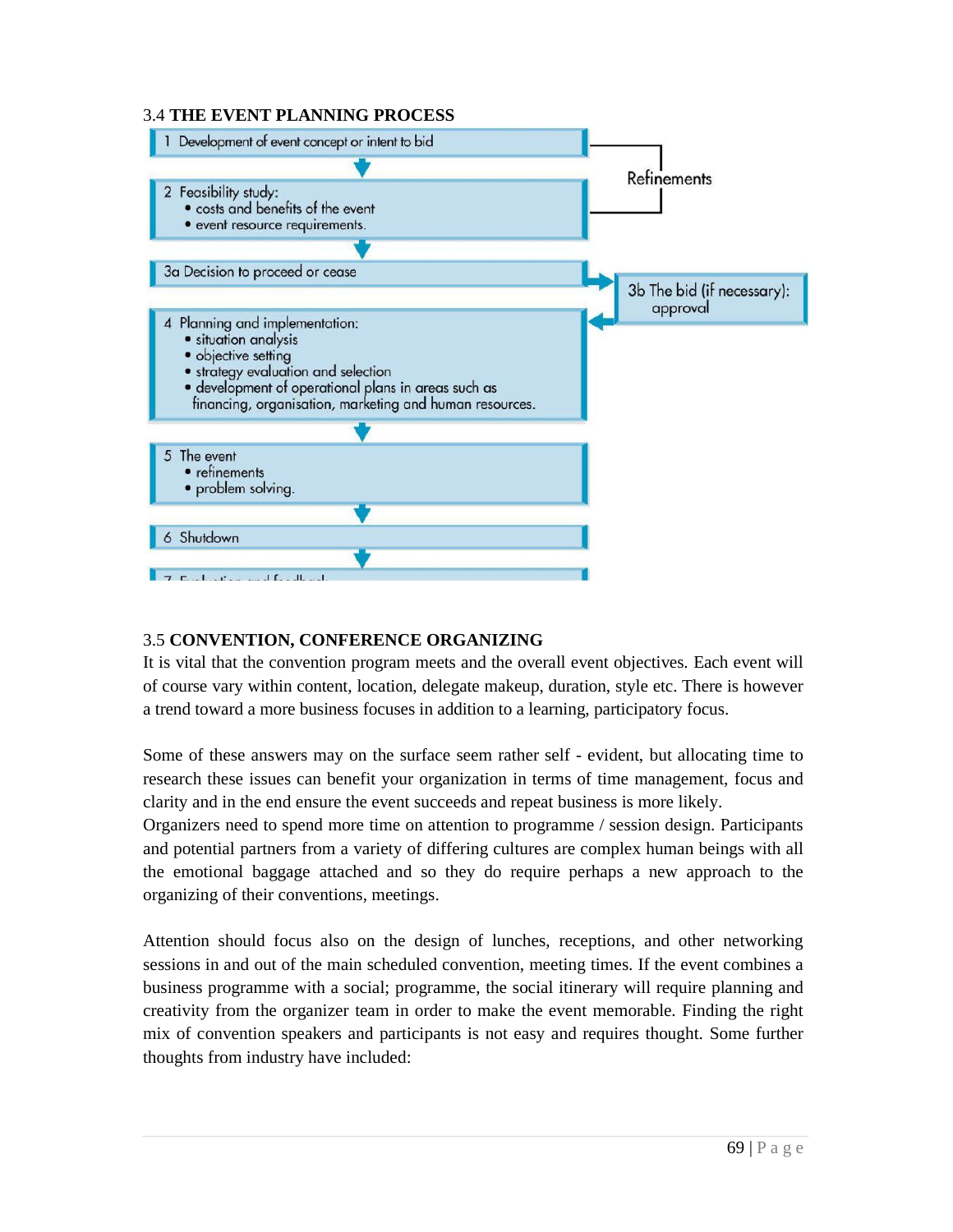## 3.4 THE EVENT PLANNING PROCESS

1 Development of event concept or intent to bid

2 Feasibility study:
- costs and benefits of the event
- event resource requirements.

Refinements

3a Decision to proceed or cease

3b The bid (if necessary): approval

4 Planning and implementation:
- situation analysis
- objective setting
- strategy evaluation and selection
- development of operational plans in areas such as financing, organisation, marketing and human resources.

5 The event
- refinements
- problem solving.

6 Shutdown

7 Evaluation and feedback

## 3.5 CONVENTION, CONFERENCE ORGANIZING

It is vital that the convention program meets and the overall event objectives. Each event will of course vary within content, location, delegate makeup, duration, style etc. There is however a trend toward a more business focuses in addition to a learning, participatory focus.

Some of these answers may on the surface seem rather self - evident, but allocating time to research these issues can benefit your organization in terms of time management, focus and clarity and in the end ensure the event succeeds and repeat business is more likely.
Organizers need to spend more time on attention to programme / session design. Participants and potential partners from a variety of differing cultures are complex human beings with all the emotional baggage attached and so they do require perhaps a new approach to the organizing of their conventions, meetings.

Attention should focus also on the design of lunches, receptions, and other networking sessions in and out of the main scheduled convention, meeting times. If the event combines a business programme with a social; programme, the social itinerary will require planning and creativity from the organizer team in order to make the event memorable. Finding the right mix of convention speakers and participants is not easy and requires thought. Some further thoughts from industry have included: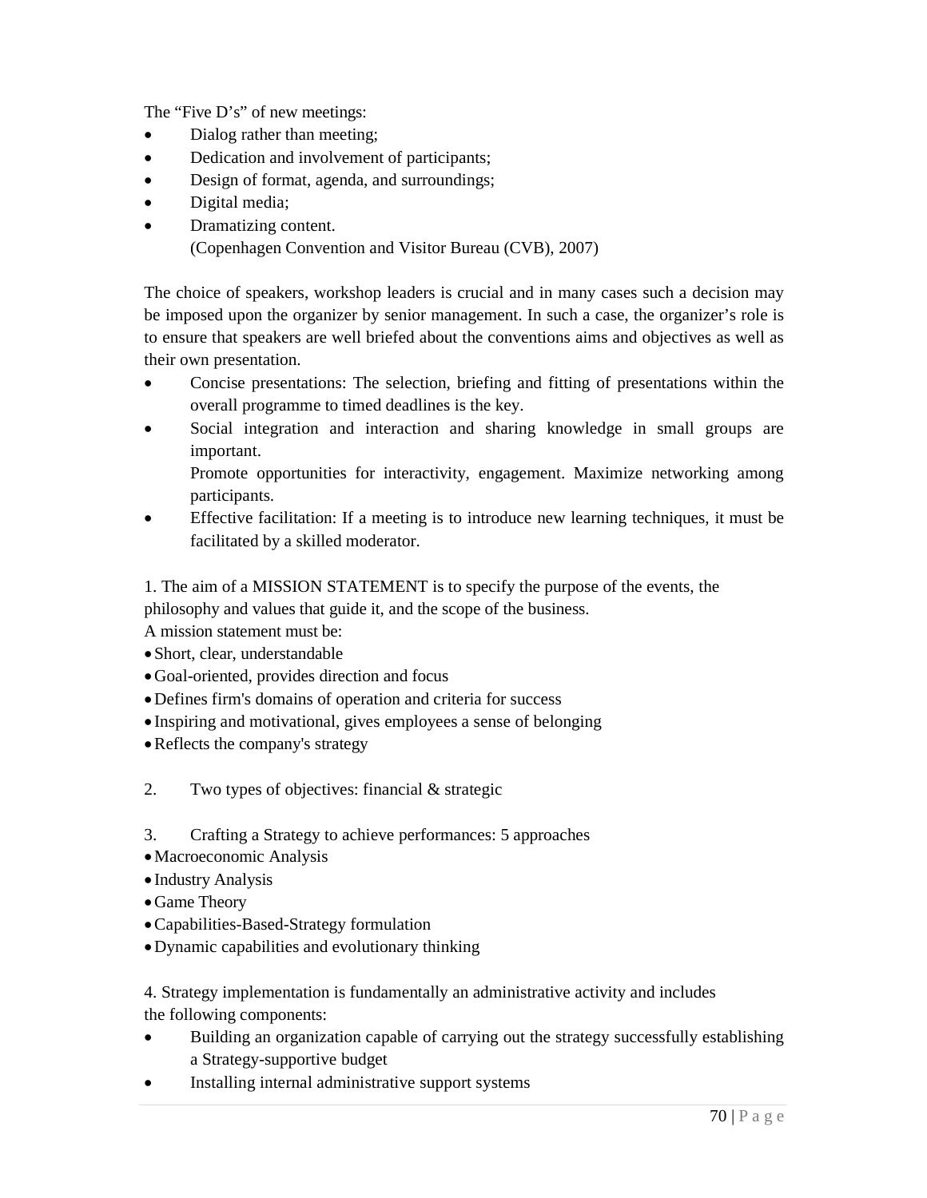The “Five D’s” of new meetings:

- Dialog rather than meeting;
- Dedication and involvement of participants;
- Design of format, agenda, and surroundings;
- Digital media;
- Dramatizing content.
  (Copenhagen Convention and Visitor Bureau (CVB), 2007)

The choice of speakers, workshop leaders is crucial and in many cases such a decision may be imposed upon the organizer by senior management. In such a case, the organizer’s role is to ensure that speakers are well briefed about the conventions aims and objectives as well as their own presentation.

- Concise presentations: The selection, briefing and fitting of presentations within the overall programme to timed deadlines is the key.
- Social integration and interaction and sharing knowledge in small groups are important.
  Promote opportunities for interactivity, engagement. Maximize networking among participants.
- Effective facilitation: If a meeting is to introduce new learning techniques, it must be facilitated by a skilled moderator.

1. The aim of a MISSION STATEMENT is to specify the purpose of the events, the philosophy and values that guide it, and the scope of the business.
A mission statement must be:
- Short, clear, understandable
- Goal-oriented, provides direction and focus
- Defines firm's domains of operation and criteria for success
- Inspiring and motivational, gives employees a sense of belonging
- Reflects the company's strategy

2. Two types of objectives: financial & strategic

3. Crafting a Strategy to achieve performances: 5 approaches
- Macroeconomic Analysis
- Industry Analysis
- Game Theory
- Capabilities-Based-Strategy formulation
- Dynamic capabilities and evolutionary thinking

4. Strategy implementation is fundamentally an administrative activity and includes the following components:
- Building an organization capable of carrying out the strategy successfully establishing a Strategy-supportive budget
- Installing internal administrative support systems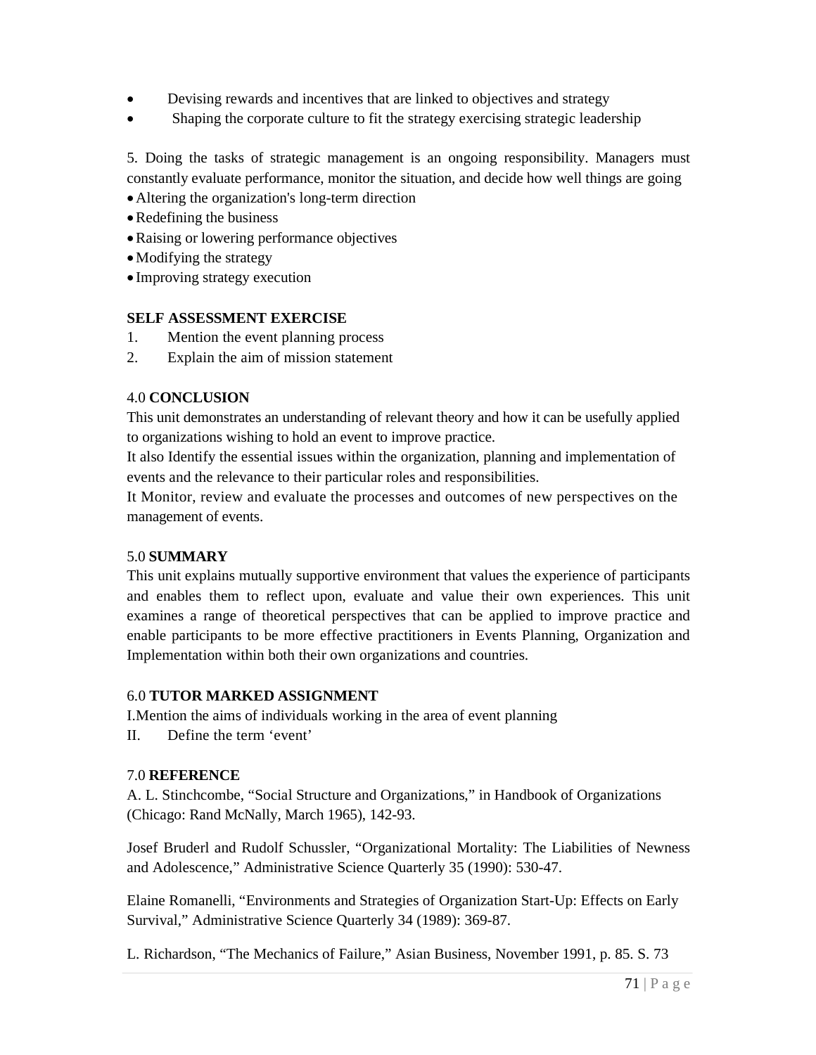- Devising rewards and incentives that are linked to objectives and strategy
- Shaping the corporate culture to fit the strategy exercising strategic leadership

5. Doing the tasks of strategic management is an ongoing responsibility. Managers must constantly evaluate performance, monitor the situation, and decide how well things are going

- Altering the organization's long-term direction
- Redefining the business
- Raising or lowering performance objectives
- Modifying the strategy
- Improving strategy execution

**SELF ASSESSMENT EXERCISE**

1. Mention the event planning process
2. Explain the aim of mission statement

## 4.0 CONCLUSION

This unit demonstrates an understanding of relevant theory and how it can be usefully applied to organizations wishing to hold an event to improve practice.

It also Identify the essential issues within the organization, planning and implementation of events and the relevance to their particular roles and responsibilities.

It Monitor, review and evaluate the processes and outcomes of new perspectives on the management of events.

## 5.0 SUMMARY

This unit explains mutually supportive environment that values the experience of participants and enables them to reflect upon, evaluate and value their own experiences. This unit examines a range of theoretical perspectives that can be applied to improve practice and enable participants to be more effective practitioners in Events Planning, Organization and Implementation within both their own organizations and countries.

## 6.0 TUTOR MARKED ASSIGNMENT

I. Mention the aims of individuals working in the area of event planning

II. Define the term 'event'

## 7.0 REFERENCE

A. L. Stinchcombe, "Social Structure and Organizations," in Handbook of Organizations (Chicago: Rand McNally, March 1965), 142-93.

Josef Bruderl and Rudolf Schussler, "Organizational Mortality: The Liabilities of Newness and Adolescence," Administrative Science Quarterly 35 (1990): 530-47.

Elaine Romanelli, "Environments and Strategies of Organization Start-Up: Effects on Early Survival," Administrative Science Quarterly 34 (1989): 369-87.

L. Richardson, "The Mechanics of Failure," Asian Business, November 1991, p. 85. S. 73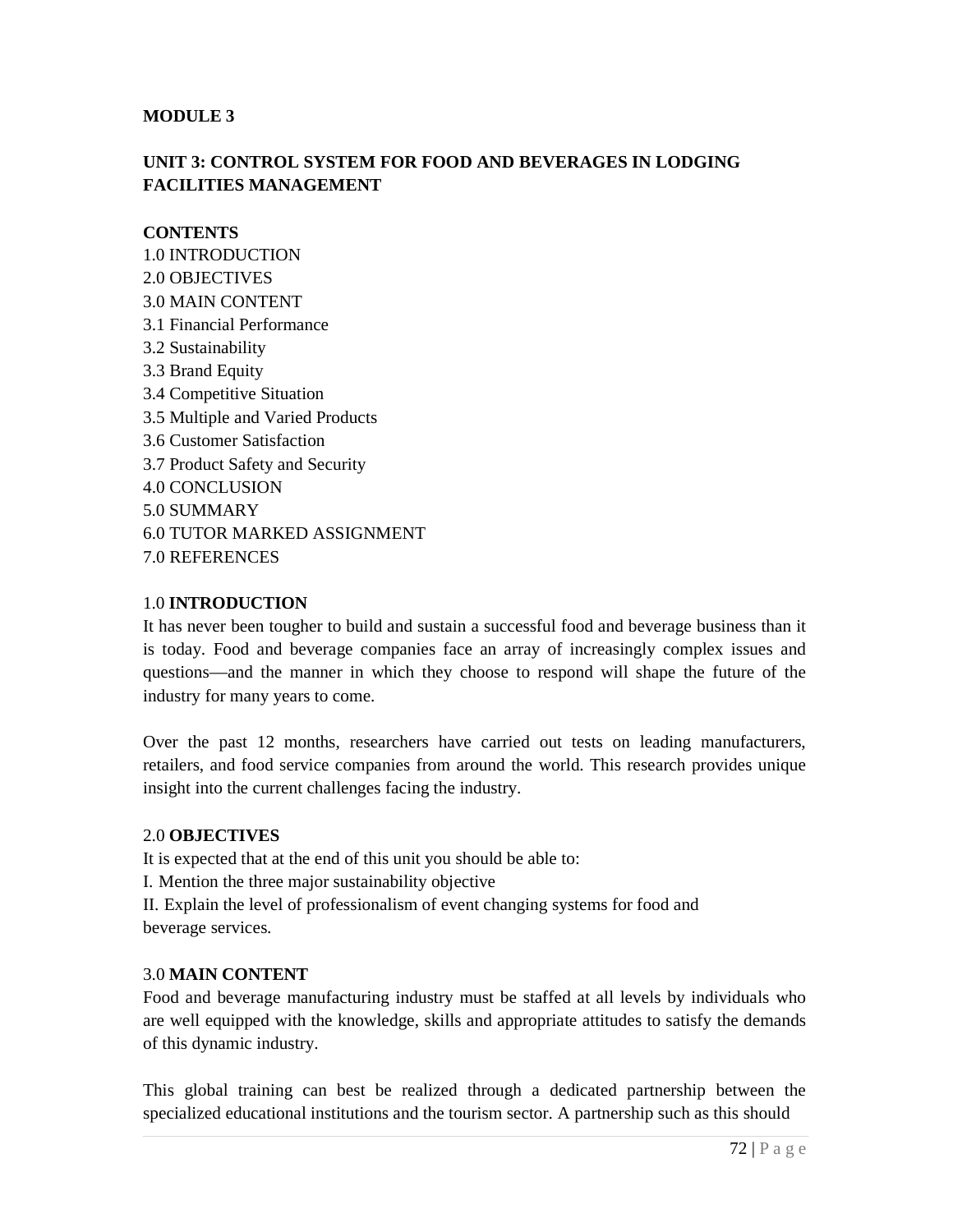**MODULE 3**

**UNIT 3: CONTROL SYSTEM FOR FOOD AND BEVERAGES IN LODGING FACILITIES MANAGEMENT**

**CONTENTS**

1.0 INTRODUCTION  
2.0 OBJECTIVES  
3.0 MAIN CONTENT  
3.1 Financial Performance  
3.2 Sustainability  
3.3 Brand Equity  
3.4 Competitive Situation  
3.5 Multiple and Varied Products  
3.6 Customer Satisfaction  
3.7 Product Safety and Security  
4.0 CONCLUSION  
5.0 SUMMARY  
6.0 TUTOR MARKED ASSIGNMENT  
7.0 REFERENCES

1.0 **INTRODUCTION**

It has never been tougher to build and sustain a successful food and beverage business than it is today. Food and beverage companies face an array of increasingly complex issues and questions—and the manner in which they choose to respond will shape the future of the industry for many years to come.

Over the past 12 months, researchers have carried out tests on leading manufacturers, retailers, and food service companies from around the world. This research provides unique insight into the current challenges facing the industry.

2.0 **OBJECTIVES**

It is expected that at the end of this unit you should be able to:

I. Mention the three major sustainability objective  
II. Explain the level of professionalism of event changing systems for food and beverage services.

3.0 **MAIN CONTENT**

Food and beverage manufacturing industry must be staffed at all levels by individuals who are well equipped with the knowledge, skills and appropriate attitudes to satisfy the demands of this dynamic industry.

This global training can best be realized through a dedicated partnership between the specialized educational institutions and the tourism sector. A partnership such as this should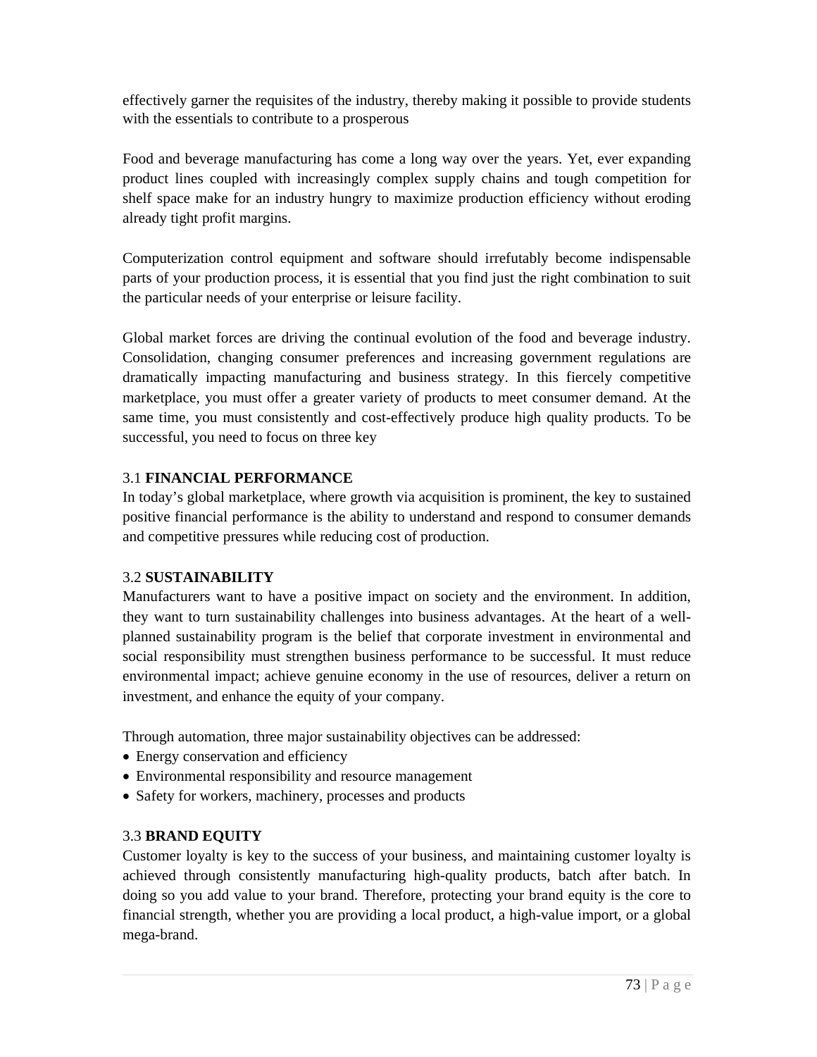effectively garner the requisites of the industry, thereby making it possible to provide students with the essentials to contribute to a prosperous

Food and beverage manufacturing has come a long way over the years. Yet, ever expanding product lines coupled with increasingly complex supply chains and tough competition for shelf space make for an industry hungry to maximize production efficiency without eroding already tight profit margins.

Computerization control equipment and software should irrefutably become indispensable parts of your production process, it is essential that you find just the right combination to suit the particular needs of your enterprise or leisure facility.

Global market forces are driving the continual evolution of the food and beverage industry. Consolidation, changing consumer preferences and increasing government regulations are dramatically impacting manufacturing and business strategy. In this fiercely competitive marketplace, you must offer a greater variety of products to meet consumer demand. At the same time, you must consistently and cost-effectively produce high quality products. To be successful, you need to focus on three key

### 3.1 FINANCIAL PERFORMANCE

In today's global marketplace, where growth via acquisition is prominent, the key to sustained positive financial performance is the ability to understand and respond to consumer demands and competitive pressures while reducing cost of production.

### 3.2 SUSTAINABILITY

Manufacturers want to have a positive impact on society and the environment. In addition, they want to turn sustainability challenges into business advantages. At the heart of a well-planned sustainability program is the belief that corporate investment in environmental and social responsibility must strengthen business performance to be successful. It must reduce environmental impact; achieve genuine economy in the use of resources, deliver a return on investment, and enhance the equity of your company.

Through automation, three major sustainability objectives can be addressed:

- Energy conservation and efficiency
- Environmental responsibility and resource management
- Safety for workers, machinery, processes and products

### 3.3 BRAND EQUITY

Customer loyalty is key to the success of your business, and maintaining customer loyalty is achieved through consistently manufacturing high-quality products, batch after batch. In doing so you add value to your brand. Therefore, protecting your brand equity is the core to financial strength, whether you are providing a local product, a high-value import, or a global mega-brand.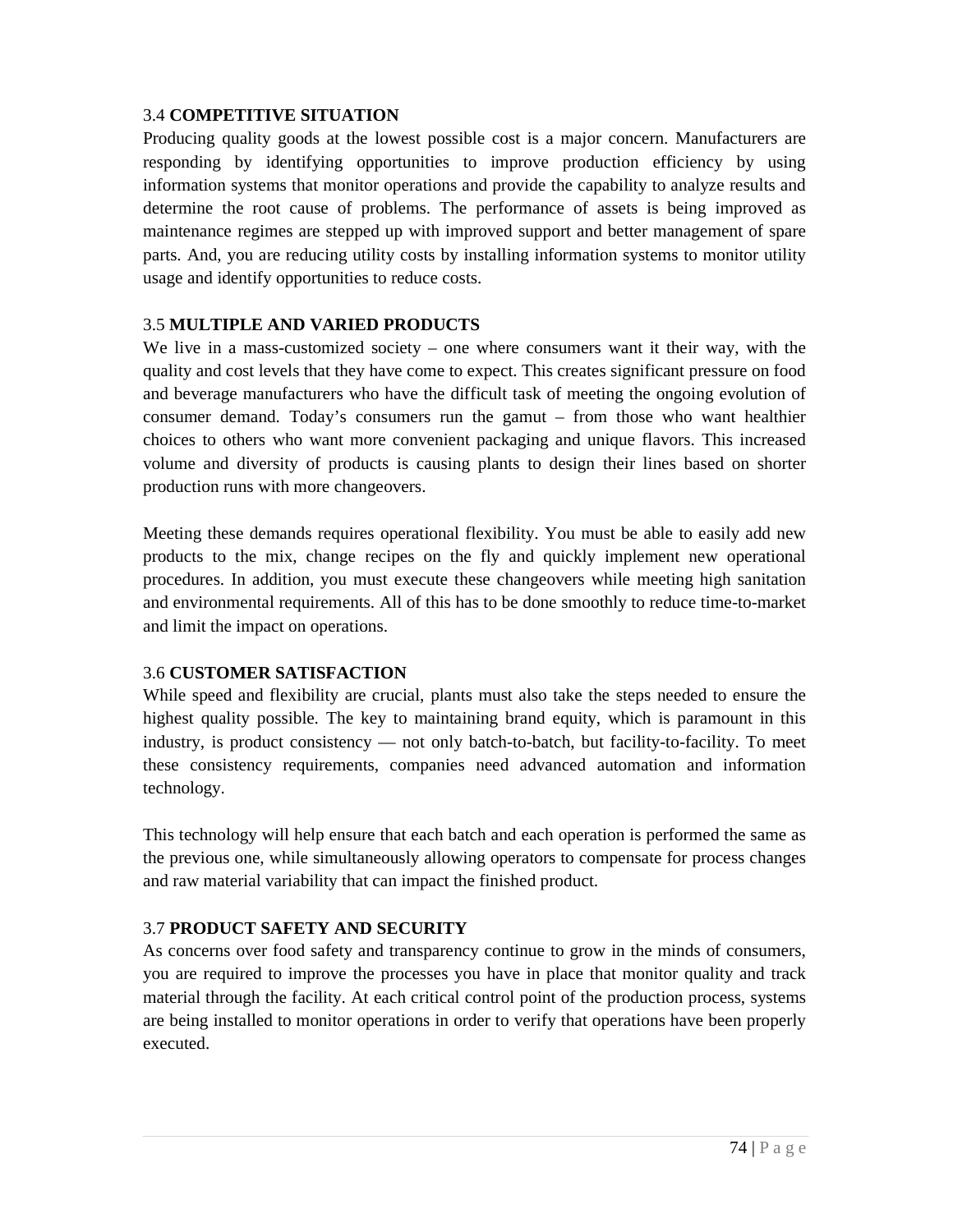### 3.4 **COMPETITIVE SITUATION**

Producing quality goods at the lowest possible cost is a major concern. Manufacturers are responding by identifying opportunities to improve production efficiency by using information systems that monitor operations and provide the capability to analyze results and determine the root cause of problems. The performance of assets is being improved as maintenance regimes are stepped up with improved support and better management of spare parts. And, you are reducing utility costs by installing information systems to monitor utility usage and identify opportunities to reduce costs.

### 3.5 **MULTIPLE AND VARIED PRODUCTS**

We live in a mass-customized society – one where consumers want it their way, with the quality and cost levels that they have come to expect. This creates significant pressure on food and beverage manufacturers who have the difficult task of meeting the ongoing evolution of consumer demand. Today's consumers run the gamut – from those who want healthier choices to others who want more convenient packaging and unique flavors. This increased volume and diversity of products is causing plants to design their lines based on shorter production runs with more changeovers.

Meeting these demands requires operational flexibility. You must be able to easily add new products to the mix, change recipes on the fly and quickly implement new operational procedures. In addition, you must execute these changeovers while meeting high sanitation and environmental requirements. All of this has to be done smoothly to reduce time-to-market and limit the impact on operations.

### 3.6 **CUSTOMER SATISFACTION**

While speed and flexibility are crucial, plants must also take the steps needed to ensure the highest quality possible. The key to maintaining brand equity, which is paramount in this industry, is product consistency — not only batch-to-batch, but facility-to-facility. To meet these consistency requirements, companies need advanced automation and information technology.

This technology will help ensure that each batch and each operation is performed the same as the previous one, while simultaneously allowing operators to compensate for process changes and raw material variability that can impact the finished product.

### 3.7 **PRODUCT SAFETY AND SECURITY**

As concerns over food safety and transparency continue to grow in the minds of consumers, you are required to improve the processes you have in place that monitor quality and track material through the facility. At each critical control point of the production process, systems are being installed to monitor operations in order to verify that operations have been properly executed.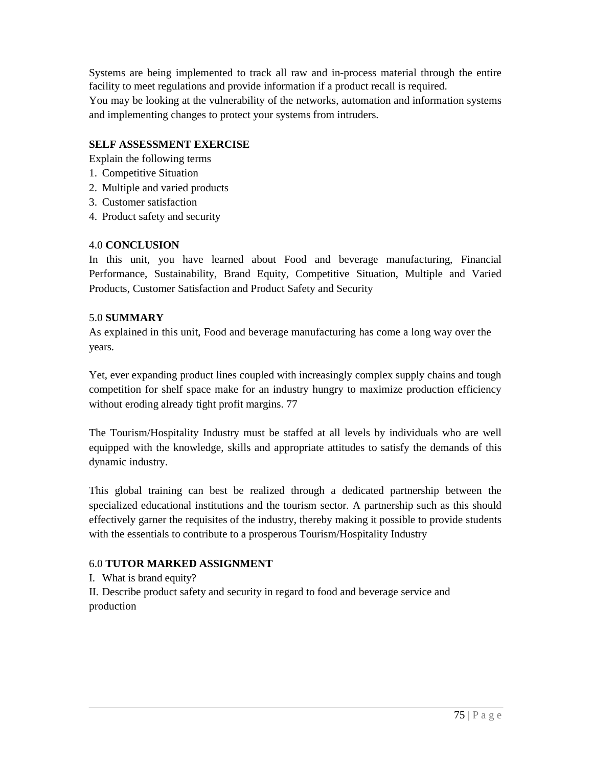Systems are being implemented to track all raw and in-process material through the entire facility to meet regulations and provide information if a product recall is required.
You may be looking at the vulnerability of the networks, automation and information systems and implementing changes to protect your systems from intruders.

**SELF ASSESSMENT EXERCISE**

Explain the following terms

1. Competitive Situation
2. Multiple and varied products
3. Customer satisfaction
4. Product safety and security

## 4.0 **CONCLUSION**

In this unit, you have learned about Food and beverage manufacturing, Financial Performance, Sustainability, Brand Equity, Competitive Situation, Multiple and Varied Products, Customer Satisfaction and Product Safety and Security

## 5.0 **SUMMARY**

As explained in this unit, Food and beverage manufacturing has come a long way over the years.

Yet, ever expanding product lines coupled with increasingly complex supply chains and tough competition for shelf space make for an industry hungry to maximize production efficiency without eroding already tight profit margins. 77

The Tourism/Hospitality Industry must be staffed at all levels by individuals who are well equipped with the knowledge, skills and appropriate attitudes to satisfy the demands of this dynamic industry.

This global training can best be realized through a dedicated partnership between the specialized educational institutions and the tourism sector. A partnership such as this should effectively garner the requisites of the industry, thereby making it possible to provide students with the essentials to contribute to a prosperous Tourism/Hospitality Industry

## 6.0 **TUTOR MARKED ASSIGNMENT**

I. What is brand equity?

II. Describe product safety and security in regard to food and beverage service and production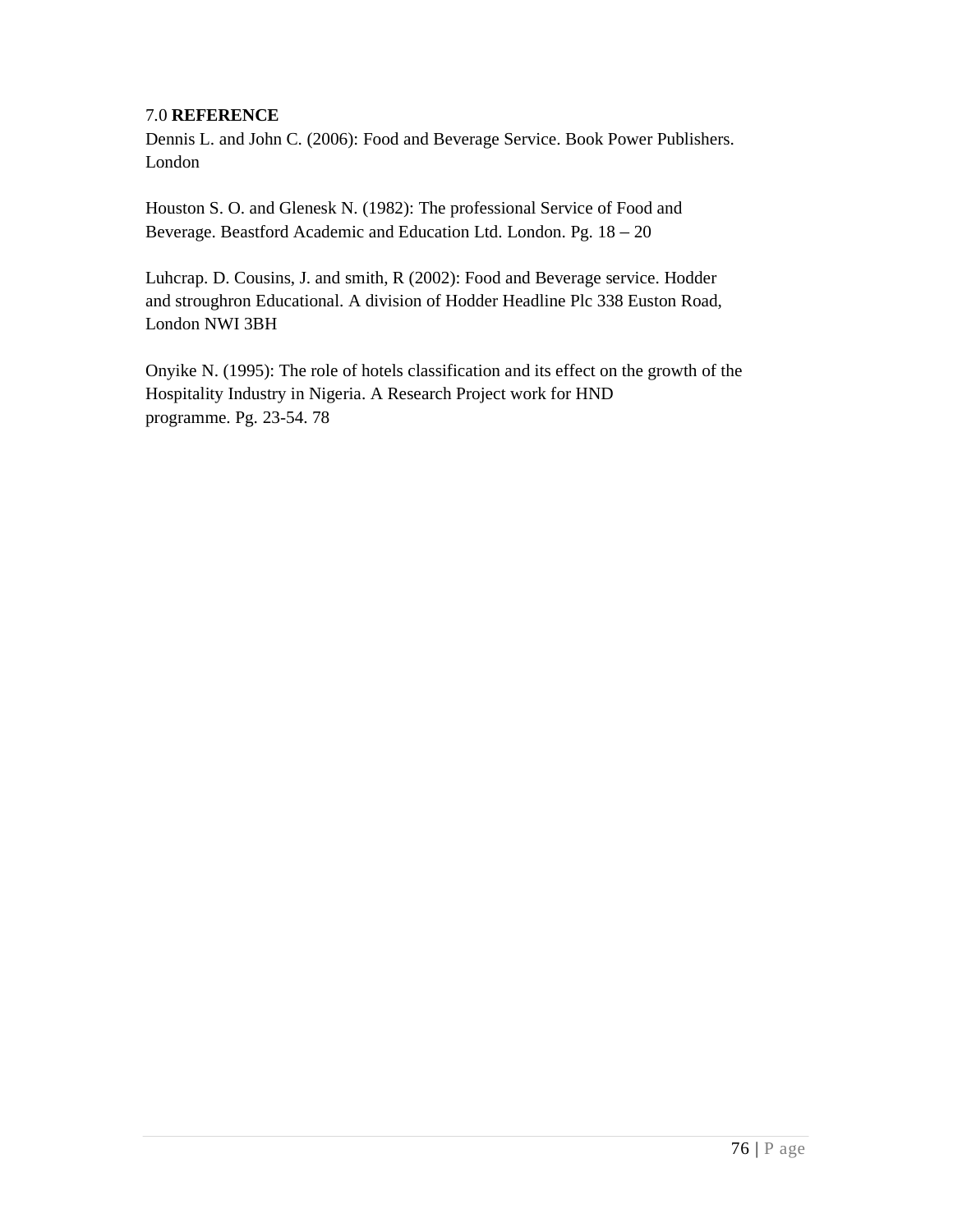## 7.0 **REFERENCE**

Dennis L. and John C. (2006): Food and Beverage Service. Book Power Publishers. London

Houston S. O. and Glenesk N. (1982): The professional Service of Food and Beverage. Beastford Academic and Education Ltd. London. Pg. 18 – 20

Luhcrap. D. Cousins, J. and smith, R (2002): Food and Beverage service. Hodder and stroughron Educational. A division of Hodder Headline Plc 338 Euston Road, London NWI 3BH

Onyike N. (1995): The role of hotels classification and its effect on the growth of the Hospitality Industry in Nigeria. A Research Project work for HND programme. Pg. 23-54. 78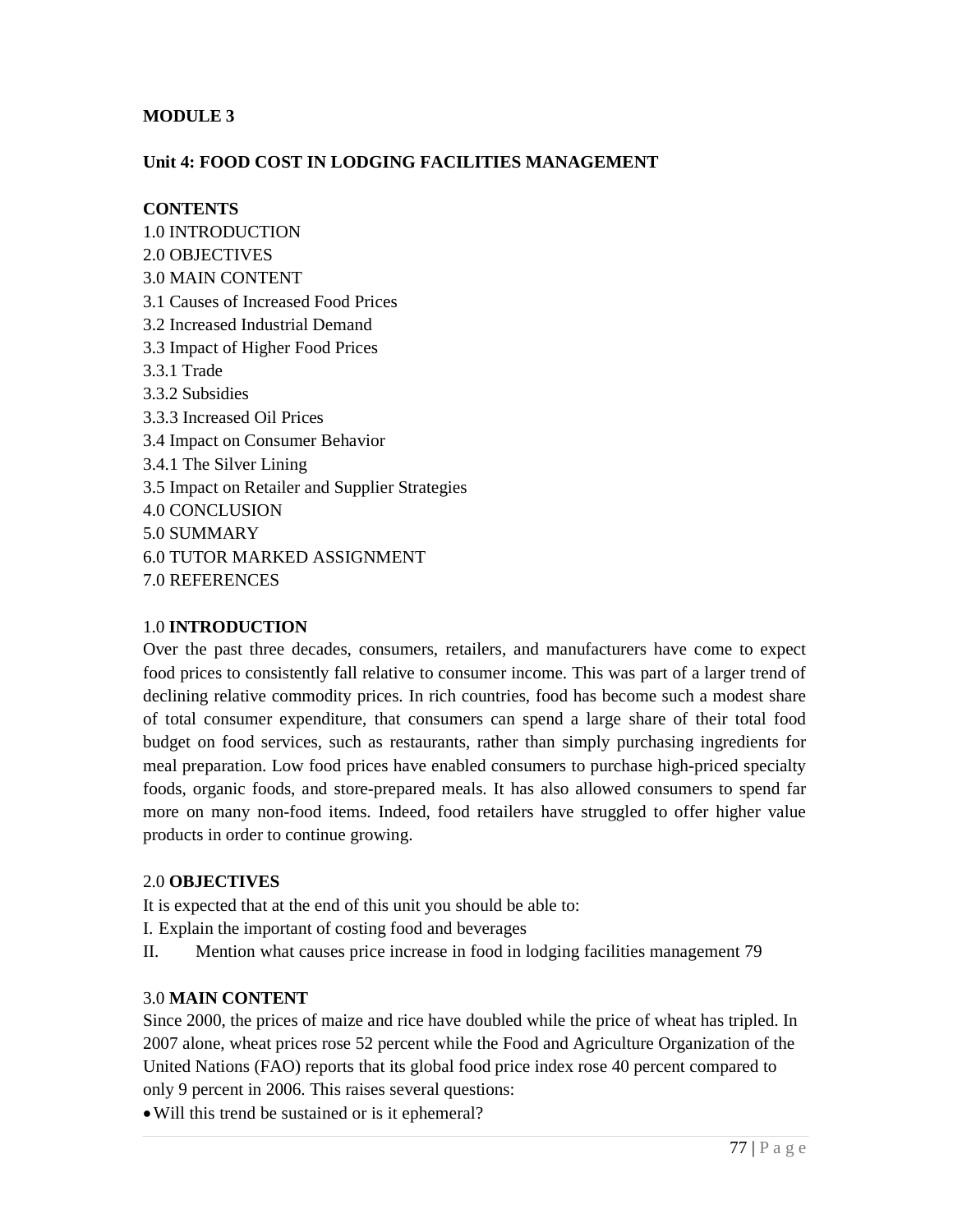**MODULE 3**

**Unit 4: FOOD COST IN LODGING FACILITIES MANAGEMENT**

**CONTENTS**

1.0 INTRODUCTION
2.0 OBJECTIVES
3.0 MAIN CONTENT
3.1 Causes of Increased Food Prices
3.2 Increased Industrial Demand
3.3 Impact of Higher Food Prices
3.3.1 Trade
3.3.2 Subsidies
3.3.3 Increased Oil Prices
3.4 Impact on Consumer Behavior
3.4.1 The Silver Lining
3.5 Impact on Retailer and Supplier Strategies
4.0 CONCLUSION
5.0 SUMMARY
6.0 TUTOR MARKED ASSIGNMENT
7.0 REFERENCES

## 1.0 INTRODUCTION

Over the past three decades, consumers, retailers, and manufacturers have come to expect food prices to consistently fall relative to consumer income. This was part of a larger trend of declining relative commodity prices. In rich countries, food has become such a modest share of total consumer expenditure, that consumers can spend a large share of their total food budget on food services, such as restaurants, rather than simply purchasing ingredients for meal preparation. Low food prices have enabled consumers to purchase high-priced specialty foods, organic foods, and store-prepared meals. It has also allowed consumers to spend far more on many non-food items. Indeed, food retailers have struggled to offer higher value products in order to continue growing.

## 2.0 OBJECTIVES

It is expected that at the end of this unit you should be able to:

I. Explain the important of costing food and beverages
II. Mention what causes price increase in food in lodging facilities management 79

## 3.0 MAIN CONTENT

Since 2000, the prices of maize and rice have doubled while the price of wheat has tripled. In 2007 alone, wheat prices rose 52 percent while the Food and Agriculture Organization of the United Nations (FAO) reports that its global food price index rose 40 percent compared to only 9 percent in 2006. This raises several questions:

- Will this trend be sustained or is it ephemeral?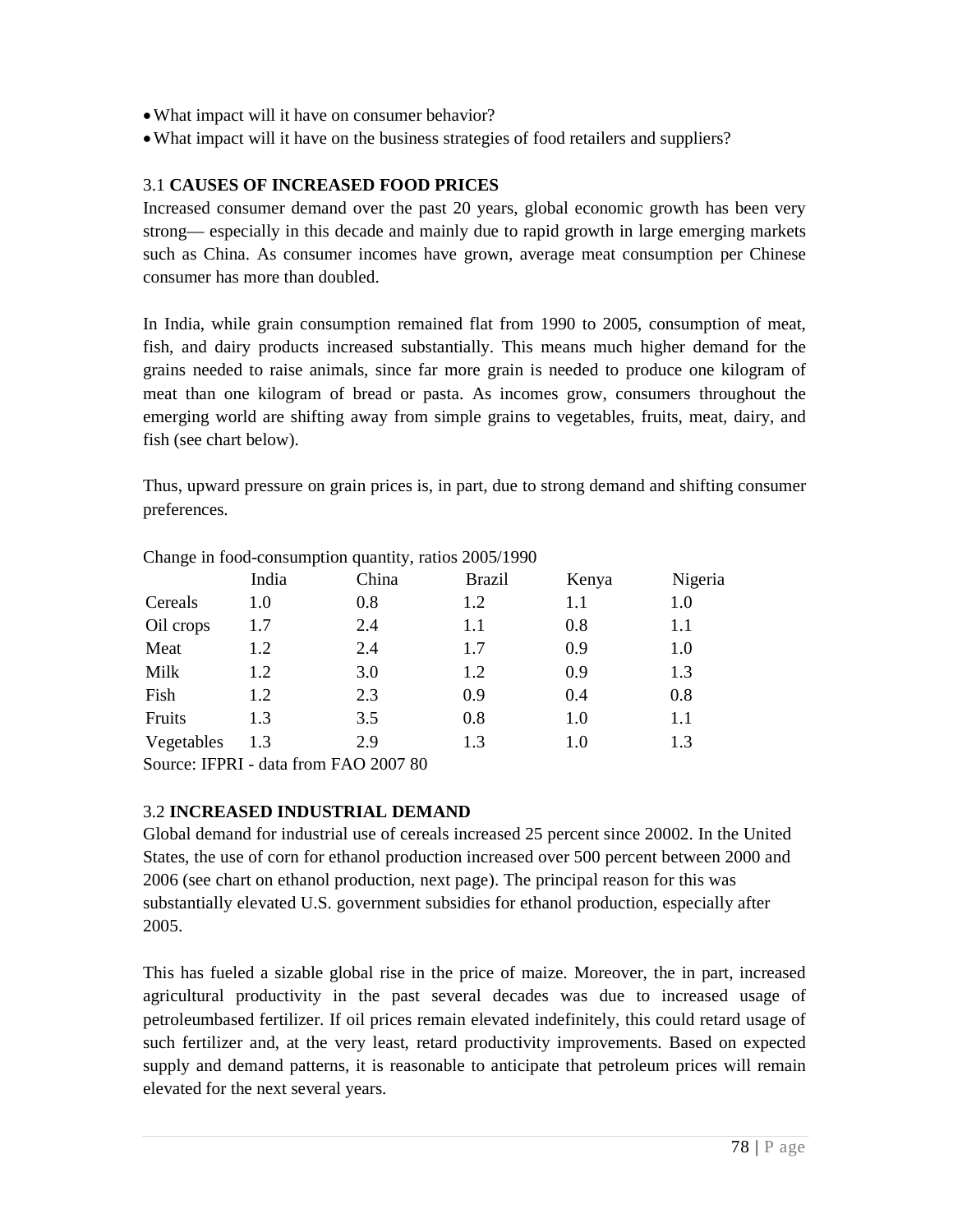- What impact will it have on consumer behavior?
- What impact will it have on the business strategies of food retailers and suppliers?

### 3.1 **CAUSES OF INCREASED FOOD PRICES**

Increased consumer demand over the past 20 years, global economic growth has been very strong— especially in this decade and mainly due to rapid growth in large emerging markets such as China. As consumer incomes have grown, average meat consumption per Chinese consumer has more than doubled.

In India, while grain consumption remained flat from 1990 to 2005, consumption of meat, fish, and dairy products increased substantially. This means much higher demand for the grains needed to raise animals, since far more grain is needed to produce one kilogram of meat than one kilogram of bread or pasta. As incomes grow, consumers throughout the emerging world are shifting away from simple grains to vegetables, fruits, meat, dairy, and fish (see chart below).

Thus, upward pressure on grain prices is, in part, due to strong demand and shifting consumer preferences.

Change in food-consumption quantity, ratios 2005/1990

| | India | China | Brazil | Kenya | Nigeria |
|---|---|---|---|---|---|
| Cereals | 1.0 | 0.8 | 1.2 | 1.1 | 1.0 |
| Oil crops | 1.7 | 2.4 | 1.1 | 0.8 | 1.1 |
| Meat | 1.2 | 2.4 | 1.7 | 0.9 | 1.0 |
| Milk | 1.2 | 3.0 | 1.2 | 0.9 | 1.3 |
| Fish | 1.2 | 2.3 | 0.9 | 0.4 | 0.8 |
| Fruits | 1.3 | 3.5 | 0.8 | 1.0 | 1.1 |
| Vegetables | 1.3 | 2.9 | 1.3 | 1.0 | 1.3 |

Source: IFPRI - data from FAO 2007 80

### 3.2 **INCREASED INDUSTRIAL DEMAND**

Global demand for industrial use of cereals increased 25 percent since 20002. In the United States, the use of corn for ethanol production increased over 500 percent between 2000 and 2006 (see chart on ethanol production, next page). The principal reason for this was substantially elevated U.S. government subsidies for ethanol production, especially after 2005.

This has fueled a sizable global rise in the price of maize. Moreover, the in part, increased agricultural productivity in the past several decades was due to increased usage of petroleumbased fertilizer. If oil prices remain elevated indefinitely, this could retard usage of such fertilizer and, at the very least, retard productivity improvements. Based on expected supply and demand patterns, it is reasonable to anticipate that petroleum prices will remain elevated for the next several years.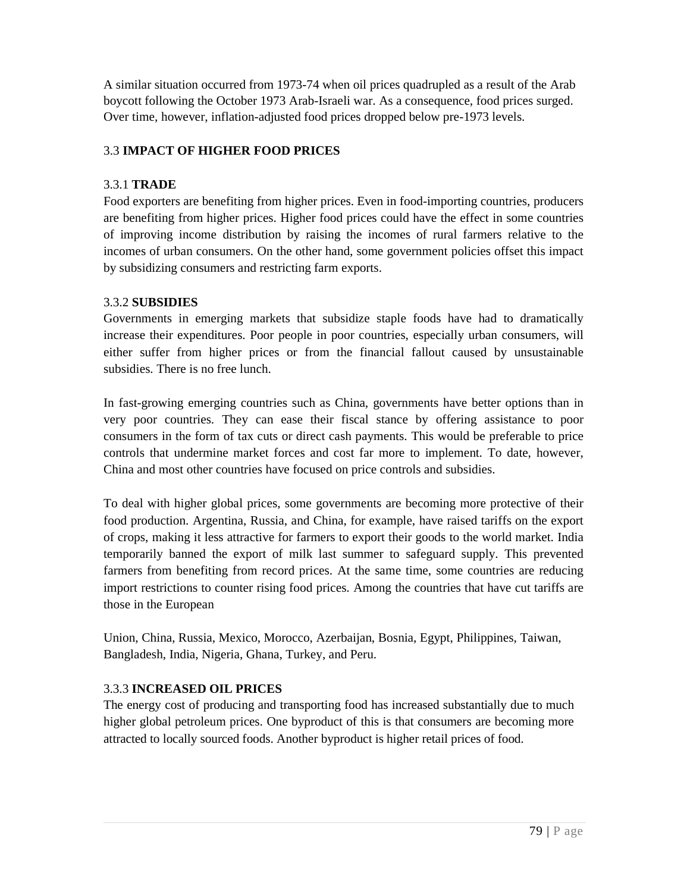A similar situation occurred from 1973-74 when oil prices quadrupled as a result of the Arab boycott following the October 1973 Arab-Israeli war. As a consequence, food prices surged. Over time, however, inflation-adjusted food prices dropped below pre-1973 levels.

## 3.3 IMPACT OF HIGHER FOOD PRICES

### 3.3.1 TRADE

Food exporters are benefiting from higher prices. Even in food-importing countries, producers are benefiting from higher prices. Higher food prices could have the effect in some countries of improving income distribution by raising the incomes of rural farmers relative to the incomes of urban consumers. On the other hand, some government policies offset this impact by subsidizing consumers and restricting farm exports.

### 3.3.2 SUBSIDIES

Governments in emerging markets that subsidize staple foods have had to dramatically increase their expenditures. Poor people in poor countries, especially urban consumers, will either suffer from higher prices or from the financial fallout caused by unsustainable subsidies. There is no free lunch.

In fast-growing emerging countries such as China, governments have better options than in very poor countries. They can ease their fiscal stance by offering assistance to poor consumers in the form of tax cuts or direct cash payments. This would be preferable to price controls that undermine market forces and cost far more to implement. To date, however, China and most other countries have focused on price controls and subsidies.

To deal with higher global prices, some governments are becoming more protective of their food production. Argentina, Russia, and China, for example, have raised tariffs on the export of crops, making it less attractive for farmers to export their goods to the world market. India temporarily banned the export of milk last summer to safeguard supply. This prevented farmers from benefiting from record prices. At the same time, some countries are reducing import restrictions to counter rising food prices. Among the countries that have cut tariffs are those in the European

Union, China, Russia, Mexico, Morocco, Azerbaijan, Bosnia, Egypt, Philippines, Taiwan, Bangladesh, India, Nigeria, Ghana, Turkey, and Peru.

### 3.3.3 INCREASED OIL PRICES

The energy cost of producing and transporting food has increased substantially due to much higher global petroleum prices. One byproduct of this is that consumers are becoming more attracted to locally sourced foods. Another byproduct is higher retail prices of food.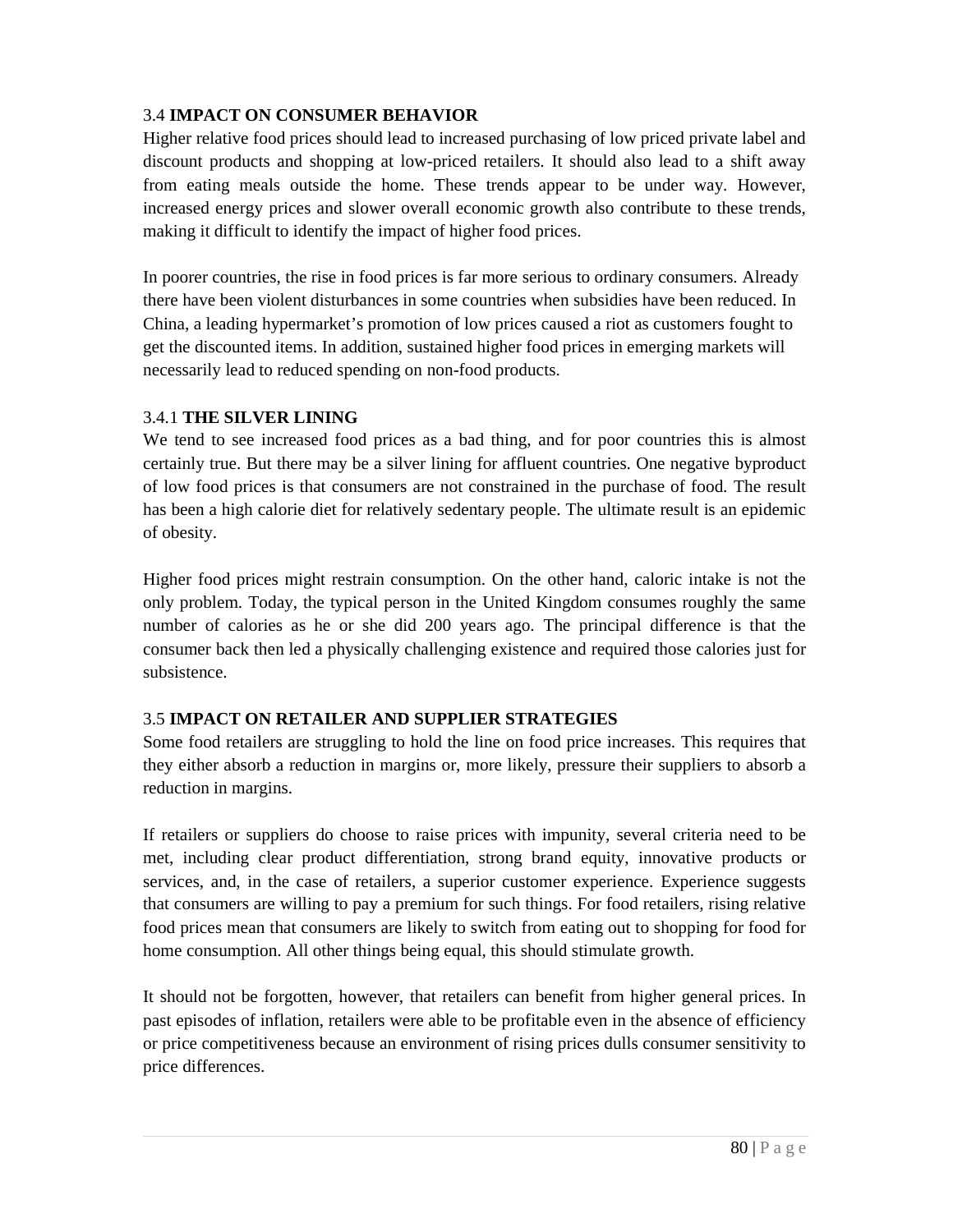### 3.4 **IMPACT ON CONSUMER BEHAVIOR**

Higher relative food prices should lead to increased purchasing of low priced private label and discount products and shopping at low-priced retailers. It should also lead to a shift away from eating meals outside the home. These trends appear to be under way. However, increased energy prices and slower overall economic growth also contribute to these trends, making it difficult to identify the impact of higher food prices.

In poorer countries, the rise in food prices is far more serious to ordinary consumers. Already there have been violent disturbances in some countries when subsidies have been reduced. In China, a leading hypermarket's promotion of low prices caused a riot as customers fought to get the discounted items. In addition, sustained higher food prices in emerging markets will necessarily lead to reduced spending on non-food products.

#### 3.4.1 **THE SILVER LINING**

We tend to see increased food prices as a bad thing, and for poor countries this is almost certainly true. But there may be a silver lining for affluent countries. One negative byproduct of low food prices is that consumers are not constrained in the purchase of food. The result has been a high calorie diet for relatively sedentary people. The ultimate result is an epidemic of obesity.

Higher food prices might restrain consumption. On the other hand, caloric intake is not the only problem. Today, the typical person in the United Kingdom consumes roughly the same number of calories as he or she did 200 years ago. The principal difference is that the consumer back then led a physically challenging existence and required those calories just for subsistence.

### 3.5 **IMPACT ON RETAILER AND SUPPLIER STRATEGIES**

Some food retailers are struggling to hold the line on food price increases. This requires that they either absorb a reduction in margins or, more likely, pressure their suppliers to absorb a reduction in margins.

If retailers or suppliers do choose to raise prices with impunity, several criteria need to be met, including clear product differentiation, strong brand equity, innovative products or services, and, in the case of retailers, a superior customer experience. Experience suggests that consumers are willing to pay a premium for such things. For food retailers, rising relative food prices mean that consumers are likely to switch from eating out to shopping for food for home consumption. All other things being equal, this should stimulate growth.

It should not be forgotten, however, that retailers can benefit from higher general prices. In past episodes of inflation, retailers were able to be profitable even in the absence of efficiency or price competitiveness because an environment of rising prices dulls consumer sensitivity to price differences.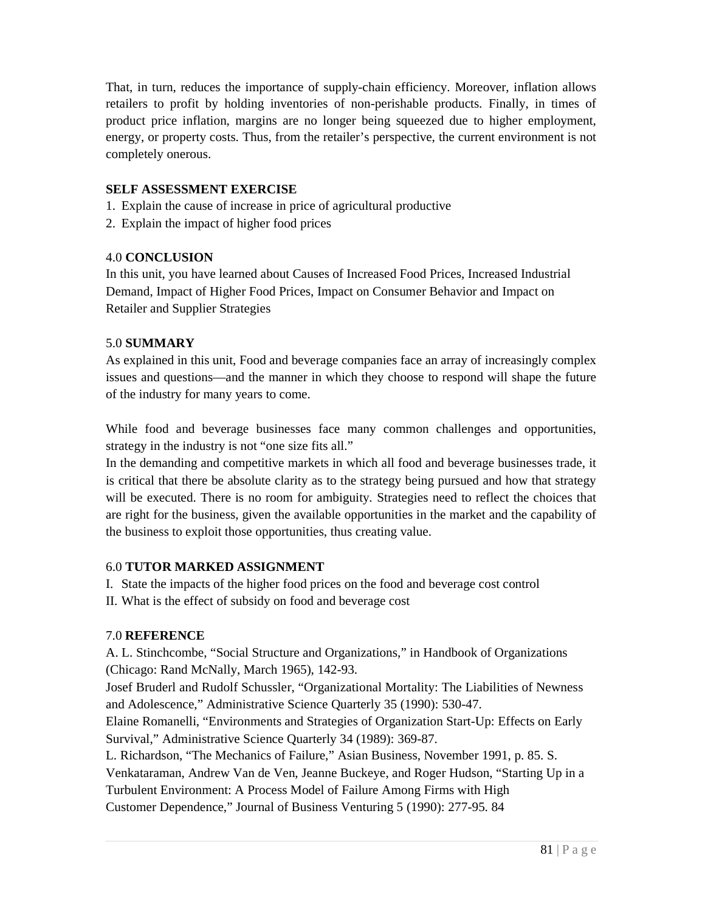That, in turn, reduces the importance of supply-chain efficiency. Moreover, inflation allows retailers to profit by holding inventories of non-perishable products. Finally, in times of product price inflation, margins are no longer being squeezed due to higher employment, energy, or property costs. Thus, from the retailer's perspective, the current environment is not completely onerous.

**SELF ASSESSMENT EXERCISE**

1. Explain the cause of increase in price of agricultural productive
2. Explain the impact of higher food prices

## 4.0 **CONCLUSION**

In this unit, you have learned about Causes of Increased Food Prices, Increased Industrial Demand, Impact of Higher Food Prices, Impact on Consumer Behavior and Impact on Retailer and Supplier Strategies

## 5.0 **SUMMARY**

As explained in this unit, Food and beverage companies face an array of increasingly complex issues and questions—and the manner in which they choose to respond will shape the future of the industry for many years to come.

While food and beverage businesses face many common challenges and opportunities, strategy in the industry is not "one size fits all."

In the demanding and competitive markets in which all food and beverage businesses trade, it is critical that there be absolute clarity as to the strategy being pursued and how that strategy will be executed. There is no room for ambiguity. Strategies need to reflect the choices that are right for the business, given the available opportunities in the market and the capability of the business to exploit those opportunities, thus creating value.

## 6.0 **TUTOR MARKED ASSIGNMENT**

I. State the impacts of the higher food prices on the food and beverage cost control

II. What is the effect of subsidy on food and beverage cost

## 7.0 **REFERENCE**

A. L. Stinchcombe, "Social Structure and Organizations," in Handbook of Organizations (Chicago: Rand McNally, March 1965), 142-93.

Josef Bruderl and Rudolf Schussler, "Organizational Mortality: The Liabilities of Newness and Adolescence," Administrative Science Quarterly 35 (1990): 530-47.

Elaine Romanelli, "Environments and Strategies of Organization Start-Up: Effects on Early Survival," Administrative Science Quarterly 34 (1989): 369-87.

L. Richardson, "The Mechanics of Failure," Asian Business, November 1991, p. 85. S. Venkataraman, Andrew Van de Ven, Jeanne Buckeye, and Roger Hudson, "Starting Up in a Turbulent Environment: A Process Model of Failure Among Firms with High Customer Dependence," Journal of Business Venturing 5 (1990): 277-95. 84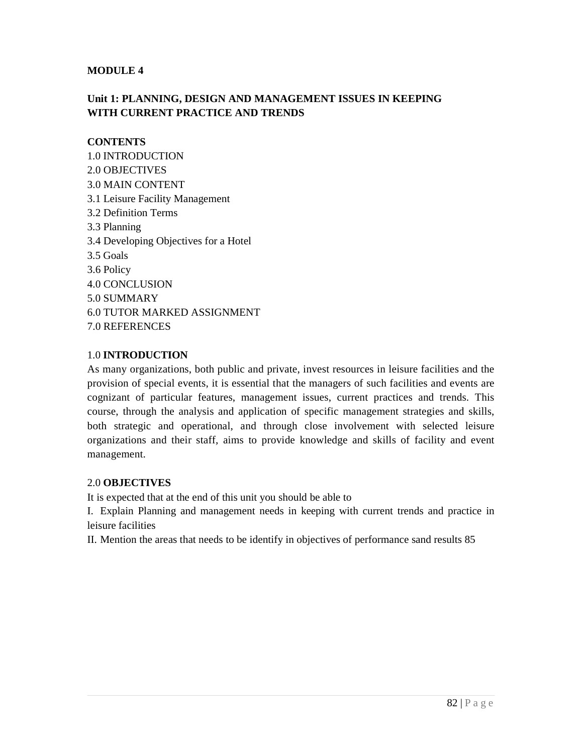**MODULE 4**

**Unit 1: PLANNING, DESIGN AND MANAGEMENT ISSUES IN KEEPING WITH CURRENT PRACTICE AND TRENDS**

**CONTENTS**

1.0 INTRODUCTION
2.0 OBJECTIVES
3.0 MAIN CONTENT
3.1 Leisure Facility Management
3.2 Definition Terms
3.3 Planning
3.4 Developing Objectives for a Hotel
3.5 Goals
3.6 Policy
4.0 CONCLUSION
5.0 SUMMARY
6.0 TUTOR MARKED ASSIGNMENT
7.0 REFERENCES

1.0 **INTRODUCTION**

As many organizations, both public and private, invest resources in leisure facilities and the provision of special events, it is essential that the managers of such facilities and events are cognizant of particular features, management issues, current practices and trends. This course, through the analysis and application of specific management strategies and skills, both strategic and operational, and through close involvement with selected leisure organizations and their staff, aims to provide knowledge and skills of facility and event management.

2.0 **OBJECTIVES**

It is expected that at the end of this unit you should be able to

I. Explain Planning and management needs in keeping with current trends and practice in leisure facilities

II. Mention the areas that needs to be identify in objectives of performance sand results 85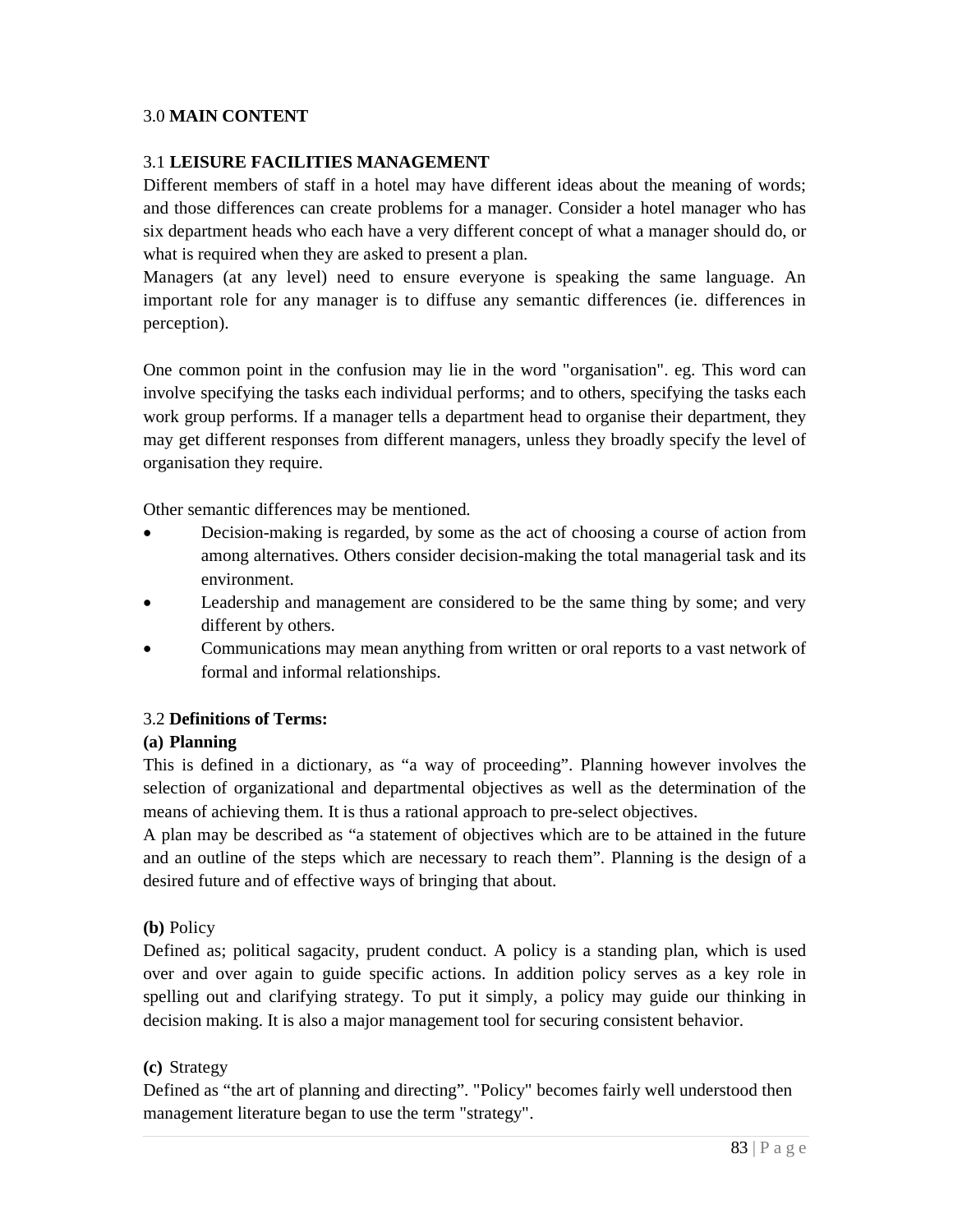## 3.0 **MAIN CONTENT**

### 3.1 **LEISURE FACILITIES MANAGEMENT**

Different members of staff in a hotel may have different ideas about the meaning of words; and those differences can create problems for a manager. Consider a hotel manager who has six department heads who each have a very different concept of what a manager should do, or what is required when they are asked to present a plan.

Managers (at any level) need to ensure everyone is speaking the same language. An important role for any manager is to diffuse any semantic differences (ie. differences in perception).

One common point in the confusion may lie in the word "organisation". eg. This word can involve specifying the tasks each individual performs; and to others, specifying the tasks each work group performs. If a manager tells a department head to organise their department, they may get different responses from different managers, unless they broadly specify the level of organisation they require.

Other semantic differences may be mentioned.

- Decision-making is regarded, by some as the act of choosing a course of action from among alternatives. Others consider decision-making the total managerial task and its environment.
- Leadership and management are considered to be the same thing by some; and very different by others.
- Communications may mean anything from written or oral reports to a vast network of formal and informal relationships.

### 3.2 **Definitions of Terms:**

**(a) Planning**

This is defined in a dictionary, as "a way of proceeding". Planning however involves the selection of organizational and departmental objectives as well as the determination of the means of achieving them. It is thus a rational approach to pre-select objectives.

A plan may be described as "a statement of objectives which are to be attained in the future and an outline of the steps which are necessary to reach them". Planning is the design of a desired future and of effective ways of bringing that about.

**(b)** Policy

Defined as; political sagacity, prudent conduct. A policy is a standing plan, which is used over and over again to guide specific actions. In addition policy serves as a key role in spelling out and clarifying strategy. To put it simply, a policy may guide our thinking in decision making. It is also a major management tool for securing consistent behavior.

**(c)** Strategy

Defined as "the art of planning and directing". "Policy" becomes fairly well understood then management literature began to use the term "strategy".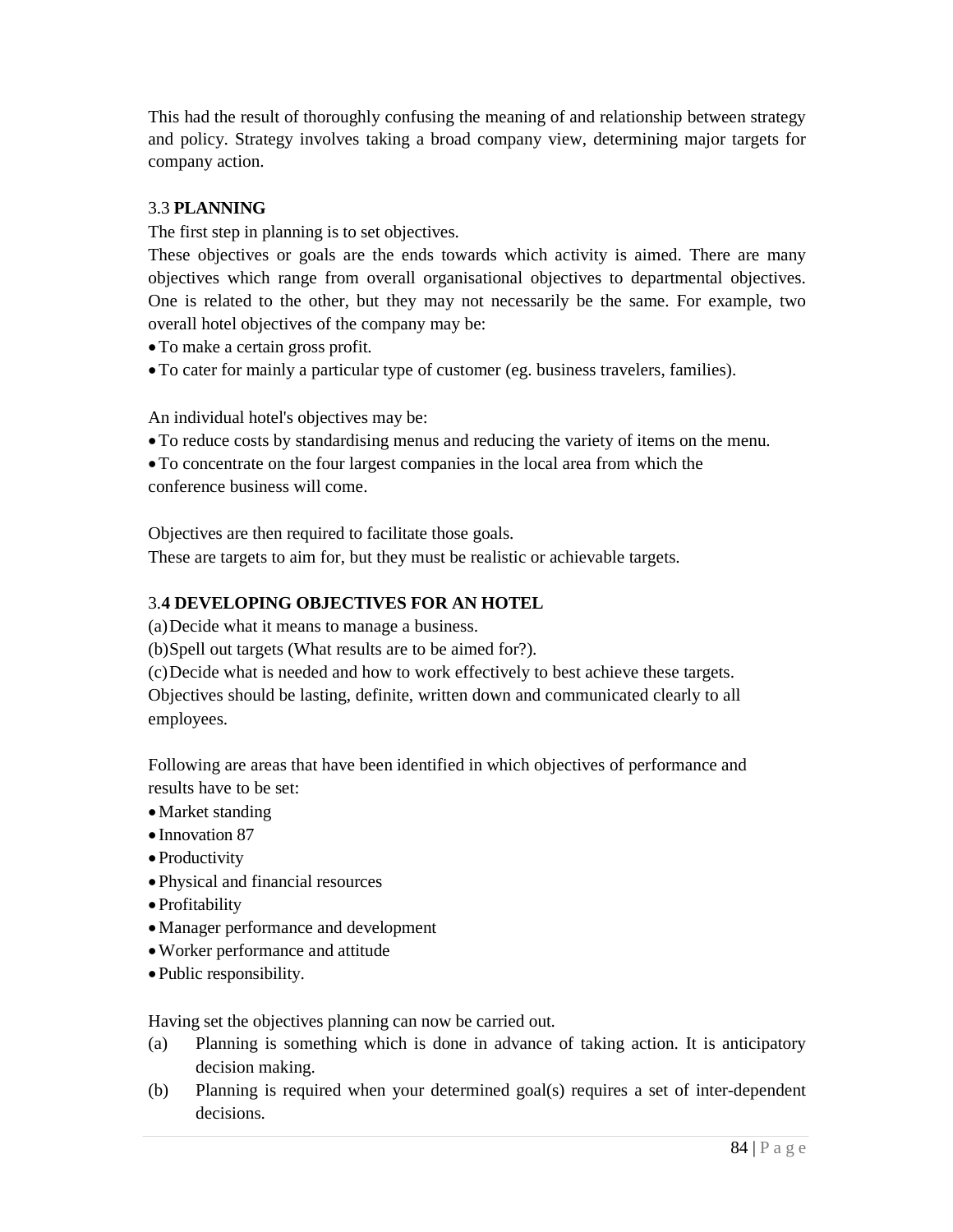This had the result of thoroughly confusing the meaning of and relationship between strategy and policy. Strategy involves taking a broad company view, determining major targets for company action.

### 3.3 PLANNING

The first step in planning is to set objectives.

These objectives or goals are the ends towards which activity is aimed. There are many objectives which range from overall organisational objectives to departmental objectives. One is related to the other, but they may not necessarily be the same. For example, two overall hotel objectives of the company may be:

- To make a certain gross profit.
- To cater for mainly a particular type of customer (eg. business travelers, families).

An individual hotel's objectives may be:

- To reduce costs by standardising menus and reducing the variety of items on the menu.
- To concentrate on the four largest companies in the local area from which the conference business will come.

Objectives are then required to facilitate those goals.

These are targets to aim for, but they must be realistic or achievable targets.

### 3.4 DEVELOPING OBJECTIVES FOR AN HOTEL

(a) Decide what it means to manage a business.

(b) Spell out targets (What results are to be aimed for?).

(c) Decide what is needed and how to work effectively to best achieve these targets.

Objectives should be lasting, definite, written down and communicated clearly to all employees.

Following are areas that have been identified in which objectives of performance and results have to be set:

- Market standing
- Innovation 87
- Productivity
- Physical and financial resources
- Profitability
- Manager performance and development
- Worker performance and attitude
- Public responsibility.

Having set the objectives planning can now be carried out.

(a) Planning is something which is done in advance of taking action. It is anticipatory decision making.

(b) Planning is required when your determined goal(s) requires a set of inter-dependent decisions.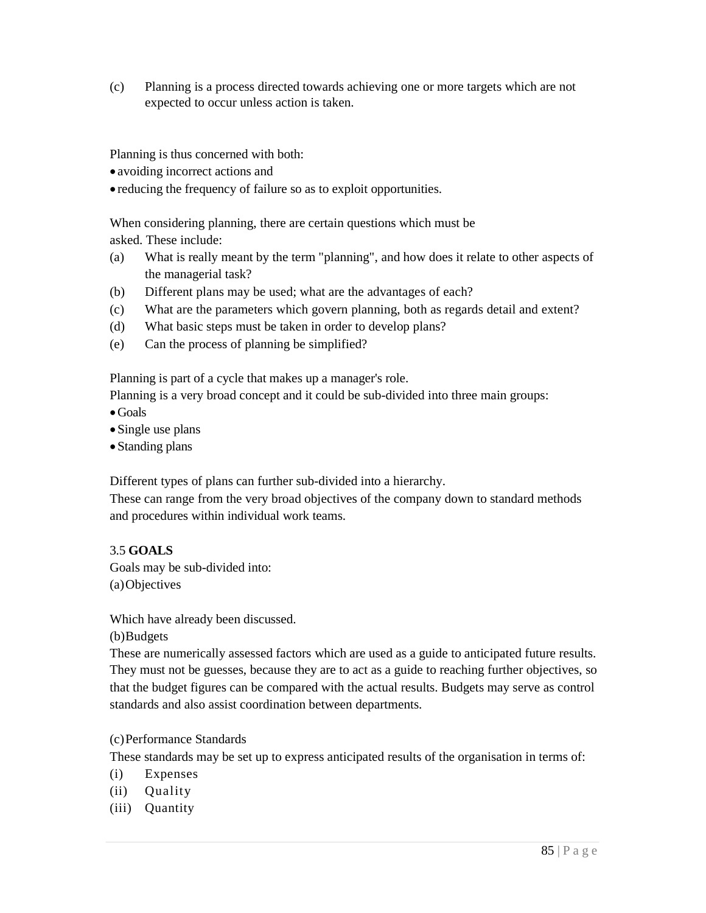(c) Planning is a process directed towards achieving one or more targets which are not expected to occur unless action is taken.

Planning is thus concerned with both:

- avoiding incorrect actions and
- reducing the frequency of failure so as to exploit opportunities.

When considering planning, there are certain questions which must be asked. These include:

(a) What is really meant by the term "planning", and how does it relate to other aspects of the managerial task?

(b) Different plans may be used; what are the advantages of each?

(c) What are the parameters which govern planning, both as regards detail and extent?

(d) What basic steps must be taken in order to develop plans?

(e) Can the process of planning be simplified?

Planning is part of a cycle that makes up a manager's role.
Planning is a very broad concept and it could be sub-divided into three main groups:

- Goals
- Single use plans
- Standing plans

Different types of plans can further sub-divided into a hierarchy.
These can range from the very broad objectives of the company down to standard methods and procedures within individual work teams.

## 3.5 **GOALS**

Goals may be sub-divided into:

(a) Objectives

Which have already been discussed.

(b) Budgets

These are numerically assessed factors which are used as a guide to anticipated future results. They must not be guesses, because they are to act as a guide to reaching further objectives, so that the budget figures can be compared with the actual results. Budgets may serve as control standards and also assist coordination between departments.

(c) Performance Standards

These standards may be set up to express anticipated results of the organisation in terms of:

(i) Expenses

(ii) Quality

(iii) Quantity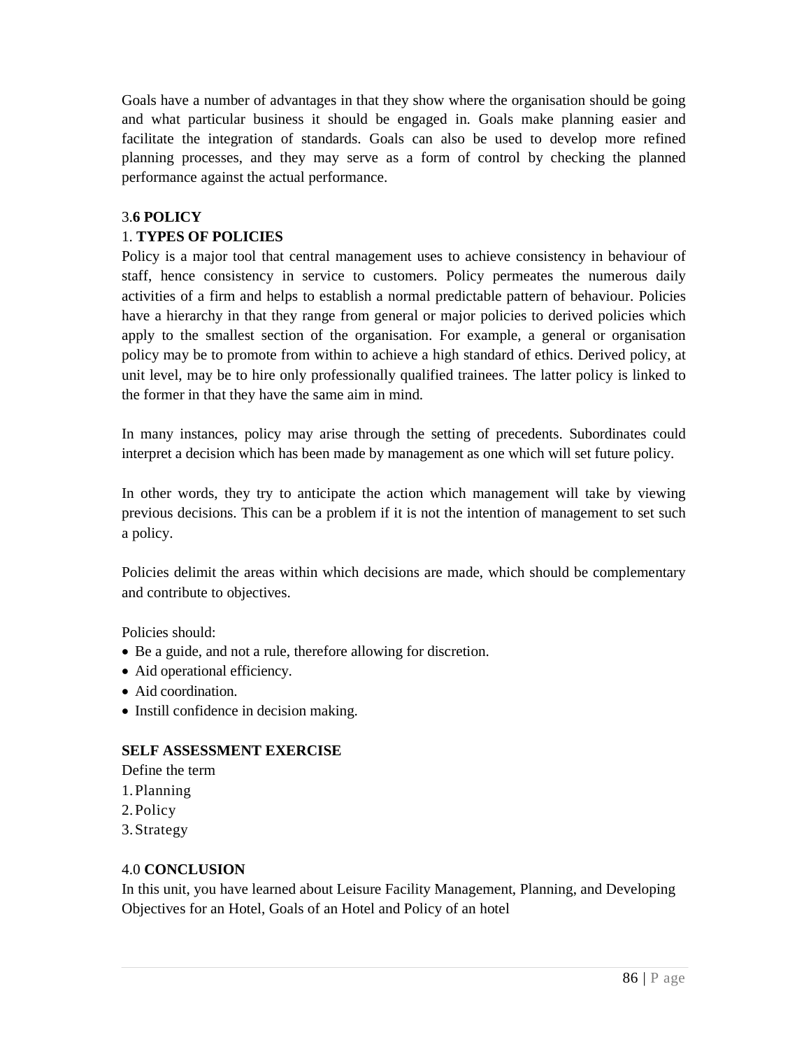Goals have a number of advantages in that they show where the organisation should be going and what particular business it should be engaged in. Goals make planning easier and facilitate the integration of standards. Goals can also be used to develop more refined planning processes, and they may serve as a form of control by checking the planned performance against the actual performance.

### 3.6 POLICY

#### 1. TYPES OF POLICIES

Policy is a major tool that central management uses to achieve consistency in behaviour of staff, hence consistency in service to customers. Policy permeates the numerous daily activities of a firm and helps to establish a normal predictable pattern of behaviour. Policies have a hierarchy in that they range from general or major policies to derived policies which apply to the smallest section of the organisation. For example, a general or organisation policy may be to promote from within to achieve a high standard of ethics. Derived policy, at unit level, may be to hire only professionally qualified trainees. The latter policy is linked to the former in that they have the same aim in mind.

In many instances, policy may arise through the setting of precedents. Subordinates could interpret a decision which has been made by management as one which will set future policy.

In other words, they try to anticipate the action which management will take by viewing previous decisions. This can be a problem if it is not the intention of management to set such a policy.

Policies delimit the areas within which decisions are made, which should be complementary and contribute to objectives.

Policies should:

- Be a guide, and not a rule, therefore allowing for discretion.
- Aid operational efficiency.
- Aid coordination.
- Instill confidence in decision making.

**SELF ASSESSMENT EXERCISE**

Define the term

1. Planning
2. Policy
3. Strategy

## 4.0 CONCLUSION

In this unit, you have learned about Leisure Facility Management, Planning, and Developing Objectives for an Hotel, Goals of an Hotel and Policy of an hotel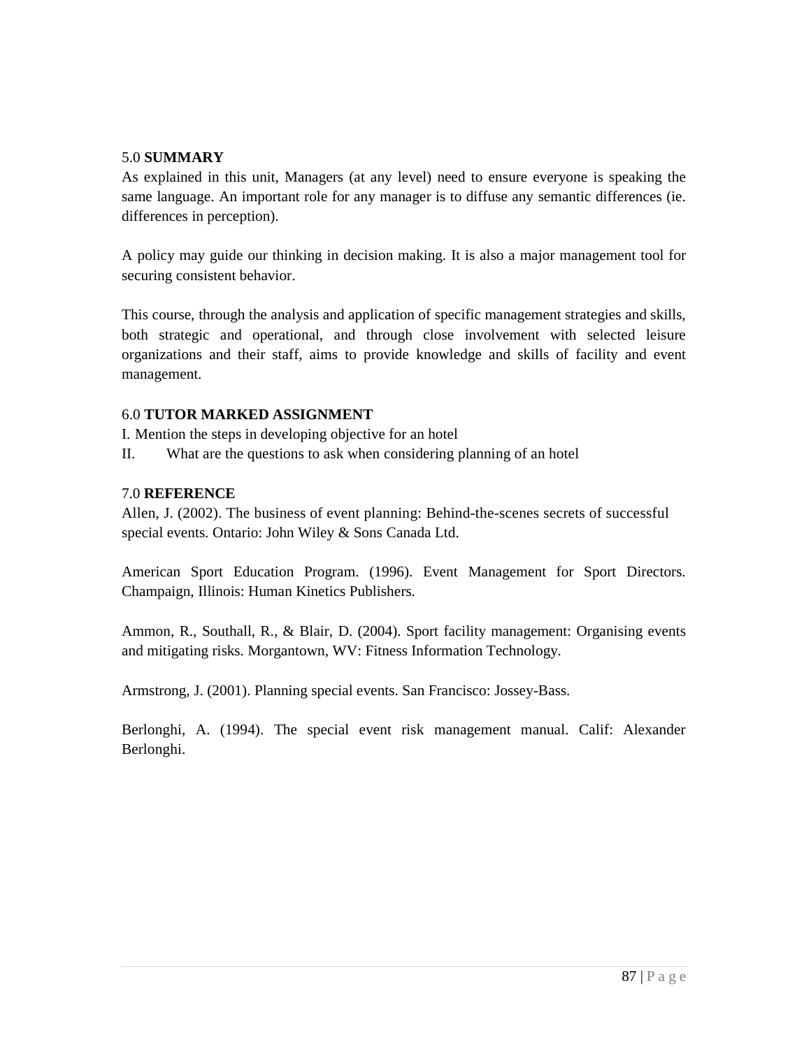## 5.0 SUMMARY

As explained in this unit, Managers (at any level) need to ensure everyone is speaking the same language. An important role for any manager is to diffuse any semantic differences (ie. differences in perception).

A policy may guide our thinking in decision making. It is also a major management tool for securing consistent behavior.

This course, through the analysis and application of specific management strategies and skills, both strategic and operational, and through close involvement with selected leisure organizations and their staff, aims to provide knowledge and skills of facility and event management.

## 6.0 TUTOR MARKED ASSIGNMENT

I. Mention the steps in developing objective for an hotel

II. What are the questions to ask when considering planning of an hotel

## 7.0 REFERENCE

Allen, J. (2002). The business of event planning: Behind-the-scenes secrets of successful special events. Ontario: John Wiley & Sons Canada Ltd.

American Sport Education Program. (1996). Event Management for Sport Directors. Champaign, Illinois: Human Kinetics Publishers.

Ammon, R., Southall, R., & Blair, D. (2004). Sport facility management: Organising events and mitigating risks. Morgantown, WV: Fitness Information Technology.

Armstrong, J. (2001). Planning special events. San Francisco: Jossey-Bass.

Berlonghi, A. (1994). The special event risk management manual. Calif: Alexander Berlonghi.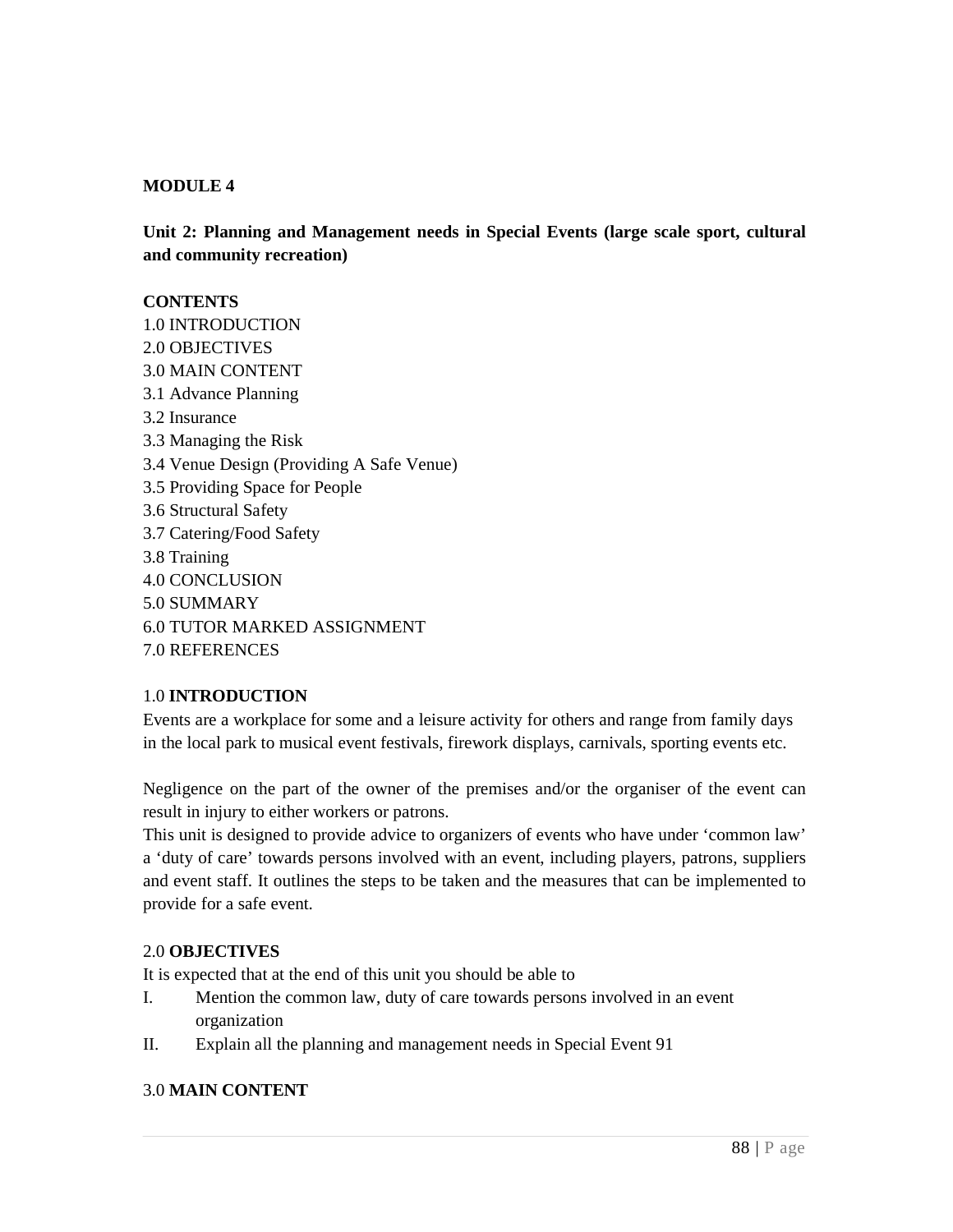## MODULE 4

### Unit 2: Planning and Management needs in Special Events (large scale sport, cultural and community recreation)

**CONTENTS**

1.0 INTRODUCTION
2.0 OBJECTIVES
3.0 MAIN CONTENT
3.1 Advance Planning
3.2 Insurance
3.3 Managing the Risk
3.4 Venue Design (Providing A Safe Venue)
3.5 Providing Space for People
3.6 Structural Safety
3.7 Catering/Food Safety
3.8 Training
4.0 CONCLUSION
5.0 SUMMARY
6.0 TUTOR MARKED ASSIGNMENT
7.0 REFERENCES

### 1.0 INTRODUCTION

Events are a workplace for some and a leisure activity for others and range from family days in the local park to musical event festivals, firework displays, carnivals, sporting events etc.

Negligence on the part of the owner of the premises and/or the organiser of the event can result in injury to either workers or patrons.

This unit is designed to provide advice to organizers of events who have under 'common law' a 'duty of care' towards persons involved with an event, including players, patrons, suppliers and event staff. It outlines the steps to be taken and the measures that can be implemented to provide for a safe event.

### 2.0 OBJECTIVES

It is expected that at the end of this unit you should be able to

I. Mention the common law, duty of care towards persons involved in an event organization
II. Explain all the planning and management needs in Special Event 91

### 3.0 MAIN CONTENT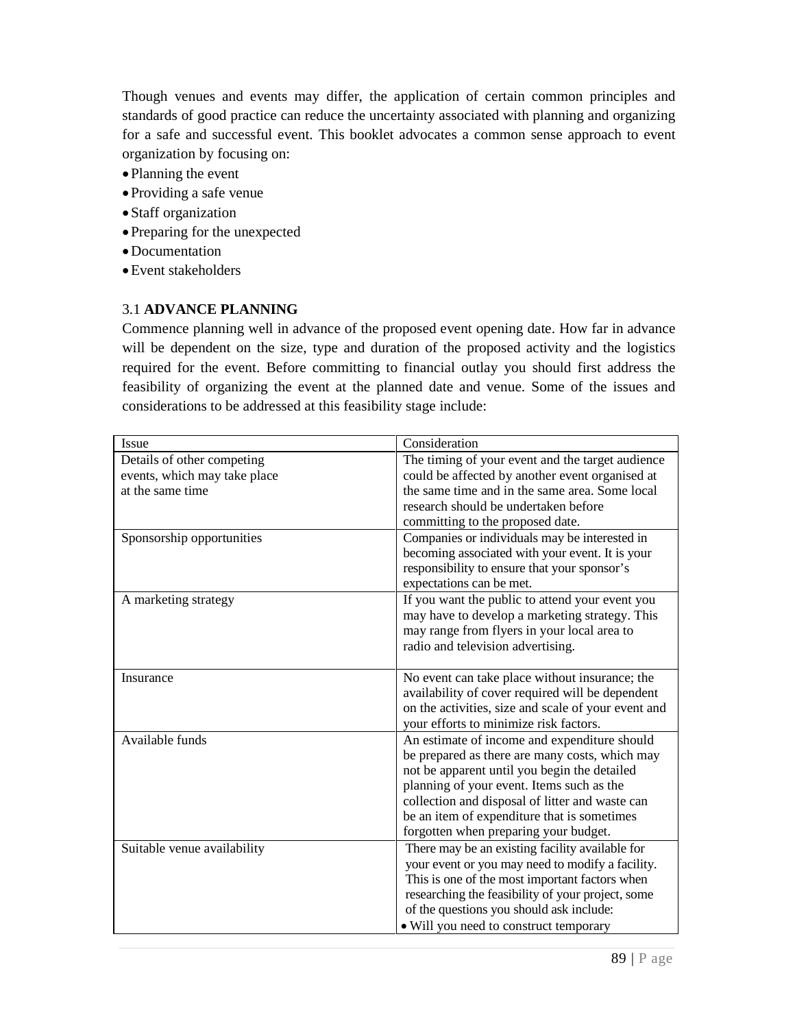Though venues and events may differ, the application of certain common principles and standards of good practice can reduce the uncertainty associated with planning and organizing for a safe and successful event. This booklet advocates a common sense approach to event organization by focusing on:

- Planning the event
- Providing a safe venue
- Staff organization
- Preparing for the unexpected
- Documentation
- Event stakeholders

### 3.1 ADVANCE PLANNING

Commence planning well in advance of the proposed event opening date. How far in advance will be dependent on the size, type and duration of the proposed activity and the logistics required for the event. Before committing to financial outlay you should first address the feasibility of organizing the event at the planned date and venue. Some of the issues and considerations to be addressed at this feasibility stage include:

| Issue | Consideration |
|---|---|
| Details of other competing events, which may take place at the same time | The timing of your event and the target audience could be affected by another event organised at the same time and in the same area. Some local research should be undertaken before committing to the proposed date. |
| Sponsorship opportunities | Companies or individuals may be interested in becoming associated with your event. It is your responsibility to ensure that your sponsor's expectations can be met. |
| A marketing strategy | If you want the public to attend your event you may have to develop a marketing strategy. This may range from flyers in your local area to radio and television advertising. |
| Insurance | No event can take place without insurance; the availability of cover required will be dependent on the activities, size and scale of your event and your efforts to minimize risk factors. |
| Available funds | An estimate of income and expenditure should be prepared as there are many costs, which may not be apparent until you begin the detailed planning of your event. Items such as the collection and disposal of litter and waste can be an item of expenditure that is sometimes forgotten when preparing your budget. |
| Suitable venue availability | There may be an existing facility available for your event or you may need to modify a facility. This is one of the most important factors when researching the feasibility of your project, some of the questions you should ask include: <br>• Will you need to construct temporary |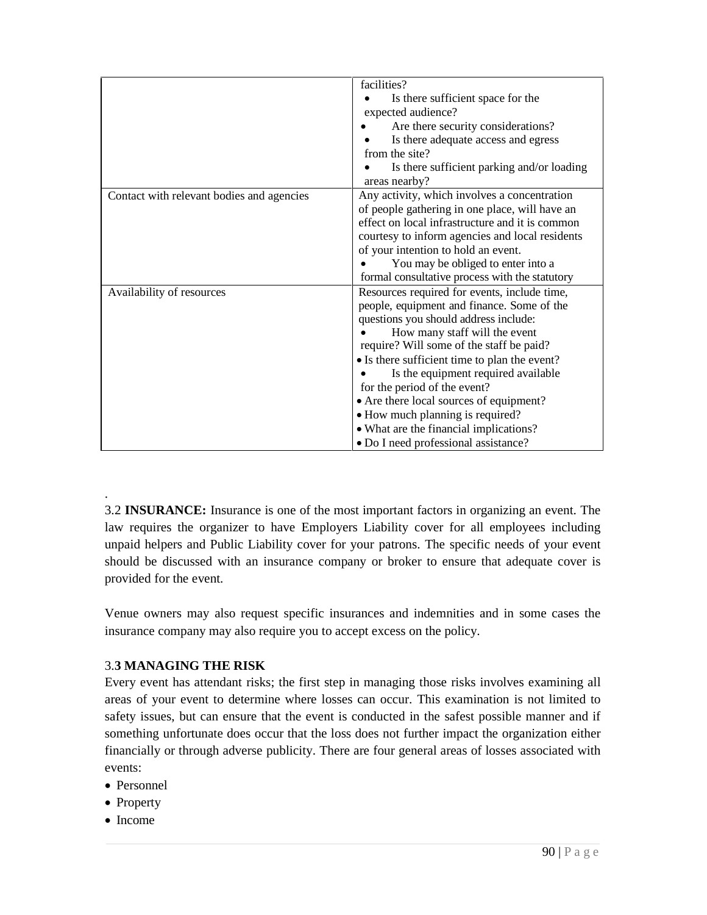| | |
|---|---|
| | facilities?<br>• Is there sufficient space for the expected audience?<br>• Are there security considerations?<br>• Is there adequate access and egress from the site?<br>• Is there sufficient parking and/or loading areas nearby? |
| Contact with relevant bodies and agencies | Any activity, which involves a concentration of people gathering in one place, will have an effect on local infrastructure and it is common courtesy to inform agencies and local residents of your intention to hold an event.<br>• You may be obliged to enter into a formal consultative process with the statutory |
| Availability of resources | Resources required for events, include time, people, equipment and finance. Some of the questions you should address include:<br>• How many staff will the event require? Will some of the staff be paid?<br>• Is there sufficient time to plan the event?<br>• Is the equipment required available for the period of the event?<br>• Are there local sources of equipment?<br>• How much planning is required?<br>• What are the financial implications?<br>• Do I need professional assistance? |

.

3.2 **INSURANCE:** Insurance is one of the most important factors in organizing an event. The law requires the organizer to have Employers Liability cover for all employees including unpaid helpers and Public Liability cover for your patrons. The specific needs of your event should be discussed with an insurance company or broker to ensure that adequate cover is provided for the event.

Venue owners may also request specific insurances and indemnities and in some cases the insurance company may also require you to accept excess on the policy.

### 3.**3 MANAGING THE RISK**

Every event has attendant risks; the first step in managing those risks involves examining all areas of your event to determine where losses can occur. This examination is not limited to safety issues, but can ensure that the event is conducted in the safest possible manner and if something unfortunate does occur that the loss does not further impact the organization either financially or through adverse publicity. There are four general areas of losses associated with events:

- Personnel
- Property
- Income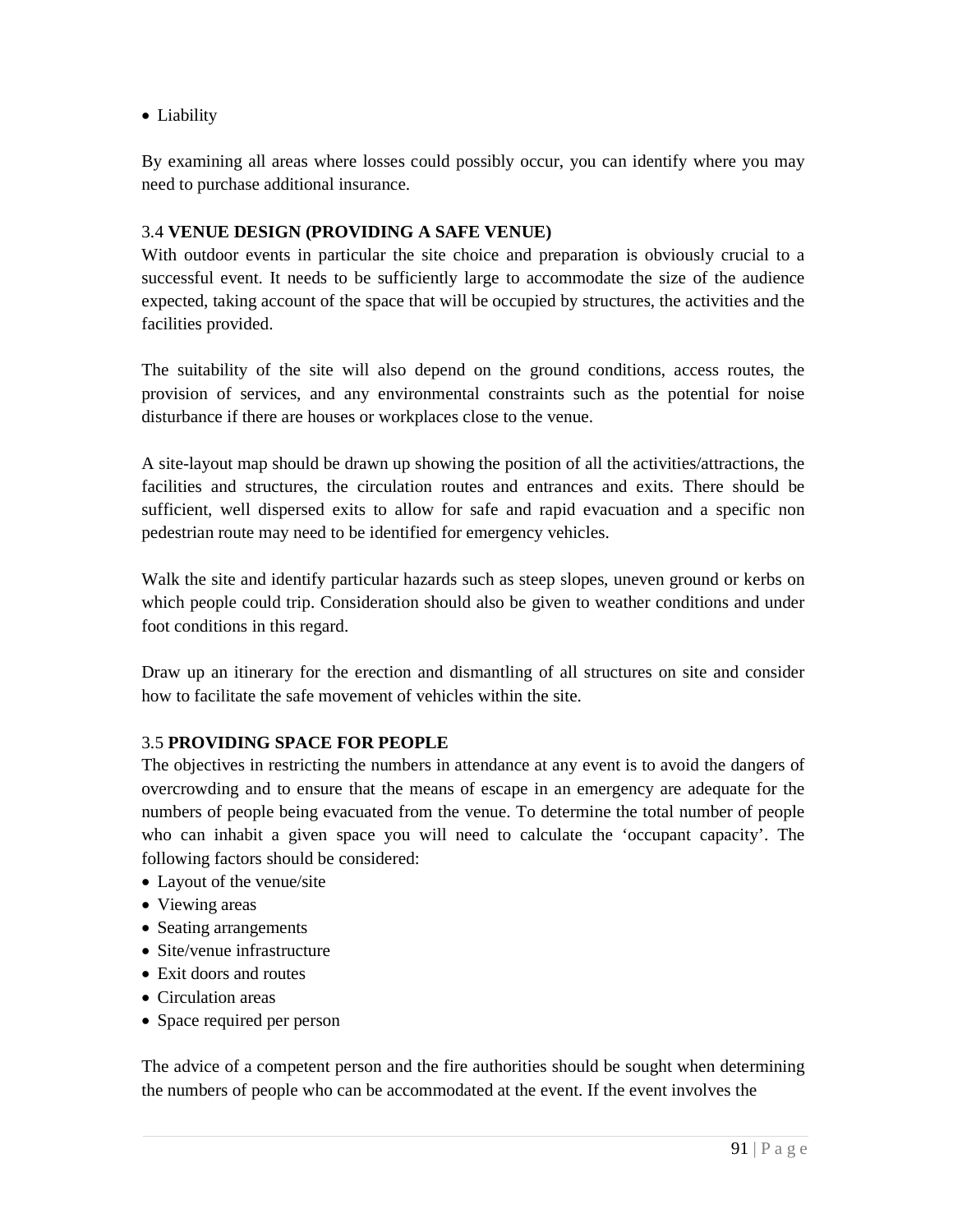- Liability

By examining all areas where losses could possibly occur, you can identify where you may need to purchase additional insurance.

### 3.4 **VENUE DESIGN (PROVIDING A SAFE VENUE)**

With outdoor events in particular the site choice and preparation is obviously crucial to a successful event. It needs to be sufficiently large to accommodate the size of the audience expected, taking account of the space that will be occupied by structures, the activities and the facilities provided.

The suitability of the site will also depend on the ground conditions, access routes, the provision of services, and any environmental constraints such as the potential for noise disturbance if there are houses or workplaces close to the venue.

A site-layout map should be drawn up showing the position of all the activities/attractions, the facilities and structures, the circulation routes and entrances and exits. There should be sufficient, well dispersed exits to allow for safe and rapid evacuation and a specific non pedestrian route may need to be identified for emergency vehicles.

Walk the site and identify particular hazards such as steep slopes, uneven ground or kerbs on which people could trip. Consideration should also be given to weather conditions and under foot conditions in this regard.

Draw up an itinerary for the erection and dismantling of all structures on site and consider how to facilitate the safe movement of vehicles within the site.

### 3.5 **PROVIDING SPACE FOR PEOPLE**

The objectives in restricting the numbers in attendance at any event is to avoid the dangers of overcrowding and to ensure that the means of escape in an emergency are adequate for the numbers of people being evacuated from the venue. To determine the total number of people who can inhabit a given space you will need to calculate the 'occupant capacity'. The following factors should be considered:

- Layout of the venue/site
- Viewing areas
- Seating arrangements
- Site/venue infrastructure
- Exit doors and routes
- Circulation areas
- Space required per person

The advice of a competent person and the fire authorities should be sought when determining the numbers of people who can be accommodated at the event. If the event involves the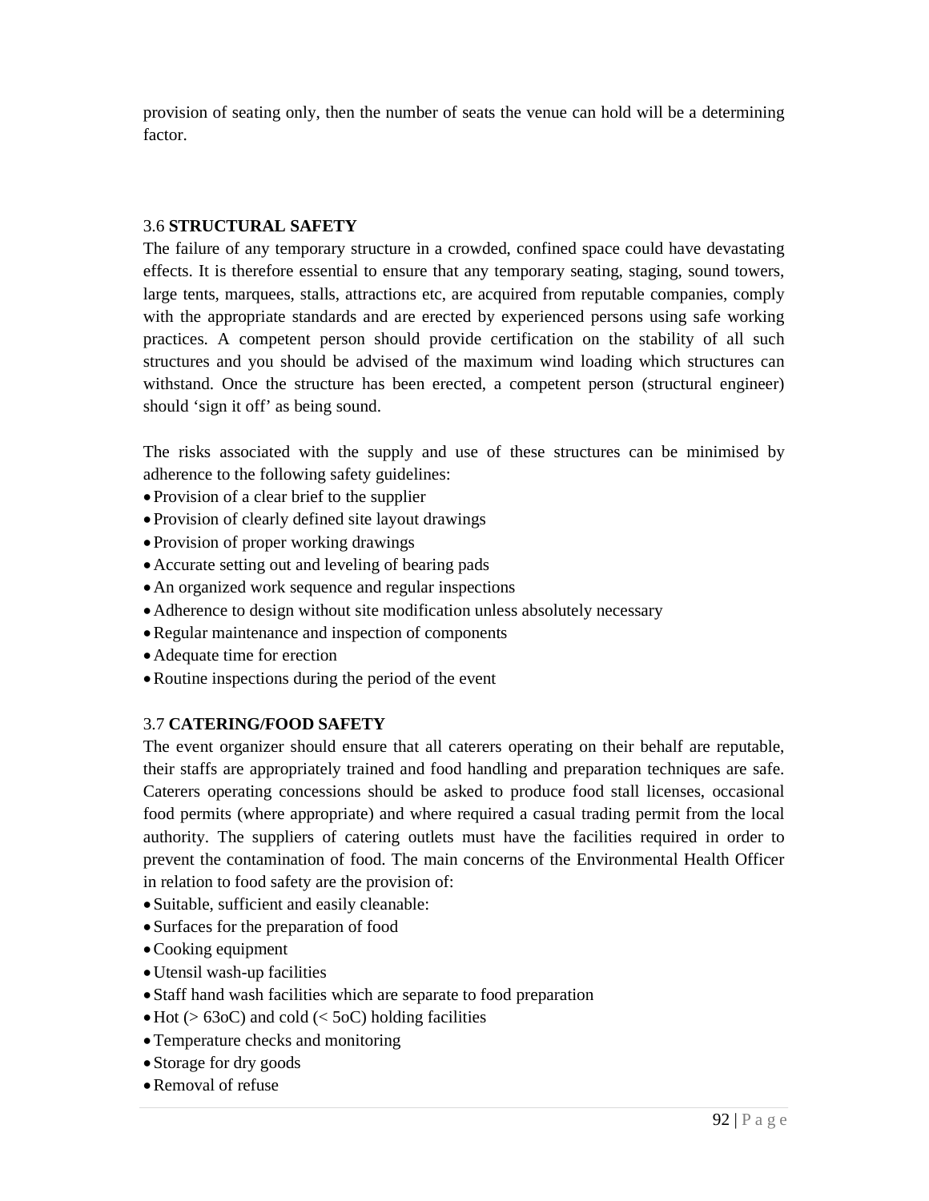provision of seating only, then the number of seats the venue can hold will be a determining factor.

### 3.6 STRUCTURAL SAFETY

The failure of any temporary structure in a crowded, confined space could have devastating effects. It is therefore essential to ensure that any temporary seating, staging, sound towers, large tents, marquees, stalls, attractions etc, are acquired from reputable companies, comply with the appropriate standards and are erected by experienced persons using safe working practices. A competent person should provide certification on the stability of all such structures and you should be advised of the maximum wind loading which structures can withstand. Once the structure has been erected, a competent person (structural engineer) should 'sign it off' as being sound.

The risks associated with the supply and use of these structures can be minimised by adherence to the following safety guidelines:

- Provision of a clear brief to the supplier
- Provision of clearly defined site layout drawings
- Provision of proper working drawings
- Accurate setting out and leveling of bearing pads
- An organized work sequence and regular inspections
- Adherence to design without site modification unless absolutely necessary
- Regular maintenance and inspection of components
- Adequate time for erection
- Routine inspections during the period of the event

### 3.7 CATERING/FOOD SAFETY

The event organizer should ensure that all caterers operating on their behalf are reputable, their staffs are appropriately trained and food handling and preparation techniques are safe. Caterers operating concessions should be asked to produce food stall licenses, occasional food permits (where appropriate) and where required a casual trading permit from the local authority. The suppliers of catering outlets must have the facilities required in order to prevent the contamination of food. The main concerns of the Environmental Health Officer in relation to food safety are the provision of:

- Suitable, sufficient and easily cleanable:
- Surfaces for the preparation of food
- Cooking equipment
- Utensil wash-up facilities
- Staff hand wash facilities which are separate to food preparation
- Hot (> 63oC) and cold (< 5oC) holding facilities
- Temperature checks and monitoring
- Storage for dry goods
- Removal of refuse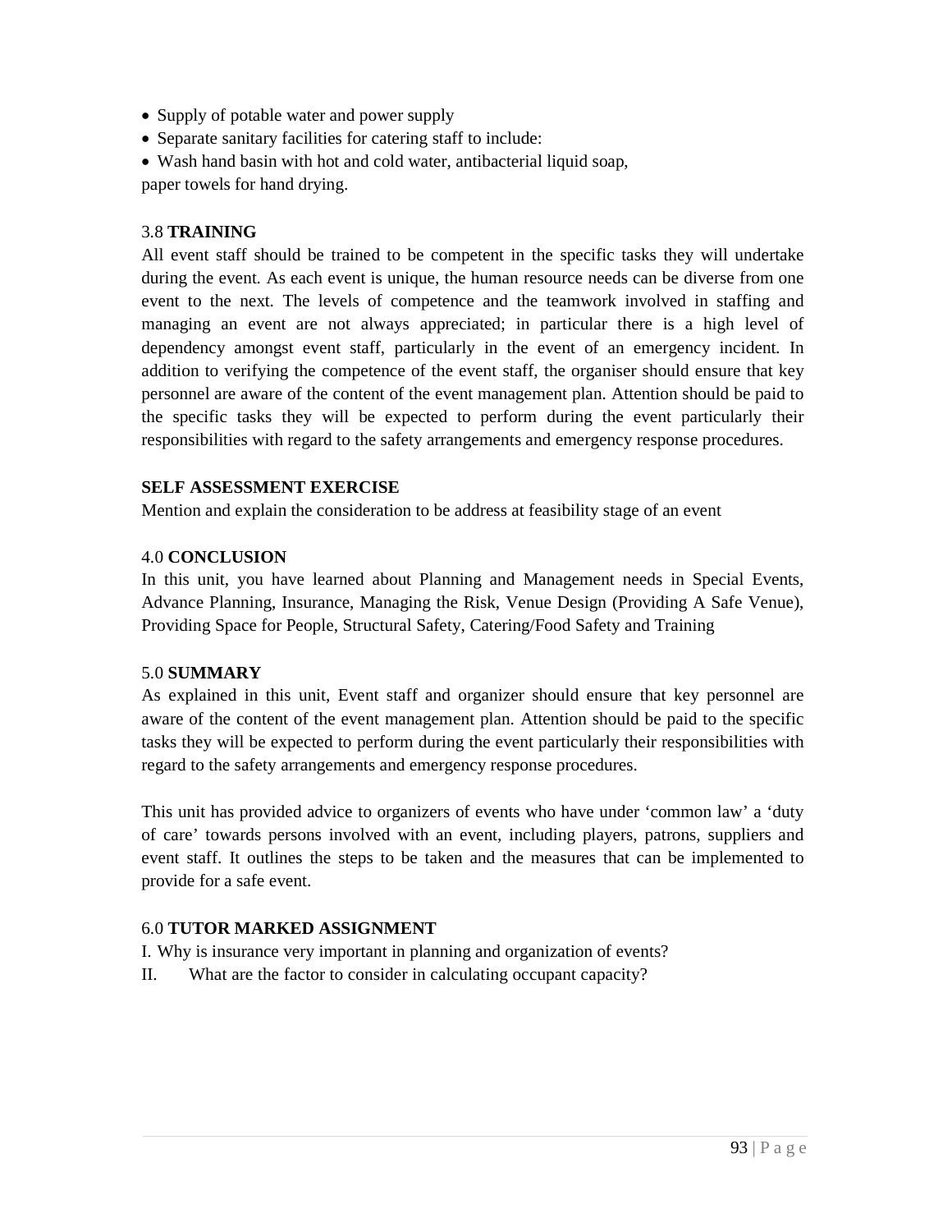- Supply of potable water and power supply
- Separate sanitary facilities for catering staff to include:
- Wash hand basin with hot and cold water, antibacterial liquid soap,

paper towels for hand drying.

### 3.8 TRAINING

All event staff should be trained to be competent in the specific tasks they will undertake during the event. As each event is unique, the human resource needs can be diverse from one event to the next. The levels of competence and the teamwork involved in staffing and managing an event are not always appreciated; in particular there is a high level of dependency amongst event staff, particularly in the event of an emergency incident. In addition to verifying the competence of the event staff, the organiser should ensure that key personnel are aware of the content of the event management plan. Attention should be paid to the specific tasks they will be expected to perform during the event particularly their responsibilities with regard to the safety arrangements and emergency response procedures.

**SELF ASSESSMENT EXERCISE**

Mention and explain the consideration to be address at feasibility stage of an event

## 4.0 CONCLUSION

In this unit, you have learned about Planning and Management needs in Special Events, Advance Planning, Insurance, Managing the Risk, Venue Design (Providing A Safe Venue), Providing Space for People, Structural Safety, Catering/Food Safety and Training

## 5.0 SUMMARY

As explained in this unit, Event staff and organizer should ensure that key personnel are aware of the content of the event management plan. Attention should be paid to the specific tasks they will be expected to perform during the event particularly their responsibilities with regard to the safety arrangements and emergency response procedures.

This unit has provided advice to organizers of events who have under 'common law' a 'duty of care' towards persons involved with an event, including players, patrons, suppliers and event staff. It outlines the steps to be taken and the measures that can be implemented to provide for a safe event.

## 6.0 TUTOR MARKED ASSIGNMENT

I. Why is insurance very important in planning and organization of events?

II. What are the factor to consider in calculating occupant capacity?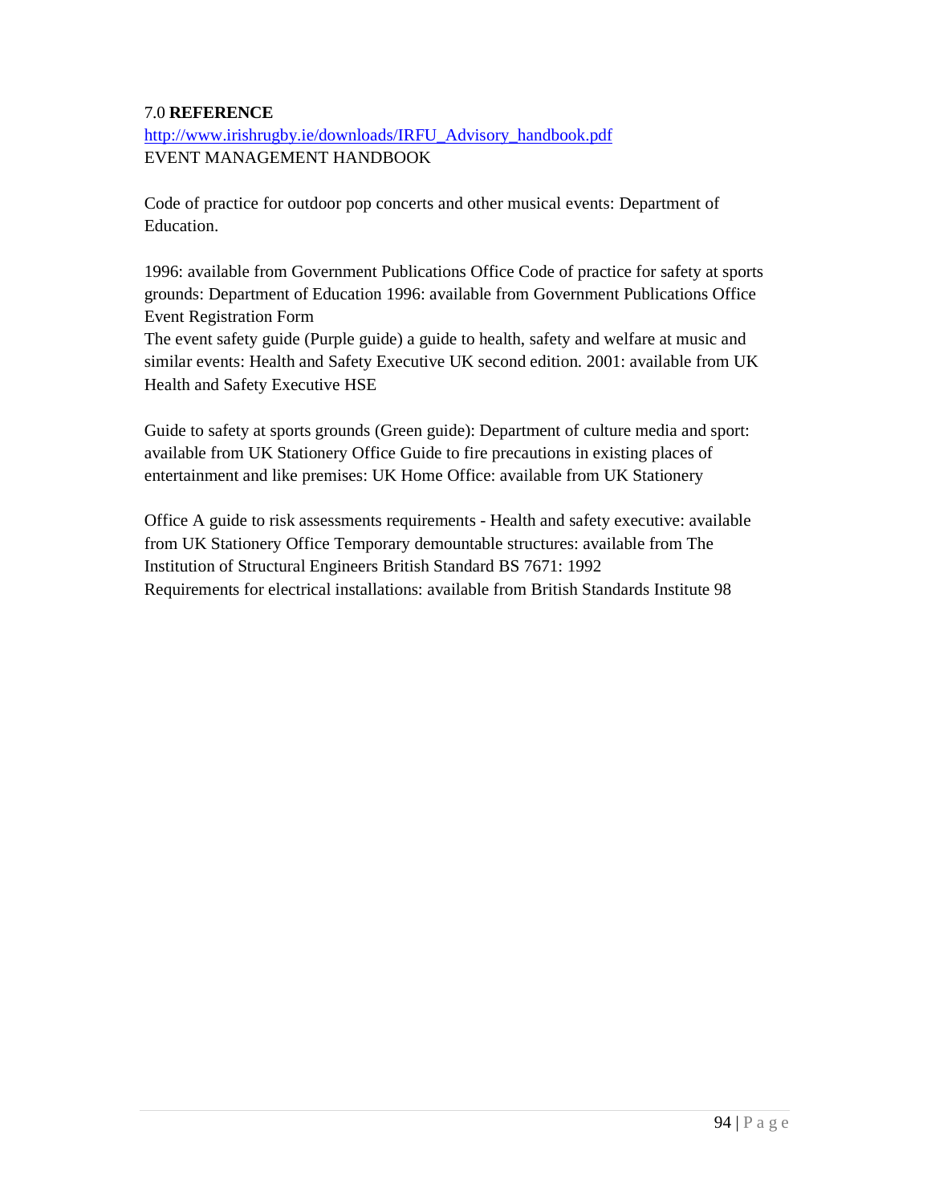7.0 **REFERENCE**

http://www.irishrugby.ie/downloads/IRFU_Advisory_handbook.pdf
EVENT MANAGEMENT HANDBOOK

Code of practice for outdoor pop concerts and other musical events: Department of Education.

1996: available from Government Publications Office Code of practice for safety at sports grounds: Department of Education 1996: available from Government Publications Office Event Registration Form
The event safety guide (Purple guide) a guide to health, safety and welfare at music and similar events: Health and Safety Executive UK second edition. 2001: available from UK Health and Safety Executive HSE

Guide to safety at sports grounds (Green guide): Department of culture media and sport: available from UK Stationery Office Guide to fire precautions in existing places of entertainment and like premises: UK Home Office: available from UK Stationery

Office A guide to risk assessments requirements - Health and safety executive: available from UK Stationery Office Temporary demountable structures: available from The Institution of Structural Engineers British Standard BS 7671: 1992
Requirements for electrical installations: available from British Standards Institute 98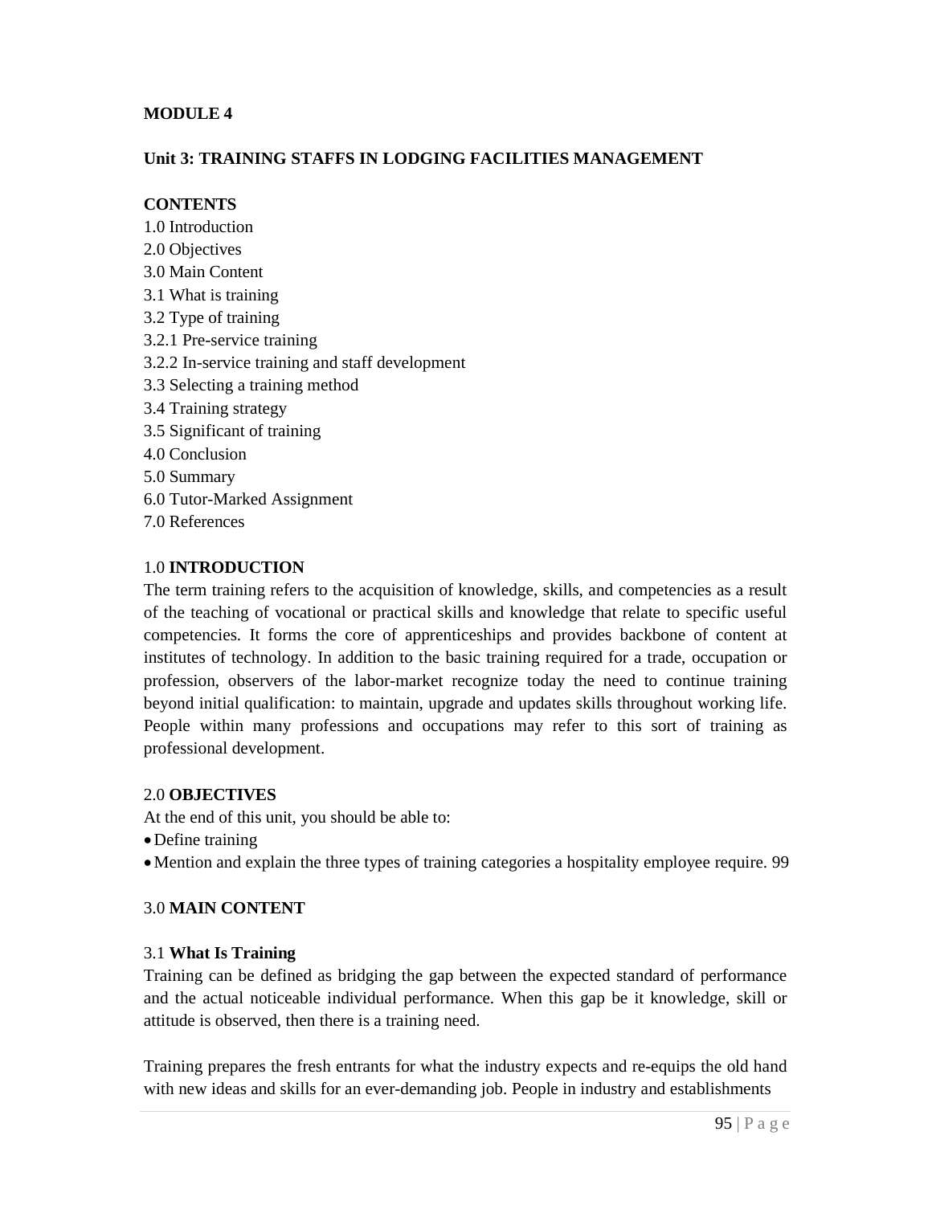**MODULE 4**

**Unit 3: TRAINING STAFFS IN LODGING FACILITIES MANAGEMENT**

**CONTENTS**

1.0 Introduction
2.0 Objectives
3.0 Main Content
3.1 What is training
3.2 Type of training
3.2.1 Pre-service training
3.2.2 In-service training and staff development
3.3 Selecting a training method
3.4 Training strategy
3.5 Significant of training
4.0 Conclusion
5.0 Summary
6.0 Tutor-Marked Assignment
7.0 References

1.0 **INTRODUCTION**

The term training refers to the acquisition of knowledge, skills, and competencies as a result of the teaching of vocational or practical skills and knowledge that relate to specific useful competencies. It forms the core of apprenticeships and provides backbone of content at institutes of technology. In addition to the basic training required for a trade, occupation or profession, observers of the labor-market recognize today the need to continue training beyond initial qualification: to maintain, upgrade and updates skills throughout working life. People within many professions and occupations may refer to this sort of training as professional development.

2.0 **OBJECTIVES**

At the end of this unit, you should be able to:

- Define training
- Mention and explain the three types of training categories a hospitality employee require. 99

3.0 **MAIN CONTENT**

3.1 **What Is Training**

Training can be defined as bridging the gap between the expected standard of performance and the actual noticeable individual performance. When this gap be it knowledge, skill or attitude is observed, then there is a training need.

Training prepares the fresh entrants for what the industry expects and re-equips the old hand with new ideas and skills for an ever-demanding job. People in industry and establishments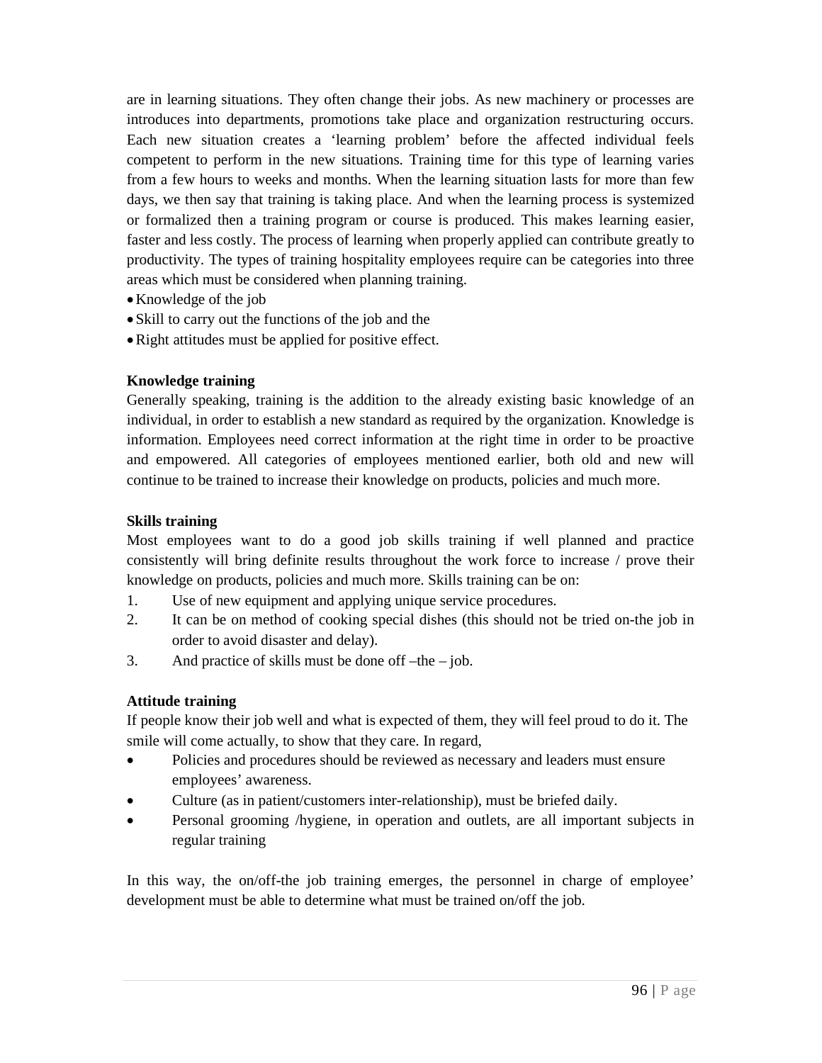are in learning situations. They often change their jobs. As new machinery or processes are introduces into departments, promotions take place and organization restructuring occurs. Each new situation creates a 'learning problem' before the affected individual feels competent to perform in the new situations. Training time for this type of learning varies from a few hours to weeks and months. When the learning situation lasts for more than few days, we then say that training is taking place. And when the learning process is systemized or formalized then a training program or course is produced. This makes learning easier, faster and less costly. The process of learning when properly applied can contribute greatly to productivity. The types of training hospitality employees require can be categories into three areas which must be considered when planning training.

- Knowledge of the job
- Skill to carry out the functions of the job and the
- Right attitudes must be applied for positive effect.

**Knowledge training**

Generally speaking, training is the addition to the already existing basic knowledge of an individual, in order to establish a new standard as required by the organization. Knowledge is information. Employees need correct information at the right time in order to be proactive and empowered. All categories of employees mentioned earlier, both old and new will continue to be trained to increase their knowledge on products, policies and much more.

**Skills training**

Most employees want to do a good job skills training if well planned and practice consistently will bring definite results throughout the work force to increase / prove their knowledge on products, policies and much more. Skills training can be on:

1. Use of new equipment and applying unique service procedures.
2. It can be on method of cooking special dishes (this should not be tried on-the job in order to avoid disaster and delay).
3. And practice of skills must be done off –the – job.

**Attitude training**

If people know their job well and what is expected of them, they will feel proud to do it. The smile will come actually, to show that they care. In regard,

- Policies and procedures should be reviewed as necessary and leaders must ensure employees' awareness.
- Culture (as in patient/customers inter-relationship), must be briefed daily.
- Personal grooming /hygiene, in operation and outlets, are all important subjects in regular training

In this way, the on/off-the job training emerges, the personnel in charge of employee' development must be able to determine what must be trained on/off the job.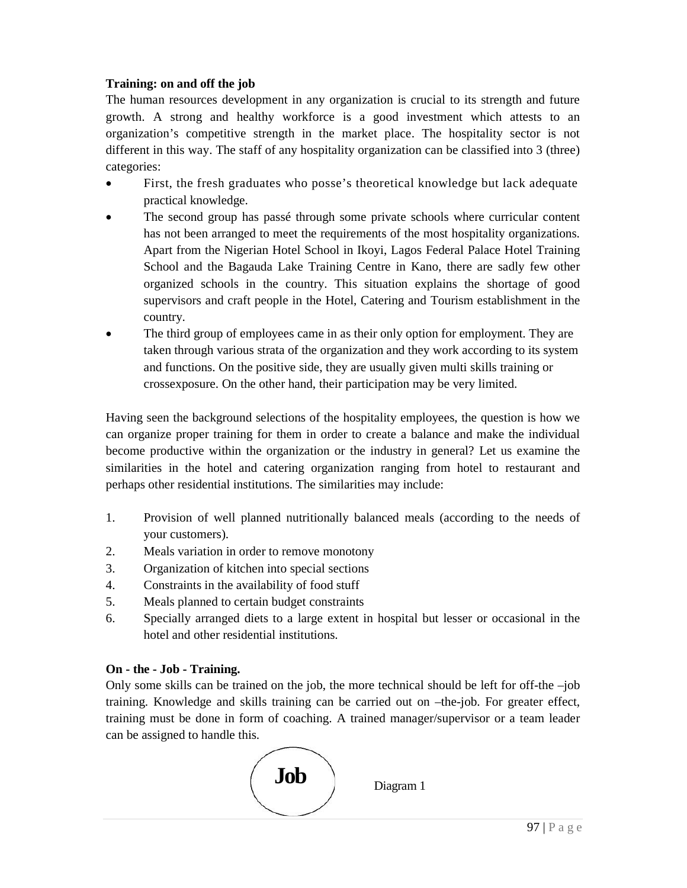**Training: on and off the job**

The human resources development in any organization is crucial to its strength and future growth. A strong and healthy workforce is a good investment which attests to an organization's competitive strength in the market place. The hospitality sector is not different in this way. The staff of any hospitality organization can be classified into 3 (three) categories:

- First, the fresh graduates who posse's theoretical knowledge but lack adequate practical knowledge.
- The second group has passé through some private schools where curricular content has not been arranged to meet the requirements of the most hospitality organizations. Apart from the Nigerian Hotel School in Ikoyi, Lagos Federal Palace Hotel Training School and the Bagauda Lake Training Centre in Kano, there are sadly few other organized schools in the country. This situation explains the shortage of good supervisors and craft people in the Hotel, Catering and Tourism establishment in the country.
- The third group of employees came in as their only option for employment. They are taken through various strata of the organization and they work according to its system and functions. On the positive side, they are usually given multi skills training or crossexposure. On the other hand, their participation may be very limited.

Having seen the background selections of the hospitality employees, the question is how we can organize proper training for them in order to create a balance and make the individual become productive within the organization or the industry in general? Let us examine the similarities in the hotel and catering organization ranging from hotel to restaurant and perhaps other residential institutions. The similarities may include:

1. Provision of well planned nutritionally balanced meals (according to the needs of your customers).
2. Meals variation in order to remove monotony
3. Organization of kitchen into special sections
4. Constraints in the availability of food stuff
5. Meals planned to certain budget constraints
6. Specially arranged diets to a large extent in hospital but lesser or occasional in the hotel and other residential institutions.

**On - the - Job - Training.**

Only some skills can be trained on the job, the more technical should be left for off-the –job training. Knowledge and skills training can be carried out on –the-job. For greater effect, training must be done in form of coaching. A trained manager/supervisor or a team leader can be assigned to handle this.

Job

Diagram 1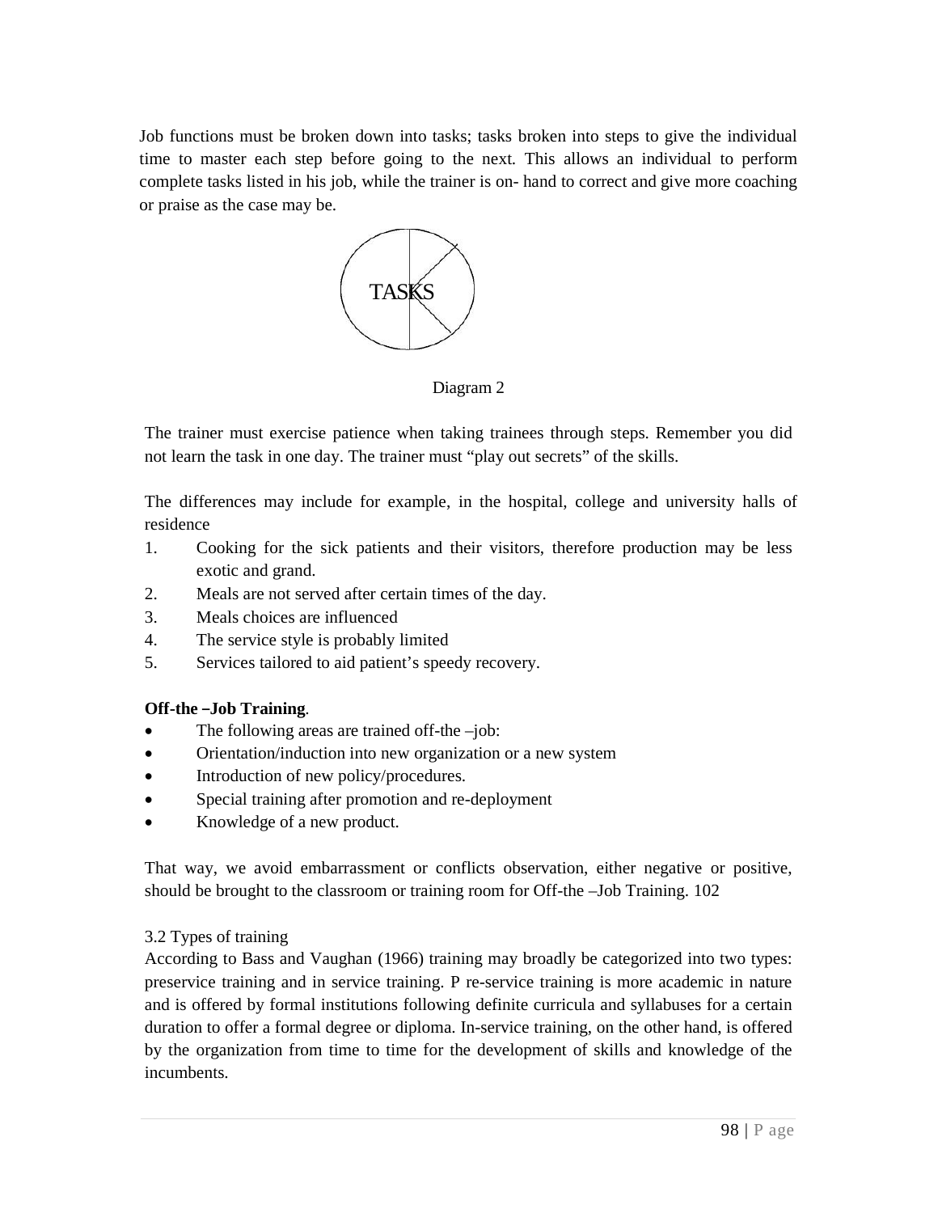Job functions must be broken down into tasks; tasks broken into steps to give the individual time to master each step before going to the next. This allows an individual to perform complete tasks listed in his job, while the trainer is on- hand to correct and give more coaching or praise as the case may be.

TASKS

Diagram 2

The trainer must exercise patience when taking trainees through steps. Remember you did not learn the task in one day. The trainer must "play out secrets" of the skills.

The differences may include for example, in the hospital, college and university halls of residence

1. Cooking for the sick patients and their visitors, therefore production may be less exotic and grand.
2. Meals are not served after certain times of the day.
3. Meals choices are influenced
4. The service style is probably limited
5. Services tailored to aid patient's speedy recovery.

**Off-the –Job Training**.

- The following areas are trained off-the –job:
- Orientation/induction into new organization or a new system
- Introduction of new policy/procedures.
- Special training after promotion and re-deployment
- Knowledge of a new product.

That way, we avoid embarrassment or conflicts observation, either negative or positive, should be brought to the classroom or training room for Off-the –Job Training. 102

3.2 Types of training

According to Bass and Vaughan (1966) training may broadly be categorized into two types: preservice training and in service training. P re-service training is more academic in nature and is offered by formal institutions following definite curricula and syllabuses for a certain duration to offer a formal degree or diploma. In-service training, on the other hand, is offered by the organization from time to time for the development of skills and knowledge of the incumbents.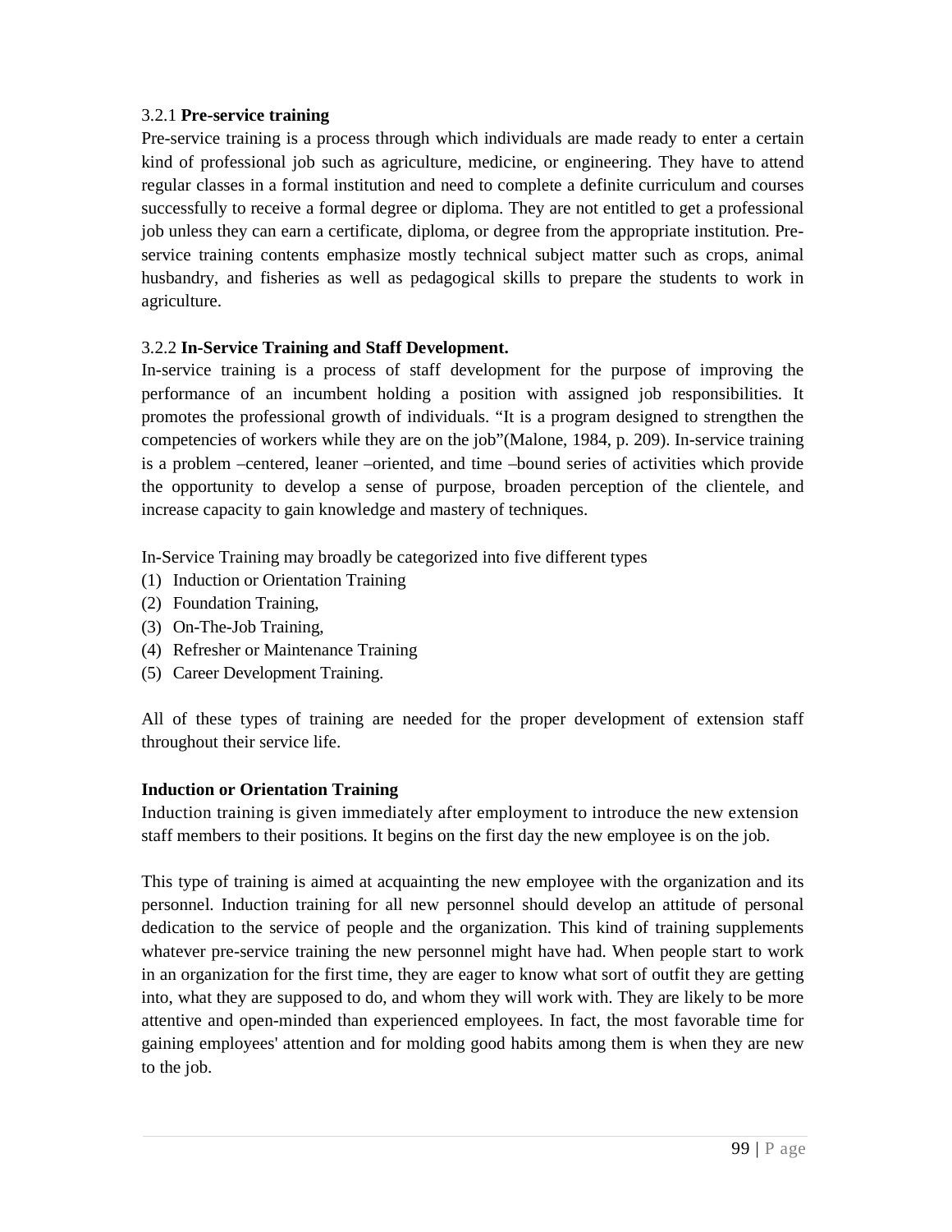### 3.2.1 **Pre-service training**

Pre-service training is a process through which individuals are made ready to enter a certain kind of professional job such as agriculture, medicine, or engineering. They have to attend regular classes in a formal institution and need to complete a definite curriculum and courses successfully to receive a formal degree or diploma. They are not entitled to get a professional job unless they can earn a certificate, diploma, or degree from the appropriate institution. Pre-service training contents emphasize mostly technical subject matter such as crops, animal husbandry, and fisheries as well as pedagogical skills to prepare the students to work in agriculture.

### 3.2.2 **In-Service Training and Staff Development.**

In-service training is a process of staff development for the purpose of improving the performance of an incumbent holding a position with assigned job responsibilities. It promotes the professional growth of individuals. "It is a program designed to strengthen the competencies of workers while they are on the job"(Malone, 1984, p. 209). In-service training is a problem –centered, leaner –oriented, and time –bound series of activities which provide the opportunity to develop a sense of purpose, broaden perception of the clientele, and increase capacity to gain knowledge and mastery of techniques.

In-Service Training may broadly be categorized into five different types

(1) Induction or Orientation Training
(2) Foundation Training,
(3) On-The-Job Training,
(4) Refresher or Maintenance Training
(5) Career Development Training.

All of these types of training are needed for the proper development of extension staff throughout their service life.

**Induction or Orientation Training**

Induction training is given immediately after employment to introduce the new extension staff members to their positions. It begins on the first day the new employee is on the job.

This type of training is aimed at acquainting the new employee with the organization and its personnel. Induction training for all new personnel should develop an attitude of personal dedication to the service of people and the organization. This kind of training supplements whatever pre-service training the new personnel might have had. When people start to work in an organization for the first time, they are eager to know what sort of outfit they are getting into, what they are supposed to do, and whom they will work with. They are likely to be more attentive and open-minded than experienced employees. In fact, the most favorable time for gaining employees' attention and for molding good habits among them is when they are new to the job.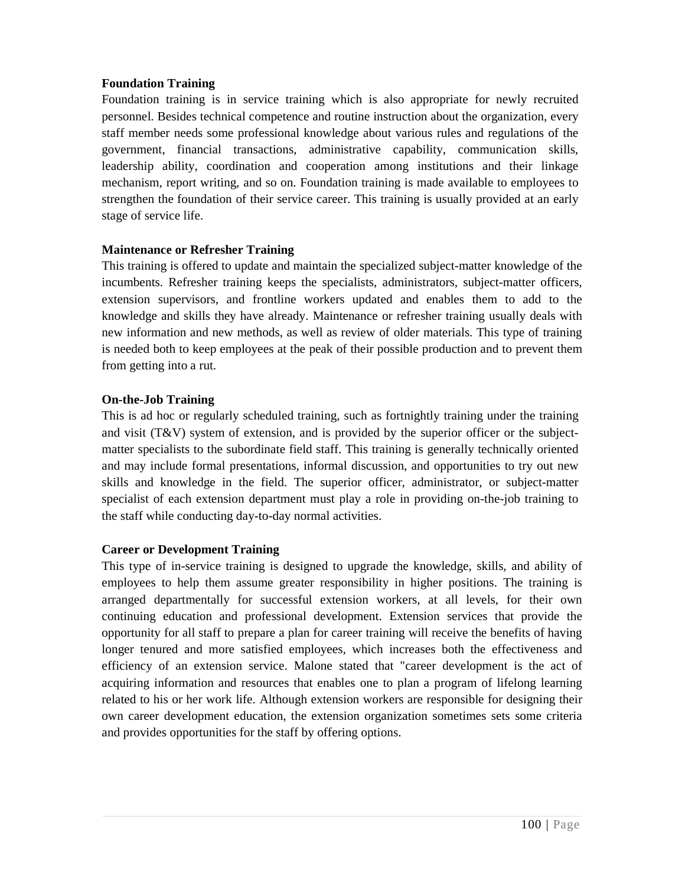**Foundation Training**

Foundation training is in service training which is also appropriate for newly recruited personnel. Besides technical competence and routine instruction about the organization, every staff member needs some professional knowledge about various rules and regulations of the government, financial transactions, administrative capability, communication skills, leadership ability, coordination and cooperation among institutions and their linkage mechanism, report writing, and so on. Foundation training is made available to employees to strengthen the foundation of their service career. This training is usually provided at an early stage of service life.

**Maintenance or Refresher Training**

This training is offered to update and maintain the specialized subject-matter knowledge of the incumbents. Refresher training keeps the specialists, administrators, subject-matter officers, extension supervisors, and frontline workers updated and enables them to add to the knowledge and skills they have already. Maintenance or refresher training usually deals with new information and new methods, as well as review of older materials. This type of training is needed both to keep employees at the peak of their possible production and to prevent them from getting into a rut.

**On-the-Job Training**

This is ad hoc or regularly scheduled training, such as fortnightly training under the training and visit (T&V) system of extension, and is provided by the superior officer or the subject-matter specialists to the subordinate field staff. This training is generally technically oriented and may include formal presentations, informal discussion, and opportunities to try out new skills and knowledge in the field. The superior officer, administrator, or subject-matter specialist of each extension department must play a role in providing on-the-job training to the staff while conducting day-to-day normal activities.

**Career or Development Training**

This type of in-service training is designed to upgrade the knowledge, skills, and ability of employees to help them assume greater responsibility in higher positions. The training is arranged departmentally for successful extension workers, at all levels, for their own continuing education and professional development. Extension services that provide the opportunity for all staff to prepare a plan for career training will receive the benefits of having longer tenured and more satisfied employees, which increases both the effectiveness and efficiency of an extension service. Malone stated that "career development is the act of acquiring information and resources that enables one to plan a program of lifelong learning related to his or her work life. Although extension workers are responsible for designing their own career development education, the extension organization sometimes sets some criteria and provides opportunities for the staff by offering options.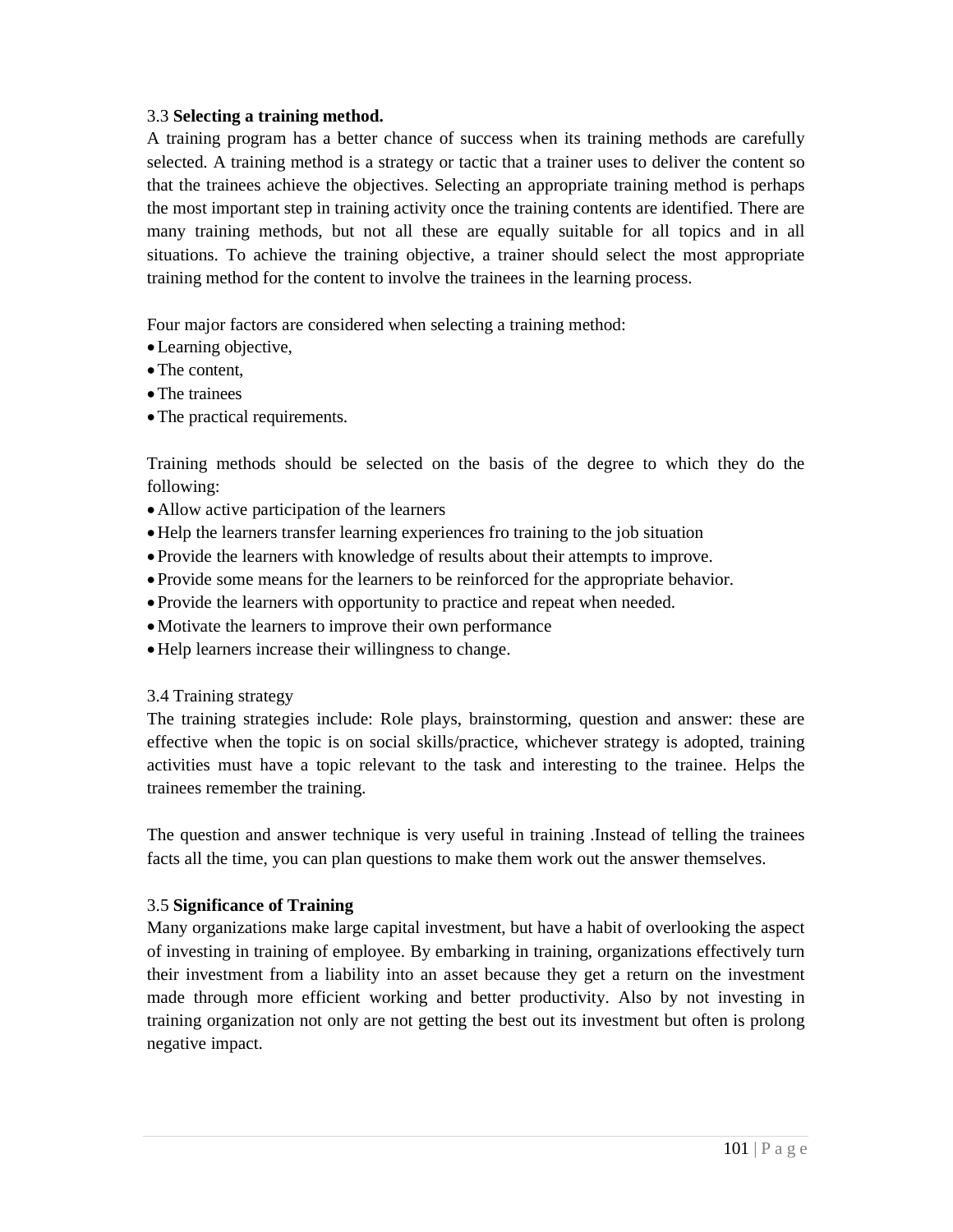3.3 **Selecting a training method.**

A training program has a better chance of success when its training methods are carefully selected. A training method is a strategy or tactic that a trainer uses to deliver the content so that the trainees achieve the objectives. Selecting an appropriate training method is perhaps the most important step in training activity once the training contents are identified. There are many training methods, but not all these are equally suitable for all topics and in all situations. To achieve the training objective, a trainer should select the most appropriate training method for the content to involve the trainees in the learning process.

Four major factors are considered when selecting a training method:

- Learning objective,
- The content,
- The trainees
- The practical requirements.

Training methods should be selected on the basis of the degree to which they do the following:

- Allow active participation of the learners
- Help the learners transfer learning experiences fro training to the job situation
- Provide the learners with knowledge of results about their attempts to improve.
- Provide some means for the learners to be reinforced for the appropriate behavior.
- Provide the learners with opportunity to practice and repeat when needed.
- Motivate the learners to improve their own performance
- Help learners increase their willingness to change.

3.4 Training strategy

The training strategies include: Role plays, brainstorming, question and answer: these are effective when the topic is on social skills/practice, whichever strategy is adopted, training activities must have a topic relevant to the task and interesting to the trainee. Helps the trainees remember the training.

The question and answer technique is very useful in training .Instead of telling the trainees facts all the time, you can plan questions to make them work out the answer themselves.

3.5 **Significance of Training**

Many organizations make large capital investment, but have a habit of overlooking the aspect of investing in training of employee. By embarking in training, organizations effectively turn their investment from a liability into an asset because they get a return on the investment made through more efficient working and better productivity. Also by not investing in training organization not only are not getting the best out its investment but often is prolong negative impact.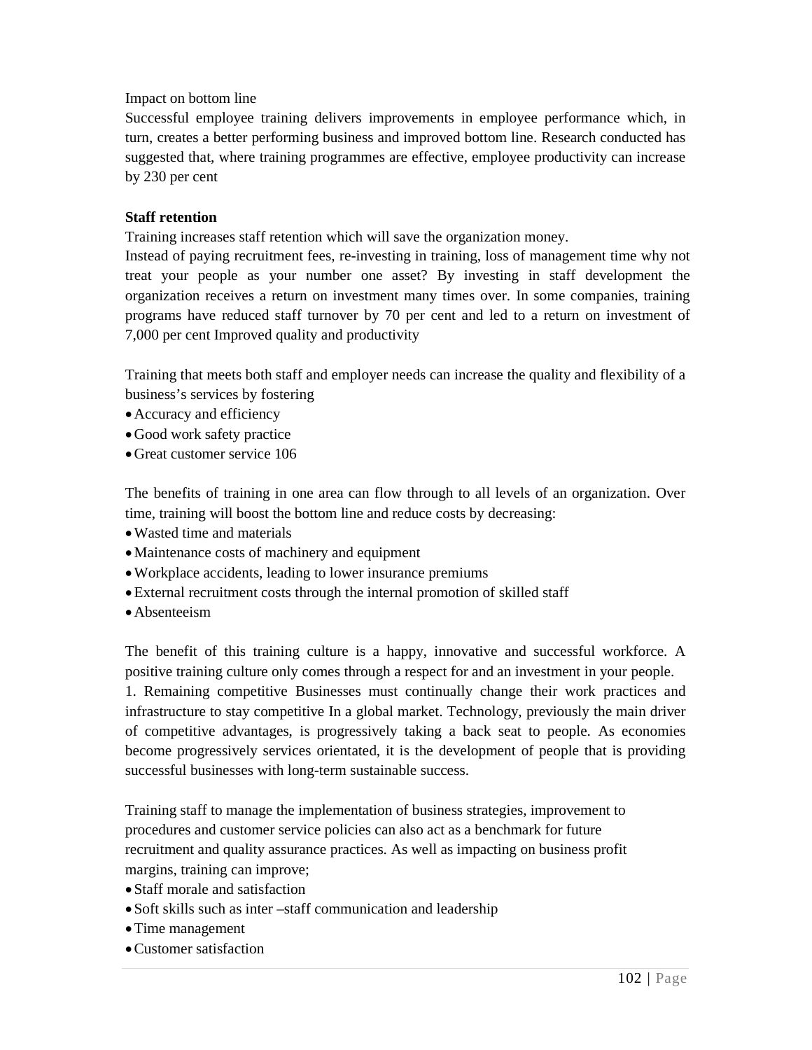Impact on bottom line

Successful employee training delivers improvements in employee performance which, in turn, creates a better performing business and improved bottom line. Research conducted has suggested that, where training programmes are effective, employee productivity can increase by 230 per cent

**Staff retention**

Training increases staff retention which will save the organization money.

Instead of paying recruitment fees, re-investing in training, loss of management time why not treat your people as your number one asset? By investing in staff development the organization receives a return on investment many times over. In some companies, training programs have reduced staff turnover by 70 per cent and led to a return on investment of 7,000 per cent Improved quality and productivity

Training that meets both staff and employer needs can increase the quality and flexibility of a business's services by fostering

- Accuracy and efficiency
- Good work safety practice
- Great customer service 106

The benefits of training in one area can flow through to all levels of an organization. Over time, training will boost the bottom line and reduce costs by decreasing:

- Wasted time and materials
- Maintenance costs of machinery and equipment
- Workplace accidents, leading to lower insurance premiums
- External recruitment costs through the internal promotion of skilled staff
- Absenteeism

The benefit of this training culture is a happy, innovative and successful workforce. A positive training culture only comes through a respect for and an investment in your people.

1. Remaining competitive Businesses must continually change their work practices and infrastructure to stay competitive In a global market. Technology, previously the main driver of competitive advantages, is progressively taking a back seat to people. As economies become progressively services orientated, it is the development of people that is providing successful businesses with long-term sustainable success.

Training staff to manage the implementation of business strategies, improvement to procedures and customer service policies can also act as a benchmark for future recruitment and quality assurance practices. As well as impacting on business profit margins, training can improve;

- Staff morale and satisfaction
- Soft skills such as inter –staff communication and leadership
- Time management
- Customer satisfaction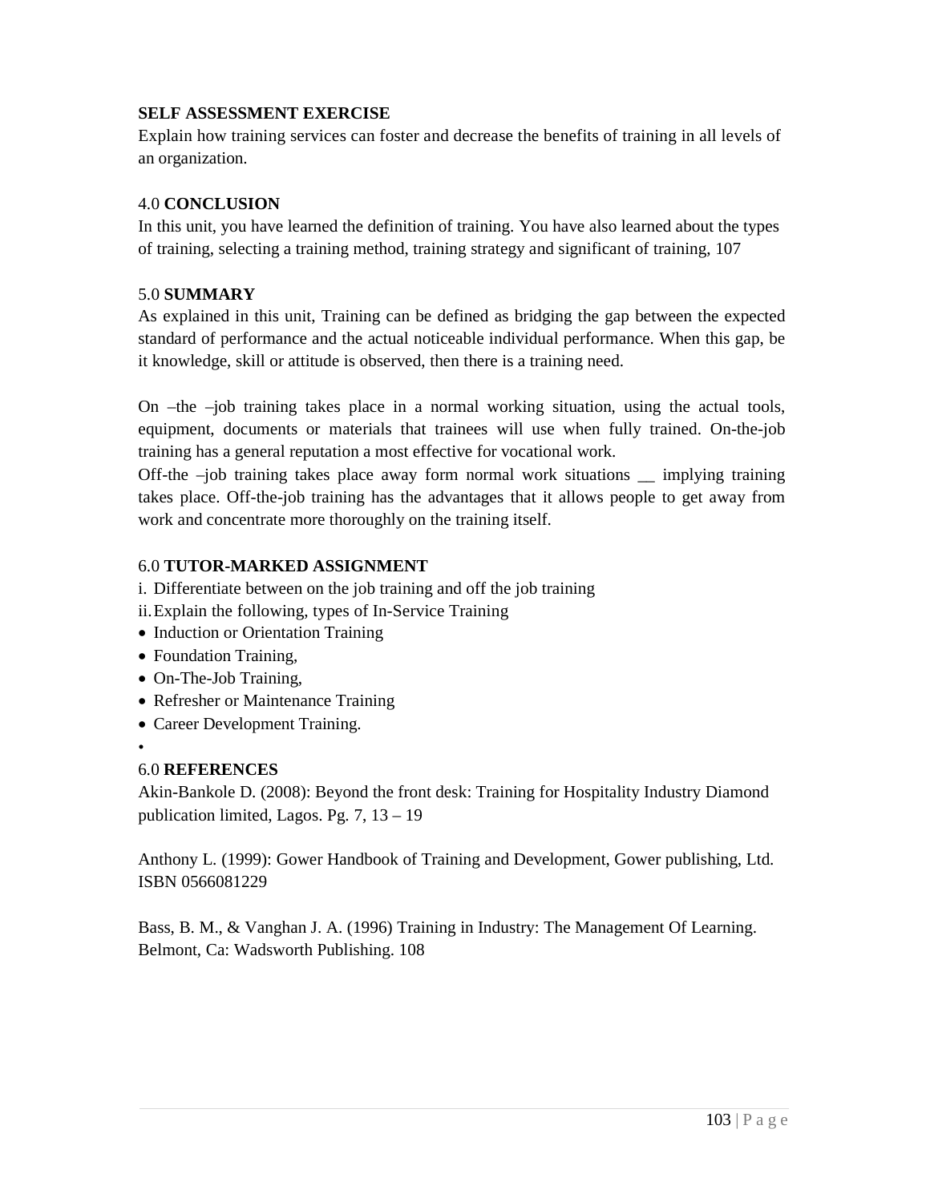**SELF ASSESSMENT EXERCISE**

Explain how training services can foster and decrease the benefits of training in all levels of an organization.

## 4.0 CONCLUSION

In this unit, you have learned the definition of training. You have also learned about the types of training, selecting a training method, training strategy and significant of training, 107

## 5.0 SUMMARY

As explained in this unit, Training can be defined as bridging the gap between the expected standard of performance and the actual noticeable individual performance. When this gap, be it knowledge, skill or attitude is observed, then there is a training need.

On –the –job training takes place in a normal working situation, using the actual tools, equipment, documents or materials that trainees will use when fully trained. On-the-job training has a general reputation a most effective for vocational work.

Off-the –job training takes place away form normal work situations __ implying training takes place. Off-the-job training has the advantages that it allows people to get away from work and concentrate more thoroughly on the training itself.

## 6.0 TUTOR-MARKED ASSIGNMENT

i. Differentiate between on the job training and off the job training

ii. Explain the following, types of In-Service Training

- Induction or Orientation Training
- Foundation Training,
- On-The-Job Training,
- Refresher or Maintenance Training
- Career Development Training.

## 6.0 REFERENCES

Akin-Bankole D. (2008): Beyond the front desk: Training for Hospitality Industry Diamond publication limited, Lagos. Pg. 7, 13 – 19

Anthony L. (1999): Gower Handbook of Training and Development, Gower publishing, Ltd. ISBN 0566081229

Bass, B. M., & Vanghan J. A. (1996) Training in Industry: The Management Of Learning. Belmont, Ca: Wadsworth Publishing. 108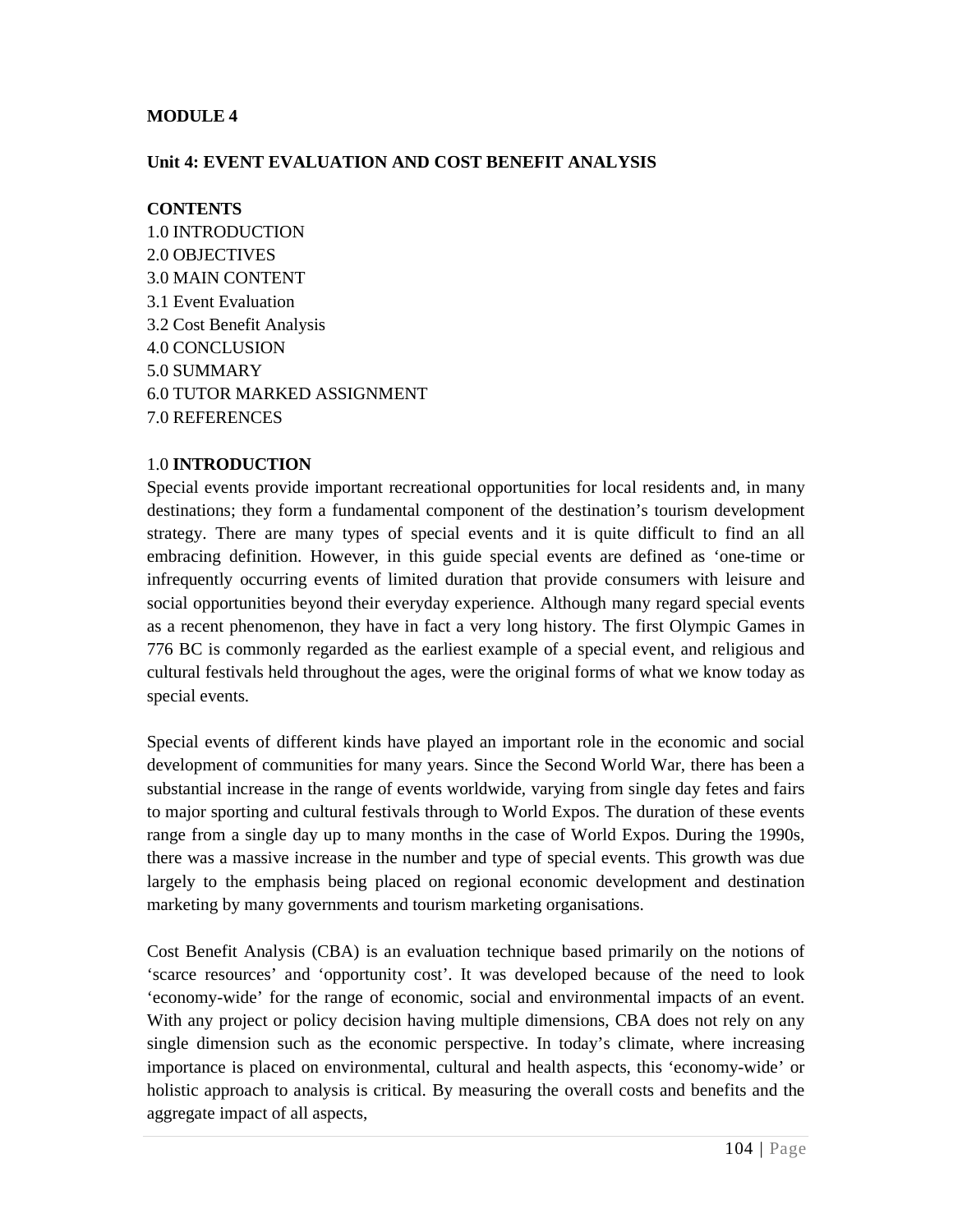**MODULE 4**

**Unit 4: EVENT EVALUATION AND COST BENEFIT ANALYSIS**

**CONTENTS**

1.0 INTRODUCTION
2.0 OBJECTIVES
3.0 MAIN CONTENT
3.1 Event Evaluation
3.2 Cost Benefit Analysis
4.0 CONCLUSION
5.0 SUMMARY
6.0 TUTOR MARKED ASSIGNMENT
7.0 REFERENCES

1.0 **INTRODUCTION**

Special events provide important recreational opportunities for local residents and, in many destinations; they form a fundamental component of the destination's tourism development strategy. There are many types of special events and it is quite difficult to find an all embracing definition. However, in this guide special events are defined as 'one-time or infrequently occurring events of limited duration that provide consumers with leisure and social opportunities beyond their everyday experience. Although many regard special events as a recent phenomenon, they have in fact a very long history. The first Olympic Games in 776 BC is commonly regarded as the earliest example of a special event, and religious and cultural festivals held throughout the ages, were the original forms of what we know today as special events.

Special events of different kinds have played an important role in the economic and social development of communities for many years. Since the Second World War, there has been a substantial increase in the range of events worldwide, varying from single day fetes and fairs to major sporting and cultural festivals through to World Expos. The duration of these events range from a single day up to many months in the case of World Expos. During the 1990s, there was a massive increase in the number and type of special events. This growth was due largely to the emphasis being placed on regional economic development and destination marketing by many governments and tourism marketing organisations.

Cost Benefit Analysis (CBA) is an evaluation technique based primarily on the notions of 'scarce resources' and 'opportunity cost'. It was developed because of the need to look 'economy-wide' for the range of economic, social and environmental impacts of an event. With any project or policy decision having multiple dimensions, CBA does not rely on any single dimension such as the economic perspective. In today's climate, where increasing importance is placed on environmental, cultural and health aspects, this 'economy-wide' or holistic approach to analysis is critical. By measuring the overall costs and benefits and the aggregate impact of all aspects,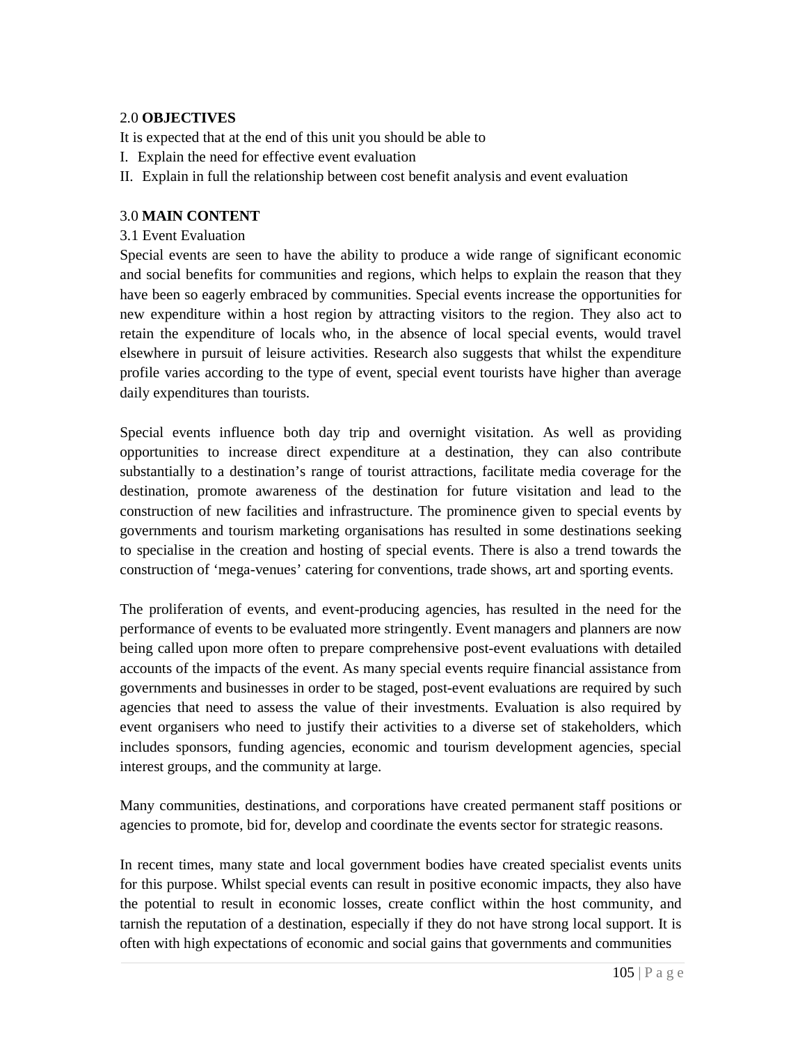## 2.0 **OBJECTIVES**

It is expected that at the end of this unit you should be able to

I. Explain the need for effective event evaluation

II. Explain in full the relationship between cost benefit analysis and event evaluation

## 3.0 **MAIN CONTENT**

### 3.1 Event Evaluation

Special events are seen to have the ability to produce a wide range of significant economic and social benefits for communities and regions, which helps to explain the reason that they have been so eagerly embraced by communities. Special events increase the opportunities for new expenditure within a host region by attracting visitors to the region. They also act to retain the expenditure of locals who, in the absence of local special events, would travel elsewhere in pursuit of leisure activities. Research also suggests that whilst the expenditure profile varies according to the type of event, special event tourists have higher than average daily expenditures than tourists.

Special events influence both day trip and overnight visitation. As well as providing opportunities to increase direct expenditure at a destination, they can also contribute substantially to a destination's range of tourist attractions, facilitate media coverage for the destination, promote awareness of the destination for future visitation and lead to the construction of new facilities and infrastructure. The prominence given to special events by governments and tourism marketing organisations has resulted in some destinations seeking to specialise in the creation and hosting of special events. There is also a trend towards the construction of 'mega-venues' catering for conventions, trade shows, art and sporting events.

The proliferation of events, and event-producing agencies, has resulted in the need for the performance of events to be evaluated more stringently. Event managers and planners are now being called upon more often to prepare comprehensive post-event evaluations with detailed accounts of the impacts of the event. As many special events require financial assistance from governments and businesses in order to be staged, post-event evaluations are required by such agencies that need to assess the value of their investments. Evaluation is also required by event organisers who need to justify their activities to a diverse set of stakeholders, which includes sponsors, funding agencies, economic and tourism development agencies, special interest groups, and the community at large.

Many communities, destinations, and corporations have created permanent staff positions or agencies to promote, bid for, develop and coordinate the events sector for strategic reasons.

In recent times, many state and local government bodies have created specialist events units for this purpose. Whilst special events can result in positive economic impacts, they also have the potential to result in economic losses, create conflict within the host community, and tarnish the reputation of a destination, especially if they do not have strong local support. It is often with high expectations of economic and social gains that governments and communities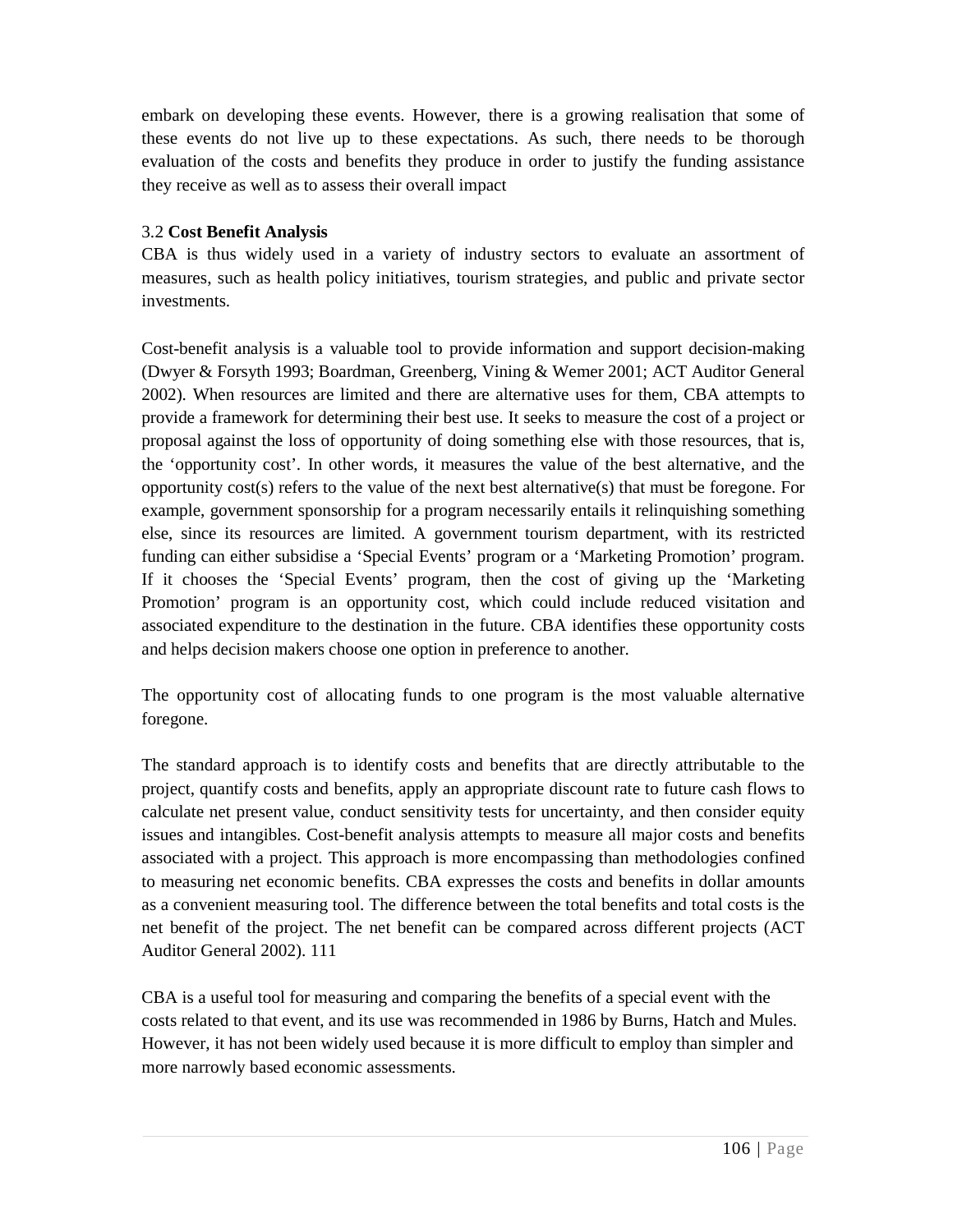embark on developing these events. However, there is a growing realisation that some of these events do not live up to these expectations. As such, there needs to be thorough evaluation of the costs and benefits they produce in order to justify the funding assistance they receive as well as to assess their overall impact

### 3.2 **Cost Benefit Analysis**

CBA is thus widely used in a variety of industry sectors to evaluate an assortment of measures, such as health policy initiatives, tourism strategies, and public and private sector investments.

Cost-benefit analysis is a valuable tool to provide information and support decision-making (Dwyer & Forsyth 1993; Boardman, Greenberg, Vining & Wemer 2001; ACT Auditor General 2002). When resources are limited and there are alternative uses for them, CBA attempts to provide a framework for determining their best use. It seeks to measure the cost of a project or proposal against the loss of opportunity of doing something else with those resources, that is, the 'opportunity cost'. In other words, it measures the value of the best alternative, and the opportunity cost(s) refers to the value of the next best alternative(s) that must be foregone. For example, government sponsorship for a program necessarily entails it relinquishing something else, since its resources are limited. A government tourism department, with its restricted funding can either subsidise a 'Special Events' program or a 'Marketing Promotion' program. If it chooses the 'Special Events' program, then the cost of giving up the 'Marketing Promotion' program is an opportunity cost, which could include reduced visitation and associated expenditure to the destination in the future. CBA identifies these opportunity costs and helps decision makers choose one option in preference to another.

The opportunity cost of allocating funds to one program is the most valuable alternative foregone.

The standard approach is to identify costs and benefits that are directly attributable to the project, quantify costs and benefits, apply an appropriate discount rate to future cash flows to calculate net present value, conduct sensitivity tests for uncertainty, and then consider equity issues and intangibles. Cost-benefit analysis attempts to measure all major costs and benefits associated with a project. This approach is more encompassing than methodologies confined to measuring net economic benefits. CBA expresses the costs and benefits in dollar amounts as a convenient measuring tool. The difference between the total benefits and total costs is the net benefit of the project. The net benefit can be compared across different projects (ACT Auditor General 2002). 111

CBA is a useful tool for measuring and comparing the benefits of a special event with the costs related to that event, and its use was recommended in 1986 by Burns, Hatch and Mules. However, it has not been widely used because it is more difficult to employ than simpler and more narrowly based economic assessments.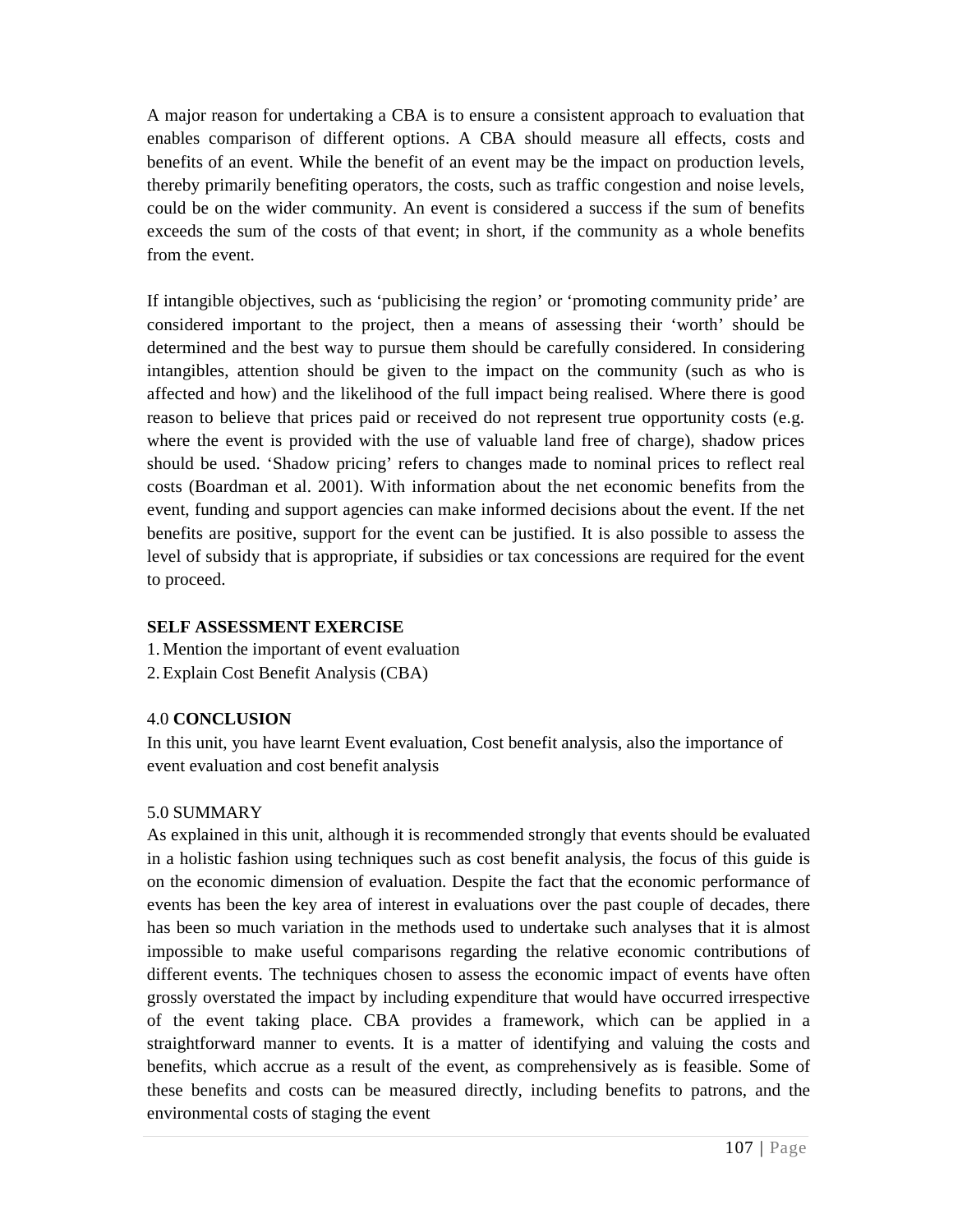A major reason for undertaking a CBA is to ensure a consistent approach to evaluation that enables comparison of different options. A CBA should measure all effects, costs and benefits of an event. While the benefit of an event may be the impact on production levels, thereby primarily benefiting operators, the costs, such as traffic congestion and noise levels, could be on the wider community. An event is considered a success if the sum of benefits exceeds the sum of the costs of that event; in short, if the community as a whole benefits from the event.

If intangible objectives, such as 'publicising the region' or 'promoting community pride' are considered important to the project, then a means of assessing their 'worth' should be determined and the best way to pursue them should be carefully considered. In considering intangibles, attention should be given to the impact on the community (such as who is affected and how) and the likelihood of the full impact being realised. Where there is good reason to believe that prices paid or received do not represent true opportunity costs (e.g. where the event is provided with the use of valuable land free of charge), shadow prices should be used. 'Shadow pricing' refers to changes made to nominal prices to reflect real costs (Boardman et al. 2001). With information about the net economic benefits from the event, funding and support agencies can make informed decisions about the event. If the net benefits are positive, support for the event can be justified. It is also possible to assess the level of subsidy that is appropriate, if subsidies or tax concessions are required for the event to proceed.

**SELF ASSESSMENT EXERCISE**

1. Mention the important of event evaluation
2. Explain Cost Benefit Analysis (CBA)

## 4.0 **CONCLUSION**

In this unit, you have learnt Event evaluation, Cost benefit analysis, also the importance of event evaluation and cost benefit analysis

## 5.0 SUMMARY

As explained in this unit, although it is recommended strongly that events should be evaluated in a holistic fashion using techniques such as cost benefit analysis, the focus of this guide is on the economic dimension of evaluation. Despite the fact that the economic performance of events has been the key area of interest in evaluations over the past couple of decades, there has been so much variation in the methods used to undertake such analyses that it is almost impossible to make useful comparisons regarding the relative economic contributions of different events. The techniques chosen to assess the economic impact of events have often grossly overstated the impact by including expenditure that would have occurred irrespective of the event taking place. CBA provides a framework, which can be applied in a straightforward manner to events. It is a matter of identifying and valuing the costs and benefits, which accrue as a result of the event, as comprehensively as is feasible. Some of these benefits and costs can be measured directly, including benefits to patrons, and the environmental costs of staging the event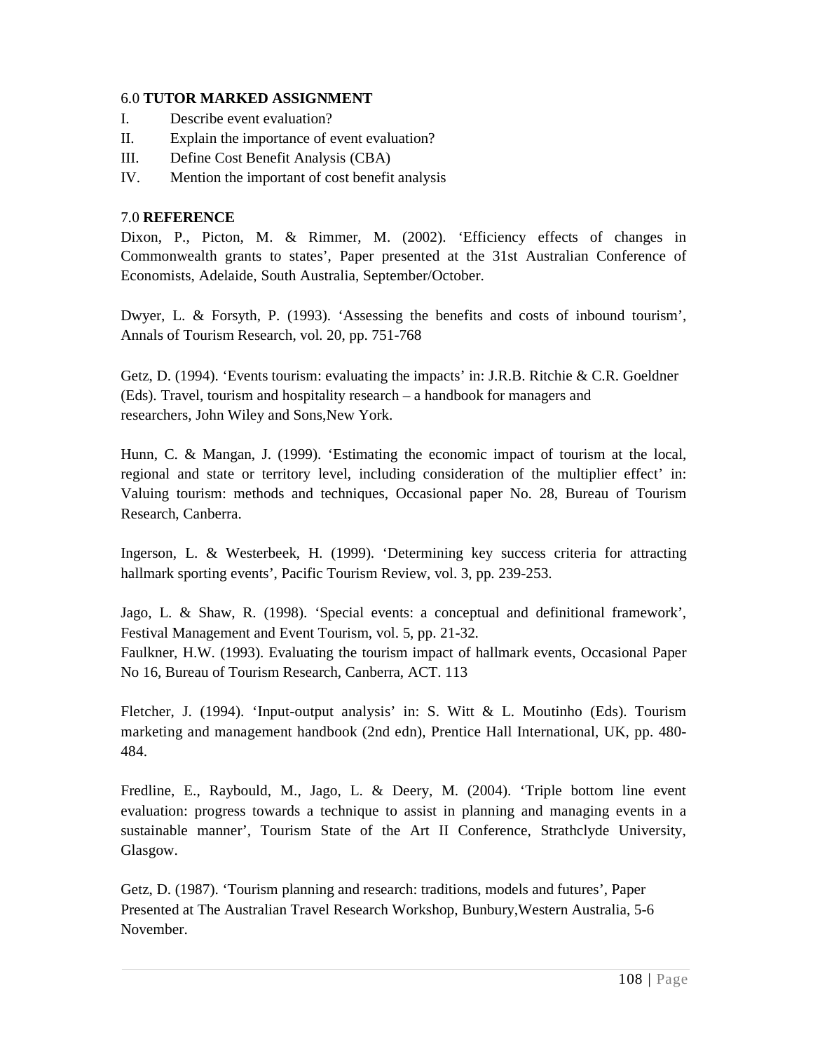## 6.0 **TUTOR MARKED ASSIGNMENT**

I. Describe event evaluation?

II. Explain the importance of event evaluation?

III. Define Cost Benefit Analysis (CBA)

IV. Mention the important of cost benefit analysis

## 7.0 **REFERENCE**

Dixon, P., Picton, M. & Rimmer, M. (2002). 'Efficiency effects of changes in Commonwealth grants to states', Paper presented at the 31st Australian Conference of Economists, Adelaide, South Australia, September/October.

Dwyer, L. & Forsyth, P. (1993). 'Assessing the benefits and costs of inbound tourism', Annals of Tourism Research, vol. 20, pp. 751-768

Getz, D. (1994). 'Events tourism: evaluating the impacts' in: J.R.B. Ritchie & C.R. Goeldner (Eds). Travel, tourism and hospitality research – a handbook for managers and researchers, John Wiley and Sons,New York.

Hunn, C. & Mangan, J. (1999). 'Estimating the economic impact of tourism at the local, regional and state or territory level, including consideration of the multiplier effect' in: Valuing tourism: methods and techniques, Occasional paper No. 28, Bureau of Tourism Research, Canberra.

Ingerson, L. & Westerbeek, H. (1999). 'Determining key success criteria for attracting hallmark sporting events', Pacific Tourism Review, vol. 3, pp. 239-253.

Jago, L. & Shaw, R. (1998). 'Special events: a conceptual and definitional framework', Festival Management and Event Tourism, vol. 5, pp. 21-32.
Faulkner, H.W. (1993). Evaluating the tourism impact of hallmark events, Occasional Paper No 16, Bureau of Tourism Research, Canberra, ACT. 113

Fletcher, J. (1994). 'Input-output analysis' in: S. Witt & L. Moutinho (Eds). Tourism marketing and management handbook (2nd edn), Prentice Hall International, UK, pp. 480-484.

Fredline, E., Raybould, M., Jago, L. & Deery, M. (2004). 'Triple bottom line event evaluation: progress towards a technique to assist in planning and managing events in a sustainable manner', Tourism State of the Art II Conference, Strathclyde University, Glasgow.

Getz, D. (1987). 'Tourism planning and research: traditions, models and futures', Paper Presented at The Australian Travel Research Workshop, Bunbury,Western Australia, 5-6 November.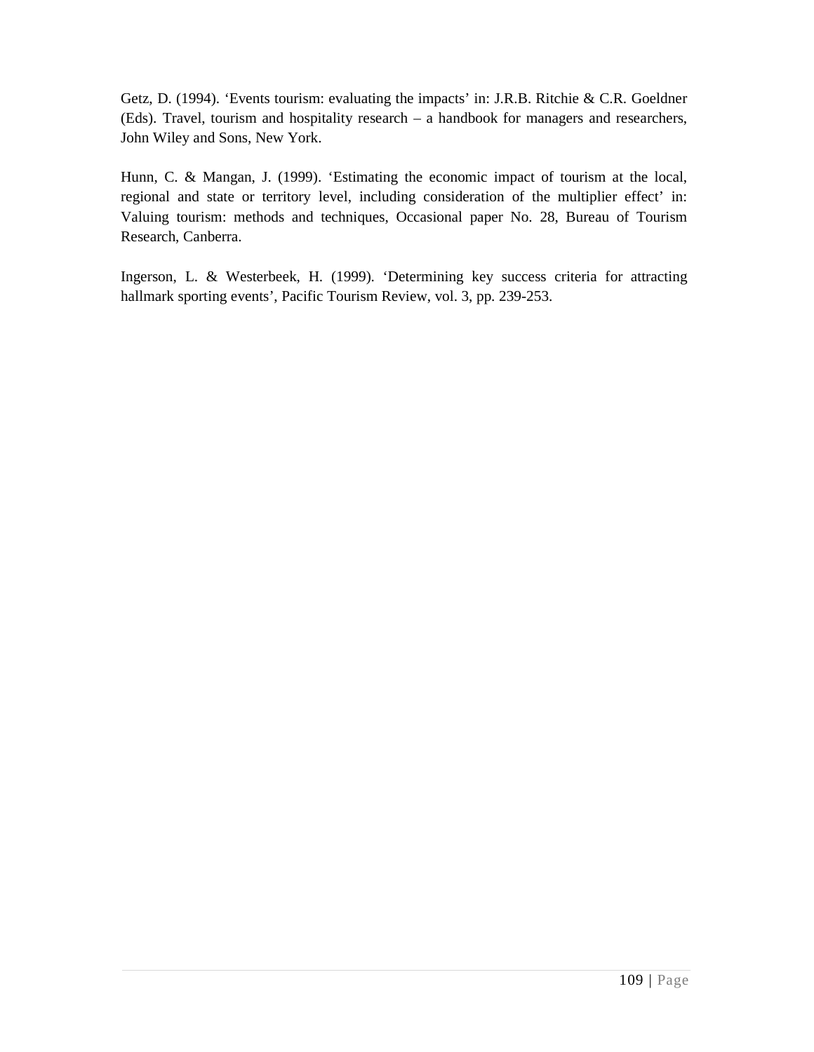Getz, D. (1994). ‘Events tourism: evaluating the impacts’ in: J.R.B. Ritchie & C.R. Goeldner (Eds). Travel, tourism and hospitality research – a handbook for managers and researchers, John Wiley and Sons, New York.

Hunn, C. & Mangan, J. (1999). ‘Estimating the economic impact of tourism at the local, regional and state or territory level, including consideration of the multiplier effect’ in: Valuing tourism: methods and techniques, Occasional paper No. 28, Bureau of Tourism Research, Canberra.

Ingerson, L. & Westerbeek, H. (1999). ‘Determining key success criteria for attracting hallmark sporting events’, Pacific Tourism Review, vol. 3, pp. 239-253.